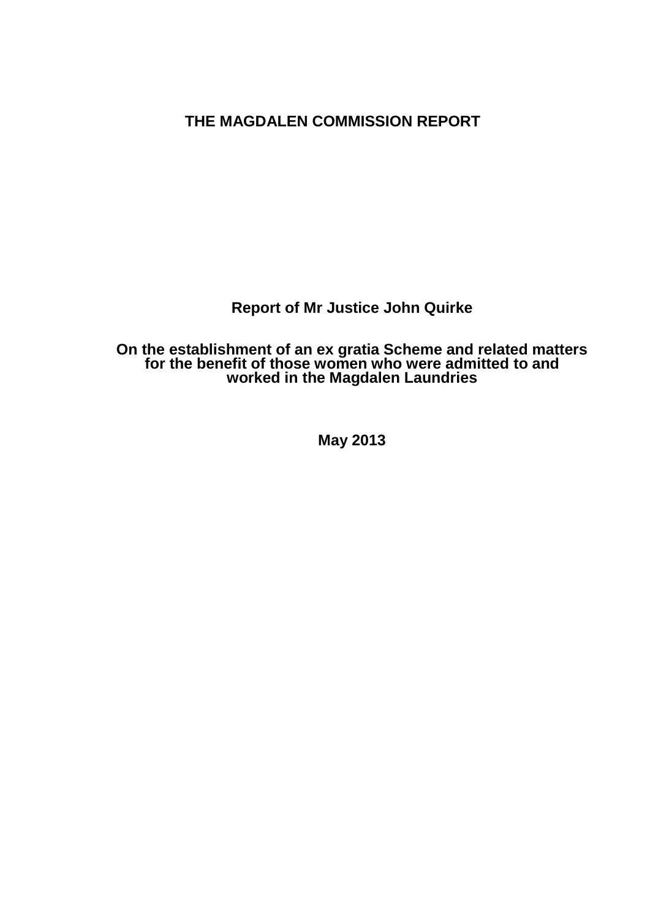# THE MAGDALEN COMMISSION REPORT

**Report of Mr Justice John Quirke**

**On the establishment of an ex gratia Scheme and related matters for the benefit of those women who were admitted to and worked in the Magdalen Laundries**

**May 2013**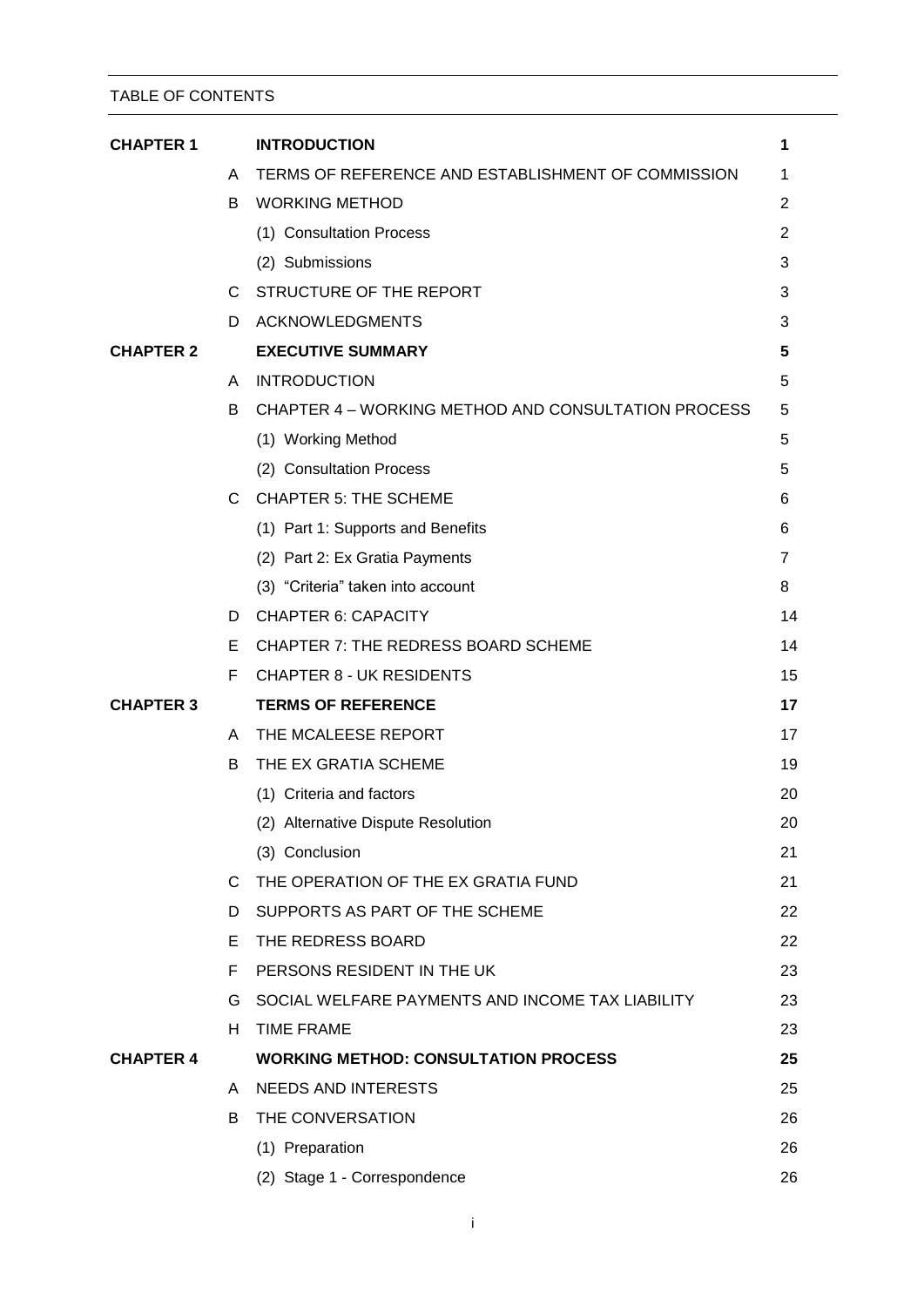TABLE OF CONTENTS

| | | | |
|---|---|---|---|
| **CHAPTER 1** | | **INTRODUCTION** | **1** |
| | A | TERMS OF REFERENCE AND ESTABLISHMENT OF COMMISSION | 1 |
| | B | WORKING METHOD | 2 |
| | | (1) Consultation Process | 2 |
| | | (2) Submissions | 3 |
| | C | STRUCTURE OF THE REPORT | 3 |
| | D | ACKNOWLEDGMENTS | 3 |
| **CHAPTER 2** | | **EXECUTIVE SUMMARY** | **5** |
| | A | INTRODUCTION | 5 |
| | B | CHAPTER 4 – WORKING METHOD AND CONSULTATION PROCESS | 5 |
| | | (1) Working Method | 5 |
| | | (2) Consultation Process | 5 |
| | C | CHAPTER 5: THE SCHEME | 6 |
| | | (1) Part 1: Supports and Benefits | 6 |
| | | (2) Part 2: Ex Gratia Payments | 7 |
| | | (3) "Criteria" taken into account | 8 |
| | D | CHAPTER 6: CAPACITY | 14 |
| | E | CHAPTER 7: THE REDRESS BOARD SCHEME | 14 |
| | F | CHAPTER 8 - UK RESIDENTS | 15 |
| **CHAPTER 3** | | **TERMS OF REFERENCE** | **17** |
| | A | THE MCALEESE REPORT | 17 |
| | B | THE EX GRATIA SCHEME | 19 |
| | | (1) Criteria and factors | 20 |
| | | (2) Alternative Dispute Resolution | 20 |
| | | (3) Conclusion | 21 |
| | C | THE OPERATION OF THE EX GRATIA FUND | 21 |
| | D | SUPPORTS AS PART OF THE SCHEME | 22 |
| | E | THE REDRESS BOARD | 22 |
| | F | PERSONS RESIDENT IN THE UK | 23 |
| | G | SOCIAL WELFARE PAYMENTS AND INCOME TAX LIABILITY | 23 |
| | H | TIME FRAME | 23 |
| **CHAPTER 4** | | **WORKING METHOD: CONSULTATION PROCESS** | **25** |
| | A | NEEDS AND INTERESTS | 25 |
| | B | THE CONVERSATION | 26 |
| | | (1) Preparation | 26 |
| | | (2) Stage 1 - Correspondence | 26 |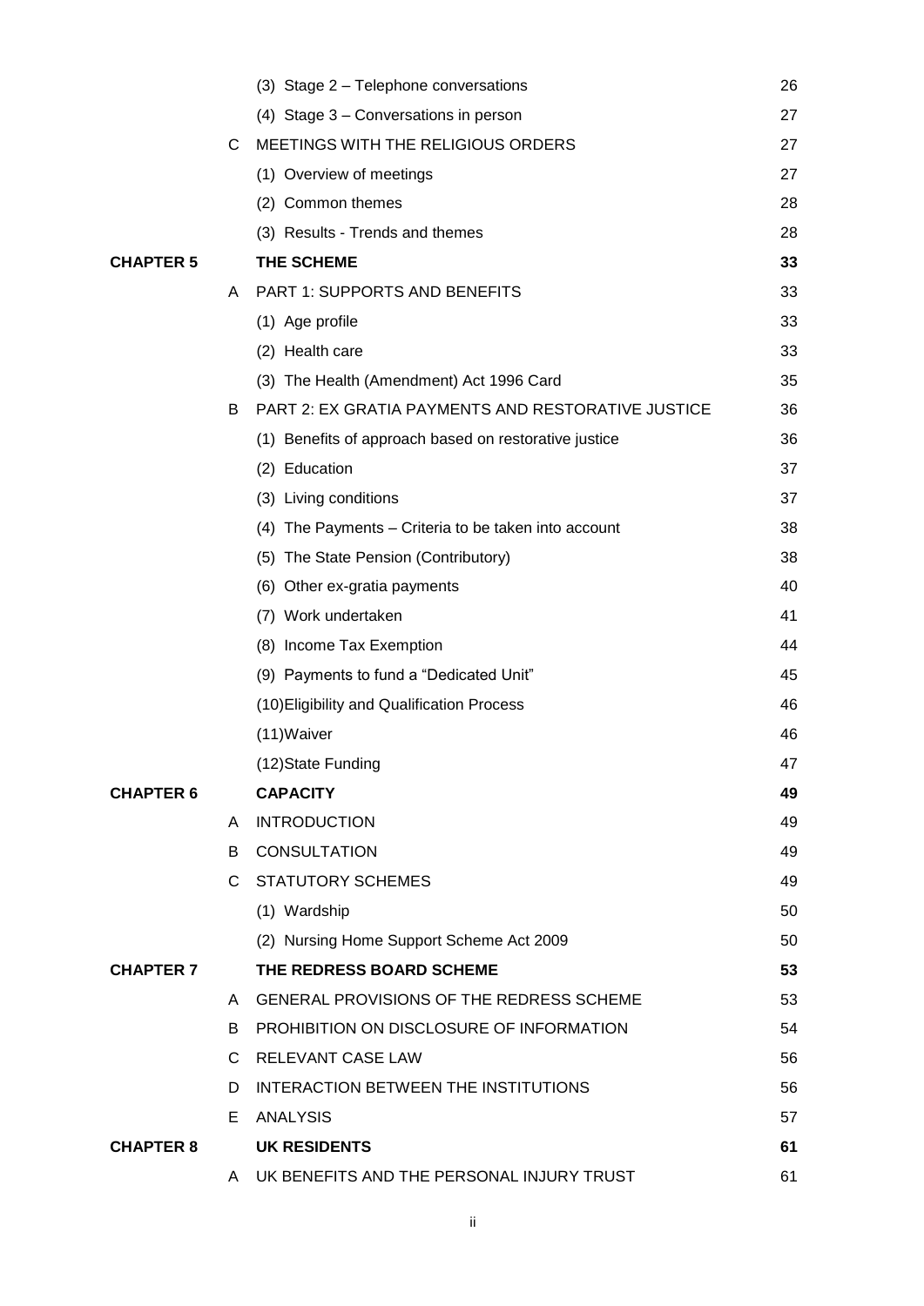| | | | |
|---|---|---|---|
| | | (3) Stage 2 – Telephone conversations | 26 |
| | | (4) Stage 3 – Conversations in person | 27 |
| | C | MEETINGS WITH THE RELIGIOUS ORDERS | 27 |
| | | (1) Overview of meetings | 27 |
| | | (2) Common themes | 28 |
| | | (3) Results - Trends and themes | 28 |
| **CHAPTER 5** | | **THE SCHEME** | **33** |
| | A | PART 1: SUPPORTS AND BENEFITS | 33 |
| | | (1) Age profile | 33 |
| | | (2) Health care | 33 |
| | | (3) The Health (Amendment) Act 1996 Card | 35 |
| | B | PART 2: EX GRATIA PAYMENTS AND RESTORATIVE JUSTICE | 36 |
| | | (1) Benefits of approach based on restorative justice | 36 |
| | | (2) Education | 37 |
| | | (3) Living conditions | 37 |
| | | (4) The Payments – Criteria to be taken into account | 38 |
| | | (5) The State Pension (Contributory) | 38 |
| | | (6) Other ex-gratia payments | 40 |
| | | (7) Work undertaken | 41 |
| | | (8) Income Tax Exemption | 44 |
| | | (9) Payments to fund a "Dedicated Unit" | 45 |
| | | (10)Eligibility and Qualification Process | 46 |
| | | (11)Waiver | 46 |
| | | (12)State Funding | 47 |
| **CHAPTER 6** | | **CAPACITY** | **49** |
| | A | INTRODUCTION | 49 |
| | B | CONSULTATION | 49 |
| | C | STATUTORY SCHEMES | 49 |
| | | (1) Wardship | 50 |
| | | (2) Nursing Home Support Scheme Act 2009 | 50 |
| **CHAPTER 7** | | **THE REDRESS BOARD SCHEME** | **53** |
| | A | GENERAL PROVISIONS OF THE REDRESS SCHEME | 53 |
| | B | PROHIBITION ON DISCLOSURE OF INFORMATION | 54 |
| | C | RELEVANT CASE LAW | 56 |
| | D | INTERACTION BETWEEN THE INSTITUTIONS | 56 |
| | E | ANALYSIS | 57 |
| **CHAPTER 8** | | **UK RESIDENTS** | **61** |
| | A | UK BENEFITS AND THE PERSONAL INJURY TRUST | 61 |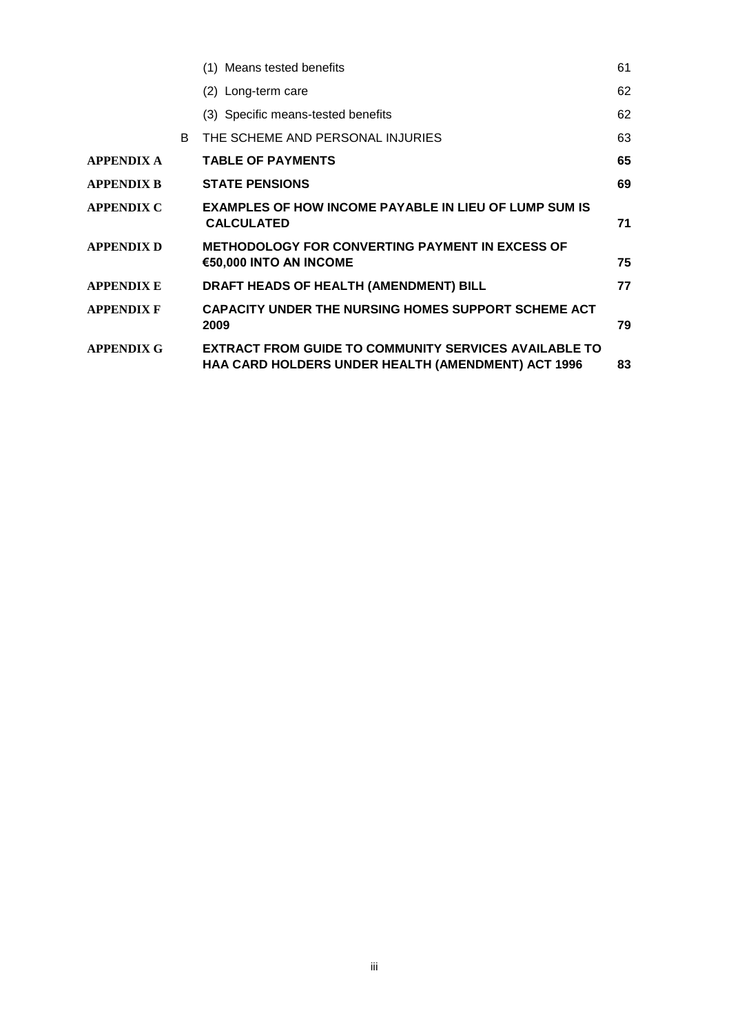| | | | |
|---|---|---|---|
| | | (1) Means tested benefits | 61 |
| | | (2) Long-term care | 62 |
| | | (3) Specific means-tested benefits | 62 |
| | B | THE SCHEME AND PERSONAL INJURIES | 63 |
| **APPENDIX A** | | **TABLE OF PAYMENTS** | **65** |
| **APPENDIX B** | | **STATE PENSIONS** | **69** |
| **APPENDIX C** | | **EXAMPLES OF HOW INCOME PAYABLE IN LIEU OF LUMP SUM IS CALCULATED** | **71** |
| **APPENDIX D** | | **METHODOLOGY FOR CONVERTING PAYMENT IN EXCESS OF €50,000 INTO AN INCOME** | **75** |
| **APPENDIX E** | | **DRAFT HEADS OF HEALTH (AMENDMENT) BILL** | **77** |
| **APPENDIX F** | | **CAPACITY UNDER THE NURSING HOMES SUPPORT SCHEME ACT 2009** | **79** |
| **APPENDIX G** | | **EXTRACT FROM GUIDE TO COMMUNITY SERVICES AVAILABLE TO HAA CARD HOLDERS UNDER HEALTH (AMENDMENT) ACT 1996** | **83** |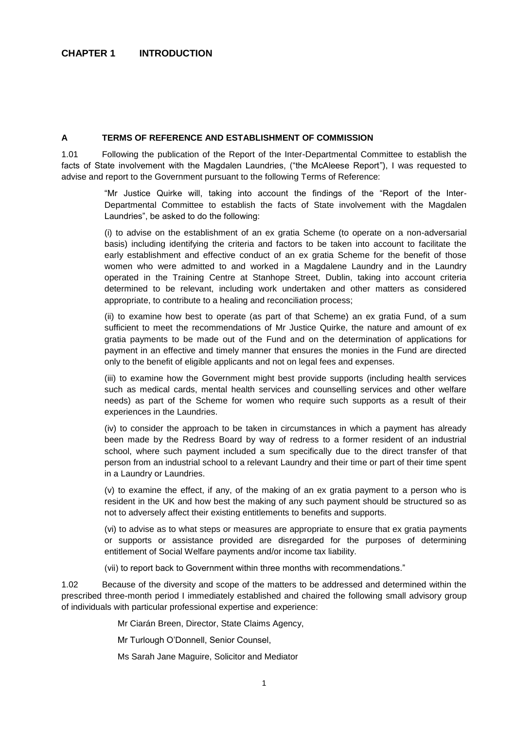# CHAPTER 1 INTRODUCTION

## A TERMS OF REFERENCE AND ESTABLISHMENT OF COMMISSION

1.01 Following the publication of the Report of the Inter-Departmental Committee to establish the facts of State involvement with the Magdalen Laundries, ("the McAleese Report"), I was requested to advise and report to the Government pursuant to the following Terms of Reference:

> "Mr Justice Quirke will, taking into account the findings of the "Report of the Inter-Departmental Committee to establish the facts of State involvement with the Magdalen Laundries", be asked to do the following:
>
> (i) to advise on the establishment of an ex gratia Scheme (to operate on a non-adversarial basis) including identifying the criteria and factors to be taken into account to facilitate the early establishment and effective conduct of an ex gratia Scheme for the benefit of those women who were admitted to and worked in a Magdalene Laundry and in the Laundry operated in the Training Centre at Stanhope Street, Dublin, taking into account criteria determined to be relevant, including work undertaken and other matters as considered appropriate, to contribute to a healing and reconciliation process;
>
> (ii) to examine how best to operate (as part of that Scheme) an ex gratia Fund, of a sum sufficient to meet the recommendations of Mr Justice Quirke, the nature and amount of ex gratia payments to be made out of the Fund and on the determination of applications for payment in an effective and timely manner that ensures the monies in the Fund are directed only to the benefit of eligible applicants and not on legal fees and expenses.
>
> (iii) to examine how the Government might best provide supports (including health services such as medical cards, mental health services and counselling services and other welfare needs) as part of the Scheme for women who require such supports as a result of their experiences in the Laundries.
>
> (iv) to consider the approach to be taken in circumstances in which a payment has already been made by the Redress Board by way of redress to a former resident of an industrial school, where such payment included a sum specifically due to the direct transfer of that person from an industrial school to a relevant Laundry and their time or part of their time spent in a Laundry or Laundries.
>
> (v) to examine the effect, if any, of the making of an ex gratia payment to a person who is resident in the UK and how best the making of any such payment should be structured so as not to adversely affect their existing entitlements to benefits and supports.
>
> (vi) to advise as to what steps or measures are appropriate to ensure that ex gratia payments or supports or assistance provided are disregarded for the purposes of determining entitlement of Social Welfare payments and/or income tax liability.
>
> (vii) to report back to Government within three months with recommendations."

1.02 Because of the diversity and scope of the matters to be addressed and determined within the prescribed three-month period I immediately established and chaired the following small advisory group of individuals with particular professional expertise and experience:

Mr Ciarán Breen, Director, State Claims Agency,

Mr Turlough O'Donnell, Senior Counsel,

Ms Sarah Jane Maguire, Solicitor and Mediator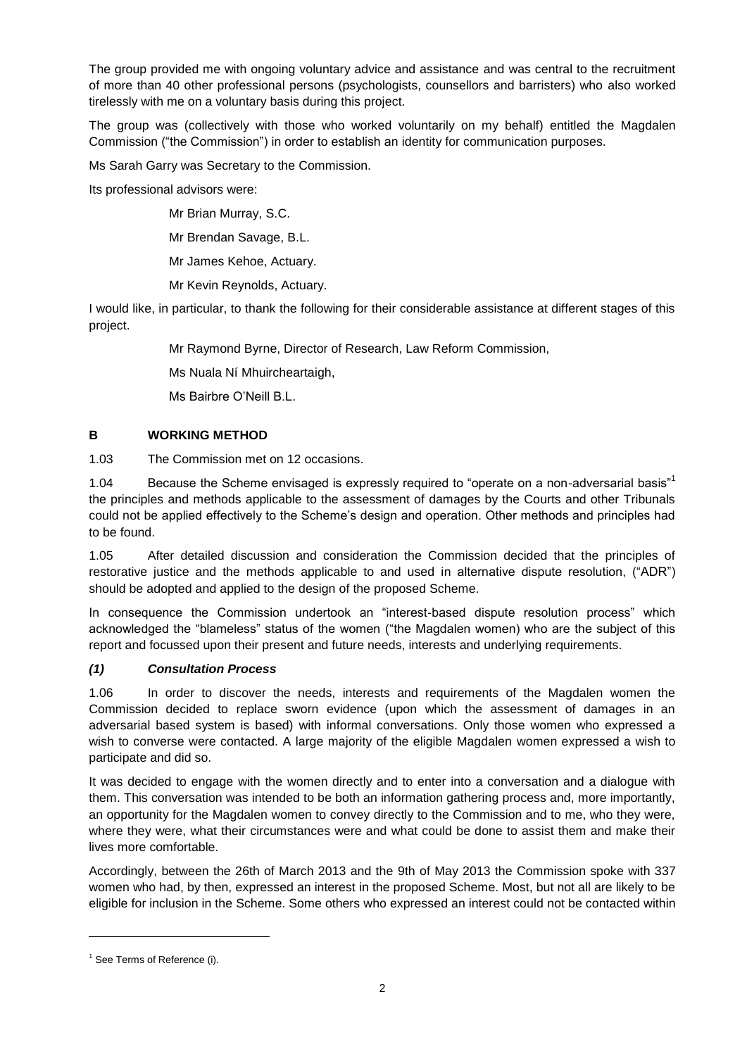The group provided me with ongoing voluntary advice and assistance and was central to the recruitment of more than 40 other professional persons (psychologists, counsellors and barristers) who also worked tirelessly with me on a voluntary basis during this project.

The group was (collectively with those who worked voluntarily on my behalf) entitled the Magdalen Commission ("the Commission") in order to establish an identity for communication purposes.

Ms Sarah Garry was Secretary to the Commission.

Its professional advisors were:

Mr Brian Murray, S.C.

Mr Brendan Savage, B.L.

Mr James Kehoe, Actuary.

Mr Kevin Reynolds, Actuary.

I would like, in particular, to thank the following for their considerable assistance at different stages of this project.

Mr Raymond Byrne, Director of Research, Law Reform Commission,

Ms Nuala Ní Mhuircheartaigh,

Ms Bairbre O'Neill B.L.

## B WORKING METHOD

1.03 The Commission met on 12 occasions.

1.04 Because the Scheme envisaged is expressly required to "operate on a non-adversarial basis"[1] the principles and methods applicable to the assessment of damages by the Courts and other Tribunals could not be applied effectively to the Scheme's design and operation. Other methods and principles had to be found.

1.05 After detailed discussion and consideration the Commission decided that the principles of restorative justice and the methods applicable to and used in alternative dispute resolution, ("ADR") should be adopted and applied to the design of the proposed Scheme.

In consequence the Commission undertook an "interest-based dispute resolution process" which acknowledged the "blameless" status of the women ("the Magdalen women) who are the subject of this report and focussed upon their present and future needs, interests and underlying requirements.

### *(1) Consultation Process*

1.06 In order to discover the needs, interests and requirements of the Magdalen women the Commission decided to replace sworn evidence (upon which the assessment of damages in an adversarial based system is based) with informal conversations. Only those women who expressed a wish to converse were contacted. A large majority of the eligible Magdalen women expressed a wish to participate and did so.

It was decided to engage with the women directly and to enter into a conversation and a dialogue with them. This conversation was intended to be both an information gathering process and, more importantly, an opportunity for the Magdalen women to convey directly to the Commission and to me, who they were, where they were, what their circumstances were and what could be done to assist them and make their lives more comfortable.

Accordingly, between the 26th of March 2013 and the 9th of May 2013 the Commission spoke with 337 women who had, by then, expressed an interest in the proposed Scheme. Most, but not all are likely to be eligible for inclusion in the Scheme. Some others who expressed an interest could not be contacted within

[1] See Terms of Reference (i).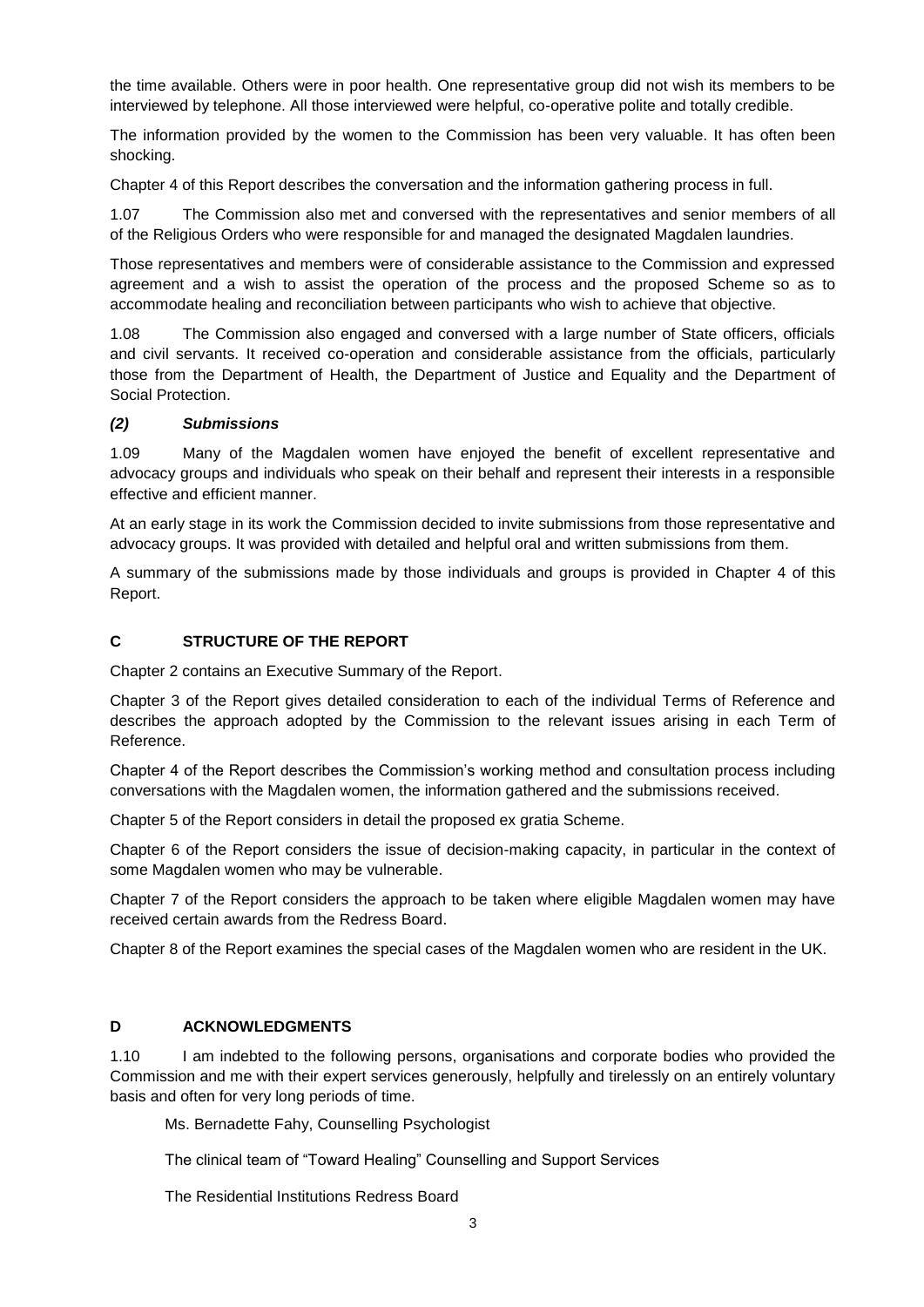the time available. Others were in poor health. One representative group did not wish its members to be interviewed by telephone. All those interviewed were helpful, co-operative polite and totally credible.

The information provided by the women to the Commission has been very valuable. It has often been shocking.

Chapter 4 of this Report describes the conversation and the information gathering process in full.

1.07 The Commission also met and conversed with the representatives and senior members of all of the Religious Orders who were responsible for and managed the designated Magdalen laundries.

Those representatives and members were of considerable assistance to the Commission and expressed agreement and a wish to assist the operation of the process and the proposed Scheme so as to accommodate healing and reconciliation between participants who wish to achieve that objective.

1.08 The Commission also engaged and conversed with a large number of State officers, officials and civil servants. It received co-operation and considerable assistance from the officials, particularly those from the Department of Health, the Department of Justice and Equality and the Department of Social Protection.

### *(2) Submissions*

1.09 Many of the Magdalen women have enjoyed the benefit of excellent representative and advocacy groups and individuals who speak on their behalf and represent their interests in a responsible effective and efficient manner.

At an early stage in its work the Commission decided to invite submissions from those representative and advocacy groups. It was provided with detailed and helpful oral and written submissions from them.

A summary of the submissions made by those individuals and groups is provided in Chapter 4 of this Report.

## C STRUCTURE OF THE REPORT

Chapter 2 contains an Executive Summary of the Report.

Chapter 3 of the Report gives detailed consideration to each of the individual Terms of Reference and describes the approach adopted by the Commission to the relevant issues arising in each Term of Reference.

Chapter 4 of the Report describes the Commission's working method and consultation process including conversations with the Magdalen women, the information gathered and the submissions received.

Chapter 5 of the Report considers in detail the proposed ex gratia Scheme.

Chapter 6 of the Report considers the issue of decision-making capacity, in particular in the context of some Magdalen women who may be vulnerable.

Chapter 7 of the Report considers the approach to be taken where eligible Magdalen women may have received certain awards from the Redress Board.

Chapter 8 of the Report examines the special cases of the Magdalen women who are resident in the UK.

## D ACKNOWLEDGMENTS

1.10 I am indebted to the following persons, organisations and corporate bodies who provided the Commission and me with their expert services generously, helpfully and tirelessly on an entirely voluntary basis and often for very long periods of time.

Ms. Bernadette Fahy, Counselling Psychologist

The clinical team of "Toward Healing" Counselling and Support Services

The Residential Institutions Redress Board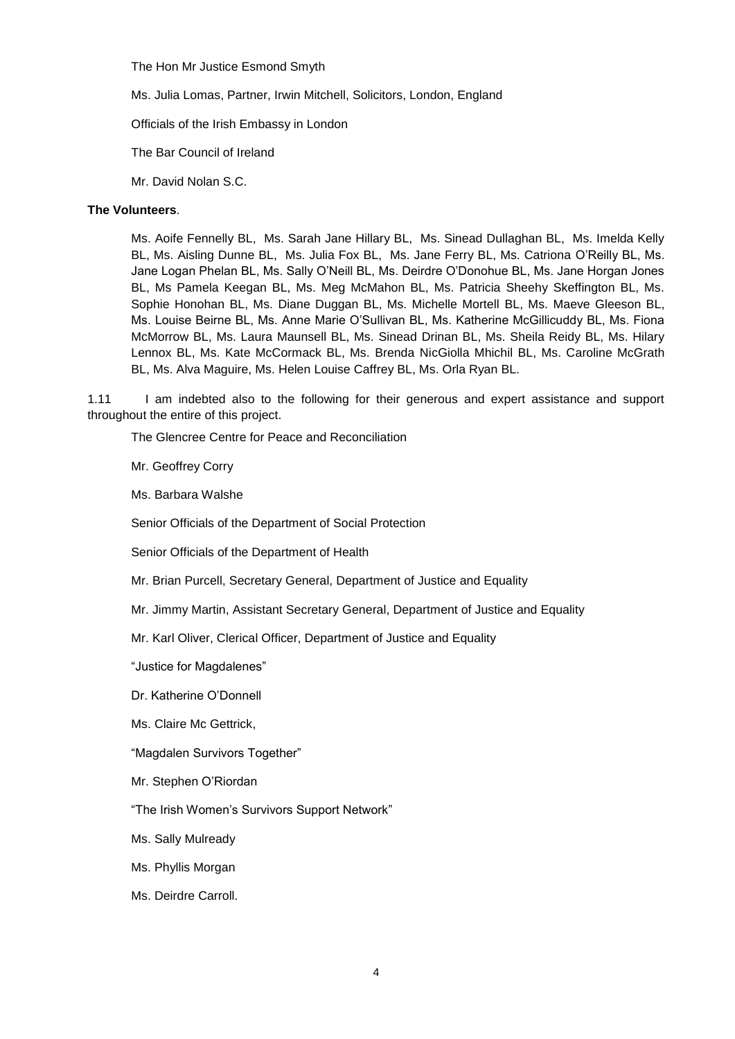The Hon Mr Justice Esmond Smyth

Ms. Julia Lomas, Partner, Irwin Mitchell, Solicitors, London, England

Officials of the Irish Embassy in London

The Bar Council of Ireland

Mr. David Nolan S.C.

**The Volunteers**.

Ms. Aoife Fennelly BL, Ms. Sarah Jane Hillary BL, Ms. Sinead Dullaghan BL, Ms. Imelda Kelly BL, Ms. Aisling Dunne BL, Ms. Julia Fox BL, Ms. Jane Ferry BL, Ms. Catriona O'Reilly BL, Ms. Jane Logan Phelan BL, Ms. Sally O'Neill BL, Ms. Deirdre O'Donohue BL, Ms. Jane Horgan Jones BL, Ms Pamela Keegan BL, Ms. Meg McMahon BL, Ms. Patricia Sheehy Skeffington BL, Ms. Sophie Honohan BL, Ms. Diane Duggan BL, Ms. Michelle Mortell BL, Ms. Maeve Gleeson BL, Ms. Louise Beirne BL, Ms. Anne Marie O'Sullivan BL, Ms. Katherine McGillicuddy BL, Ms. Fiona McMorrow BL, Ms. Laura Maunsell BL, Ms. Sinead Drinan BL, Ms. Sheila Reidy BL, Ms. Hilary Lennox BL, Ms. Kate McCormack BL, Ms. Brenda NicGiolla Mhichil BL, Ms. Caroline McGrath BL, Ms. Alva Maguire, Ms. Helen Louise Caffrey BL, Ms. Orla Ryan BL.

1.11 I am indebted also to the following for their generous and expert assistance and support throughout the entire of this project.

The Glencree Centre for Peace and Reconciliation

Mr. Geoffrey Corry

Ms. Barbara Walshe

Senior Officials of the Department of Social Protection

Senior Officials of the Department of Health

Mr. Brian Purcell, Secretary General, Department of Justice and Equality

Mr. Jimmy Martin, Assistant Secretary General, Department of Justice and Equality

Mr. Karl Oliver, Clerical Officer, Department of Justice and Equality

"Justice for Magdalenes"

Dr. Katherine O'Donnell

Ms. Claire Mc Gettrick,

"Magdalen Survivors Together"

Mr. Stephen O'Riordan

"The Irish Women's Survivors Support Network"

Ms. Sally Mulready

Ms. Phyllis Morgan

Ms. Deirdre Carroll.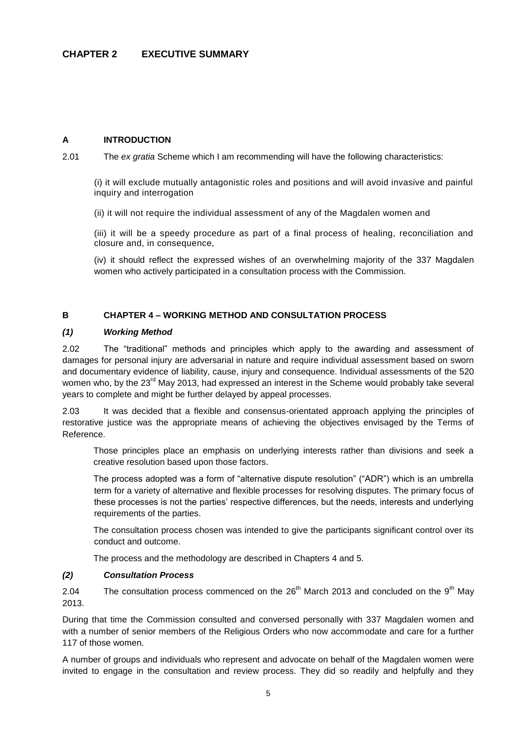# CHAPTER 2 EXECUTIVE SUMMARY

## A INTRODUCTION

2.01 The *ex gratia* Scheme which I am recommending will have the following characteristics:

(i) it will exclude mutually antagonistic roles and positions and will avoid invasive and painful inquiry and interrogation

(ii) it will not require the individual assessment of any of the Magdalen women and

(iii) it will be a speedy procedure as part of a final process of healing, reconciliation and closure and, in consequence,

(iv) it should reflect the expressed wishes of an overwhelming majority of the 337 Magdalen women who actively participated in a consultation process with the Commission.

## B CHAPTER 4 – WORKING METHOD AND CONSULTATION PROCESS

### *(1) Working Method*

2.02 The "traditional" methods and principles which apply to the awarding and assessment of damages for personal injury are adversarial in nature and require individual assessment based on sworn and documentary evidence of liability, cause, injury and consequence. Individual assessments of the 520 women who, by the 23rd May 2013, had expressed an interest in the Scheme would probably take several years to complete and might be further delayed by appeal processes.

2.03 It was decided that a flexible and consensus-orientated approach applying the principles of restorative justice was the appropriate means of achieving the objectives envisaged by the Terms of Reference.

Those principles place an emphasis on underlying interests rather than divisions and seek a creative resolution based upon those factors.

The process adopted was a form of "alternative dispute resolution" ("ADR") which is an umbrella term for a variety of alternative and flexible processes for resolving disputes. The primary focus of these processes is not the parties' respective differences, but the needs, interests and underlying requirements of the parties.

The consultation process chosen was intended to give the participants significant control over its conduct and outcome.

The process and the methodology are described in Chapters 4 and 5.

### *(2) Consultation Process*

2.04 The consultation process commenced on the 26th March 2013 and concluded on the 9th May 2013.

During that time the Commission consulted and conversed personally with 337 Magdalen women and with a number of senior members of the Religious Orders who now accommodate and care for a further 117 of those women.

A number of groups and individuals who represent and advocate on behalf of the Magdalen women were invited to engage in the consultation and review process. They did so readily and helpfully and they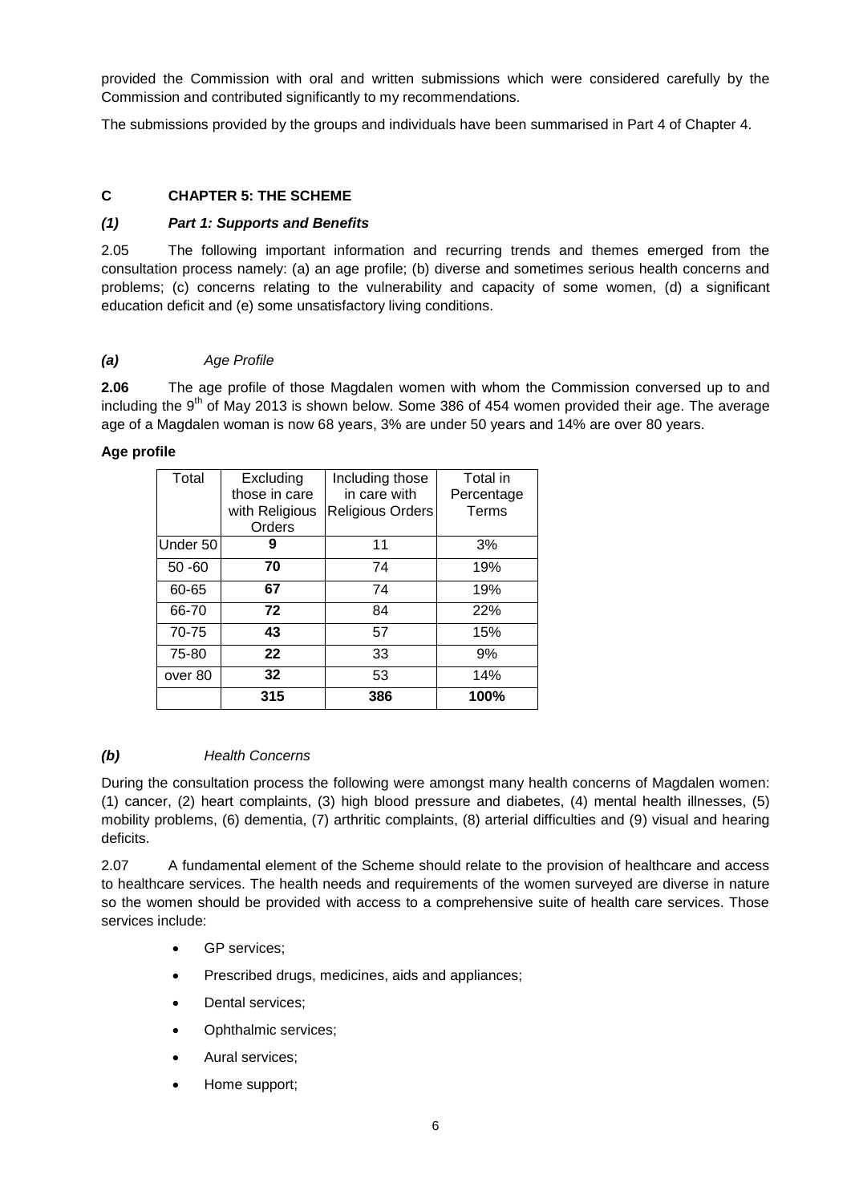provided the Commission with oral and written submissions which were considered carefully by the Commission and contributed significantly to my recommendations.

The submissions provided by the groups and individuals have been summarised in Part 4 of Chapter 4.

## C CHAPTER 5: THE SCHEME

### *(1) Part 1: Supports and Benefits*

2.05 The following important information and recurring trends and themes emerged from the consultation process namely: (a) an age profile; (b) diverse and sometimes serious health concerns and problems; (c) concerns relating to the vulnerability and capacity of some women, (d) a significant education deficit and (e) some unsatisfactory living conditions.

#### ***(a)*** *Age Profile*

**2.06** The age profile of those Magdalen women with whom the Commission conversed up to and including the 9th of May 2013 is shown below. Some 386 of 454 women provided their age. The average age of a Magdalen woman is now 68 years, 3% are under 50 years and 14% are over 80 years.

**Age profile**

| Total | Excluding those in care with Religious Orders | Including those in care with Religious Orders | Total in Percentage Terms |
|---|---|---|---|
| Under 50 | **9** | 11 | 3% |
| 50 -60 | **70** | 74 | 19% |
| 60-65 | **67** | 74 | 19% |
| 66-70 | **72** | 84 | 22% |
| 70-75 | **43** | 57 | 15% |
| 75-80 | **22** | 33 | 9% |
| over 80 | **32** | 53 | 14% |
| | **315** | **386** | **100%** |

#### ***(b)*** *Health Concerns*

During the consultation process the following were amongst many health concerns of Magdalen women: (1) cancer, (2) heart complaints, (3) high blood pressure and diabetes, (4) mental health illnesses, (5) mobility problems, (6) dementia, (7) arthritic complaints, (8) arterial difficulties and (9) visual and hearing deficits.

2.07 A fundamental element of the Scheme should relate to the provision of healthcare and access to healthcare services. The health needs and requirements of the women surveyed are diverse in nature so the women should be provided with access to a comprehensive suite of health care services. Those services include:

- GP services;
- Prescribed drugs, medicines, aids and appliances;
- Dental services;
- Ophthalmic services;
- Aural services;
- Home support;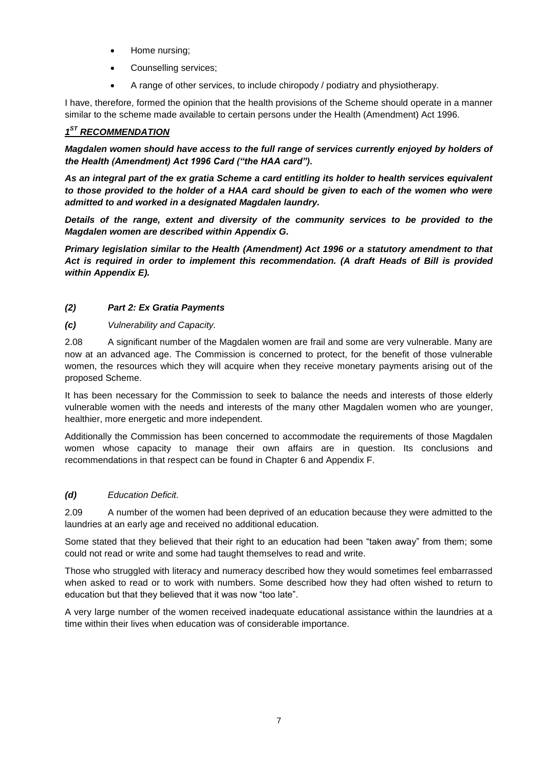- Home nursing;
- Counselling services;
- A range of other services, to include chiropody / podiatry and physiotherapy.

I have, therefore, formed the opinion that the health provisions of the Scheme should operate in a manner similar to the scheme made available to certain persons under the Health (Amendment) Act 1996.

### ***1ST RECOMMENDATION***

***Magdalen women should have access to the full range of services currently enjoyed by holders of the Health (Amendment) Act 1996 Card ("the HAA card").***

***As an integral part of the ex gratia Scheme a card entitling its holder to health services equivalent to those provided to the holder of a HAA card should be given to each of the women who were admitted to and worked in a designated Magdalen laundry.***

***Details of the range, extent and diversity of the community services to be provided to the Magdalen women are described within Appendix G.***

***Primary legislation similar to the Health (Amendment) Act 1996 or a statutory amendment to that Act is required in order to implement this recommendation. (A draft Heads of Bill is provided within Appendix E).***

### ***(2) Part 2: Ex Gratia Payments***

#### ***(c)*** *Vulnerability and Capacity.*

2.08 A significant number of the Magdalen women are frail and some are very vulnerable. Many are now at an advanced age. The Commission is concerned to protect, for the benefit of those vulnerable women, the resources which they will acquire when they receive monetary payments arising out of the proposed Scheme.

It has been necessary for the Commission to seek to balance the needs and interests of those elderly vulnerable women with the needs and interests of the many other Magdalen women who are younger, healthier, more energetic and more independent.

Additionally the Commission has been concerned to accommodate the requirements of those Magdalen women whose capacity to manage their own affairs are in question. Its conclusions and recommendations in that respect can be found in Chapter 6 and Appendix F.

#### ***(d)*** *Education Deficit.*

2.09 A number of the women had been deprived of an education because they were admitted to the laundries at an early age and received no additional education.

Some stated that they believed that their right to an education had been "taken away" from them; some could not read or write and some had taught themselves to read and write.

Those who struggled with literacy and numeracy described how they would sometimes feel embarrassed when asked to read or to work with numbers. Some described how they had often wished to return to education but that they believed that it was now "too late".

A very large number of the women received inadequate educational assistance within the laundries at a time within their lives when education was of considerable importance.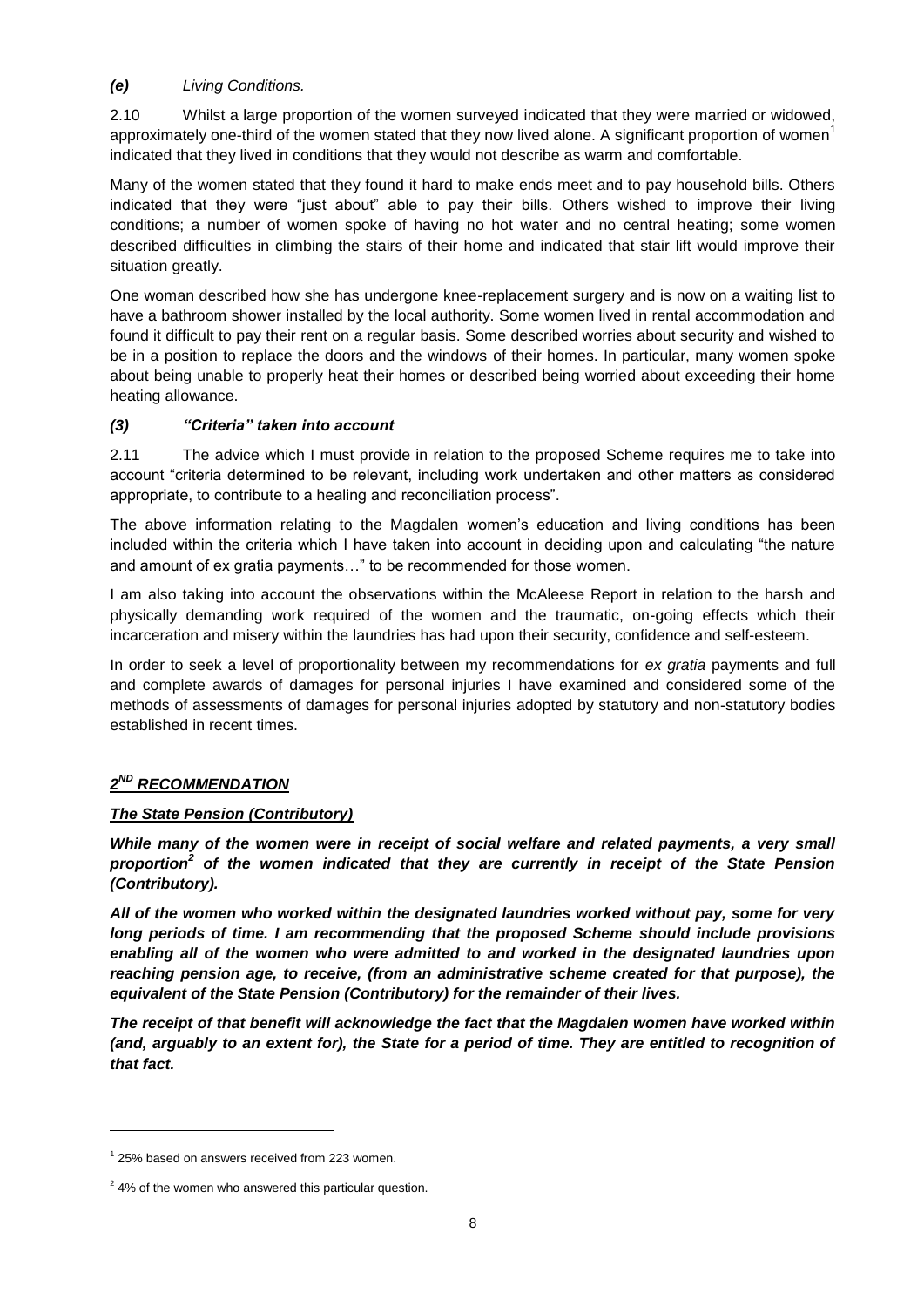### *(e) Living Conditions.*

2.10 Whilst a large proportion of the women surveyed indicated that they were married or widowed, approximately one-third of the women stated that they now lived alone. A significant proportion of women[1] indicated that they lived in conditions that they would not describe as warm and comfortable.

Many of the women stated that they found it hard to make ends meet and to pay household bills. Others indicated that they were "just about" able to pay their bills. Others wished to improve their living conditions; a number of women spoke of having no hot water and no central heating; some women described difficulties in climbing the stairs of their home and indicated that stair lift would improve their situation greatly.

One woman described how she has undergone knee-replacement surgery and is now on a waiting list to have a bathroom shower installed by the local authority. Some women lived in rental accommodation and found it difficult to pay their rent on a regular basis. Some described worries about security and wished to be in a position to replace the doors and the windows of their homes. In particular, many women spoke about being unable to properly heat their homes or described being worried about exceeding their home heating allowance.

### *(3) "Criteria" taken into account*

2.11 The advice which I must provide in relation to the proposed Scheme requires me to take into account "criteria determined to be relevant, including work undertaken and other matters as considered appropriate, to contribute to a healing and reconciliation process".

The above information relating to the Magdalen women's education and living conditions has been included within the criteria which I have taken into account in deciding upon and calculating "the nature and amount of ex gratia payments…" to be recommended for those women.

I am also taking into account the observations within the McAleese Report in relation to the harsh and physically demanding work required of the women and the traumatic, on-going effects which their incarceration and misery within the laundries has had upon their security, confidence and self-esteem.

In order to seek a level of proportionality between my recommendations for *ex gratia* payments and full and complete awards of damages for personal injuries I have examined and considered some of the methods of assessments of damages for personal injuries adopted by statutory and non-statutory bodies established in recent times.

## ***2ND RECOMMENDATION***

***The State Pension (Contributory)***

***While many of the women were in receipt of social welfare and related payments, a very small proportion[2] of the women indicated that they are currently in receipt of the State Pension (Contributory).***

***All of the women who worked within the designated laundries worked without pay, some for very long periods of time. I am recommending that the proposed Scheme should include provisions enabling all of the women who were admitted to and worked in the designated laundries upon reaching pension age, to receive, (from an administrative scheme created for that purpose), the equivalent of the State Pension (Contributory) for the remainder of their lives.***

***The receipt of that benefit will acknowledge the fact that the Magdalen women have worked within (and, arguably to an extent for), the State for a period of time. They are entitled to recognition of that fact.***

---

[1] 25% based on answers received from 223 women.

[2] 4% of the women who answered this particular question.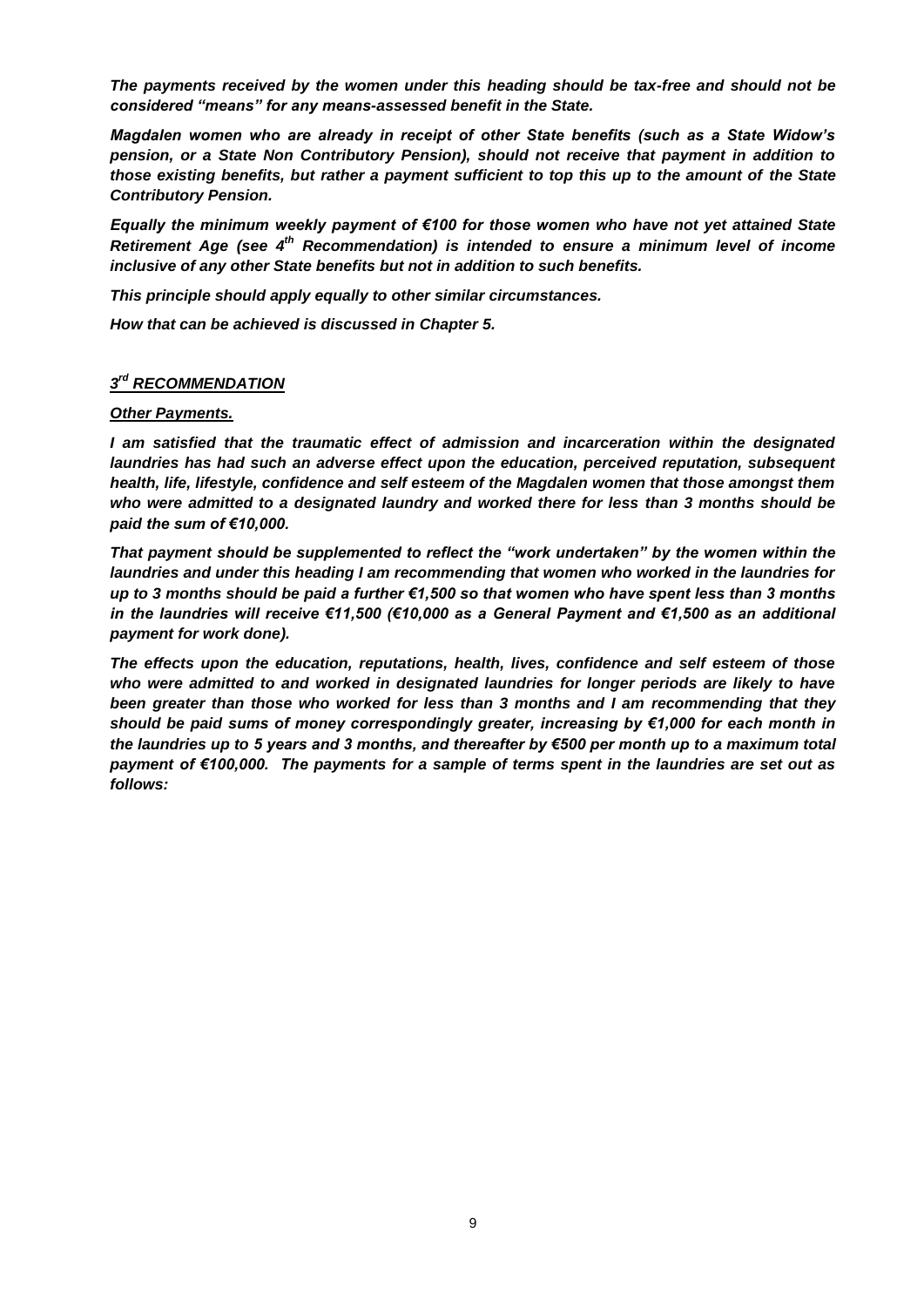***The payments received by the women under this heading should be tax-free and should not be considered "means" for any means-assessed benefit in the State.***

***Magdalen women who are already in receipt of other State benefits (such as a State Widow's pension, or a State Non Contributory Pension), should not receive that payment in addition to those existing benefits, but rather a payment sufficient to top this up to the amount of the State Contributory Pension.***

***Equally the minimum weekly payment of €100 for those women who have not yet attained State Retirement Age (see 4th Recommendation) is intended to ensure a minimum level of income inclusive of any other State benefits but not in addition to such benefits.***

***This principle should apply equally to other similar circumstances.***

***How that can be achieved is discussed in Chapter 5.***

## ***3rd RECOMMENDATION***

***Other Payments.***

***I am satisfied that the traumatic effect of admission and incarceration within the designated laundries has had such an adverse effect upon the education, perceived reputation, subsequent health, life, lifestyle, confidence and self esteem of the Magdalen women that those amongst them who were admitted to a designated laundry and worked there for less than 3 months should be paid the sum of €10,000.***

***That payment should be supplemented to reflect the "work undertaken" by the women within the laundries and under this heading I am recommending that women who worked in the laundries for up to 3 months should be paid a further €1,500 so that women who have spent less than 3 months in the laundries will receive €11,500 (€10,000 as a General Payment and €1,500 as an additional payment for work done).***

***The effects upon the education, reputations, health, lives, confidence and self esteem of those who were admitted to and worked in designated laundries for longer periods are likely to have been greater than those who worked for less than 3 months and I am recommending that they should be paid sums of money correspondingly greater, increasing by €1,000 for each month in the laundries up to 5 years and 3 months, and thereafter by €500 per month up to a maximum total payment of €100,000. The payments for a sample of terms spent in the laundries are set out as follows:***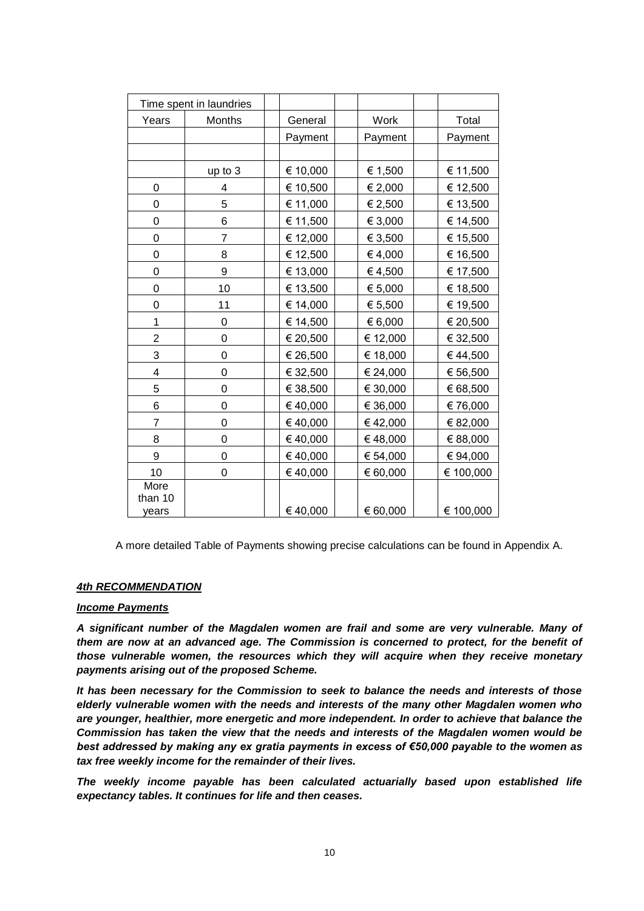| Time spent in laundries | | General | Work | Total |
|---|---|---|---|---|
| Years | Months | Payment | Payment | Payment |
| | up to 3 | € 10,000 | € 1,500 | € 11,500 |
| 0 | 4 | € 10,500 | € 2,000 | € 12,500 |
| 0 | 5 | € 11,000 | € 2,500 | € 13,500 |
| 0 | 6 | € 11,500 | € 3,000 | € 14,500 |
| 0 | 7 | € 12,000 | € 3,500 | € 15,500 |
| 0 | 8 | € 12,500 | € 4,000 | € 16,500 |
| 0 | 9 | € 13,000 | € 4,500 | € 17,500 |
| 0 | 10 | € 13,500 | € 5,000 | € 18,500 |
| 0 | 11 | € 14,000 | € 5,500 | € 19,500 |
| 1 | 0 | € 14,500 | € 6,000 | € 20,500 |
| 2 | 0 | € 20,500 | € 12,000 | € 32,500 |
| 3 | 0 | € 26,500 | € 18,000 | € 44,500 |
| 4 | 0 | € 32,500 | € 24,000 | € 56,500 |
| 5 | 0 | € 38,500 | € 30,000 | € 68,500 |
| 6 | 0 | € 40,000 | € 36,000 | € 76,000 |
| 7 | 0 | € 40,000 | € 42,000 | € 82,000 |
| 8 | 0 | € 40,000 | € 48,000 | € 88,000 |
| 9 | 0 | € 40,000 | € 54,000 | € 94,000 |
| 10 | 0 | € 40,000 | € 60,000 | € 100,000 |
| More than 10 years | | € 40,000 | € 60,000 | € 100,000 |

A more detailed Table of Payments showing precise calculations can be found in Appendix A.

***4th RECOMMENDATION***

***Income Payments***

***A significant number of the Magdalen women are frail and some are very vulnerable. Many of them are now at an advanced age. The Commission is concerned to protect, for the benefit of those vulnerable women, the resources which they will acquire when they receive monetary payments arising out of the proposed Scheme.***

***It has been necessary for the Commission to seek to balance the needs and interests of those elderly vulnerable women with the needs and interests of the many other Magdalen women who are younger, healthier, more energetic and more independent. In order to achieve that balance the Commission has taken the view that the needs and interests of the Magdalen women would be best addressed by making any ex gratia payments in excess of €50,000 payable to the women as tax free weekly income for the remainder of their lives.***

***The weekly income payable has been calculated actuarially based upon established life expectancy tables. It continues for life and then ceases.***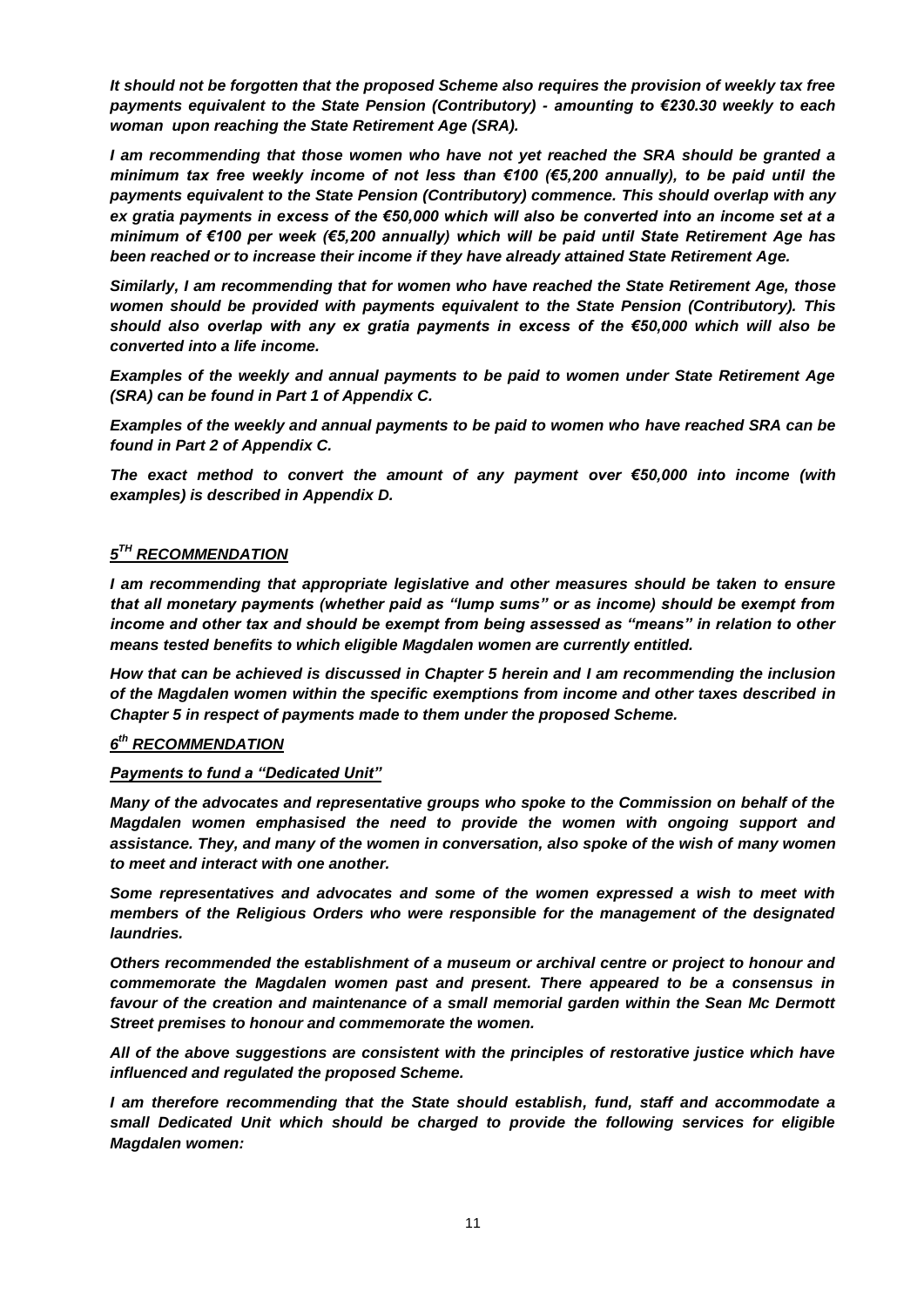***It should not be forgotten that the proposed Scheme also requires the provision of weekly tax free payments equivalent to the State Pension (Contributory) - amounting to €230.30 weekly to each woman upon reaching the State Retirement Age (SRA).***

***I am recommending that those women who have not yet reached the SRA should be granted a minimum tax free weekly income of not less than €100 (€5,200 annually), to be paid until the payments equivalent to the State Pension (Contributory) commence. This should overlap with any ex gratia payments in excess of the €50,000 which will also be converted into an income set at a minimum of €100 per week (€5,200 annually) which will be paid until State Retirement Age has been reached or to increase their income if they have already attained State Retirement Age.***

***Similarly, I am recommending that for women who have reached the State Retirement Age, those women should be provided with payments equivalent to the State Pension (Contributory). This should also overlap with any ex gratia payments in excess of the €50,000 which will also be converted into a life income.***

***Examples of the weekly and annual payments to be paid to women under State Retirement Age (SRA) can be found in Part 1 of Appendix C.***

***Examples of the weekly and annual payments to be paid to women who have reached SRA can be found in Part 2 of Appendix C.***

***The exact method to convert the amount of any payment over €50,000 into income (with examples) is described in Appendix D.***

## ***5TH RECOMMENDATION***

***I am recommending that appropriate legislative and other measures should be taken to ensure that all monetary payments (whether paid as "lump sums" or as income) should be exempt from income and other tax and should be exempt from being assessed as "means" in relation to other means tested benefits to which eligible Magdalen women are currently entitled.***

***How that can be achieved is discussed in Chapter 5 herein and I am recommending the inclusion of the Magdalen women within the specific exemptions from income and other taxes described in Chapter 5 in respect of payments made to them under the proposed Scheme.***

## ***6th RECOMMENDATION***

### ***Payments to fund a "Dedicated Unit"***

***Many of the advocates and representative groups who spoke to the Commission on behalf of the Magdalen women emphasised the need to provide the women with ongoing support and assistance. They, and many of the women in conversation, also spoke of the wish of many women to meet and interact with one another.***

***Some representatives and advocates and some of the women expressed a wish to meet with members of the Religious Orders who were responsible for the management of the designated laundries.***

***Others recommended the establishment of a museum or archival centre or project to honour and commemorate the Magdalen women past and present. There appeared to be a consensus in favour of the creation and maintenance of a small memorial garden within the Sean Mc Dermott Street premises to honour and commemorate the women.***

***All of the above suggestions are consistent with the principles of restorative justice which have influenced and regulated the proposed Scheme.***

***I am therefore recommending that the State should establish, fund, staff and accommodate a small Dedicated Unit which should be charged to provide the following services for eligible Magdalen women:***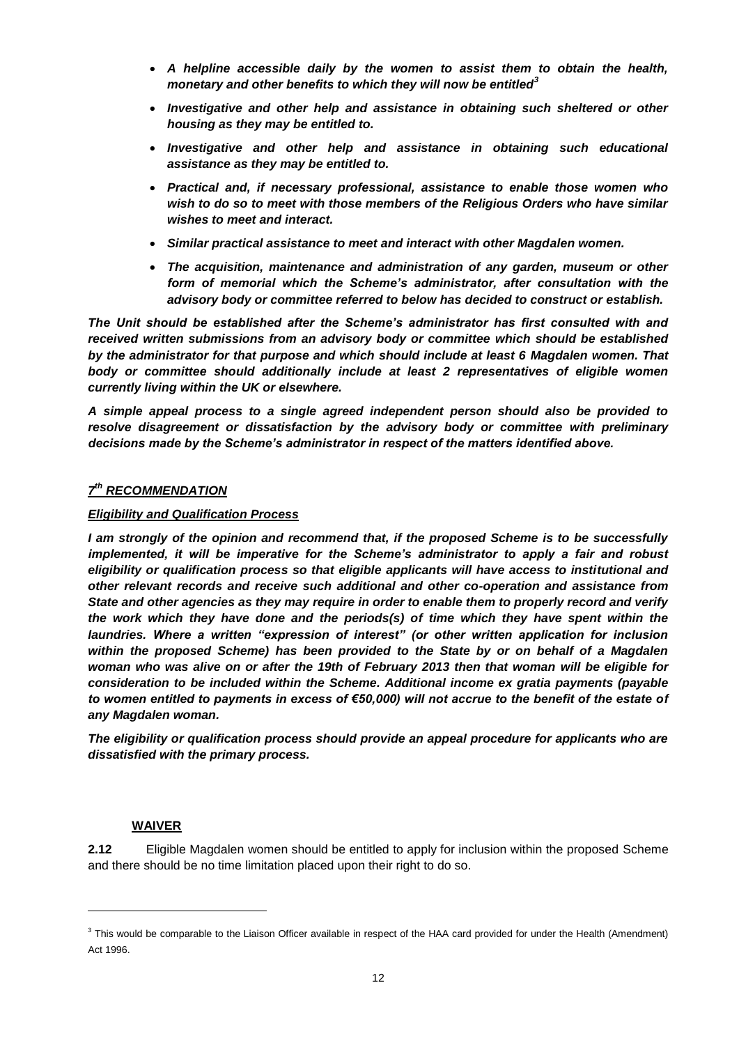- ***A helpline accessible daily by the women to assist them to obtain the health, monetary and other benefits to which they will now be entitled***[3]
- ***Investigative and other help and assistance in obtaining such sheltered or other housing as they may be entitled to.***
- ***Investigative and other help and assistance in obtaining such educational assistance as they may be entitled to.***
- ***Practical and, if necessary professional, assistance to enable those women who wish to do so to meet with those members of the Religious Orders who have similar wishes to meet and interact.***
- ***Similar practical assistance to meet and interact with other Magdalen women.***
- ***The acquisition, maintenance and administration of any garden, museum or other form of memorial which the Scheme's administrator, after consultation with the advisory body or committee referred to below has decided to construct or establish.***

***The Unit should be established after the Scheme's administrator has first consulted with and received written submissions from an advisory body or committee which should be established by the administrator for that purpose and which should include at least 6 Magdalen women. That body or committee should additionally include at least 2 representatives of eligible women currently living within the UK or elsewhere.***

***A simple appeal process to a single agreed independent person should also be provided to resolve disagreement or dissatisfaction by the advisory body or committee with preliminary decisions made by the Scheme's administrator in respect of the matters identified above.***

***7th RECOMMENDATION***

***Eligibility and Qualification Process***

***I am strongly of the opinion and recommend that, if the proposed Scheme is to be successfully implemented, it will be imperative for the Scheme's administrator to apply a fair and robust eligibility or qualification process so that eligible applicants will have access to institutional and other relevant records and receive such additional and other co-operation and assistance from State and other agencies as they may require in order to enable them to properly record and verify the work which they have done and the periods(s) of time which they have spent within the laundries. Where a written "expression of interest" (or other written application for inclusion within the proposed Scheme) has been provided to the State by or on behalf of a Magdalen woman who was alive on or after the 19th of February 2013 then that woman will be eligible for consideration to be included within the Scheme. Additional income ex gratia payments (payable to women entitled to payments in excess of €50,000) will not accrue to the benefit of the estate of any Magdalen woman.***

***The eligibility or qualification process should provide an appeal procedure for applicants who are dissatisfied with the primary process.***

**WAIVER**

**2.12** Eligible Magdalen women should be entitled to apply for inclusion within the proposed Scheme and there should be no time limitation placed upon their right to do so.

[3] This would be comparable to the Liaison Officer available in respect of the HAA card provided for under the Health (Amendment) Act 1996.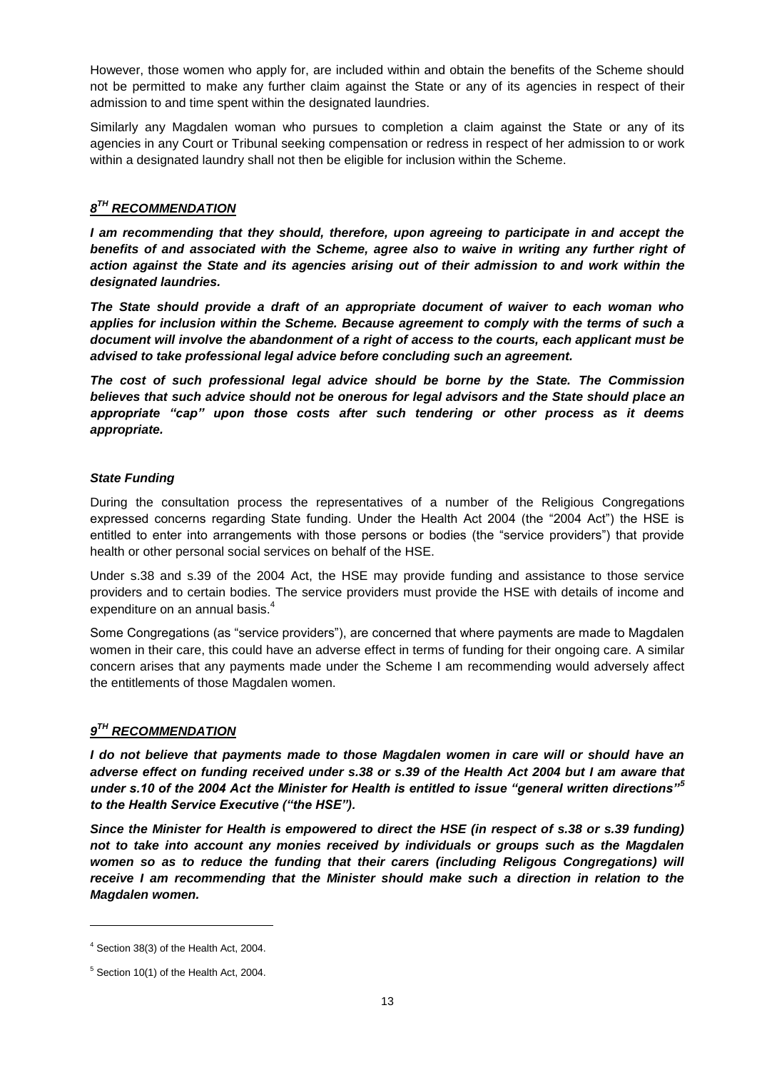However, those women who apply for, are included within and obtain the benefits of the Scheme should not be permitted to make any further claim against the State or any of its agencies in respect of their admission to and time spent within the designated laundries.

Similarly any Magdalen woman who pursues to completion a claim against the State or any of its agencies in any Court or Tribunal seeking compensation or redress in respect of her admission to or work within a designated laundry shall not then be eligible for inclusion within the Scheme.

### ***8TH RECOMMENDATION***

***I am recommending that they should, therefore, upon agreeing to participate in and accept the benefits of and associated with the Scheme, agree also to waive in writing any further right of action against the State and its agencies arising out of their admission to and work within the designated laundries.***

***The State should provide a draft of an appropriate document of waiver to each woman who applies for inclusion within the Scheme. Because agreement to comply with the terms of such a document will involve the abandonment of a right of access to the courts, each applicant must be advised to take professional legal advice before concluding such an agreement.***

***The cost of such professional legal advice should be borne by the State. The Commission believes that such advice should not be onerous for legal advisors and the State should place an appropriate "cap" upon those costs after such tendering or other process as it deems appropriate.***

#### ***State Funding***

During the consultation process the representatives of a number of the Religious Congregations expressed concerns regarding State funding. Under the Health Act 2004 (the "2004 Act") the HSE is entitled to enter into arrangements with those persons or bodies (the "service providers") that provide health or other personal social services on behalf of the HSE.

Under s.38 and s.39 of the 2004 Act, the HSE may provide funding and assistance to those service providers and to certain bodies. The service providers must provide the HSE with details of income and expenditure on an annual basis.[4]

Some Congregations (as "service providers"), are concerned that where payments are made to Magdalen women in their care, this could have an adverse effect in terms of funding for their ongoing care. A similar concern arises that any payments made under the Scheme I am recommending would adversely affect the entitlements of those Magdalen women.

### ***9TH RECOMMENDATION***

***I do not believe that payments made to those Magdalen women in care will or should have an adverse effect on funding received under s.38 or s.39 of the Health Act 2004 but I am aware that under s.10 of the 2004 Act the Minister for Health is entitled to issue "general written directions"[5] to the Health Service Executive ("the HSE").***

***Since the Minister for Health is empowered to direct the HSE (in respect of s.38 or s.39 funding) not to take into account any monies received by individuals or groups such as the Magdalen women so as to reduce the funding that their carers (including Religous Congregations) will receive I am recommending that the Minister should make such a direction in relation to the Magdalen women.***

---

[4] Section 38(3) of the Health Act, 2004.

[5] Section 10(1) of the Health Act, 2004.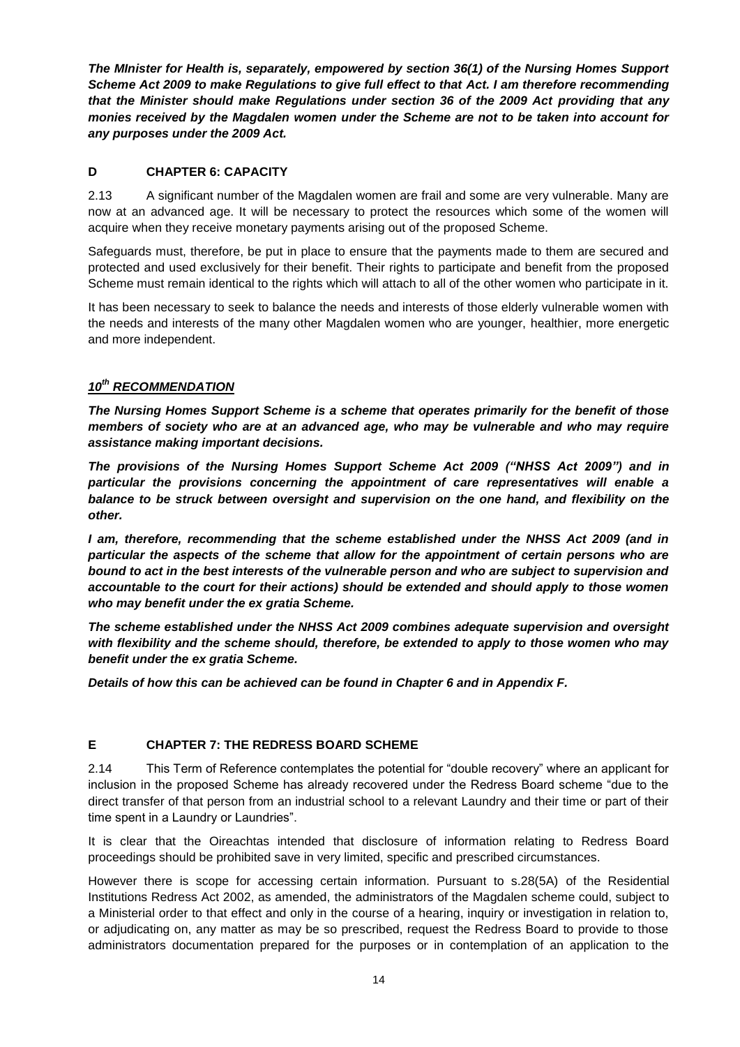***The MInister for Health is, separately, empowered by section 36(1) of the Nursing Homes Support Scheme Act 2009 to make Regulations to give full effect to that Act. I am therefore recommending that the Minister should make Regulations under section 36 of the 2009 Act providing that any monies received by the Magdalen women under the Scheme are not to be taken into account for any purposes under the 2009 Act.***

## D CHAPTER 6: CAPACITY

2.13 A significant number of the Magdalen women are frail and some are very vulnerable. Many are now at an advanced age. It will be necessary to protect the resources which some of the women will acquire when they receive monetary payments arising out of the proposed Scheme.

Safeguards must, therefore, be put in place to ensure that the payments made to them are secured and protected and used exclusively for their benefit. Their rights to participate and benefit from the proposed Scheme must remain identical to the rights which will attach to all of the other women who participate in it.

It has been necessary to seek to balance the needs and interests of those elderly vulnerable women with the needs and interests of the many other Magdalen women who are younger, healthier, more energetic and more independent.

### ***10th RECOMMENDATION***

***The Nursing Homes Support Scheme is a scheme that operates primarily for the benefit of those members of society who are at an advanced age, who may be vulnerable and who may require assistance making important decisions.***

***The provisions of the Nursing Homes Support Scheme Act 2009 ("NHSS Act 2009") and in particular the provisions concerning the appointment of care representatives will enable a balance to be struck between oversight and supervision on the one hand, and flexibility on the other.***

***I am, therefore, recommending that the scheme established under the NHSS Act 2009 (and in particular the aspects of the scheme that allow for the appointment of certain persons who are bound to act in the best interests of the vulnerable person and who are subject to supervision and accountable to the court for their actions) should be extended and should apply to those women who may benefit under the ex gratia Scheme.***

***The scheme established under the NHSS Act 2009 combines adequate supervision and oversight with flexibility and the scheme should, therefore, be extended to apply to those women who may benefit under the ex gratia Scheme.***

***Details of how this can be achieved can be found in Chapter 6 and in Appendix F.***

## E CHAPTER 7: THE REDRESS BOARD SCHEME

2.14 This Term of Reference contemplates the potential for "double recovery" where an applicant for inclusion in the proposed Scheme has already recovered under the Redress Board scheme "due to the direct transfer of that person from an industrial school to a relevant Laundry and their time or part of their time spent in a Laundry or Laundries".

It is clear that the Oireachtas intended that disclosure of information relating to Redress Board proceedings should be prohibited save in very limited, specific and prescribed circumstances.

However there is scope for accessing certain information. Pursuant to s.28(5A) of the Residential Institutions Redress Act 2002, as amended, the administrators of the Magdalen scheme could, subject to a Ministerial order to that effect and only in the course of a hearing, inquiry or investigation in relation to, or adjudicating on, any matter as may be so prescribed, request the Redress Board to provide to those administrators documentation prepared for the purposes or in contemplation of an application to the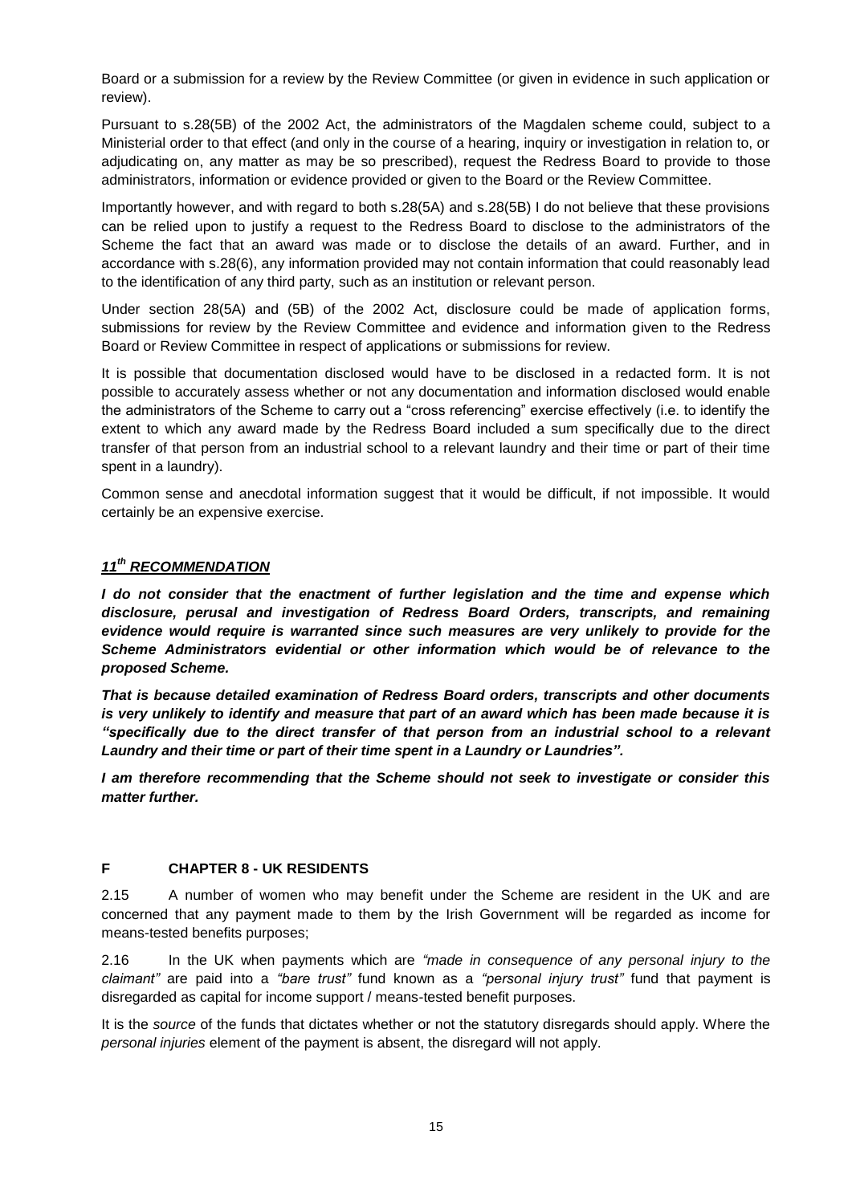Board or a submission for a review by the Review Committee (or given in evidence in such application or review).

Pursuant to s.28(5B) of the 2002 Act, the administrators of the Magdalen scheme could, subject to a Ministerial order to that effect (and only in the course of a hearing, inquiry or investigation in relation to, or adjudicating on, any matter as may be so prescribed), request the Redress Board to provide to those administrators, information or evidence provided or given to the Board or the Review Committee.

Importantly however, and with regard to both s.28(5A) and s.28(5B) I do not believe that these provisions can be relied upon to justify a request to the Redress Board to disclose to the administrators of the Scheme the fact that an award was made or to disclose the details of an award. Further, and in accordance with s.28(6), any information provided may not contain information that could reasonably lead to the identification of any third party, such as an institution or relevant person.

Under section 28(5A) and (5B) of the 2002 Act, disclosure could be made of application forms, submissions for review by the Review Committee and evidence and information given to the Redress Board or Review Committee in respect of applications or submissions for review.

It is possible that documentation disclosed would have to be disclosed in a redacted form. It is not possible to accurately assess whether or not any documentation and information disclosed would enable the administrators of the Scheme to carry out a "cross referencing" exercise effectively (i.e. to identify the extent to which any award made by the Redress Board included a sum specifically due to the direct transfer of that person from an industrial school to a relevant laundry and their time or part of their time spent in a laundry).

Common sense and anecdotal information suggest that it would be difficult, if not impossible. It would certainly be an expensive exercise.

### ***11th RECOMMENDATION***

***I do not consider that the enactment of further legislation and the time and expense which disclosure, perusal and investigation of Redress Board Orders, transcripts, and remaining evidence would require is warranted since such measures are very unlikely to provide for the Scheme Administrators evidential or other information which would be of relevance to the proposed Scheme.***

***That is because detailed examination of Redress Board orders, transcripts and other documents is very unlikely to identify and measure that part of an award which has been made because it is "specifically due to the direct transfer of that person from an industrial school to a relevant Laundry and their time or part of their time spent in a Laundry or Laundries".***

***I am therefore recommending that the Scheme should not seek to investigate or consider this matter further.***

## F CHAPTER 8 - UK RESIDENTS

2.15 A number of women who may benefit under the Scheme are resident in the UK and are concerned that any payment made to them by the Irish Government will be regarded as income for means-tested benefits purposes;

2.16 In the UK when payments which are *"made in consequence of any personal injury to the claimant"* are paid into a *"bare trust"* fund known as a *"personal injury trust"* fund that payment is disregarded as capital for income support / means-tested benefit purposes.

It is the *source* of the funds that dictates whether or not the statutory disregards should apply. Where the *personal injuries* element of the payment is absent, the disregard will not apply.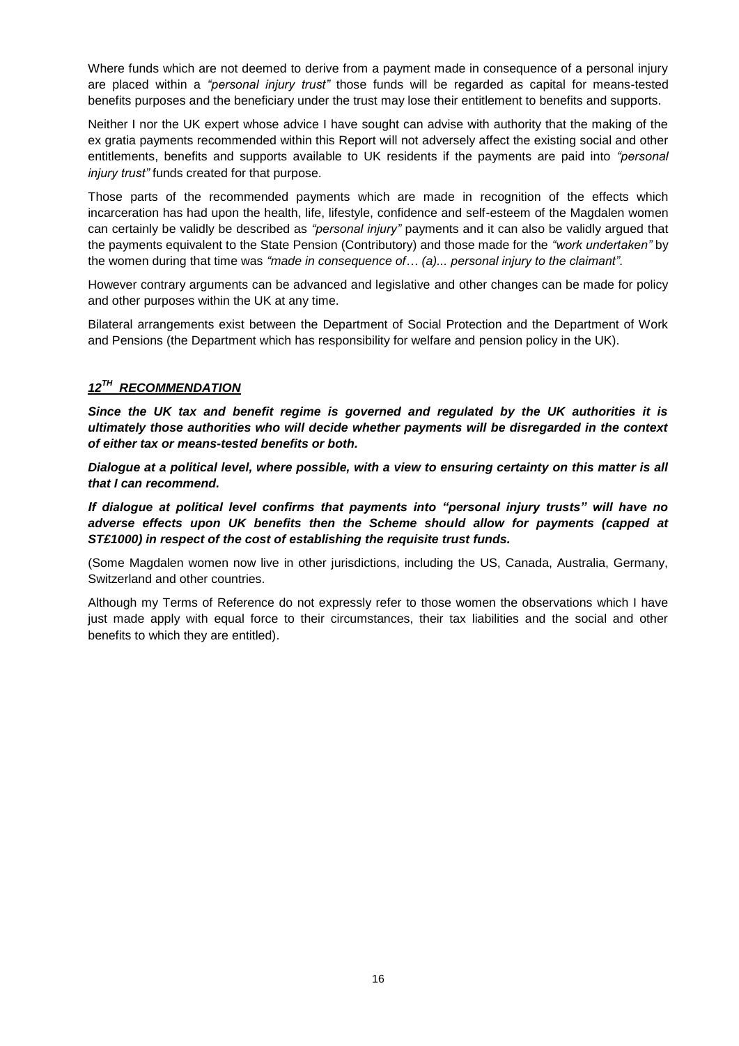Where funds which are not deemed to derive from a payment made in consequence of a personal injury are placed within a *"personal injury trust"* those funds will be regarded as capital for means-tested benefits purposes and the beneficiary under the trust may lose their entitlement to benefits and supports.

Neither I nor the UK expert whose advice I have sought can advise with authority that the making of the ex gratia payments recommended within this Report will not adversely affect the existing social and other entitlements, benefits and supports available to UK residents if the payments are paid into *"personal injury trust"* funds created for that purpose.

Those parts of the recommended payments which are made in recognition of the effects which incarceration has had upon the health, life, lifestyle, confidence and self-esteem of the Magdalen women can certainly be validly be described as *"personal injury"* payments and it can also be validly argued that the payments equivalent to the State Pension (Contributory) and those made for the *"work undertaken"* by the women during that time was *"made in consequence of… (a)... personal injury to the claimant".*

However contrary arguments can be advanced and legislative and other changes can be made for policy and other purposes within the UK at any time.

Bilateral arrangements exist between the Department of Social Protection and the Department of Work and Pensions (the Department which has responsibility for welfare and pension policy in the UK).

## ***12TH RECOMMENDATION***

***Since the UK tax and benefit regime is governed and regulated by the UK authorities it is ultimately those authorities who will decide whether payments will be disregarded in the context of either tax or means-tested benefits or both.***

***Dialogue at a political level, where possible, with a view to ensuring certainty on this matter is all that I can recommend.***

***If dialogue at political level confirms that payments into "personal injury trusts" will have no adverse effects upon UK benefits then the Scheme should allow for payments (capped at ST£1000) in respect of the cost of establishing the requisite trust funds.***

(Some Magdalen women now live in other jurisdictions, including the US, Canada, Australia, Germany, Switzerland and other countries.

Although my Terms of Reference do not expressly refer to those women the observations which I have just made apply with equal force to their circumstances, their tax liabilities and the social and other benefits to which they are entitled).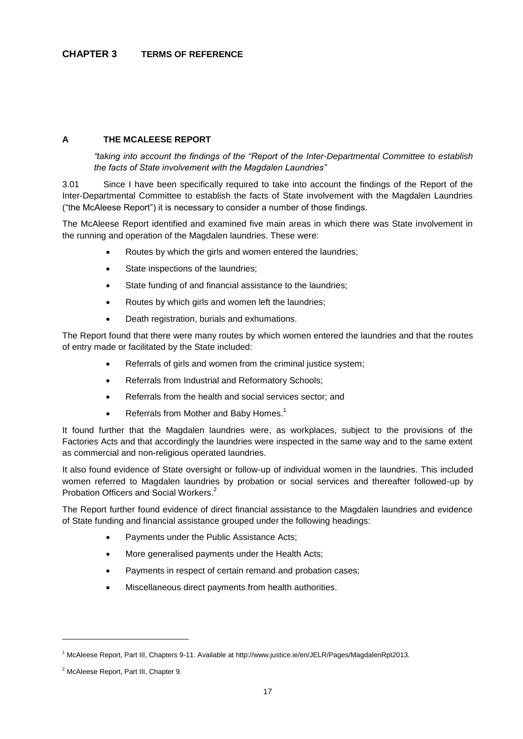# CHAPTER 3 TERMS OF REFERENCE

## A THE MCALEESE REPORT

*"taking into account the findings of the "Report of the Inter-Departmental Committee to establish the facts of State involvement with the Magdalen Laundries"*

3.01 Since I have been specifically required to take into account the findings of the Report of the Inter-Departmental Committee to establish the facts of State involvement with the Magdalen Laundries ("the McAleese Report") it is necessary to consider a number of those findings.

The McAleese Report identified and examined five main areas in which there was State involvement in the running and operation of the Magdalen laundries. These were:

- Routes by which the girls and women entered the laundries;
- State inspections of the laundries;
- State funding of and financial assistance to the laundries;
- Routes by which girls and women left the laundries;
- Death registration, burials and exhumations.

The Report found that there were many routes by which women entered the laundries and that the routes of entry made or facilitated by the State included:

- Referrals of girls and women from the criminal justice system;
- Referrals from Industrial and Reformatory Schools;
- Referrals from the health and social services sector; and
- Referrals from Mother and Baby Homes.[1]

It found further that the Magdalen laundries were, as workplaces, subject to the provisions of the Factories Acts and that accordingly the laundries were inspected in the same way and to the same extent as commercial and non-religious operated laundries.

It also found evidence of State oversight or follow-up of individual women in the laundries. This included women referred to Magdalen laundries by probation or social services and thereafter followed-up by Probation Officers and Social Workers.[2]

The Report further found evidence of direct financial assistance to the Magdalen laundries and evidence of State funding and financial assistance grouped under the following headings:

- Payments under the Public Assistance Acts;
- More generalised payments under the Health Acts;
- Payments in respect of certain remand and probation cases;
- Miscellaneous direct payments from health authorities.

---

[1] McAleese Report, Part III, Chapters 9-11. Available at http://www.justice.ie/en/JELR/Pages/MagdalenRpt2013.

[2] McAleese Report, Part III, Chapter 9.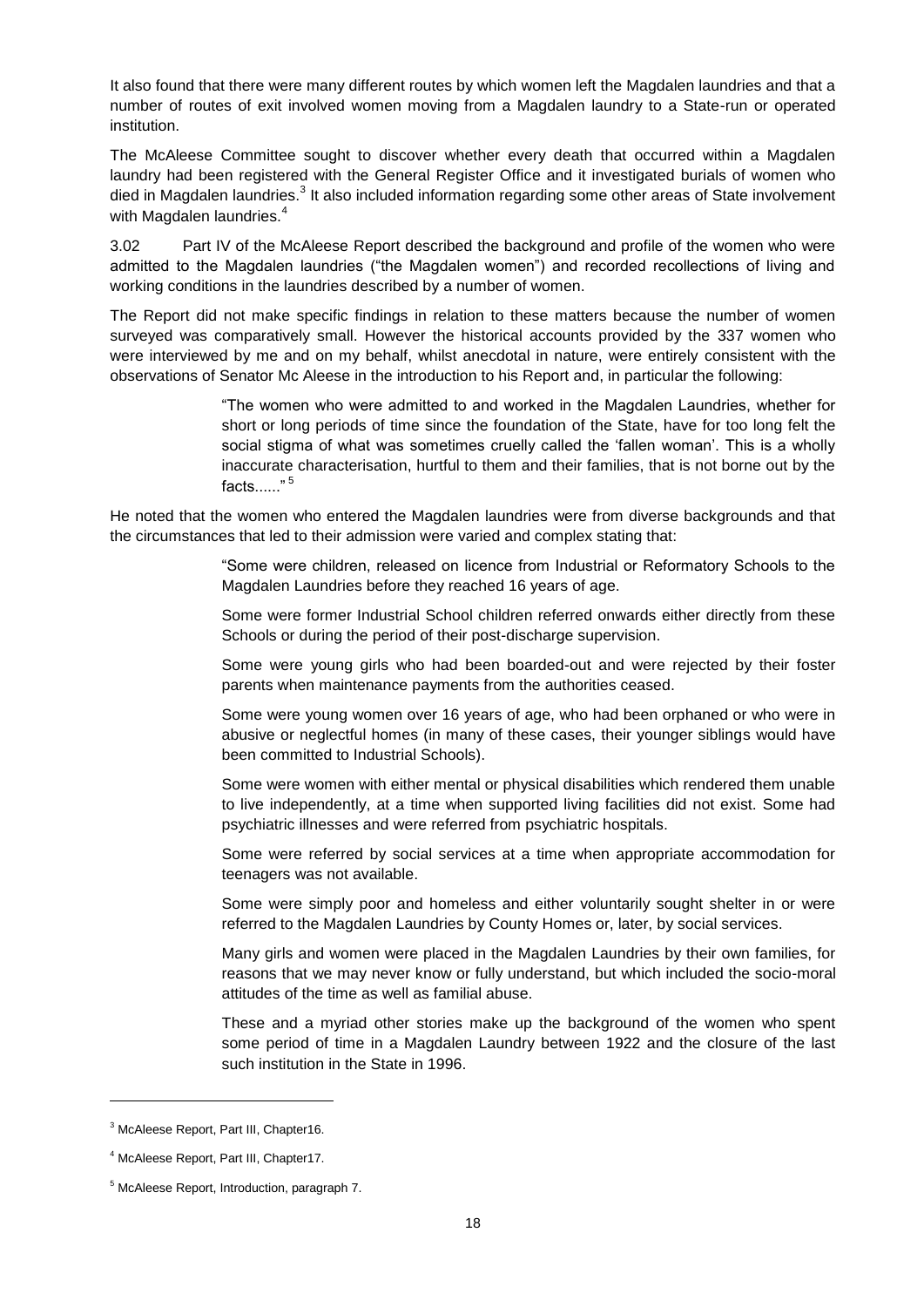It also found that there were many different routes by which women left the Magdalen laundries and that a number of routes of exit involved women moving from a Magdalen laundry to a State-run or operated institution.

The McAleese Committee sought to discover whether every death that occurred within a Magdalen laundry had been registered with the General Register Office and it investigated burials of women who died in Magdalen laundries.[3] It also included information regarding some other areas of State involvement with Magdalen laundries.[4]

3.02 Part IV of the McAleese Report described the background and profile of the women who were admitted to the Magdalen laundries ("the Magdalen women") and recorded recollections of living and working conditions in the laundries described by a number of women.

The Report did not make specific findings in relation to these matters because the number of women surveyed was comparatively small. However the historical accounts provided by the 337 women who were interviewed by me and on my behalf, whilst anecdotal in nature, were entirely consistent with the observations of Senator Mc Aleese in the introduction to his Report and, in particular the following:

> "The women who were admitted to and worked in the Magdalen Laundries, whether for short or long periods of time since the foundation of the State, have for too long felt the social stigma of what was sometimes cruelly called the 'fallen woman'. This is a wholly inaccurate characterisation, hurtful to them and their families, that is not borne out by the facts......"[5]

He noted that the women who entered the Magdalen laundries were from diverse backgrounds and that the circumstances that led to their admission were varied and complex stating that:

> "Some were children, released on licence from Industrial or Reformatory Schools to the Magdalen Laundries before they reached 16 years of age.
>
> Some were former Industrial School children referred onwards either directly from these Schools or during the period of their post-discharge supervision.
>
> Some were young girls who had been boarded-out and were rejected by their foster parents when maintenance payments from the authorities ceased.
>
> Some were young women over 16 years of age, who had been orphaned or who were in abusive or neglectful homes (in many of these cases, their younger siblings would have been committed to Industrial Schools).
>
> Some were women with either mental or physical disabilities which rendered them unable to live independently, at a time when supported living facilities did not exist. Some had psychiatric illnesses and were referred from psychiatric hospitals.
>
> Some were referred by social services at a time when appropriate accommodation for teenagers was not available.
>
> Some were simply poor and homeless and either voluntarily sought shelter in or were referred to the Magdalen Laundries by County Homes or, later, by social services.
>
> Many girls and women were placed in the Magdalen Laundries by their own families, for reasons that we may never know or fully understand, but which included the socio-moral attitudes of the time as well as familial abuse.
>
> These and a myriad other stories make up the background of the women who spent some period of time in a Magdalen Laundry between 1922 and the closure of the last such institution in the State in 1996.

---

[3] McAleese Report, Part III, Chapter16.

[4] McAleese Report, Part III, Chapter17.

[5] McAleese Report, Introduction, paragraph 7.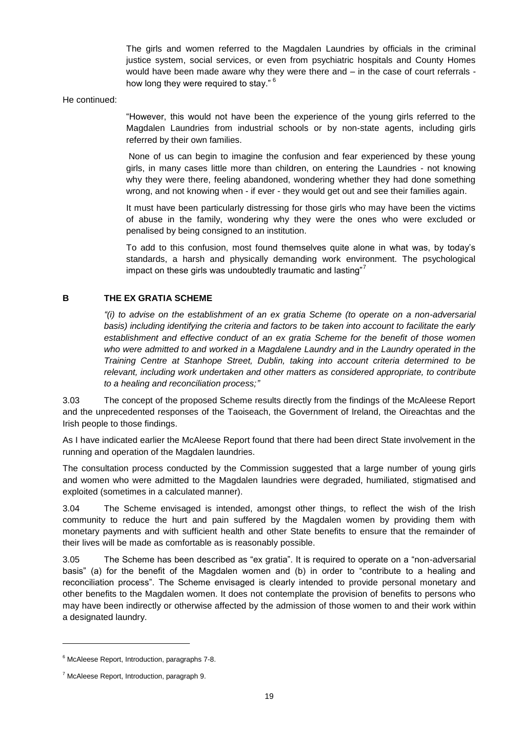> The girls and women referred to the Magdalen Laundries by officials in the criminal justice system, social services, or even from psychiatric hospitals and County Homes would have been made aware why they were there and – in the case of court referrals - how long they were required to stay." [6]

He continued:

> "However, this would not have been the experience of the young girls referred to the Magdalen Laundries from industrial schools or by non-state agents, including girls referred by their own families.
>
> None of us can begin to imagine the confusion and fear experienced by these young girls, in many cases little more than children, on entering the Laundries - not knowing why they were there, feeling abandoned, wondering whether they had done something wrong, and not knowing when - if ever - they would get out and see their families again.
>
> It must have been particularly distressing for those girls who may have been the victims of abuse in the family, wondering why they were the ones who were excluded or penalised by being consigned to an institution.
>
> To add to this confusion, most found themselves quite alone in what was, by today's standards, a harsh and physically demanding work environment. The psychological impact on these girls was undoubtedly traumatic and lasting" [7]

## B THE EX GRATIA SCHEME

> *"(i) to advise on the establishment of an ex gratia Scheme (to operate on a non-adversarial basis) including identifying the criteria and factors to be taken into account to facilitate the early establishment and effective conduct of an ex gratia Scheme for the benefit of those women who were admitted to and worked in a Magdalene Laundry and in the Laundry operated in the Training Centre at Stanhope Street, Dublin, taking into account criteria determined to be relevant, including work undertaken and other matters as considered appropriate, to contribute to a healing and reconciliation process;"*

3.03 The concept of the proposed Scheme results directly from the findings of the McAleese Report and the unprecedented responses of the Taoiseach, the Government of Ireland, the Oireachtas and the Irish people to those findings.

As I have indicated earlier the McAleese Report found that there had been direct State involvement in the running and operation of the Magdalen laundries.

The consultation process conducted by the Commission suggested that a large number of young girls and women who were admitted to the Magdalen laundries were degraded, humiliated, stigmatised and exploited (sometimes in a calculated manner).

3.04 The Scheme envisaged is intended, amongst other things, to reflect the wish of the Irish community to reduce the hurt and pain suffered by the Magdalen women by providing them with monetary payments and with sufficient health and other State benefits to ensure that the remainder of their lives will be made as comfortable as is reasonably possible.

3.05 The Scheme has been described as "ex gratia". It is required to operate on a "non-adversarial basis" (a) for the benefit of the Magdalen women and (b) in order to "contribute to a healing and reconciliation process". The Scheme envisaged is clearly intended to provide personal monetary and other benefits to the Magdalen women. It does not contemplate the provision of benefits to persons who may have been indirectly or otherwise affected by the admission of those women to and their work within a designated laundry.

---

[6] McAleese Report, Introduction, paragraphs 7-8.

[7] McAleese Report, Introduction, paragraph 9.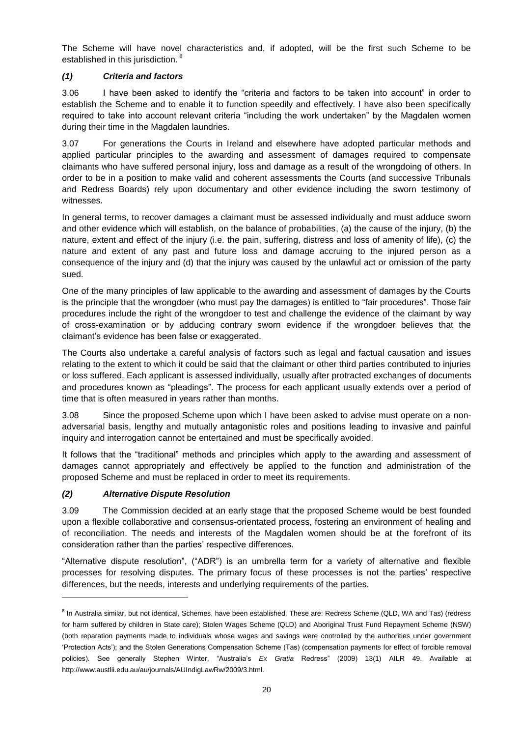The Scheme will have novel characteristics and, if adopted, will be the first such Scheme to be established in this jurisdiction. [8]

### *(1) Criteria and factors*

3.06 I have been asked to identify the "criteria and factors to be taken into account" in order to establish the Scheme and to enable it to function speedily and effectively. I have also been specifically required to take into account relevant criteria "including the work undertaken" by the Magdalen women during their time in the Magdalen laundries.

3.07 For generations the Courts in Ireland and elsewhere have adopted particular methods and applied particular principles to the awarding and assessment of damages required to compensate claimants who have suffered personal injury, loss and damage as a result of the wrongdoing of others. In order to be in a position to make valid and coherent assessments the Courts (and successive Tribunals and Redress Boards) rely upon documentary and other evidence including the sworn testimony of witnesses.

In general terms, to recover damages a claimant must be assessed individually and must adduce sworn and other evidence which will establish, on the balance of probabilities, (a) the cause of the injury, (b) the nature, extent and effect of the injury (i.e. the pain, suffering, distress and loss of amenity of life), (c) the nature and extent of any past and future loss and damage accruing to the injured person as a consequence of the injury and (d) that the injury was caused by the unlawful act or omission of the party sued.

One of the many principles of law applicable to the awarding and assessment of damages by the Courts is the principle that the wrongdoer (who must pay the damages) is entitled to "fair procedures". Those fair procedures include the right of the wrongdoer to test and challenge the evidence of the claimant by way of cross-examination or by adducing contrary sworn evidence if the wrongdoer believes that the claimant's evidence has been false or exaggerated.

The Courts also undertake a careful analysis of factors such as legal and factual causation and issues relating to the extent to which it could be said that the claimant or other third parties contributed to injuries or loss suffered. Each applicant is assessed individually, usually after protracted exchanges of documents and procedures known as "pleadings". The process for each applicant usually extends over a period of time that is often measured in years rather than months.

3.08 Since the proposed Scheme upon which I have been asked to advise must operate on a non-adversarial basis, lengthy and mutually antagonistic roles and positions leading to invasive and painful inquiry and interrogation cannot be entertained and must be specifically avoided.

It follows that the "traditional" methods and principles which apply to the awarding and assessment of damages cannot appropriately and effectively be applied to the function and administration of the proposed Scheme and must be replaced in order to meet its requirements.

### *(2) Alternative Dispute Resolution*

3.09 The Commission decided at an early stage that the proposed Scheme would be best founded upon a flexible collaborative and consensus-orientated process, fostering an environment of healing and of reconciliation. The needs and interests of the Magdalen women should be at the forefront of its consideration rather than the parties' respective differences.

"Alternative dispute resolution", ("ADR") is an umbrella term for a variety of alternative and flexible processes for resolving disputes. The primary focus of these processes is not the parties' respective differences, but the needs, interests and underlying requirements of the parties.

---

[8] In Australia similar, but not identical, Schemes, have been established. These are: Redress Scheme (QLD, WA and Tas) (redress for harm suffered by children in State care); Stolen Wages Scheme (QLD) and Aboriginal Trust Fund Repayment Scheme (NSW) (both reparation payments made to individuals whose wages and savings were controlled by the authorities under government 'Protection Acts'); and the Stolen Generations Compensation Scheme (Tas) (compensation payments for effect of forcible removal policies). See generally Stephen Winter, "Australia's *Ex Gratia* Redress" (2009) 13(1) AILR 49. Available at http://www.austlii.edu.au/au/journals/AUIndigLawRw/2009/3.html.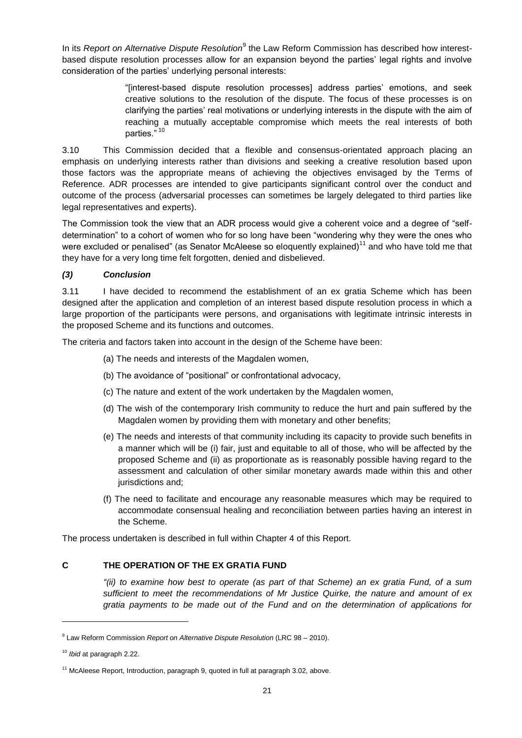In its *Report on Alternative Dispute Resolution*[9] the Law Reform Commission has described how interest-based dispute resolution processes allow for an expansion beyond the parties' legal rights and involve consideration of the parties' underlying personal interests:

> "[interest-based dispute resolution processes] address parties' emotions, and seek creative solutions to the resolution of the dispute. The focus of these processes is on clarifying the parties' real motivations or underlying interests in the dispute with the aim of reaching a mutually acceptable compromise which meets the real interests of both parties." [10]

3.10 This Commission decided that a flexible and consensus-orientated approach placing an emphasis on underlying interests rather than divisions and seeking a creative resolution based upon those factors was the appropriate means of achieving the objectives envisaged by the Terms of Reference. ADR processes are intended to give participants significant control over the conduct and outcome of the process (adversarial processes can sometimes be largely delegated to third parties like legal representatives and experts).

The Commission took the view that an ADR process would give a coherent voice and a degree of "self-determination" to a cohort of women who for so long have been "wondering why they were the ones who were excluded or penalised" (as Senator McAleese so eloquently explained)[11] and who have told me that they have for a very long time felt forgotten, denied and disbelieved.

### *(3) Conclusion*

3.11 I have decided to recommend the establishment of an ex gratia Scheme which has been designed after the application and completion of an interest based dispute resolution process in which a large proportion of the participants were persons, and organisations with legitimate intrinsic interests in the proposed Scheme and its functions and outcomes.

The criteria and factors taken into account in the design of the Scheme have been:

(a) The needs and interests of the Magdalen women,

(b) The avoidance of "positional" or confrontational advocacy,

(c) The nature and extent of the work undertaken by the Magdalen women,

(d) The wish of the contemporary Irish community to reduce the hurt and pain suffered by the Magdalen women by providing them with monetary and other benefits;

(e) The needs and interests of that community including its capacity to provide such benefits in a manner which will be (i) fair, just and equitable to all of those, who will be affected by the proposed Scheme and (ii) as proportionate as is reasonably possible having regard to the assessment and calculation of other similar monetary awards made within this and other jurisdictions and;

(f) The need to facilitate and encourage any reasonable measures which may be required to accommodate consensual healing and reconciliation between parties having an interest in the Scheme.

The process undertaken is described in full within Chapter 4 of this Report.

## C THE OPERATION OF THE EX GRATIA FUND

> *"(ii) to examine how best to operate (as part of that Scheme) an ex gratia Fund, of a sum sufficient to meet the recommendations of Mr Justice Quirke, the nature and amount of ex gratia payments to be made out of the Fund and on the determination of applications for*

---

[9] Law Reform Commission *Report on Alternative Dispute Resolution* (LRC 98 – 2010).

[10] *Ibid* at paragraph 2.22.

[11] McAleese Report, Introduction, paragraph 9, quoted in full at paragraph 3.02, above.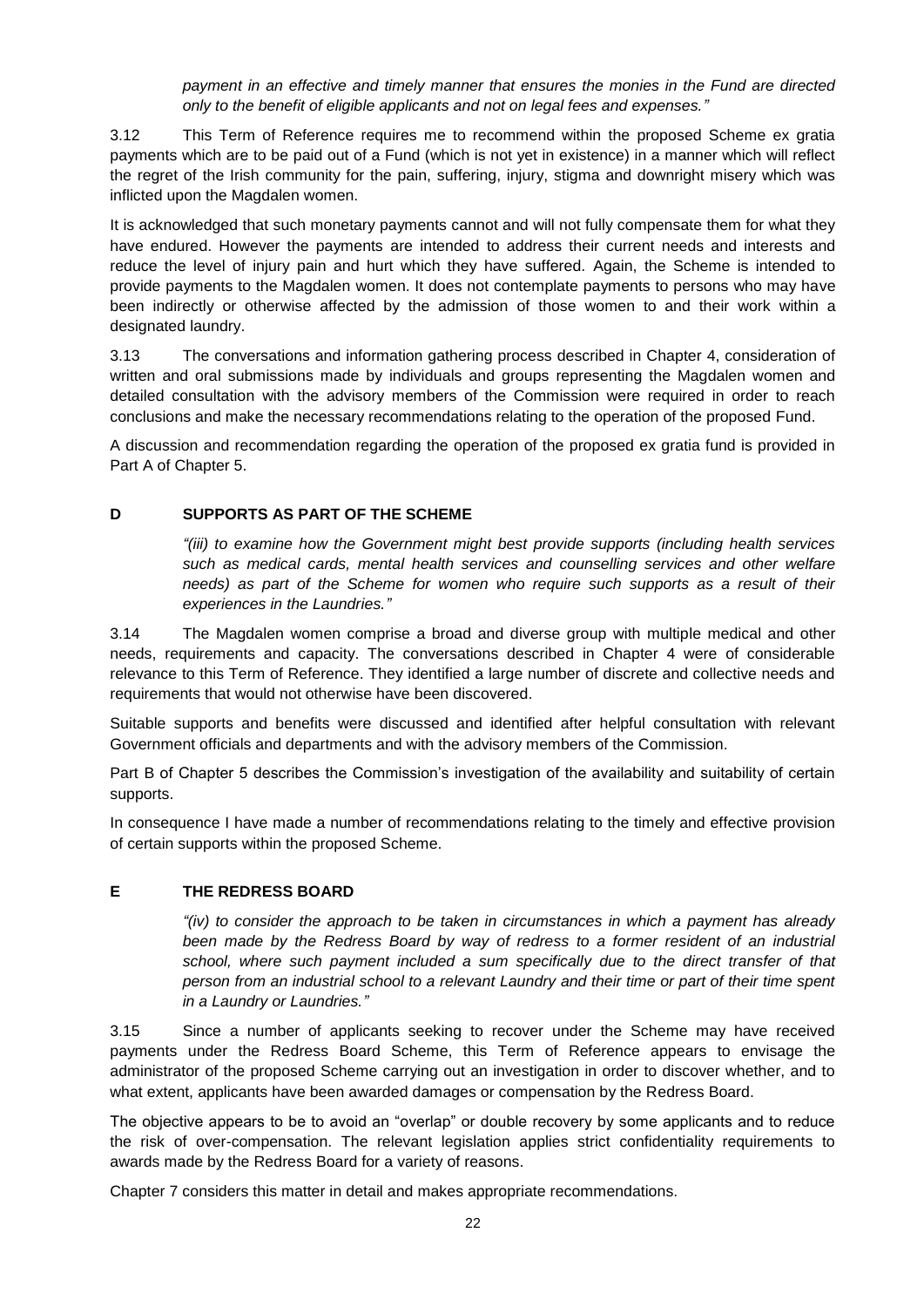*payment in an effective and timely manner that ensures the monies in the Fund are directed only to the benefit of eligible applicants and not on legal fees and expenses."*

3.12 This Term of Reference requires me to recommend within the proposed Scheme ex gratia payments which are to be paid out of a Fund (which is not yet in existence) in a manner which will reflect the regret of the Irish community for the pain, suffering, injury, stigma and downright misery which was inflicted upon the Magdalen women.

It is acknowledged that such monetary payments cannot and will not fully compensate them for what they have endured. However the payments are intended to address their current needs and interests and reduce the level of injury pain and hurt which they have suffered. Again, the Scheme is intended to provide payments to the Magdalen women. It does not contemplate payments to persons who may have been indirectly or otherwise affected by the admission of those women to and their work within a designated laundry.

3.13 The conversations and information gathering process described in Chapter 4, consideration of written and oral submissions made by individuals and groups representing the Magdalen women and detailed consultation with the advisory members of the Commission were required in order to reach conclusions and make the necessary recommendations relating to the operation of the proposed Fund.

A discussion and recommendation regarding the operation of the proposed ex gratia fund is provided in Part A of Chapter 5.

## D SUPPORTS AS PART OF THE SCHEME

*"(iii) to examine how the Government might best provide supports (including health services such as medical cards, mental health services and counselling services and other welfare needs) as part of the Scheme for women who require such supports as a result of their experiences in the Laundries."*

3.14 The Magdalen women comprise a broad and diverse group with multiple medical and other needs, requirements and capacity. The conversations described in Chapter 4 were of considerable relevance to this Term of Reference. They identified a large number of discrete and collective needs and requirements that would not otherwise have been discovered.

Suitable supports and benefits were discussed and identified after helpful consultation with relevant Government officials and departments and with the advisory members of the Commission.

Part B of Chapter 5 describes the Commission's investigation of the availability and suitability of certain supports.

In consequence I have made a number of recommendations relating to the timely and effective provision of certain supports within the proposed Scheme.

## E THE REDRESS BOARD

*"(iv) to consider the approach to be taken in circumstances in which a payment has already been made by the Redress Board by way of redress to a former resident of an industrial school, where such payment included a sum specifically due to the direct transfer of that person from an industrial school to a relevant Laundry and their time or part of their time spent in a Laundry or Laundries."*

3.15 Since a number of applicants seeking to recover under the Scheme may have received payments under the Redress Board Scheme, this Term of Reference appears to envisage the administrator of the proposed Scheme carrying out an investigation in order to discover whether, and to what extent, applicants have been awarded damages or compensation by the Redress Board.

The objective appears to be to avoid an "overlap" or double recovery by some applicants and to reduce the risk of over-compensation. The relevant legislation applies strict confidentiality requirements to awards made by the Redress Board for a variety of reasons.

Chapter 7 considers this matter in detail and makes appropriate recommendations.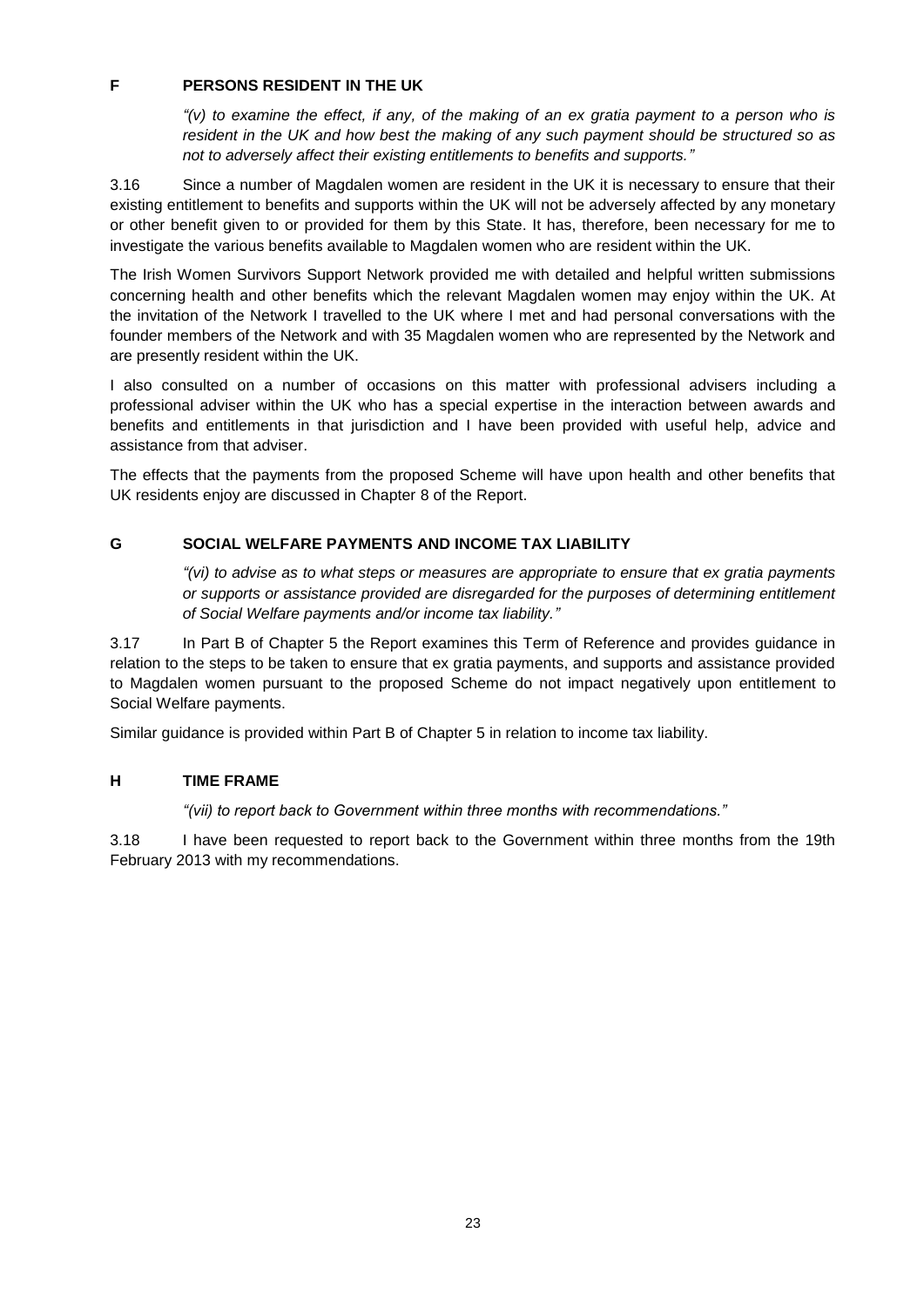## F PERSONS RESIDENT IN THE UK

> *"(v) to examine the effect, if any, of the making of an ex gratia payment to a person who is resident in the UK and how best the making of any such payment should be structured so as not to adversely affect their existing entitlements to benefits and supports."*

3.16 Since a number of Magdalen women are resident in the UK it is necessary to ensure that their existing entitlement to benefits and supports within the UK will not be adversely affected by any monetary or other benefit given to or provided for them by this State. It has, therefore, been necessary for me to investigate the various benefits available to Magdalen women who are resident within the UK.

The Irish Women Survivors Support Network provided me with detailed and helpful written submissions concerning health and other benefits which the relevant Magdalen women may enjoy within the UK. At the invitation of the Network I travelled to the UK where I met and had personal conversations with the founder members of the Network and with 35 Magdalen women who are represented by the Network and are presently resident within the UK.

I also consulted on a number of occasions on this matter with professional advisers including a professional adviser within the UK who has a special expertise in the interaction between awards and benefits and entitlements in that jurisdiction and I have been provided with useful help, advice and assistance from that adviser.

The effects that the payments from the proposed Scheme will have upon health and other benefits that UK residents enjoy are discussed in Chapter 8 of the Report.

## G SOCIAL WELFARE PAYMENTS AND INCOME TAX LIABILITY

> *"(vi) to advise as to what steps or measures are appropriate to ensure that ex gratia payments or supports or assistance provided are disregarded for the purposes of determining entitlement of Social Welfare payments and/or income tax liability."*

3.17 In Part B of Chapter 5 the Report examines this Term of Reference and provides guidance in relation to the steps to be taken to ensure that ex gratia payments, and supports and assistance provided to Magdalen women pursuant to the proposed Scheme do not impact negatively upon entitlement to Social Welfare payments.

Similar guidance is provided within Part B of Chapter 5 in relation to income tax liability.

## H TIME FRAME

> *"(vii) to report back to Government within three months with recommendations."*

3.18 I have been requested to report back to the Government within three months from the 19th February 2013 with my recommendations.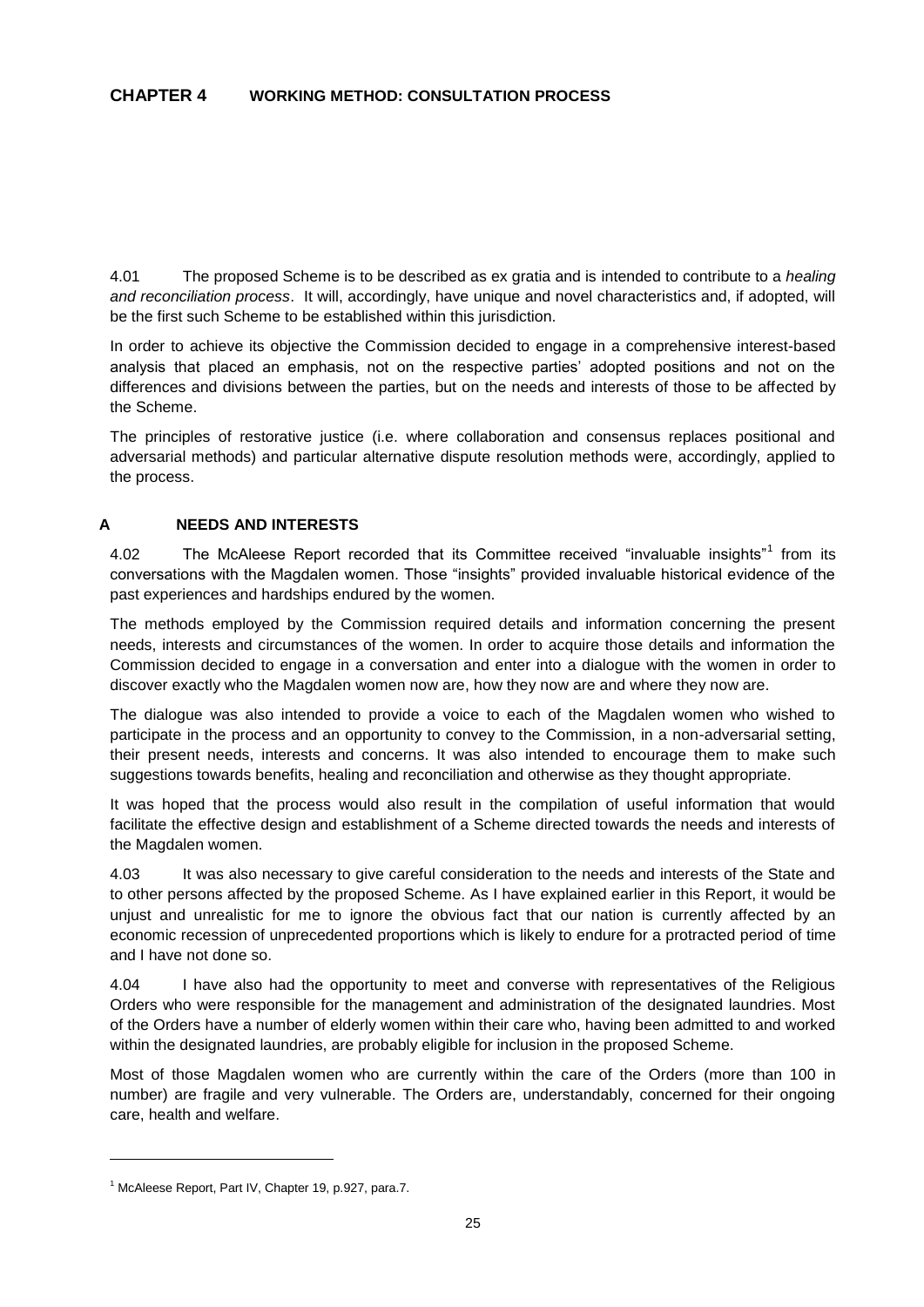## CHAPTER 4 WORKING METHOD: CONSULTATION PROCESS

4.01 The proposed Scheme is to be described as ex gratia and is intended to contribute to a *healing and reconciliation process*. It will, accordingly, have unique and novel characteristics and, if adopted, will be the first such Scheme to be established within this jurisdiction.

In order to achieve its objective the Commission decided to engage in a comprehensive interest-based analysis that placed an emphasis, not on the respective parties' adopted positions and not on the differences and divisions between the parties, but on the needs and interests of those to be affected by the Scheme.

The principles of restorative justice (i.e. where collaboration and consensus replaces positional and adversarial methods) and particular alternative dispute resolution methods were, accordingly, applied to the process.

### A NEEDS AND INTERESTS

4.02 The McAleese Report recorded that its Committee received "invaluable insights"[1] from its conversations with the Magdalen women. Those "insights" provided invaluable historical evidence of the past experiences and hardships endured by the women.

The methods employed by the Commission required details and information concerning the present needs, interests and circumstances of the women. In order to acquire those details and information the Commission decided to engage in a conversation and enter into a dialogue with the women in order to discover exactly who the Magdalen women now are, how they now are and where they now are.

The dialogue was also intended to provide a voice to each of the Magdalen women who wished to participate in the process and an opportunity to convey to the Commission, in a non-adversarial setting, their present needs, interests and concerns. It was also intended to encourage them to make such suggestions towards benefits, healing and reconciliation and otherwise as they thought appropriate.

It was hoped that the process would also result in the compilation of useful information that would facilitate the effective design and establishment of a Scheme directed towards the needs and interests of the Magdalen women.

4.03 It was also necessary to give careful consideration to the needs and interests of the State and to other persons affected by the proposed Scheme. As I have explained earlier in this Report, it would be unjust and unrealistic for me to ignore the obvious fact that our nation is currently affected by an economic recession of unprecedented proportions which is likely to endure for a protracted period of time and I have not done so.

4.04 I have also had the opportunity to meet and converse with representatives of the Religious Orders who were responsible for the management and administration of the designated laundries. Most of the Orders have a number of elderly women within their care who, having been admitted to and worked within the designated laundries, are probably eligible for inclusion in the proposed Scheme.

Most of those Magdalen women who are currently within the care of the Orders (more than 100 in number) are fragile and very vulnerable. The Orders are, understandably, concerned for their ongoing care, health and welfare.

---

[1] McAleese Report, Part IV, Chapter 19, p.927, para.7.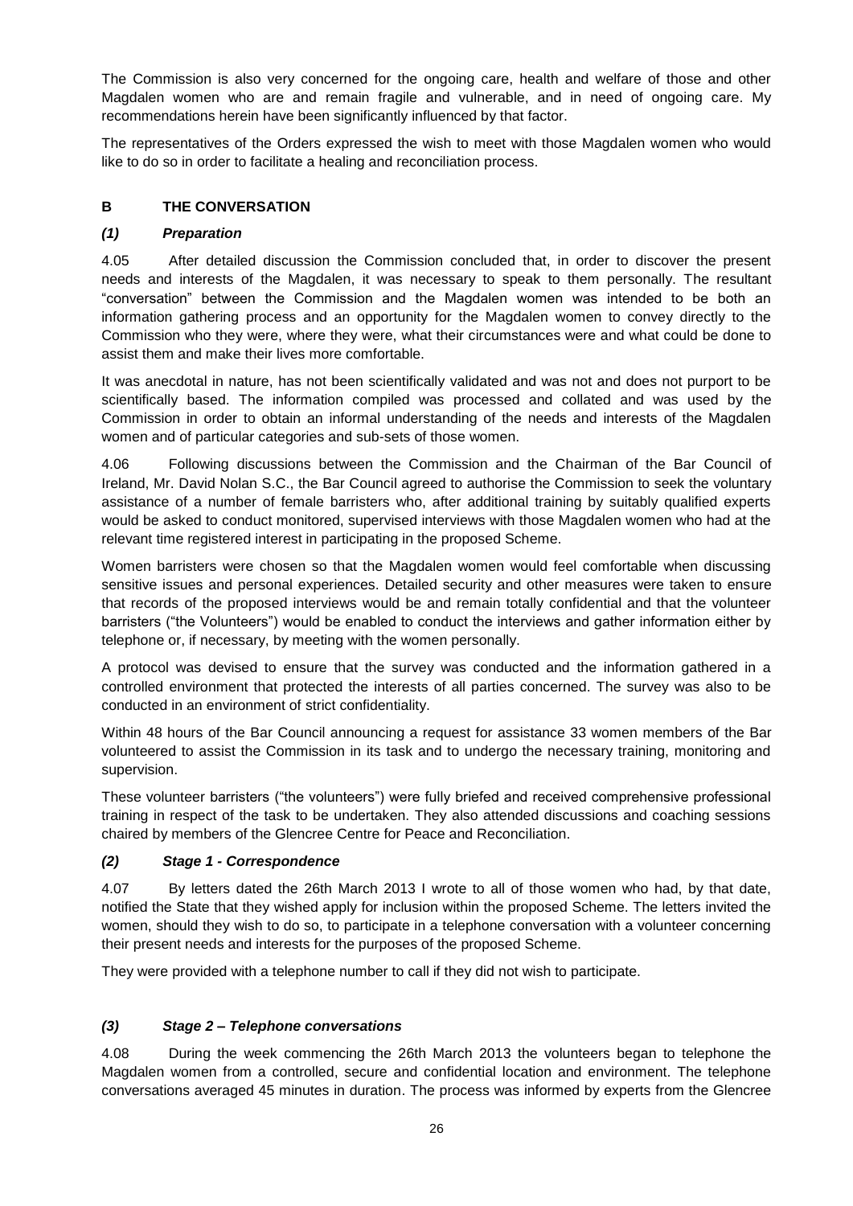The Commission is also very concerned for the ongoing care, health and welfare of those and other Magdalen women who are and remain fragile and vulnerable, and in need of ongoing care. My recommendations herein have been significantly influenced by that factor.

The representatives of the Orders expressed the wish to meet with those Magdalen women who would like to do so in order to facilitate a healing and reconciliation process.

## B THE CONVERSATION

### *(1) Preparation*

4.05 After detailed discussion the Commission concluded that, in order to discover the present needs and interests of the Magdalen, it was necessary to speak to them personally. The resultant "conversation" between the Commission and the Magdalen women was intended to be both an information gathering process and an opportunity for the Magdalen women to convey directly to the Commission who they were, where they were, what their circumstances were and what could be done to assist them and make their lives more comfortable.

It was anecdotal in nature, has not been scientifically validated and was not and does not purport to be scientifically based. The information compiled was processed and collated and was used by the Commission in order to obtain an informal understanding of the needs and interests of the Magdalen women and of particular categories and sub-sets of those women.

4.06 Following discussions between the Commission and the Chairman of the Bar Council of Ireland, Mr. David Nolan S.C., the Bar Council agreed to authorise the Commission to seek the voluntary assistance of a number of female barristers who, after additional training by suitably qualified experts would be asked to conduct monitored, supervised interviews with those Magdalen women who had at the relevant time registered interest in participating in the proposed Scheme.

Women barristers were chosen so that the Magdalen women would feel comfortable when discussing sensitive issues and personal experiences. Detailed security and other measures were taken to ensure that records of the proposed interviews would be and remain totally confidential and that the volunteer barristers ("the Volunteers") would be enabled to conduct the interviews and gather information either by telephone or, if necessary, by meeting with the women personally.

A protocol was devised to ensure that the survey was conducted and the information gathered in a controlled environment that protected the interests of all parties concerned. The survey was also to be conducted in an environment of strict confidentiality.

Within 48 hours of the Bar Council announcing a request for assistance 33 women members of the Bar volunteered to assist the Commission in its task and to undergo the necessary training, monitoring and supervision.

These volunteer barristers ("the volunteers") were fully briefed and received comprehensive professional training in respect of the task to be undertaken. They also attended discussions and coaching sessions chaired by members of the Glencree Centre for Peace and Reconciliation.

### *(2) Stage 1 - Correspondence*

4.07 By letters dated the 26th March 2013 I wrote to all of those women who had, by that date, notified the State that they wished apply for inclusion within the proposed Scheme. The letters invited the women, should they wish to do so, to participate in a telephone conversation with a volunteer concerning their present needs and interests for the purposes of the proposed Scheme.

They were provided with a telephone number to call if they did not wish to participate.

### *(3) Stage 2 – Telephone conversations*

4.08 During the week commencing the 26th March 2013 the volunteers began to telephone the Magdalen women from a controlled, secure and confidential location and environment. The telephone conversations averaged 45 minutes in duration. The process was informed by experts from the Glencree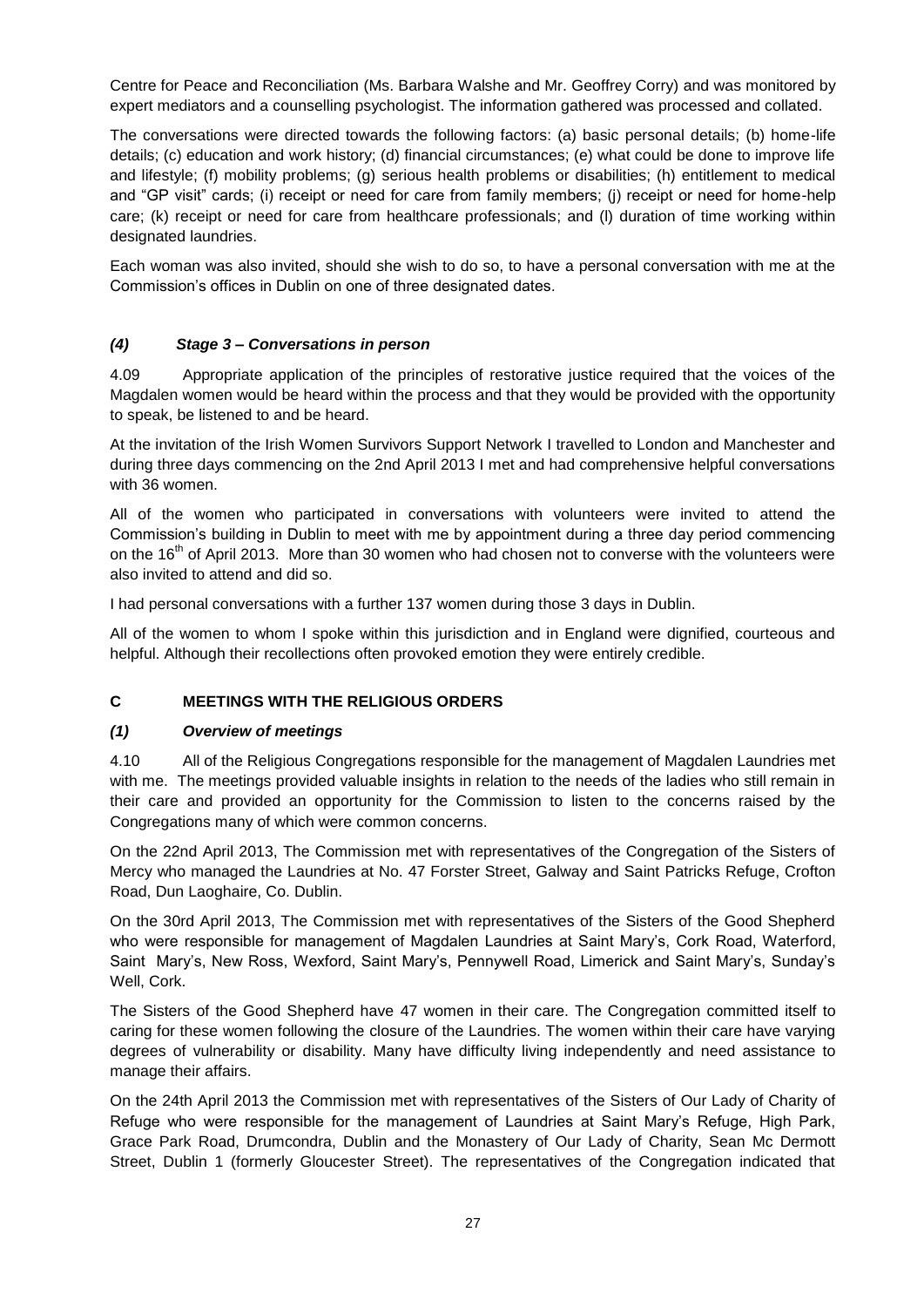Centre for Peace and Reconciliation (Ms. Barbara Walshe and Mr. Geoffrey Corry) and was monitored by expert mediators and a counselling psychologist. The information gathered was processed and collated.

The conversations were directed towards the following factors: (a) basic personal details; (b) home-life details; (c) education and work history; (d) financial circumstances; (e) what could be done to improve life and lifestyle; (f) mobility problems; (g) serious health problems or disabilities; (h) entitlement to medical and "GP visit" cards; (i) receipt or need for care from family members; (j) receipt or need for home-help care; (k) receipt or need for care from healthcare professionals; and (l) duration of time working within designated laundries.

Each woman was also invited, should she wish to do so, to have a personal conversation with me at the Commission's offices in Dublin on one of three designated dates.

### *(4) Stage 3 – Conversations in person*

4.09 Appropriate application of the principles of restorative justice required that the voices of the Magdalen women would be heard within the process and that they would be provided with the opportunity to speak, be listened to and be heard.

At the invitation of the Irish Women Survivors Support Network I travelled to London and Manchester and during three days commencing on the 2nd April 2013 I met and had comprehensive helpful conversations with 36 women.

All of the women who participated in conversations with volunteers were invited to attend the Commission's building in Dublin to meet with me by appointment during a three day period commencing on the 16th of April 2013. More than 30 women who had chosen not to converse with the volunteers were also invited to attend and did so.

I had personal conversations with a further 137 women during those 3 days in Dublin.

All of the women to whom I spoke within this jurisdiction and in England were dignified, courteous and helpful. Although their recollections often provoked emotion they were entirely credible.

## C MEETINGS WITH THE RELIGIOUS ORDERS

### *(1) Overview of meetings*

4.10 All of the Religious Congregations responsible for the management of Magdalen Laundries met with me. The meetings provided valuable insights in relation to the needs of the ladies who still remain in their care and provided an opportunity for the Commission to listen to the concerns raised by the Congregations many of which were common concerns.

On the 22nd April 2013, The Commission met with representatives of the Congregation of the Sisters of Mercy who managed the Laundries at No. 47 Forster Street, Galway and Saint Patricks Refuge, Crofton Road, Dun Laoghaire, Co. Dublin.

On the 30rd April 2013, The Commission met with representatives of the Sisters of the Good Shepherd who were responsible for management of Magdalen Laundries at Saint Mary's, Cork Road, Waterford, Saint Mary's, New Ross, Wexford, Saint Mary's, Pennywell Road, Limerick and Saint Mary's, Sunday's Well, Cork.

The Sisters of the Good Shepherd have 47 women in their care. The Congregation committed itself to caring for these women following the closure of the Laundries. The women within their care have varying degrees of vulnerability or disability. Many have difficulty living independently and need assistance to manage their affairs.

On the 24th April 2013 the Commission met with representatives of the Sisters of Our Lady of Charity of Refuge who were responsible for the management of Laundries at Saint Mary's Refuge, High Park, Grace Park Road, Drumcondra, Dublin and the Monastery of Our Lady of Charity, Sean Mc Dermott Street, Dublin 1 (formerly Gloucester Street). The representatives of the Congregation indicated that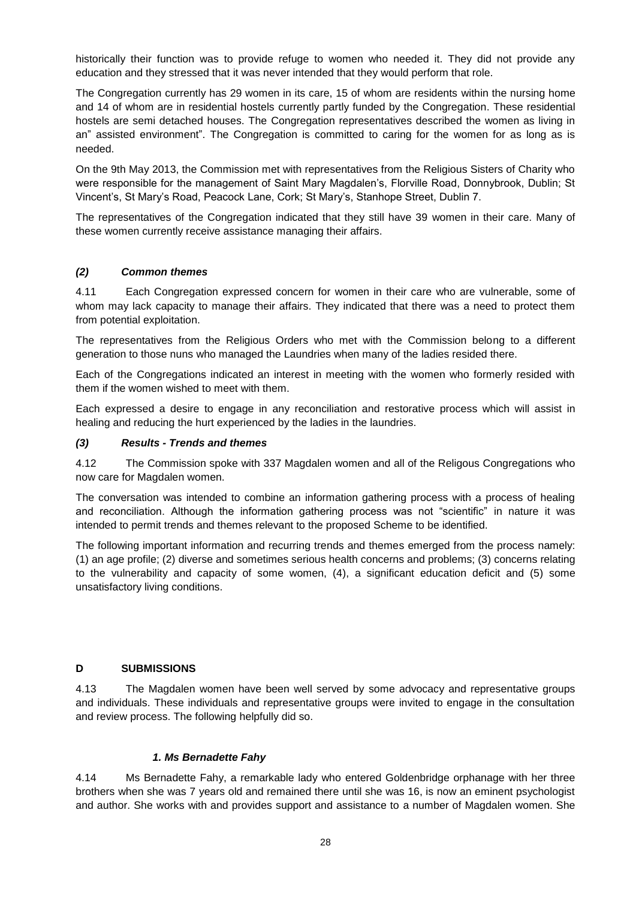historically their function was to provide refuge to women who needed it. They did not provide any education and they stressed that it was never intended that they would perform that role.

The Congregation currently has 29 women in its care, 15 of whom are residents within the nursing home and 14 of whom are in residential hostels currently partly funded by the Congregation. These residential hostels are semi detached houses. The Congregation representatives described the women as living in an" assisted environment". The Congregation is committed to caring for the women for as long as is needed.

On the 9th May 2013, the Commission met with representatives from the Religious Sisters of Charity who were responsible for the management of Saint Mary Magdalen's, Florville Road, Donnybrook, Dublin; St Vincent's, St Mary's Road, Peacock Lane, Cork; St Mary's, Stanhope Street, Dublin 7.

The representatives of the Congregation indicated that they still have 39 women in their care. Many of these women currently receive assistance managing their affairs.

### *(2) Common themes*

4.11 Each Congregation expressed concern for women in their care who are vulnerable, some of whom may lack capacity to manage their affairs. They indicated that there was a need to protect them from potential exploitation.

The representatives from the Religious Orders who met with the Commission belong to a different generation to those nuns who managed the Laundries when many of the ladies resided there.

Each of the Congregations indicated an interest in meeting with the women who formerly resided with them if the women wished to meet with them.

Each expressed a desire to engage in any reconciliation and restorative process which will assist in healing and reducing the hurt experienced by the ladies in the laundries.

### *(3) Results - Trends and themes*

4.12 The Commission spoke with 337 Magdalen women and all of the Religous Congregations who now care for Magdalen women.

The conversation was intended to combine an information gathering process with a process of healing and reconciliation. Although the information gathering process was not "scientific" in nature it was intended to permit trends and themes relevant to the proposed Scheme to be identified.

The following important information and recurring trends and themes emerged from the process namely: (1) an age profile; (2) diverse and sometimes serious health concerns and problems; (3) concerns relating to the vulnerability and capacity of some women, (4), a significant education deficit and (5) some unsatisfactory living conditions.

## D SUBMISSIONS

4.13 The Magdalen women have been well served by some advocacy and representative groups and individuals. These individuals and representative groups were invited to engage in the consultation and review process. The following helpfully did so.

### *1. Ms Bernadette Fahy*

4.14 Ms Bernadette Fahy, a remarkable lady who entered Goldenbridge orphanage with her three brothers when she was 7 years old and remained there until she was 16, is now an eminent psychologist and author. She works with and provides support and assistance to a number of Magdalen women. She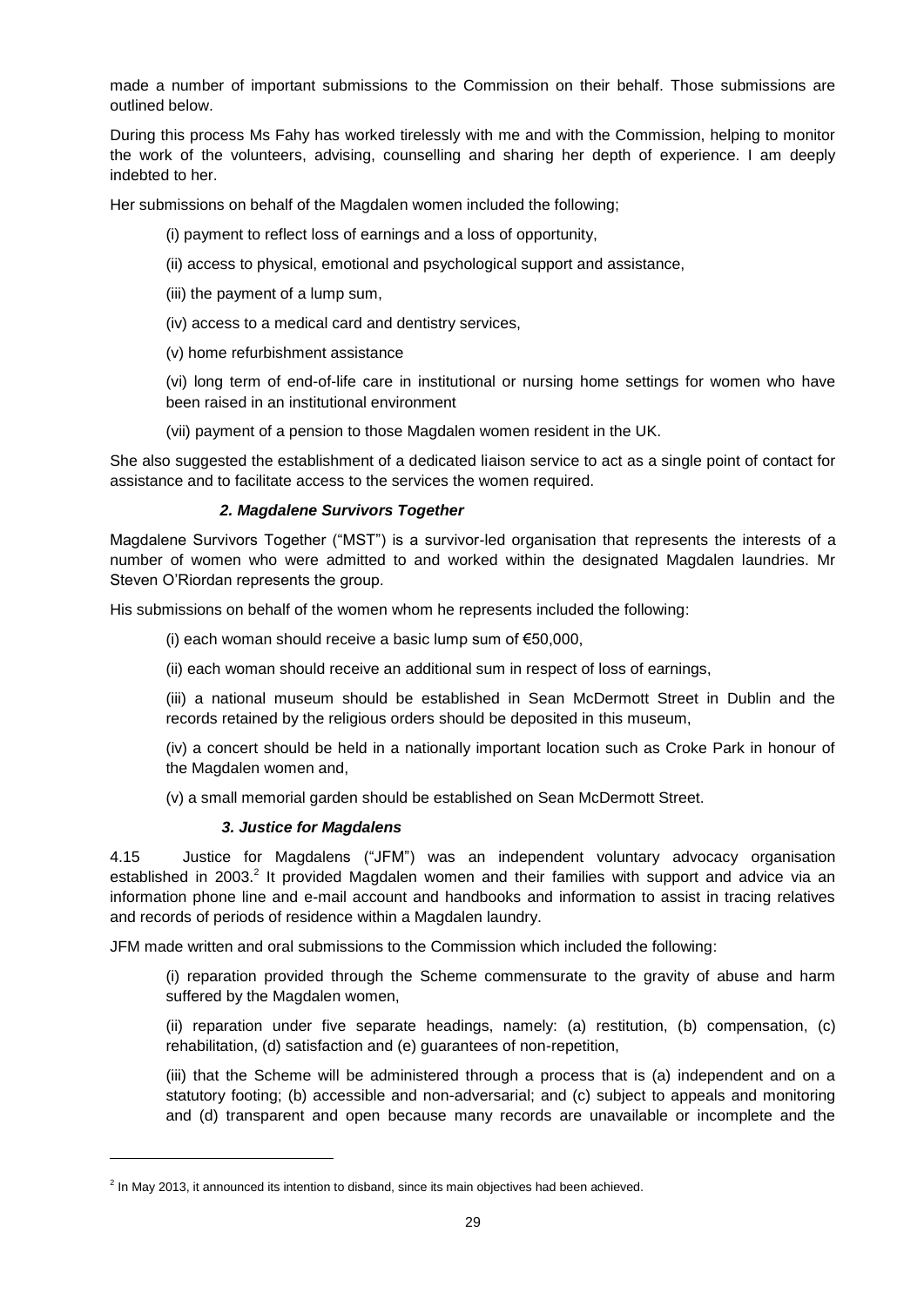made a number of important submissions to the Commission on their behalf. Those submissions are outlined below.

During this process Ms Fahy has worked tirelessly with me and with the Commission, helping to monitor the work of the volunteers, advising, counselling and sharing her depth of experience. I am deeply indebted to her.

Her submissions on behalf of the Magdalen women included the following;

(i) payment to reflect loss of earnings and a loss of opportunity,

(ii) access to physical, emotional and psychological support and assistance,

(iii) the payment of a lump sum,

(iv) access to a medical card and dentistry services,

(v) home refurbishment assistance

(vi) long term of end-of-life care in institutional or nursing home settings for women who have been raised in an institutional environment

(vii) payment of a pension to those Magdalen women resident in the UK.

She also suggested the establishment of a dedicated liaison service to act as a single point of contact for assistance and to facilitate access to the services the women required.

### *2. Magdalene Survivors Together*

Magdalene Survivors Together ("MST") is a survivor-led organisation that represents the interests of a number of women who were admitted to and worked within the designated Magdalen laundries. Mr Steven O'Riordan represents the group.

His submissions on behalf of the women whom he represents included the following:

(i) each woman should receive a basic lump sum of €50,000,

(ii) each woman should receive an additional sum in respect of loss of earnings,

(iii) a national museum should be established in Sean McDermott Street in Dublin and the records retained by the religious orders should be deposited in this museum,

(iv) a concert should be held in a nationally important location such as Croke Park in honour of the Magdalen women and,

(v) a small memorial garden should be established on Sean McDermott Street.

### *3. Justice for Magdalens*

4.15 Justice for Magdalens ("JFM") was an independent voluntary advocacy organisation established in 2003.[2] It provided Magdalen women and their families with support and advice via an information phone line and e-mail account and handbooks and information to assist in tracing relatives and records of periods of residence within a Magdalen laundry.

JFM made written and oral submissions to the Commission which included the following:

(i) reparation provided through the Scheme commensurate to the gravity of abuse and harm suffered by the Magdalen women,

(ii) reparation under five separate headings, namely: (a) restitution, (b) compensation, (c) rehabilitation, (d) satisfaction and (e) guarantees of non-repetition,

(iii) that the Scheme will be administered through a process that is (a) independent and on a statutory footing; (b) accessible and non-adversarial; and (c) subject to appeals and monitoring and (d) transparent and open because many records are unavailable or incomplete and the

---

[2] In May 2013, it announced its intention to disband, since its main objectives had been achieved.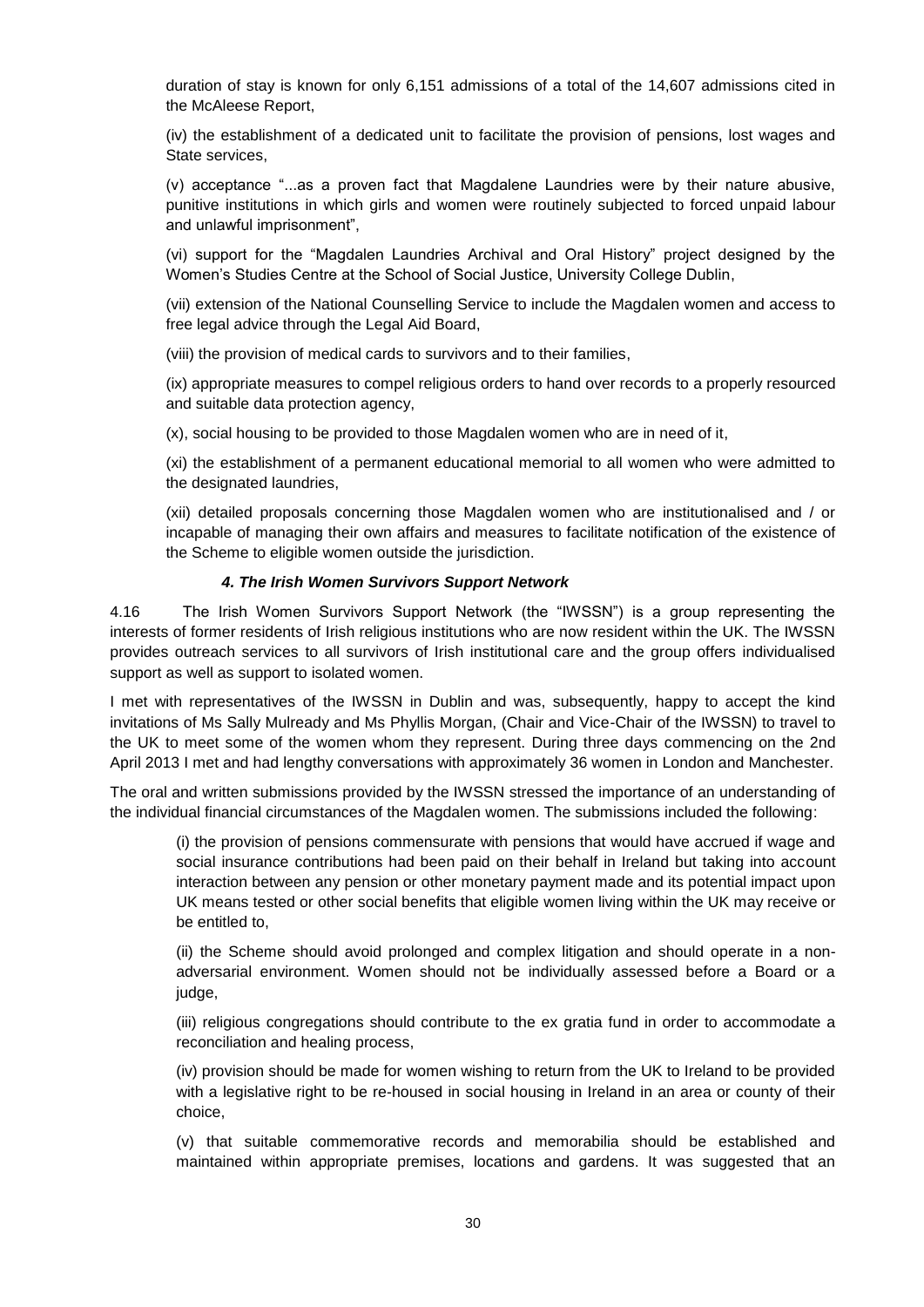duration of stay is known for only 6,151 admissions of a total of the 14,607 admissions cited in the McAleese Report,

(iv) the establishment of a dedicated unit to facilitate the provision of pensions, lost wages and State services,

(v) acceptance "...as a proven fact that Magdalene Laundries were by their nature abusive, punitive institutions in which girls and women were routinely subjected to forced unpaid labour and unlawful imprisonment",

(vi) support for the "Magdalen Laundries Archival and Oral History" project designed by the Women's Studies Centre at the School of Social Justice, University College Dublin,

(vii) extension of the National Counselling Service to include the Magdalen women and access to free legal advice through the Legal Aid Board,

(viii) the provision of medical cards to survivors and to their families,

(ix) appropriate measures to compel religious orders to hand over records to a properly resourced and suitable data protection agency,

(x), social housing to be provided to those Magdalen women who are in need of it,

(xi) the establishment of a permanent educational memorial to all women who were admitted to the designated laundries,

(xii) detailed proposals concerning those Magdalen women who are institutionalised and / or incapable of managing their own affairs and measures to facilitate notification of the existence of the Scheme to eligible women outside the jurisdiction.

#### *4. The Irish Women Survivors Support Network*

4.16 The Irish Women Survivors Support Network (the "IWSSN") is a group representing the interests of former residents of Irish religious institutions who are now resident within the UK. The IWSSN provides outreach services to all survivors of Irish institutional care and the group offers individualised support as well as support to isolated women.

I met with representatives of the IWSSN in Dublin and was, subsequently, happy to accept the kind invitations of Ms Sally Mulready and Ms Phyllis Morgan, (Chair and Vice-Chair of the IWSSN) to travel to the UK to meet some of the women whom they represent. During three days commencing on the 2nd April 2013 I met and had lengthy conversations with approximately 36 women in London and Manchester.

The oral and written submissions provided by the IWSSN stressed the importance of an understanding of the individual financial circumstances of the Magdalen women. The submissions included the following:

(i) the provision of pensions commensurate with pensions that would have accrued if wage and social insurance contributions had been paid on their behalf in Ireland but taking into account interaction between any pension or other monetary payment made and its potential impact upon UK means tested or other social benefits that eligible women living within the UK may receive or be entitled to,

(ii) the Scheme should avoid prolonged and complex litigation and should operate in a non-adversarial environment. Women should not be individually assessed before a Board or a judge,

(iii) religious congregations should contribute to the ex gratia fund in order to accommodate a reconciliation and healing process,

(iv) provision should be made for women wishing to return from the UK to Ireland to be provided with a legislative right to be re-housed in social housing in Ireland in an area or county of their choice,

(v) that suitable commemorative records and memorabilia should be established and maintained within appropriate premises, locations and gardens. It was suggested that an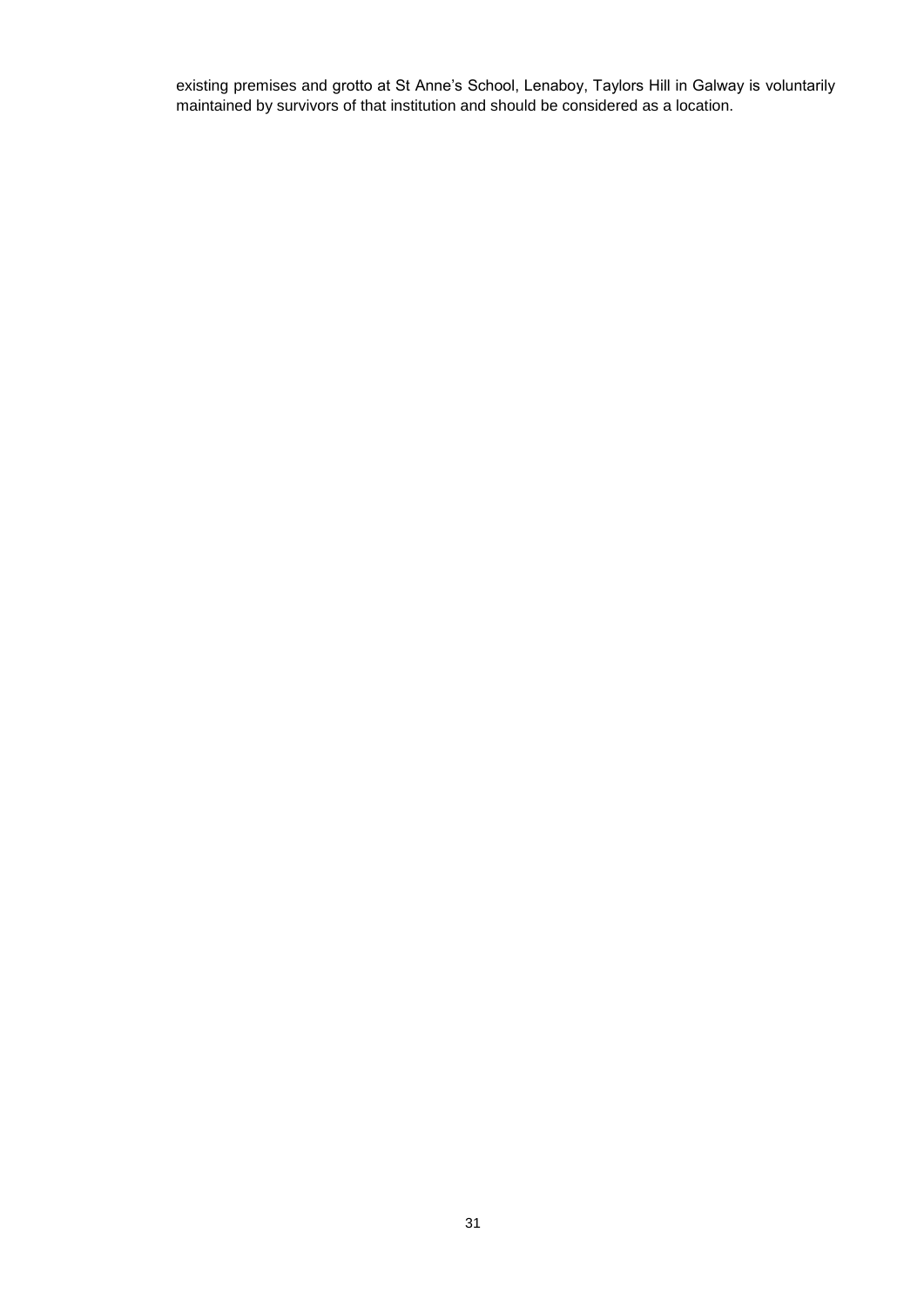existing premises and grotto at St Anne's School, Lenaboy, Taylors Hill in Galway is voluntarily maintained by survivors of that institution and should be considered as a location.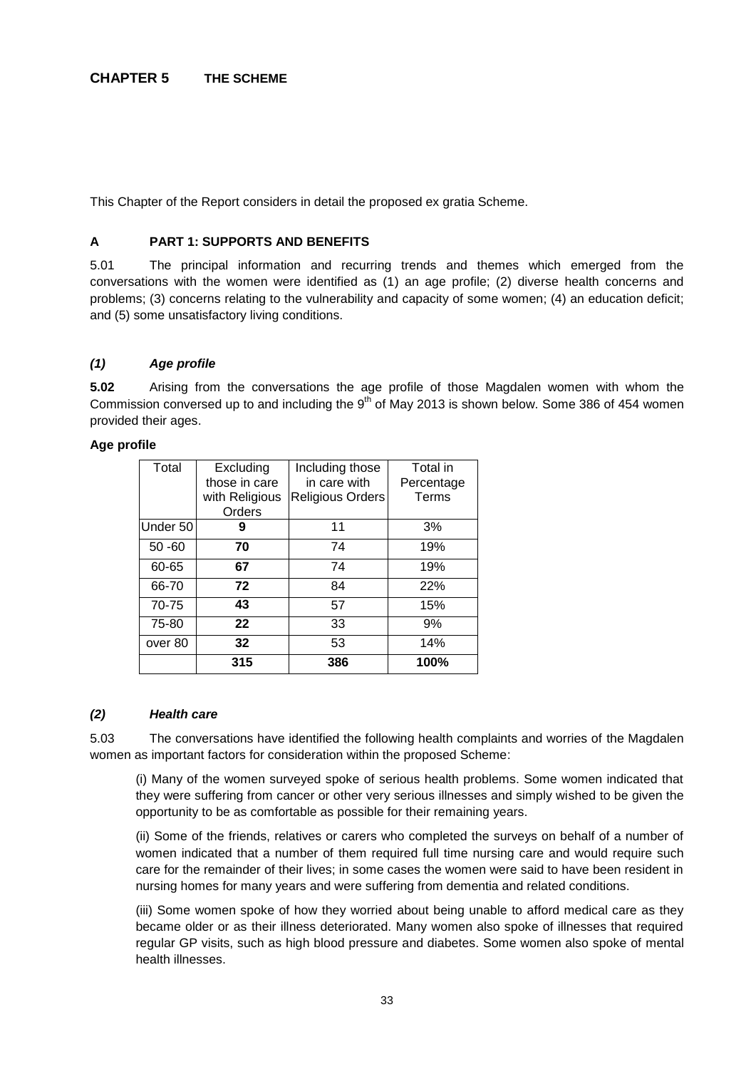# CHAPTER 5 THE SCHEME

This Chapter of the Report considers in detail the proposed ex gratia Scheme.

## A PART 1: SUPPORTS AND BENEFITS

5.01 The principal information and recurring trends and themes which emerged from the conversations with the women were identified as (1) an age profile; (2) diverse health concerns and problems; (3) concerns relating to the vulnerability and capacity of some women; (4) an education deficit; and (5) some unsatisfactory living conditions.

### *(1) Age profile*

**5.02** Arising from the conversations the age profile of those Magdalen women with whom the Commission conversed up to and including the 9th of May 2013 is shown below. Some 386 of 454 women provided their ages.

**Age profile**

| Total | Excluding those in care with Religious Orders | Including those in care with Religious Orders | Total in Percentage Terms |
|---|---|---|---|
| Under 50 | **9** | 11 | 3% |
| 50 -60 | **70** | 74 | 19% |
| 60-65 | **67** | 74 | 19% |
| 66-70 | **72** | 84 | 22% |
| 70-75 | **43** | 57 | 15% |
| 75-80 | **22** | 33 | 9% |
| over 80 | **32** | 53 | 14% |
| | **315** | **386** | **100%** |

### *(2) Health care*

5.03 The conversations have identified the following health complaints and worries of the Magdalen women as important factors for consideration within the proposed Scheme:

(i) Many of the women surveyed spoke of serious health problems. Some women indicated that they were suffering from cancer or other very serious illnesses and simply wished to be given the opportunity to be as comfortable as possible for their remaining years.

(ii) Some of the friends, relatives or carers who completed the surveys on behalf of a number of women indicated that a number of them required full time nursing care and would require such care for the remainder of their lives; in some cases the women were said to have been resident in nursing homes for many years and were suffering from dementia and related conditions.

(iii) Some women spoke of how they worried about being unable to afford medical care as they became older or as their illness deteriorated. Many women also spoke of illnesses that required regular GP visits, such as high blood pressure and diabetes. Some women also spoke of mental health illnesses.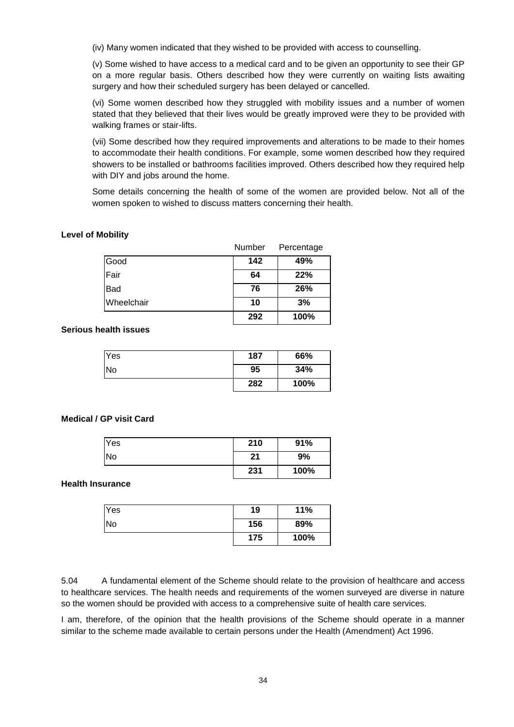(iv) Many women indicated that they wished to be provided with access to counselling.

(v) Some wished to have access to a medical card and to be given an opportunity to see their GP on a more regular basis. Others described how they were currently on waiting lists awaiting surgery and how their scheduled surgery has been delayed or cancelled.

(vi) Some women described how they struggled with mobility issues and a number of women stated that they believed that their lives would be greatly improved were they to be provided with walking frames or stair-lifts.

(vii) Some described how they required improvements and alterations to be made to their homes to accommodate their health conditions. For example, some women described how they required showers to be installed or bathrooms facilities improved. Others described how they required help with DIY and jobs around the home.

Some details concerning the health of some of the women are provided below. Not all of the women spoken to wished to discuss matters concerning their health.

**Level of Mobility**

| | Number | Percentage |
|---|---|---|
| Good | **142** | **49%** |
| Fair | **64** | **22%** |
| Bad | **76** | **26%** |
| Wheelchair | **10** | **3%** |
| | **292** | **100%** |

**Serious health issues**

| | | |
|---|---|---|
| Yes | **187** | **66%** |
| No | **95** | **34%** |
| | **282** | **100%** |

**Medical / GP visit Card**

| | | |
|---|---|---|
| Yes | **210** | **91%** |
| No | **21** | **9%** |
| | **231** | **100%** |

**Health Insurance**

| | | |
|---|---|---|
| Yes | **19** | **11%** |
| No | **156** | **89%** |
| | **175** | **100%** |

5.04 A fundamental element of the Scheme should relate to the provision of healthcare and access to healthcare services. The health needs and requirements of the women surveyed are diverse in nature so the women should be provided with access to a comprehensive suite of health care services.

I am, therefore, of the opinion that the health provisions of the Scheme should operate in a manner similar to the scheme made available to certain persons under the Health (Amendment) Act 1996.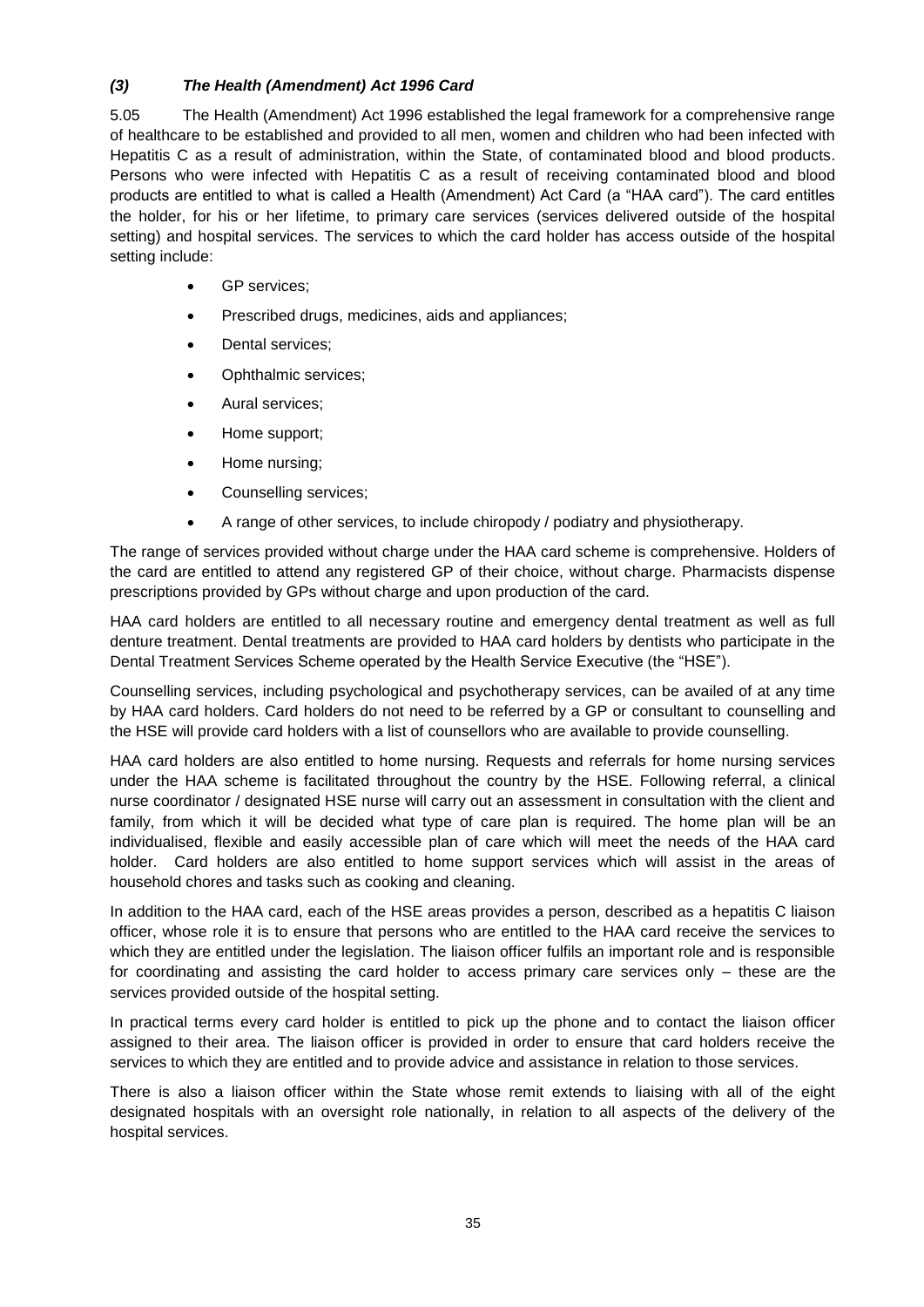### *(3) The Health (Amendment) Act 1996 Card*

5.05 The Health (Amendment) Act 1996 established the legal framework for a comprehensive range of healthcare to be established and provided to all men, women and children who had been infected with Hepatitis C as a result of administration, within the State, of contaminated blood and blood products. Persons who were infected with Hepatitis C as a result of receiving contaminated blood and blood products are entitled to what is called a Health (Amendment) Act Card (a "HAA card"). The card entitles the holder, for his or her lifetime, to primary care services (services delivered outside of the hospital setting) and hospital services. The services to which the card holder has access outside of the hospital setting include:

- GP services;
- Prescribed drugs, medicines, aids and appliances;
- Dental services;
- Ophthalmic services;
- Aural services;
- Home support;
- Home nursing;
- Counselling services;
- A range of other services, to include chiropody / podiatry and physiotherapy.

The range of services provided without charge under the HAA card scheme is comprehensive. Holders of the card are entitled to attend any registered GP of their choice, without charge. Pharmacists dispense prescriptions provided by GPs without charge and upon production of the card.

HAA card holders are entitled to all necessary routine and emergency dental treatment as well as full denture treatment. Dental treatments are provided to HAA card holders by dentists who participate in the Dental Treatment Services Scheme operated by the Health Service Executive (the "HSE").

Counselling services, including psychological and psychotherapy services, can be availed of at any time by HAA card holders. Card holders do not need to be referred by a GP or consultant to counselling and the HSE will provide card holders with a list of counsellors who are available to provide counselling.

HAA card holders are also entitled to home nursing. Requests and referrals for home nursing services under the HAA scheme is facilitated throughout the country by the HSE. Following referral, a clinical nurse coordinator / designated HSE nurse will carry out an assessment in consultation with the client and family, from which it will be decided what type of care plan is required. The home plan will be an individualised, flexible and easily accessible plan of care which will meet the needs of the HAA card holder. Card holders are also entitled to home support services which will assist in the areas of household chores and tasks such as cooking and cleaning.

In addition to the HAA card, each of the HSE areas provides a person, described as a hepatitis C liaison officer, whose role it is to ensure that persons who are entitled to the HAA card receive the services to which they are entitled under the legislation. The liaison officer fulfils an important role and is responsible for coordinating and assisting the card holder to access primary care services only – these are the services provided outside of the hospital setting.

In practical terms every card holder is entitled to pick up the phone and to contact the liaison officer assigned to their area. The liaison officer is provided in order to ensure that card holders receive the services to which they are entitled and to provide advice and assistance in relation to those services.

There is also a liaison officer within the State whose remit extends to liaising with all of the eight designated hospitals with an oversight role nationally, in relation to all aspects of the delivery of the hospital services.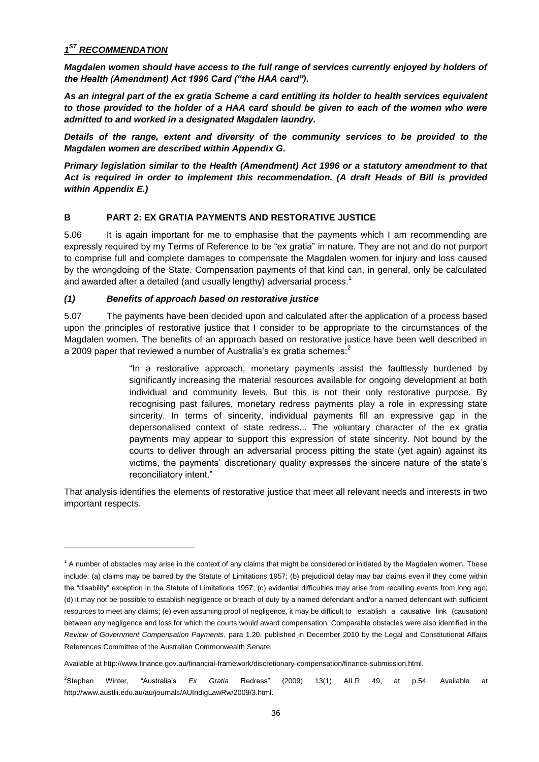***1[ST] RECOMMENDATION***

***Magdalen women should have access to the full range of services currently enjoyed by holders of the Health (Amendment) Act 1996 Card ("the HAA card").***

***As an integral part of the ex gratia Scheme a card entitling its holder to health services equivalent to those provided to the holder of a HAA card should be given to each of the women who were admitted to and worked in a designated Magdalen laundry.***

***Details of the range, extent and diversity of the community services to be provided to the Magdalen women are described within Appendix G.***

***Primary legislation similar to the Health (Amendment) Act 1996 or a statutory amendment to that Act is required in order to implement this recommendation. (A draft Heads of Bill is provided within Appendix E.)***

## B PART 2: EX GRATIA PAYMENTS AND RESTORATIVE JUSTICE

5.06 It is again important for me to emphasise that the payments which I am recommending are expressly required by my Terms of Reference to be "ex gratia" in nature. They are not and do not purport to comprise full and complete damages to compensate the Magdalen women for injury and loss caused by the wrongdoing of the State. Compensation payments of that kind can, in general, only be calculated and awarded after a detailed (and usually lengthy) adversarial process.[1]

### *(1) Benefits of approach based on restorative justice*

5.07 The payments have been decided upon and calculated after the application of a process based upon the principles of restorative justice that I consider to be appropriate to the circumstances of the Magdalen women. The benefits of an approach based on restorative justice have been well described in a 2009 paper that reviewed a number of Australia's ex gratia schemes:[2]

> "In a restorative approach, monetary payments assist the faultlessly burdened by significantly increasing the material resources available for ongoing development at both individual and community levels. But this is not their only restorative purpose. By recognising past failures, monetary redress payments play a role in expressing state sincerity. In terms of sincerity, individual payments fill an expressive gap in the depersonalised context of state redress... The voluntary character of the ex gratia payments may appear to support this expression of state sincerity. Not bound by the courts to deliver through an adversarial process pitting the state (yet again) against its victims, the payments' discretionary quality expresses the sincere nature of the state's reconciliatory intent."

That analysis identifies the elements of restorative justice that meet all relevant needs and interests in two important respects.

---

[1] A number of obstacles may arise in the context of any claims that might be considered or initiated by the Magdalen women. These include: (a) claims may be barred by the Statute of Limitations 1957; (b) prejudicial delay may bar claims even if they come within the "disability" exception in the Statute of Limitations 1957; (c) evidential difficulties may arise from recalling events from long ago; (d) it may not be possible to establish negligence or breach of duty by a named defendant and/or a named defendant with sufficient resources to meet any claims; (e) even assuming proof of negligence, it may be difficult to establish a causative link (causation) between any negligence and loss for which the courts would award compensation. Comparable obstacles were also identified in the *Review of Government Compensation Payments*, para 1.20, published in December 2010 by the Legal and Constitutional Affairs References Committee of the Australian Commonwealth Senate.

Available at http://www.finance.gov.au/financial-framework/discretionary-compensation/finance-submission.html.

[2] Stephen Winter, "Australia's *Ex Gratia* Redress" (2009) 13(1) AILR 49, at p.54. Available at http://www.austlii.edu.au/au/journals/AUIndigLawRw/2009/3.html.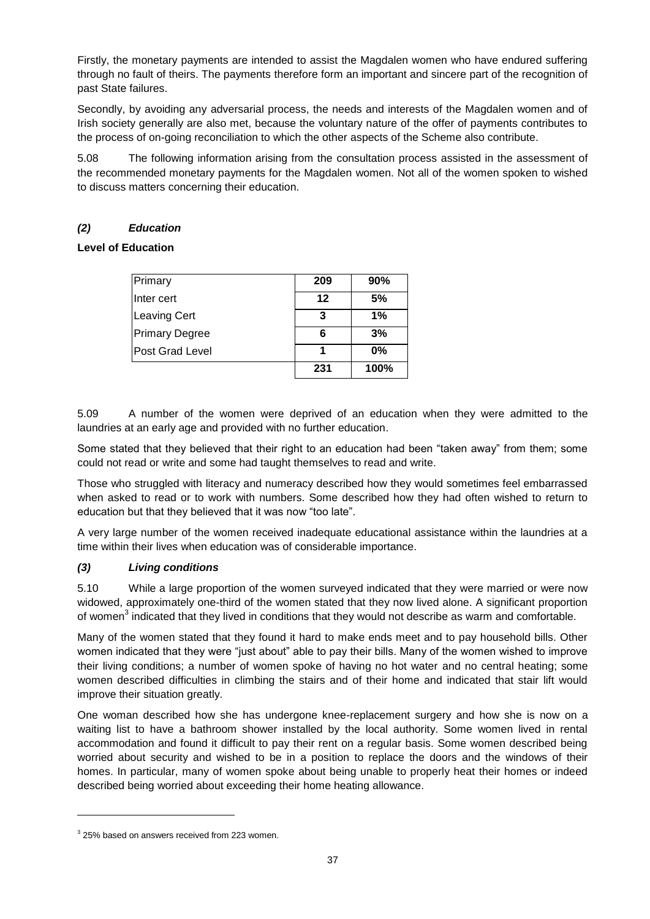Firstly, the monetary payments are intended to assist the Magdalen women who have endured suffering through no fault of theirs. The payments therefore form an important and sincere part of the recognition of past State failures.

Secondly, by avoiding any adversarial process, the needs and interests of the Magdalen women and of Irish society generally are also met, because the voluntary nature of the offer of payments contributes to the process of on-going reconciliation to which the other aspects of the Scheme also contribute.

5.08 The following information arising from the consultation process assisted in the assessment of the recommended monetary payments for the Magdalen women. Not all of the women spoken to wished to discuss matters concerning their education.

### *(2) Education*

**Level of Education**

| | | |
|---|---|---|
| Primary | **209** | **90%** |
| Inter cert | **12** | **5%** |
| Leaving Cert | **3** | **1%** |
| Primary Degree | **6** | **3%** |
| Post Grad Level | **1** | **0%** |
| | **231** | **100%** |

5.09 A number of the women were deprived of an education when they were admitted to the laundries at an early age and provided with no further education.

Some stated that they believed that their right to an education had been "taken away" from them; some could not read or write and some had taught themselves to read and write.

Those who struggled with literacy and numeracy described how they would sometimes feel embarrassed when asked to read or to work with numbers. Some described how they had often wished to return to education but that they believed that it was now "too late".

A very large number of the women received inadequate educational assistance within the laundries at a time within their lives when education was of considerable importance.

### *(3) Living conditions*

5.10 While a large proportion of the women surveyed indicated that they were married or were now widowed, approximately one-third of the women stated that they now lived alone. A significant proportion of women[3] indicated that they lived in conditions that they would not describe as warm and comfortable.

Many of the women stated that they found it hard to make ends meet and to pay household bills. Other women indicated that they were "just about" able to pay their bills. Many of the women wished to improve their living conditions; a number of women spoke of having no hot water and no central heating; some women described difficulties in climbing the stairs and of their home and indicated that stair lift would improve their situation greatly.

One woman described how she has undergone knee-replacement surgery and how she is now on a waiting list to have a bathroom shower installed by the local authority. Some women lived in rental accommodation and found it difficult to pay their rent on a regular basis. Some women described being worried about security and wished to be in a position to replace the doors and the windows of their homes. In particular, many of women spoke about being unable to properly heat their homes or indeed described being worried about exceeding their home heating allowance.

---

[3] 25% based on answers received from 223 women.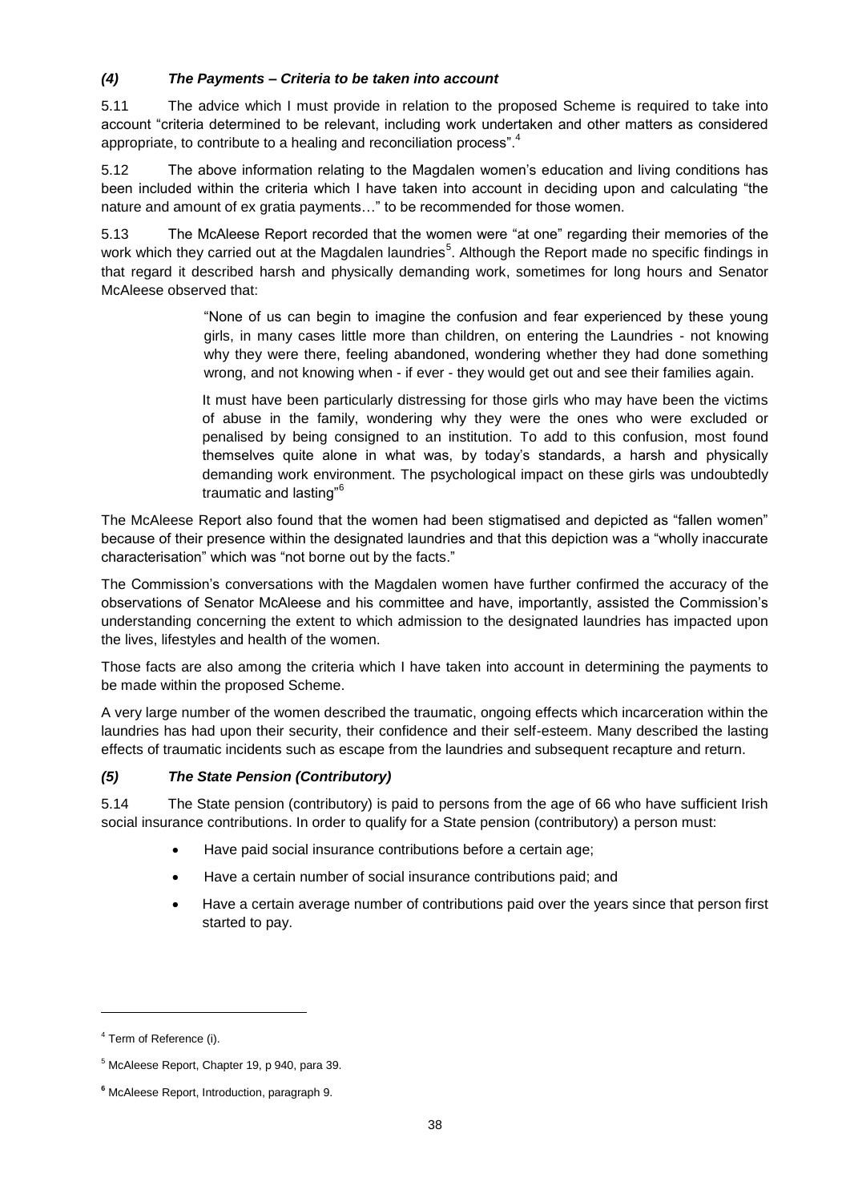### *(4) The Payments – Criteria to be taken into account*

5.11 The advice which I must provide in relation to the proposed Scheme is required to take into account "criteria determined to be relevant, including work undertaken and other matters as considered appropriate, to contribute to a healing and reconciliation process".[4]

5.12 The above information relating to the Magdalen women's education and living conditions has been included within the criteria which I have taken into account in deciding upon and calculating "the nature and amount of ex gratia payments…" to be recommended for those women.

5.13 The McAleese Report recorded that the women were "at one" regarding their memories of the work which they carried out at the Magdalen laundries[5]. Although the Report made no specific findings in that regard it described harsh and physically demanding work, sometimes for long hours and Senator McAleese observed that:

> "None of us can begin to imagine the confusion and fear experienced by these young girls, in many cases little more than children, on entering the Laundries - not knowing why they were there, feeling abandoned, wondering whether they had done something wrong, and not knowing when - if ever - they would get out and see their families again.
>
> It must have been particularly distressing for those girls who may have been the victims of abuse in the family, wondering why they were the ones who were excluded or penalised by being consigned to an institution. To add to this confusion, most found themselves quite alone in what was, by today's standards, a harsh and physically demanding work environment. The psychological impact on these girls was undoubtedly traumatic and lasting"[6]

The McAleese Report also found that the women had been stigmatised and depicted as "fallen women" because of their presence within the designated laundries and that this depiction was a "wholly inaccurate characterisation" which was "not borne out by the facts."

The Commission's conversations with the Magdalen women have further confirmed the accuracy of the observations of Senator McAleese and his committee and have, importantly, assisted the Commission's understanding concerning the extent to which admission to the designated laundries has impacted upon the lives, lifestyles and health of the women.

Those facts are also among the criteria which I have taken into account in determining the payments to be made within the proposed Scheme.

A very large number of the women described the traumatic, ongoing effects which incarceration within the laundries has had upon their security, their confidence and their self-esteem. Many described the lasting effects of traumatic incidents such as escape from the laundries and subsequent recapture and return.

### *(5) The State Pension (Contributory)*

5.14 The State pension (contributory) is paid to persons from the age of 66 who have sufficient Irish social insurance contributions. In order to qualify for a State pension (contributory) a person must:

- Have paid social insurance contributions before a certain age;
- Have a certain number of social insurance contributions paid; and
- Have a certain average number of contributions paid over the years since that person first started to pay.

---

[4] Term of Reference (i).

[5] McAleese Report, Chapter 19, p 940, para 39.

[6] McAleese Report, Introduction, paragraph 9.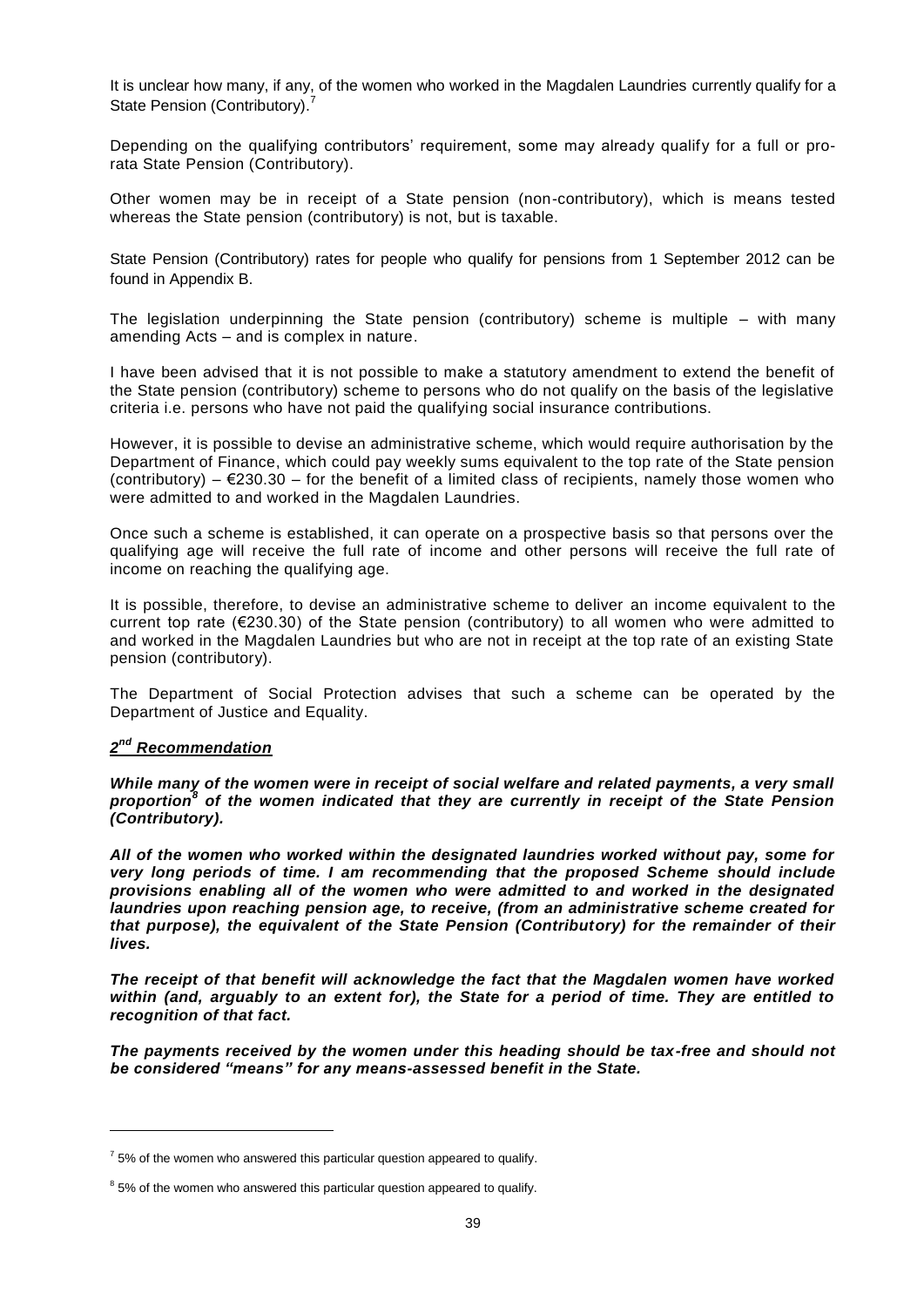It is unclear how many, if any, of the women who worked in the Magdalen Laundries currently qualify for a State Pension (Contributory).[7]

Depending on the qualifying contributors' requirement, some may already qualify for a full or pro-rata State Pension (Contributory).

Other women may be in receipt of a State pension (non-contributory), which is means tested whereas the State pension (contributory) is not, but is taxable.

State Pension (Contributory) rates for people who qualify for pensions from 1 September 2012 can be found in Appendix B.

The legislation underpinning the State pension (contributory) scheme is multiple – with many amending Acts – and is complex in nature.

I have been advised that it is not possible to make a statutory amendment to extend the benefit of the State pension (contributory) scheme to persons who do not qualify on the basis of the legislative criteria i.e. persons who have not paid the qualifying social insurance contributions.

However, it is possible to devise an administrative scheme, which would require authorisation by the Department of Finance, which could pay weekly sums equivalent to the top rate of the State pension (contributory) – €230.30 – for the benefit of a limited class of recipients, namely those women who were admitted to and worked in the Magdalen Laundries.

Once such a scheme is established, it can operate on a prospective basis so that persons over the qualifying age will receive the full rate of income and other persons will receive the full rate of income on reaching the qualifying age.

It is possible, therefore, to devise an administrative scheme to deliver an income equivalent to the current top rate (€230.30) of the State pension (contributory) to all women who were admitted to and worked in the Magdalen Laundries but who are not in receipt at the top rate of an existing State pension (contributory).

The Department of Social Protection advises that such a scheme can be operated by the Department of Justice and Equality.

***2nd Recommendation***

***While many of the women were in receipt of social welfare and related payments, a very small proportion[8] of the women indicated that they are currently in receipt of the State Pension (Contributory).***

***All of the women who worked within the designated laundries worked without pay, some for very long periods of time. I am recommending that the proposed Scheme should include provisions enabling all of the women who were admitted to and worked in the designated laundries upon reaching pension age, to receive, (from an administrative scheme created for that purpose), the equivalent of the State Pension (Contributory) for the remainder of their lives.***

***The receipt of that benefit will acknowledge the fact that the Magdalen women have worked within (and, arguably to an extent for), the State for a period of time. They are entitled to recognition of that fact.***

***The payments received by the women under this heading should be tax-free and should not be considered "means" for any means-assessed benefit in the State.***

---

[7] 5% of the women who answered this particular question appeared to qualify.

[8] 5% of the women who answered this particular question appeared to qualify.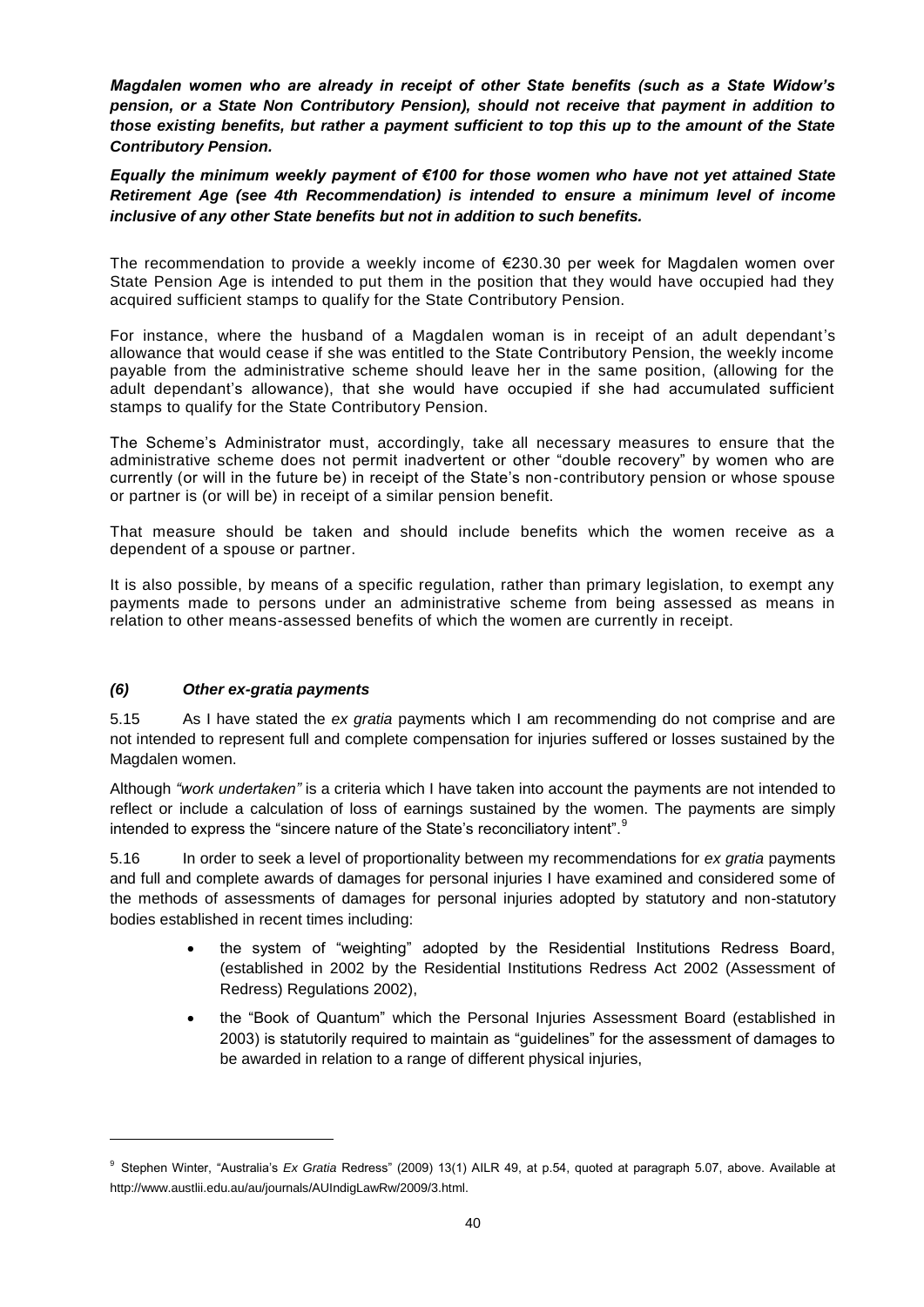***Magdalen women who are already in receipt of other State benefits (such as a State Widow's pension, or a State Non Contributory Pension), should not receive that payment in addition to those existing benefits, but rather a payment sufficient to top this up to the amount of the State Contributory Pension.***

***Equally the minimum weekly payment of €100 for those women who have not yet attained State Retirement Age (see 4th Recommendation) is intended to ensure a minimum level of income inclusive of any other State benefits but not in addition to such benefits.***

The recommendation to provide a weekly income of €230.30 per week for Magdalen women over State Pension Age is intended to put them in the position that they would have occupied had they acquired sufficient stamps to qualify for the State Contributory Pension.

For instance, where the husband of a Magdalen woman is in receipt of an adult dependant's allowance that would cease if she was entitled to the State Contributory Pension, the weekly income payable from the administrative scheme should leave her in the same position, (allowing for the adult dependant's allowance), that she would have occupied if she had accumulated sufficient stamps to qualify for the State Contributory Pension.

The Scheme's Administrator must, accordingly, take all necessary measures to ensure that the administrative scheme does not permit inadvertent or other "double recovery" by women who are currently (or will in the future be) in receipt of the State's non-contributory pension or whose spouse or partner is (or will be) in receipt of a similar pension benefit.

That measure should be taken and should include benefits which the women receive as a dependent of a spouse or partner.

It is also possible, by means of a specific regulation, rather than primary legislation, to exempt any payments made to persons under an administrative scheme from being assessed as means in relation to other means-assessed benefits of which the women are currently in receipt.

### *(6) Other ex-gratia payments*

5.15 As I have stated the *ex gratia* payments which I am recommending do not comprise and are not intended to represent full and complete compensation for injuries suffered or losses sustained by the Magdalen women.

Although *"work undertaken"* is a criteria which I have taken into account the payments are not intended to reflect or include a calculation of loss of earnings sustained by the women. The payments are simply intended to express the "sincere nature of the State's reconciliatory intent".[9]

5.16 In order to seek a level of proportionality between my recommendations for *ex gratia* payments and full and complete awards of damages for personal injuries I have examined and considered some of the methods of assessments of damages for personal injuries adopted by statutory and non-statutory bodies established in recent times including:

- the system of "weighting" adopted by the Residential Institutions Redress Board, (established in 2002 by the Residential Institutions Redress Act 2002 (Assessment of Redress) Regulations 2002),
- the "Book of Quantum" which the Personal Injuries Assessment Board (established in 2003) is statutorily required to maintain as "guidelines" for the assessment of damages to be awarded in relation to a range of different physical injuries,

---

[9] Stephen Winter, "Australia's *Ex Gratia* Redress" (2009) 13(1) AILR 49, at p.54, quoted at paragraph 5.07, above. Available at http://www.austlii.edu.au/au/journals/AUIndigLawRw/2009/3.html.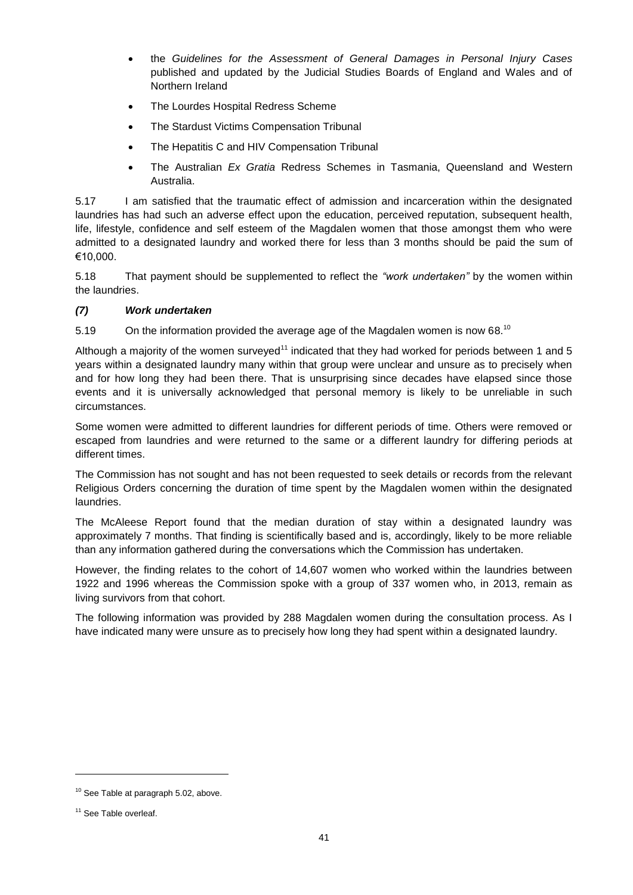- the *Guidelines for the Assessment of General Damages in Personal Injury Cases* published and updated by the Judicial Studies Boards of England and Wales and of Northern Ireland
- The Lourdes Hospital Redress Scheme
- The Stardust Victims Compensation Tribunal
- The Hepatitis C and HIV Compensation Tribunal
- The Australian *Ex Gratia* Redress Schemes in Tasmania, Queensland and Western Australia.

5.17 I am satisfied that the traumatic effect of admission and incarceration within the designated laundries has had such an adverse effect upon the education, perceived reputation, subsequent health, life, lifestyle, confidence and self esteem of the Magdalen women that those amongst them who were admitted to a designated laundry and worked there for less than 3 months should be paid the sum of €10,000.

5.18 That payment should be supplemented to reflect the *"work undertaken"* by the women within the laundries.

### *(7) Work undertaken*

5.19 On the information provided the average age of the Magdalen women is now 68.[10]

Although a majority of the women surveyed[11] indicated that they had worked for periods between 1 and 5 years within a designated laundry many within that group were unclear and unsure as to precisely when and for how long they had been there. That is unsurprising since decades have elapsed since those events and it is universally acknowledged that personal memory is likely to be unreliable in such circumstances.

Some women were admitted to different laundries for different periods of time. Others were removed or escaped from laundries and were returned to the same or a different laundry for differing periods at different times.

The Commission has not sought and has not been requested to seek details or records from the relevant Religious Orders concerning the duration of time spent by the Magdalen women within the designated laundries.

The McAleese Report found that the median duration of stay within a designated laundry was approximately 7 months. That finding is scientifically based and is, accordingly, likely to be more reliable than any information gathered during the conversations which the Commission has undertaken.

However, the finding relates to the cohort of 14,607 women who worked within the laundries between 1922 and 1996 whereas the Commission spoke with a group of 337 women who, in 2013, remain as living survivors from that cohort.

The following information was provided by 288 Magdalen women during the consultation process. As I have indicated many were unsure as to precisely how long they had spent within a designated laundry.

---

[10] See Table at paragraph 5.02, above.

[11] See Table overleaf.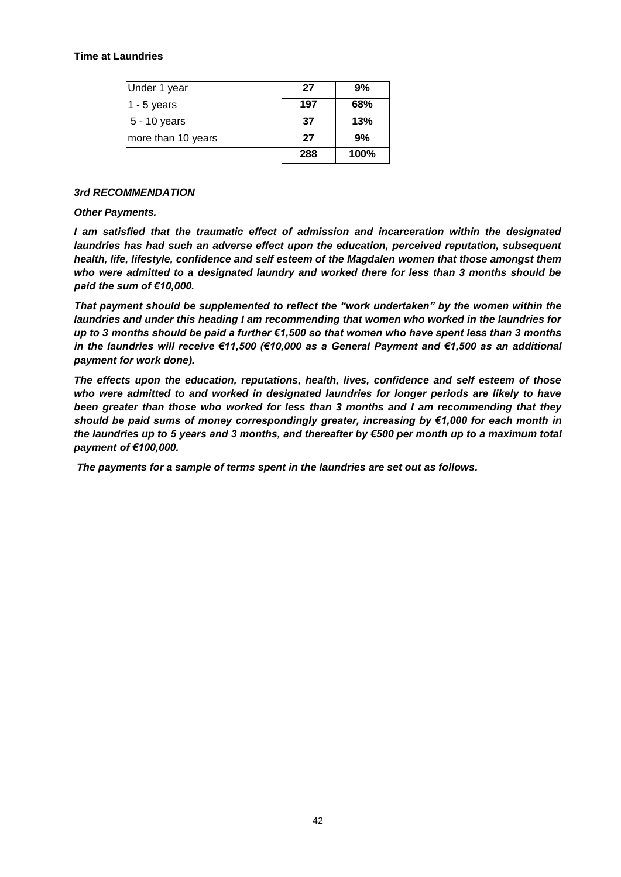**Time at Laundries**

| | | |
|---|---|---|
| Under 1 year | **27** | **9%** |
| 1 - 5 years | **197** | **68%** |
| 5 - 10 years | **37** | **13%** |
| more than 10 years | **27** | **9%** |
| | **288** | **100%** |

***3rd RECOMMENDATION***

***Other Payments.***

***I am satisfied that the traumatic effect of admission and incarceration within the designated laundries has had such an adverse effect upon the education, perceived reputation, subsequent health, life, lifestyle, confidence and self esteem of the Magdalen women that those amongst them who were admitted to a designated laundry and worked there for less than 3 months should be paid the sum of €10,000.***

***That payment should be supplemented to reflect the "work undertaken" by the women within the laundries and under this heading I am recommending that women who worked in the laundries for up to 3 months should be paid a further €1,500 so that women who have spent less than 3 months in the laundries will receive €11,500 (€10,000 as a General Payment and €1,500 as an additional payment for work done).***

***The effects upon the education, reputations, health, lives, confidence and self esteem of those who were admitted to and worked in designated laundries for longer periods are likely to have been greater than those who worked for less than 3 months and I am recommending that they should be paid sums of money correspondingly greater, increasing by €1,000 for each month in the laundries up to 5 years and 3 months, and thereafter by €500 per month up to a maximum total payment of €100,000.***

***The payments for a sample of terms spent in the laundries are set out as follows.***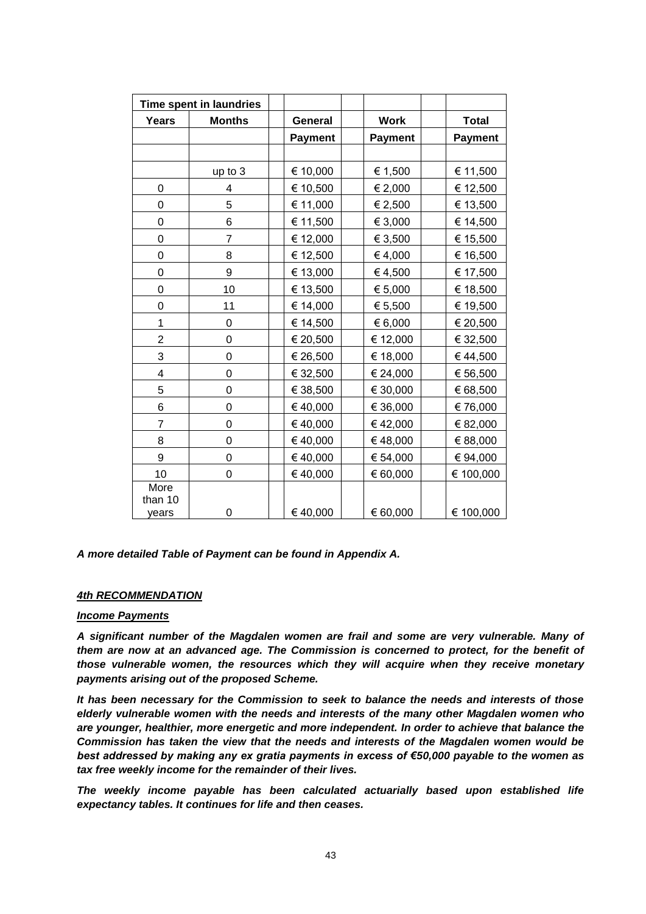| Time spent in laundries | | | | | | | |
|---|---|---|---|---|---|---|---|
| Years | Months | | General | | Work | | Total |
| | | | Payment | | Payment | | Payment |
| | | | | | | | |
| | up to 3 | | € 10,000 | | € 1,500 | | € 11,500 |
| 0 | 4 | | € 10,500 | | € 2,000 | | € 12,500 |
| 0 | 5 | | € 11,000 | | € 2,500 | | € 13,500 |
| 0 | 6 | | € 11,500 | | € 3,000 | | € 14,500 |
| 0 | 7 | | € 12,000 | | € 3,500 | | € 15,500 |
| 0 | 8 | | € 12,500 | | € 4,000 | | € 16,500 |
| 0 | 9 | | € 13,000 | | € 4,500 | | € 17,500 |
| 0 | 10 | | € 13,500 | | € 5,000 | | € 18,500 |
| 0 | 11 | | € 14,000 | | € 5,500 | | € 19,500 |
| 1 | 0 | | € 14,500 | | € 6,000 | | € 20,500 |
| 2 | 0 | | € 20,500 | | € 12,000 | | € 32,500 |
| 3 | 0 | | € 26,500 | | € 18,000 | | € 44,500 |
| 4 | 0 | | € 32,500 | | € 24,000 | | € 56,500 |
| 5 | 0 | | € 38,500 | | € 30,000 | | € 68,500 |
| 6 | 0 | | € 40,000 | | € 36,000 | | € 76,000 |
| 7 | 0 | | € 40,000 | | € 42,000 | | € 82,000 |
| 8 | 0 | | € 40,000 | | € 48,000 | | € 88,000 |
| 9 | 0 | | € 40,000 | | € 54,000 | | € 94,000 |
| 10 | 0 | | € 40,000 | | € 60,000 | | € 100,000 |
| More than 10 years | 0 | | € 40,000 | | € 60,000 | | € 100,000 |

***A more detailed Table of Payment can be found in Appendix A.***

***<u>4th RECOMMENDATION</u>***

***<u>Income Payments</u>***

***A significant number of the Magdalen women are frail and some are very vulnerable. Many of them are now at an advanced age. The Commission is concerned to protect, for the benefit of those vulnerable women, the resources which they will acquire when they receive monetary payments arising out of the proposed Scheme.***

***It has been necessary for the Commission to seek to balance the needs and interests of those elderly vulnerable women with the needs and interests of the many other Magdalen women who are younger, healthier, more energetic and more independent. In order to achieve that balance the Commission has taken the view that the needs and interests of the Magdalen women would be best addressed by making any ex gratia payments in excess of €50,000 payable to the women as tax free weekly income for the remainder of their lives.***

***The weekly income payable has been calculated actuarially based upon established life expectancy tables. It continues for life and then ceases.***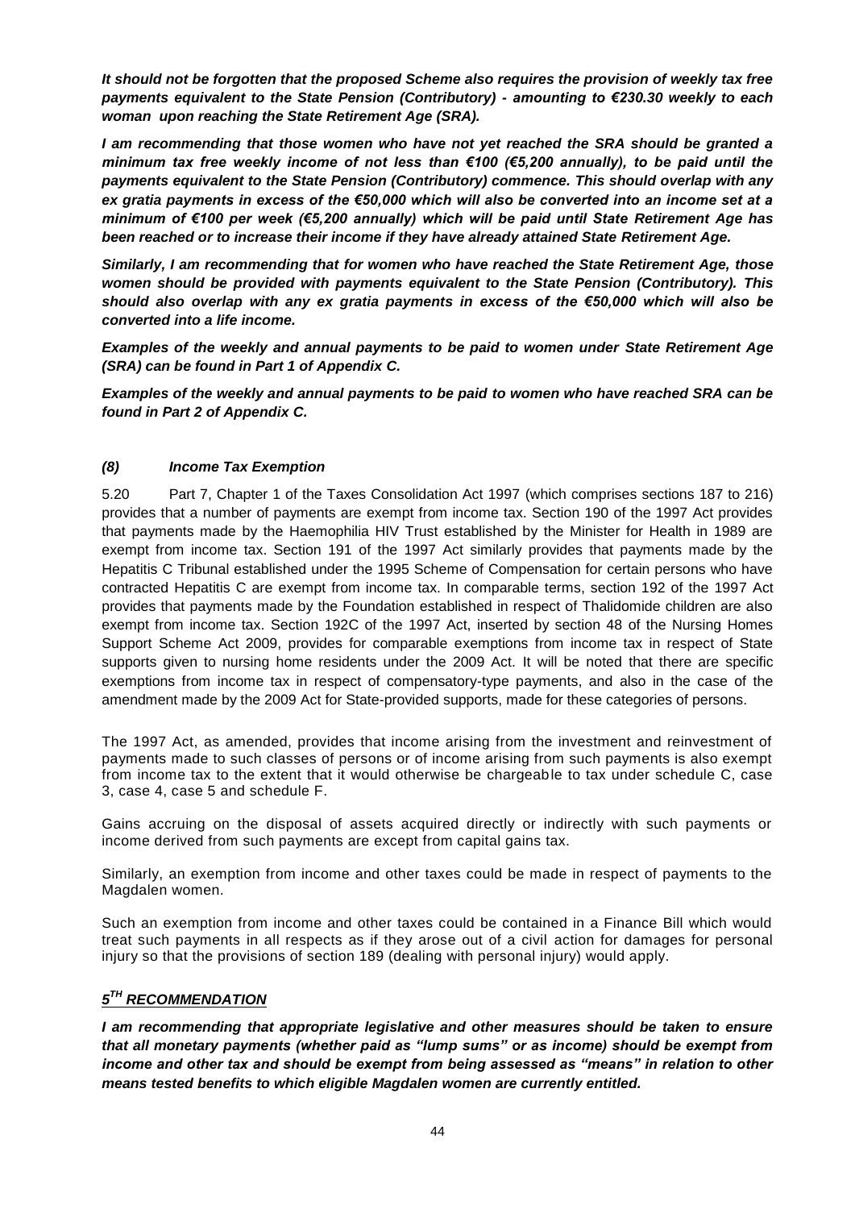***It should not be forgotten that the proposed Scheme also requires the provision of weekly tax free payments equivalent to the State Pension (Contributory) - amounting to €230.30 weekly to each woman upon reaching the State Retirement Age (SRA).***

***I am recommending that those women who have not yet reached the SRA should be granted a minimum tax free weekly income of not less than €100 (€5,200 annually), to be paid until the payments equivalent to the State Pension (Contributory) commence. This should overlap with any ex gratia payments in excess of the €50,000 which will also be converted into an income set at a minimum of €100 per week (€5,200 annually) which will be paid until State Retirement Age has been reached or to increase their income if they have already attained State Retirement Age.***

***Similarly, I am recommending that for women who have reached the State Retirement Age, those women should be provided with payments equivalent to the State Pension (Contributory). This should also overlap with any ex gratia payments in excess of the €50,000 which will also be converted into a life income.***

***Examples of the weekly and annual payments to be paid to women under State Retirement Age (SRA) can be found in Part 1 of Appendix C.***

***Examples of the weekly and annual payments to be paid to women who have reached SRA can be found in Part 2 of Appendix C.***

### *(8) Income Tax Exemption*

5.20 Part 7, Chapter 1 of the Taxes Consolidation Act 1997 (which comprises sections 187 to 216) provides that a number of payments are exempt from income tax. Section 190 of the 1997 Act provides that payments made by the Haemophilia HIV Trust established by the Minister for Health in 1989 are exempt from income tax. Section 191 of the 1997 Act similarly provides that payments made by the Hepatitis C Tribunal established under the 1995 Scheme of Compensation for certain persons who have contracted Hepatitis C are exempt from income tax. In comparable terms, section 192 of the 1997 Act provides that payments made by the Foundation established in respect of Thalidomide children are also exempt from income tax. Section 192C of the 1997 Act, inserted by section 48 of the Nursing Homes Support Scheme Act 2009, provides for comparable exemptions from income tax in respect of State supports given to nursing home residents under the 2009 Act. It will be noted that there are specific exemptions from income tax in respect of compensatory-type payments, and also in the case of the amendment made by the 2009 Act for State-provided supports, made for these categories of persons.

The 1997 Act, as amended, provides that income arising from the investment and reinvestment of payments made to such classes of persons or of income arising from such payments is also exempt from income tax to the extent that it would otherwise be chargeable to tax under schedule C, case 3, case 4, case 5 and schedule F.

Gains accruing on the disposal of assets acquired directly or indirectly with such payments or income derived from such payments are except from capital gains tax.

Similarly, an exemption from income and other taxes could be made in respect of payments to the Magdalen women.

Such an exemption from income and other taxes could be contained in a Finance Bill which would treat such payments in all respects as if they arose out of a civil action for damages for personal injury so that the provisions of section 189 (dealing with personal injury) would apply.

### ***5TH RECOMMENDATION***

***I am recommending that appropriate legislative and other measures should be taken to ensure that all monetary payments (whether paid as "lump sums" or as income) should be exempt from income and other tax and should be exempt from being assessed as "means" in relation to other means tested benefits to which eligible Magdalen women are currently entitled.***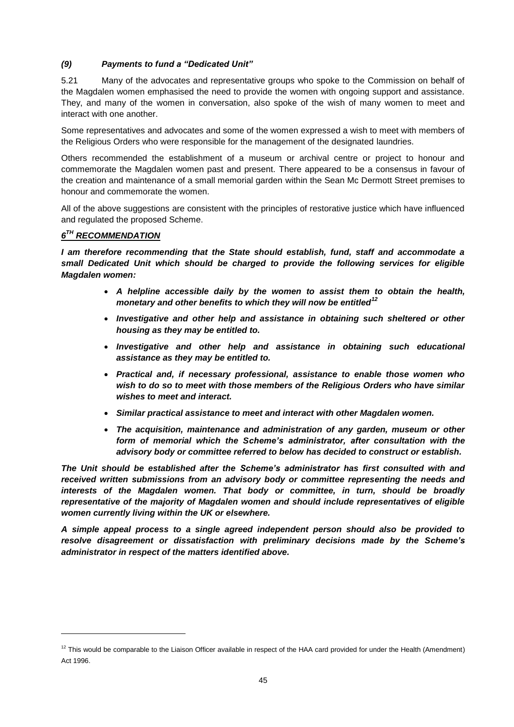### *(9) Payments to fund a "Dedicated Unit"*

5.21 Many of the advocates and representative groups who spoke to the Commission on behalf of the Magdalen women emphasised the need to provide the women with ongoing support and assistance. They, and many of the women in conversation, also spoke of the wish of many women to meet and interact with one another.

Some representatives and advocates and some of the women expressed a wish to meet with members of the Religious Orders who were responsible for the management of the designated laundries.

Others recommended the establishment of a museum or archival centre or project to honour and commemorate the Magdalen women past and present. There appeared to be a consensus in favour of the creation and maintenance of a small memorial garden within the Sean Mc Dermott Street premises to honour and commemorate the women.

All of the above suggestions are consistent with the principles of restorative justice which have influenced and regulated the proposed Scheme.

***6TH RECOMMENDATION***

***I am therefore recommending that the State should establish, fund, staff and accommodate a small Dedicated Unit which should be charged to provide the following services for eligible Magdalen women:***

- ***A helpline accessible daily by the women to assist them to obtain the health, monetary and other benefits to which they will now be entitled***[12]
- ***Investigative and other help and assistance in obtaining such sheltered or other housing as they may be entitled to.***
- ***Investigative and other help and assistance in obtaining such educational assistance as they may be entitled to.***
- ***Practical and, if necessary professional, assistance to enable those women who wish to do so to meet with those members of the Religious Orders who have similar wishes to meet and interact.***
- ***Similar practical assistance to meet and interact with other Magdalen women.***
- ***The acquisition, maintenance and administration of any garden, museum or other form of memorial which the Scheme's administrator, after consultation with the advisory body or committee referred to below has decided to construct or establish.***

***The Unit should be established after the Scheme's administrator has first consulted with and received written submissions from an advisory body or committee representing the needs and interests of the Magdalen women. That body or committee, in turn, should be broadly representative of the majority of Magdalen women and should include representatives of eligible women currently living within the UK or elsewhere.***

***A simple appeal process to a single agreed independent person should also be provided to resolve disagreement or dissatisfaction with preliminary decisions made by the Scheme's administrator in respect of the matters identified above.***

---

[12] This would be comparable to the Liaison Officer available in respect of the HAA card provided for under the Health (Amendment) Act 1996.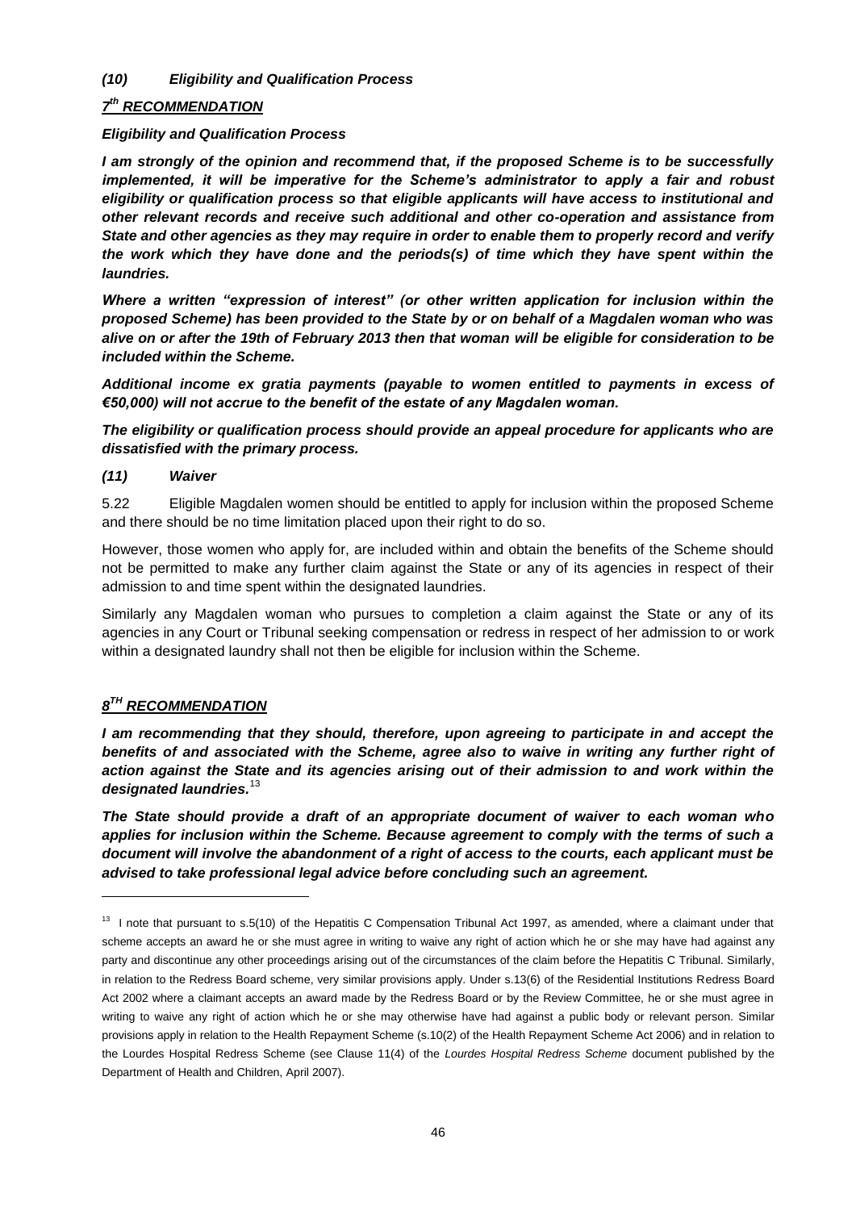### *(10) Eligibility and Qualification Process*

***7th RECOMMENDATION***

***Eligibility and Qualification Process***

***I am strongly of the opinion and recommend that, if the proposed Scheme is to be successfully implemented, it will be imperative for the Scheme's administrator to apply a fair and robust eligibility or qualification process so that eligible applicants will have access to institutional and other relevant records and receive such additional and other co-operation and assistance from State and other agencies as they may require in order to enable them to properly record and verify the work which they have done and the periods(s) of time which they have spent within the laundries.***

***Where a written "expression of interest" (or other written application for inclusion within the proposed Scheme) has been provided to the State by or on behalf of a Magdalen woman who was alive on or after the 19th of February 2013 then that woman will be eligible for consideration to be included within the Scheme.***

***Additional income ex gratia payments (payable to women entitled to payments in excess of €50,000) will not accrue to the benefit of the estate of any Magdalen woman.***

***The eligibility or qualification process should provide an appeal procedure for applicants who are dissatisfied with the primary process.***

### *(11) Waiver*

5.22 Eligible Magdalen women should be entitled to apply for inclusion within the proposed Scheme and there should be no time limitation placed upon their right to do so.

However, those women who apply for, are included within and obtain the benefits of the Scheme should not be permitted to make any further claim against the State or any of its agencies in respect of their admission to and time spent within the designated laundries.

Similarly any Magdalen woman who pursues to completion a claim against the State or any of its agencies in any Court or Tribunal seeking compensation or redress in respect of her admission to or work within a designated laundry shall not then be eligible for inclusion within the Scheme.

***8TH RECOMMENDATION***

***I am recommending that they should, therefore, upon agreeing to participate in and accept the benefits of and associated with the Scheme, agree also to waive in writing any further right of action against the State and its agencies arising out of their admission to and work within the designated laundries.***[13]

***The State should provide a draft of an appropriate document of waiver to each woman who applies for inclusion within the Scheme. Because agreement to comply with the terms of such a document will involve the abandonment of a right of access to the courts, each applicant must be advised to take professional legal advice before concluding such an agreement.***

---

[13] I note that pursuant to s.5(10) of the Hepatitis C Compensation Tribunal Act 1997, as amended, where a claimant under that scheme accepts an award he or she must agree in writing to waive any right of action which he or she may have had against any party and discontinue any other proceedings arising out of the circumstances of the claim before the Hepatitis C Tribunal. Similarly, in relation to the Redress Board scheme, very similar provisions apply. Under s.13(6) of the Residential Institutions Redress Board Act 2002 where a claimant accepts an award made by the Redress Board or by the Review Committee, he or she must agree in writing to waive any right of action which he or she may otherwise have had against a public body or relevant person. Similar provisions apply in relation to the Health Repayment Scheme (s.10(2) of the Health Repayment Scheme Act 2006) and in relation to the Lourdes Hospital Redress Scheme (see Clause 11(4) of the *Lourdes Hospital Redress Scheme* document published by the Department of Health and Children, April 2007).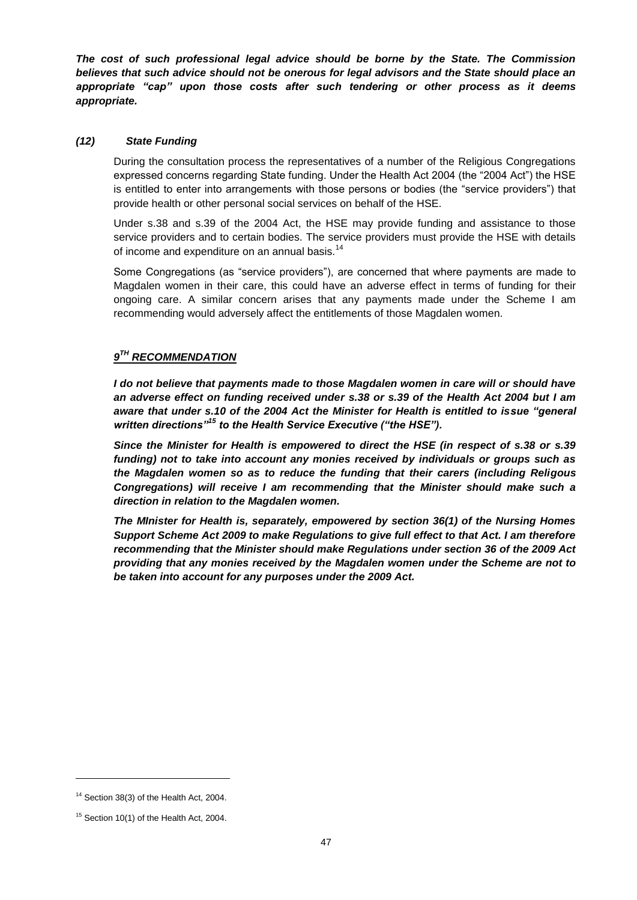***The cost of such professional legal advice should be borne by the State. The Commission believes that such advice should not be onerous for legal advisors and the State should place an appropriate "cap" upon those costs after such tendering or other process as it deems appropriate.***

***(12) State Funding***

During the consultation process the representatives of a number of the Religious Congregations expressed concerns regarding State funding. Under the Health Act 2004 (the "2004 Act") the HSE is entitled to enter into arrangements with those persons or bodies (the "service providers") that provide health or other personal social services on behalf of the HSE.

Under s.38 and s.39 of the 2004 Act, the HSE may provide funding and assistance to those service providers and to certain bodies. The service providers must provide the HSE with details of income and expenditure on an annual basis.[14]

Some Congregations (as "service providers"), are concerned that where payments are made to Magdalen women in their care, this could have an adverse effect in terms of funding for their ongoing care. A similar concern arises that any payments made under the Scheme I am recommending would adversely affect the entitlements of those Magdalen women.

## ***9TH RECOMMENDATION***

***I do not believe that payments made to those Magdalen women in care will or should have an adverse effect on funding received under s.38 or s.39 of the Health Act 2004 but I am aware that under s.10 of the 2004 Act the Minister for Health is entitled to issue "general written directions"[15] to the Health Service Executive ("the HSE").***

***Since the Minister for Health is empowered to direct the HSE (in respect of s.38 or s.39 funding) not to take into account any monies received by individuals or groups such as the Magdalen women so as to reduce the funding that their carers (including Religous Congregations) will receive I am recommending that the Minister should make such a direction in relation to the Magdalen women.***

***The MInister for Health is, separately, empowered by section 36(1) of the Nursing Homes Support Scheme Act 2009 to make Regulations to give full effect to that Act. I am therefore recommending that the Minister should make Regulations under section 36 of the 2009 Act providing that any monies received by the Magdalen women under the Scheme are not to be taken into account for any purposes under the 2009 Act.***

---

[14] Section 38(3) of the Health Act, 2004.

[15] Section 10(1) of the Health Act, 2004.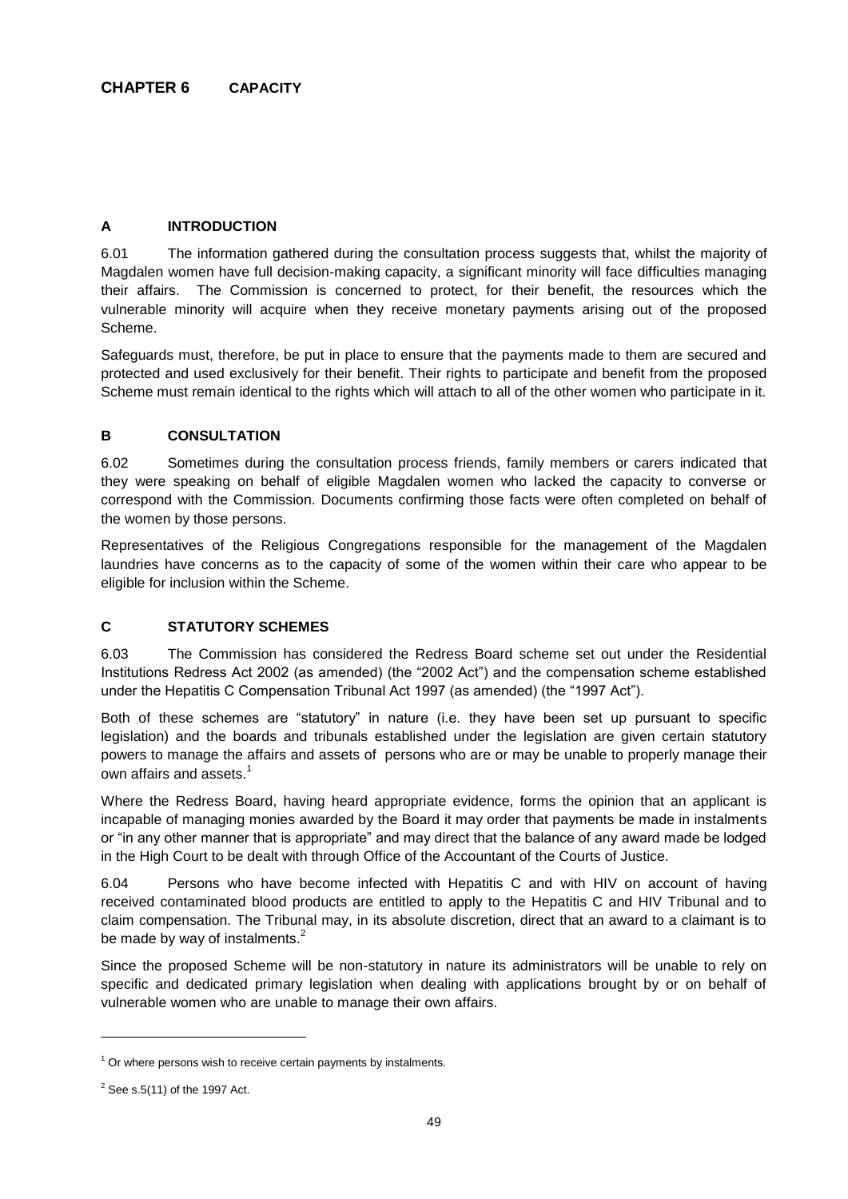# CHAPTER 6 CAPACITY

## A INTRODUCTION

6.01 The information gathered during the consultation process suggests that, whilst the majority of Magdalen women have full decision-making capacity, a significant minority will face difficulties managing their affairs. The Commission is concerned to protect, for their benefit, the resources which the vulnerable minority will acquire when they receive monetary payments arising out of the proposed Scheme.

Safeguards must, therefore, be put in place to ensure that the payments made to them are secured and protected and used exclusively for their benefit. Their rights to participate and benefit from the proposed Scheme must remain identical to the rights which will attach to all of the other women who participate in it.

## B CONSULTATION

6.02 Sometimes during the consultation process friends, family members or carers indicated that they were speaking on behalf of eligible Magdalen women who lacked the capacity to converse or correspond with the Commission. Documents confirming those facts were often completed on behalf of the women by those persons.

Representatives of the Religious Congregations responsible for the management of the Magdalen laundries have concerns as to the capacity of some of the women within their care who appear to be eligible for inclusion within the Scheme.

## C STATUTORY SCHEMES

6.03 The Commission has considered the Redress Board scheme set out under the Residential Institutions Redress Act 2002 (as amended) (the "2002 Act") and the compensation scheme established under the Hepatitis C Compensation Tribunal Act 1997 (as amended) (the "1997 Act").

Both of these schemes are "statutory" in nature (i.e. they have been set up pursuant to specific legislation) and the boards and tribunals established under the legislation are given certain statutory powers to manage the affairs and assets of persons who are or may be unable to properly manage their own affairs and assets.[1]

Where the Redress Board, having heard appropriate evidence, forms the opinion that an applicant is incapable of managing monies awarded by the Board it may order that payments be made in instalments or "in any other manner that is appropriate" and may direct that the balance of any award made be lodged in the High Court to be dealt with through Office of the Accountant of the Courts of Justice.

6.04 Persons who have become infected with Hepatitis C and with HIV on account of having received contaminated blood products are entitled to apply to the Hepatitis C and HIV Tribunal and to claim compensation. The Tribunal may, in its absolute discretion, direct that an award to a claimant is to be made by way of instalments.[2]

Since the proposed Scheme will be non-statutory in nature its administrators will be unable to rely on specific and dedicated primary legislation when dealing with applications brought by or on behalf of vulnerable women who are unable to manage their own affairs.

---

[1] Or where persons wish to receive certain payments by instalments.

[2] See s.5(11) of the 1997 Act.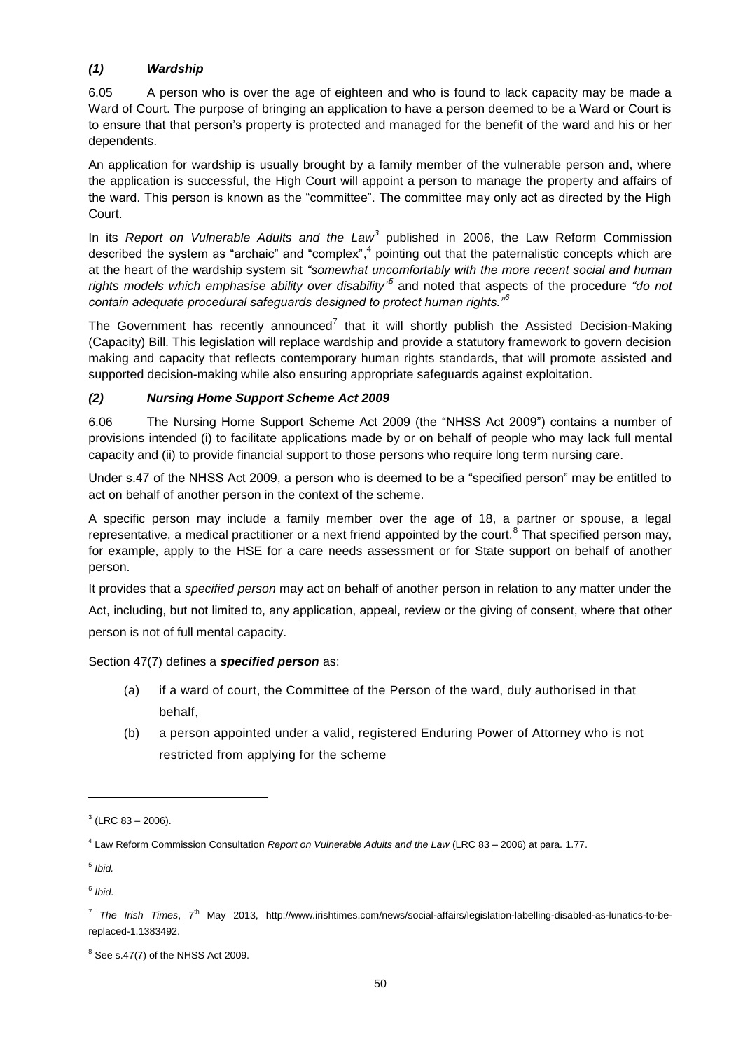### *(1) Wardship*

6.05 A person who is over the age of eighteen and who is found to lack capacity may be made a Ward of Court. The purpose of bringing an application to have a person deemed to be a Ward or Court is to ensure that that person's property is protected and managed for the benefit of the ward and his or her dependents.

An application for wardship is usually brought by a family member of the vulnerable person and, where the application is successful, the High Court will appoint a person to manage the property and affairs of the ward. This person is known as the "committee". The committee may only act as directed by the High Court.

In its *Report on Vulnerable Adults and the Law*[3] published in 2006, the Law Reform Commission described the system as "archaic" and "complex",[4] pointing out that the paternalistic concepts which are at the heart of the wardship system sit *"somewhat uncomfortably with the more recent social and human rights models which emphasise ability over disability"*[5] and noted that aspects of the procedure *"do not contain adequate procedural safeguards designed to protect human rights."*[6]

The Government has recently announced[7] that it will shortly publish the Assisted Decision-Making (Capacity) Bill. This legislation will replace wardship and provide a statutory framework to govern decision making and capacity that reflects contemporary human rights standards, that will promote assisted and supported decision-making while also ensuring appropriate safeguards against exploitation.

### *(2) Nursing Home Support Scheme Act 2009*

6.06 The Nursing Home Support Scheme Act 2009 (the "NHSS Act 2009") contains a number of provisions intended (i) to facilitate applications made by or on behalf of people who may lack full mental capacity and (ii) to provide financial support to those persons who require long term nursing care.

Under s.47 of the NHSS Act 2009, a person who is deemed to be a "specified person" may be entitled to act on behalf of another person in the context of the scheme.

A specific person may include a family member over the age of 18, a partner or spouse, a legal representative, a medical practitioner or a next friend appointed by the court.[8] That specified person may, for example, apply to the HSE for a care needs assessment or for State support on behalf of another person.

It provides that a *specified person* may act on behalf of another person in relation to any matter under the Act, including, but not limited to, any application, appeal, review or the giving of consent, where that other person is not of full mental capacity.

Section 47(7) defines a ***specified person*** as:

(a) if a ward of court, the Committee of the Person of the ward, duly authorised in that behalf,

(b) a person appointed under a valid, registered Enduring Power of Attorney who is not restricted from applying for the scheme

---

[3] (LRC 83 – 2006).

[4] Law Reform Commission Consultation *Report on Vulnerable Adults and the Law* (LRC 83 – 2006) at para. 1.77.

[5] *Ibid.*

[6] *Ibid.*

[7] *The Irish Times*, 7th May 2013, http://www.irishtimes.com/news/social-affairs/legislation-labelling-disabled-as-lunatics-to-be-replaced-1.1383492.

[8] See s.47(7) of the NHSS Act 2009.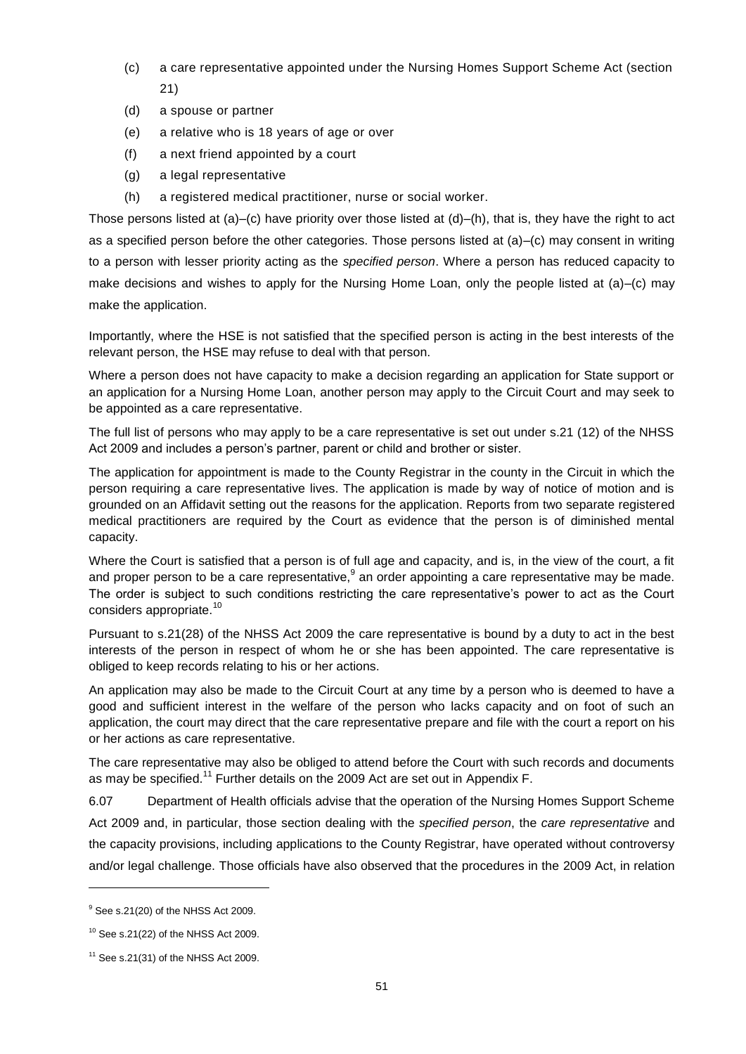(c) a care representative appointed under the Nursing Homes Support Scheme Act (section 21)

(d) a spouse or partner

(e) a relative who is 18 years of age or over

(f) a next friend appointed by a court

(g) a legal representative

(h) a registered medical practitioner, nurse or social worker.

Those persons listed at (a)–(c) have priority over those listed at (d)–(h), that is, they have the right to act as a specified person before the other categories. Those persons listed at (a)–(c) may consent in writing to a person with lesser priority acting as the *specified person*. Where a person has reduced capacity to make decisions and wishes to apply for the Nursing Home Loan, only the people listed at (a)–(c) may make the application.

Importantly, where the HSE is not satisfied that the specified person is acting in the best interests of the relevant person, the HSE may refuse to deal with that person.

Where a person does not have capacity to make a decision regarding an application for State support or an application for a Nursing Home Loan, another person may apply to the Circuit Court and may seek to be appointed as a care representative.

The full list of persons who may apply to be a care representative is set out under s.21 (12) of the NHSS Act 2009 and includes a person's partner, parent or child and brother or sister.

The application for appointment is made to the County Registrar in the county in the Circuit in which the person requiring a care representative lives. The application is made by way of notice of motion and is grounded on an Affidavit setting out the reasons for the application. Reports from two separate registered medical practitioners are required by the Court as evidence that the person is of diminished mental capacity.

Where the Court is satisfied that a person is of full age and capacity, and is, in the view of the court, a fit and proper person to be a care representative,[9] an order appointing a care representative may be made. The order is subject to such conditions restricting the care representative's power to act as the Court considers appropriate.[10]

Pursuant to s.21(28) of the NHSS Act 2009 the care representative is bound by a duty to act in the best interests of the person in respect of whom he or she has been appointed. The care representative is obliged to keep records relating to his or her actions.

An application may also be made to the Circuit Court at any time by a person who is deemed to have a good and sufficient interest in the welfare of the person who lacks capacity and on foot of such an application, the court may direct that the care representative prepare and file with the court a report on his or her actions as care representative.

The care representative may also be obliged to attend before the Court with such records and documents as may be specified.[11] Further details on the 2009 Act are set out in Appendix F.

6.07 Department of Health officials advise that the operation of the Nursing Homes Support Scheme Act 2009 and, in particular, those section dealing with the *specified person*, the *care representative* and the capacity provisions, including applications to the County Registrar, have operated without controversy and/or legal challenge. Those officials have also observed that the procedures in the 2009 Act, in relation

---

[9] See s.21(20) of the NHSS Act 2009.

[10] See s.21(22) of the NHSS Act 2009.

[11] See s.21(31) of the NHSS Act 2009.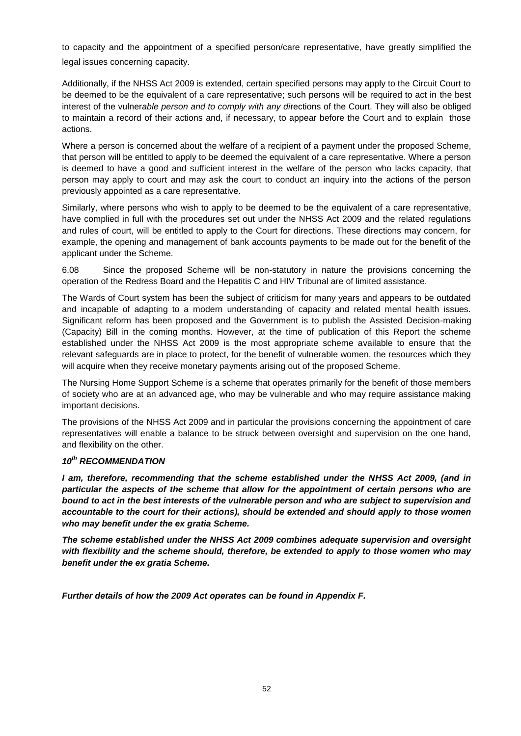to capacity and the appointment of a specified person/care representative, have greatly simplified the legal issues concerning capacity.

Additionally, if the NHSS Act 2009 is extended, certain specified persons may apply to the Circuit Court to be deemed to be the equivalent of a care representative; such persons will be required to act in the best interest of the vulnerable person and to comply with any directions of the Court. They will also be obliged to maintain a record of their actions and, if necessary, to appear before the Court and to explain those actions.

Where a person is concerned about the welfare of a recipient of a payment under the proposed Scheme, that person will be entitled to apply to be deemed the equivalent of a care representative. Where a person is deemed to have a good and sufficient interest in the welfare of the person who lacks capacity, that person may apply to court and may ask the court to conduct an inquiry into the actions of the person previously appointed as a care representative.

Similarly, where persons who wish to apply to be deemed to be the equivalent of a care representative, have complied in full with the procedures set out under the NHSS Act 2009 and the related regulations and rules of court, will be entitled to apply to the Court for directions. These directions may concern, for example, the opening and management of bank accounts payments to be made out for the benefit of the applicant under the Scheme.

6.08 Since the proposed Scheme will be non-statutory in nature the provisions concerning the operation of the Redress Board and the Hepatitis C and HIV Tribunal are of limited assistance.

The Wards of Court system has been the subject of criticism for many years and appears to be outdated and incapable of adapting to a modern understanding of capacity and related mental health issues. Significant reform has been proposed and the Government is to publish the Assisted Decision-making (Capacity) Bill in the coming months. However, at the time of publication of this Report the scheme established under the NHSS Act 2009 is the most appropriate scheme available to ensure that the relevant safeguards are in place to protect, for the benefit of vulnerable women, the resources which they will acquire when they receive monetary payments arising out of the proposed Scheme.

The Nursing Home Support Scheme is a scheme that operates primarily for the benefit of those members of society who are at an advanced age, who may be vulnerable and who may require assistance making important decisions.

The provisions of the NHSS Act 2009 and in particular the provisions concerning the appointment of care representatives will enable a balance to be struck between oversight and supervision on the one hand, and flexibility on the other.

### *10th RECOMMENDATION*

***I am, therefore, recommending that the scheme established under the NHSS Act 2009, (and in particular the aspects of the scheme that allow for the appointment of certain persons who are bound to act in the best interests of the vulnerable person and who are subject to supervision and accountable to the court for their actions), should be extended and should apply to those women who may benefit under the ex gratia Scheme.***

***The scheme established under the NHSS Act 2009 combines adequate supervision and oversight with flexibility and the scheme should, therefore, be extended to apply to those women who may benefit under the ex gratia Scheme.***

***Further details of how the 2009 Act operates can be found in Appendix F.***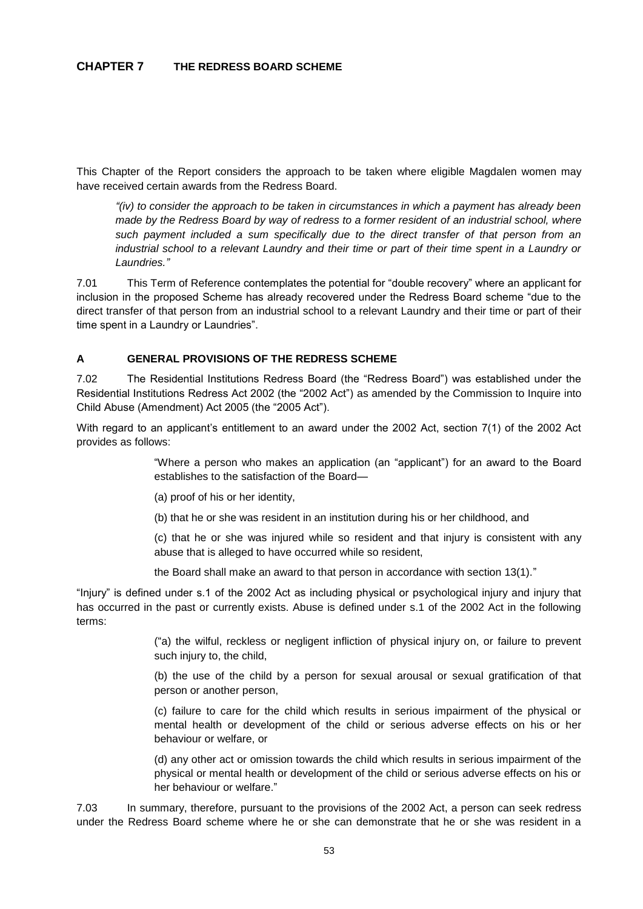# CHAPTER 7 THE REDRESS BOARD SCHEME

This Chapter of the Report considers the approach to be taken where eligible Magdalen women may have received certain awards from the Redress Board.

> *"(iv) to consider the approach to be taken in circumstances in which a payment has already been made by the Redress Board by way of redress to a former resident of an industrial school, where such payment included a sum specifically due to the direct transfer of that person from an industrial school to a relevant Laundry and their time or part of their time spent in a Laundry or Laundries."*

7.01 This Term of Reference contemplates the potential for "double recovery" where an applicant for inclusion in the proposed Scheme has already recovered under the Redress Board scheme "due to the direct transfer of that person from an industrial school to a relevant Laundry and their time or part of their time spent in a Laundry or Laundries".

## A GENERAL PROVISIONS OF THE REDRESS SCHEME

7.02 The Residential Institutions Redress Board (the "Redress Board") was established under the Residential Institutions Redress Act 2002 (the "2002 Act") as amended by the Commission to Inquire into Child Abuse (Amendment) Act 2005 (the "2005 Act").

With regard to an applicant's entitlement to an award under the 2002 Act, section 7(1) of the 2002 Act provides as follows:

> "Where a person who makes an application (an "applicant") for an award to the Board establishes to the satisfaction of the Board—
>
> (a) proof of his or her identity,
>
> (b) that he or she was resident in an institution during his or her childhood, and
>
> (c) that he or she was injured while so resident and that injury is consistent with any abuse that is alleged to have occurred while so resident,
>
> the Board shall make an award to that person in accordance with section 13(1)."

"Injury" is defined under s.1 of the 2002 Act as including physical or psychological injury and injury that has occurred in the past or currently exists. Abuse is defined under s.1 of the 2002 Act in the following terms:

> ("a) the wilful, reckless or negligent infliction of physical injury on, or failure to prevent such injury to, the child,
>
> (b) the use of the child by a person for sexual arousal or sexual gratification of that person or another person,
>
> (c) failure to care for the child which results in serious impairment of the physical or mental health or development of the child or serious adverse effects on his or her behaviour or welfare, or
>
> (d) any other act or omission towards the child which results in serious impairment of the physical or mental health or development of the child or serious adverse effects on his or her behaviour or welfare."

7.03 In summary, therefore, pursuant to the provisions of the 2002 Act, a person can seek redress under the Redress Board scheme where he or she can demonstrate that he or she was resident in a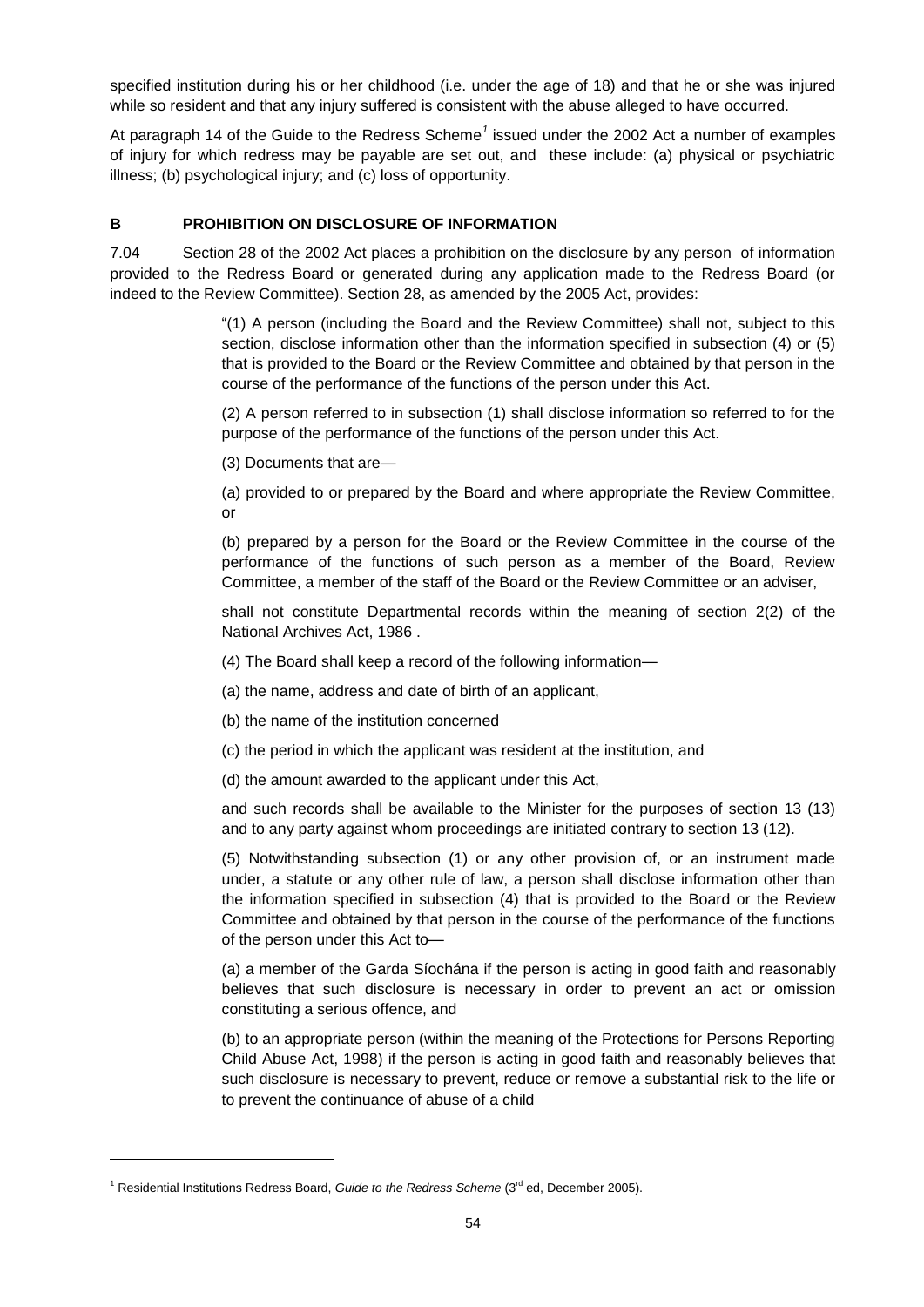specified institution during his or her childhood (i.e. under the age of 18) and that he or she was injured while so resident and that any injury suffered is consistent with the abuse alleged to have occurred.

At paragraph 14 of the Guide to the Redress Scheme[1] issued under the 2002 Act a number of examples of injury for which redress may be payable are set out, and these include: (a) physical or psychiatric illness; (b) psychological injury; and (c) loss of opportunity.

## B PROHIBITION ON DISCLOSURE OF INFORMATION

7.04 Section 28 of the 2002 Act places a prohibition on the disclosure by any person of information provided to the Redress Board or generated during any application made to the Redress Board (or indeed to the Review Committee). Section 28, as amended by the 2005 Act, provides:

> "(1) A person (including the Board and the Review Committee) shall not, subject to this section, disclose information other than the information specified in subsection (4) or (5) that is provided to the Board or the Review Committee and obtained by that person in the course of the performance of the functions of the person under this Act.
>
> (2) A person referred to in subsection (1) shall disclose information so referred to for the purpose of the performance of the functions of the person under this Act.
>
> (3) Documents that are—
>
> (a) provided to or prepared by the Board and where appropriate the Review Committee, or
>
> (b) prepared by a person for the Board or the Review Committee in the course of the performance of the functions of such person as a member of the Board, Review Committee, a member of the staff of the Board or the Review Committee or an adviser,
>
> shall not constitute Departmental records within the meaning of section 2(2) of the National Archives Act, 1986 .
>
> (4) The Board shall keep a record of the following information—
>
> (a) the name, address and date of birth of an applicant,
>
> (b) the name of the institution concerned
>
> (c) the period in which the applicant was resident at the institution, and
>
> (d) the amount awarded to the applicant under this Act,
>
> and such records shall be available to the Minister for the purposes of section 13 (13) and to any party against whom proceedings are initiated contrary to section 13 (12).
>
> (5) Notwithstanding subsection (1) or any other provision of, or an instrument made under, a statute or any other rule of law, a person shall disclose information other than the information specified in subsection (4) that is provided to the Board or the Review Committee and obtained by that person in the course of the performance of the functions of the person under this Act to—
>
> (a) a member of the Garda Síochána if the person is acting in good faith and reasonably believes that such disclosure is necessary in order to prevent an act or omission constituting a serious offence, and
>
> (b) to an appropriate person (within the meaning of the Protections for Persons Reporting Child Abuse Act, 1998) if the person is acting in good faith and reasonably believes that such disclosure is necessary to prevent, reduce or remove a substantial risk to the life or to prevent the continuance of abuse of a child

---

[1] Residential Institutions Redress Board, *Guide to the Redress Scheme* (3rd ed, December 2005).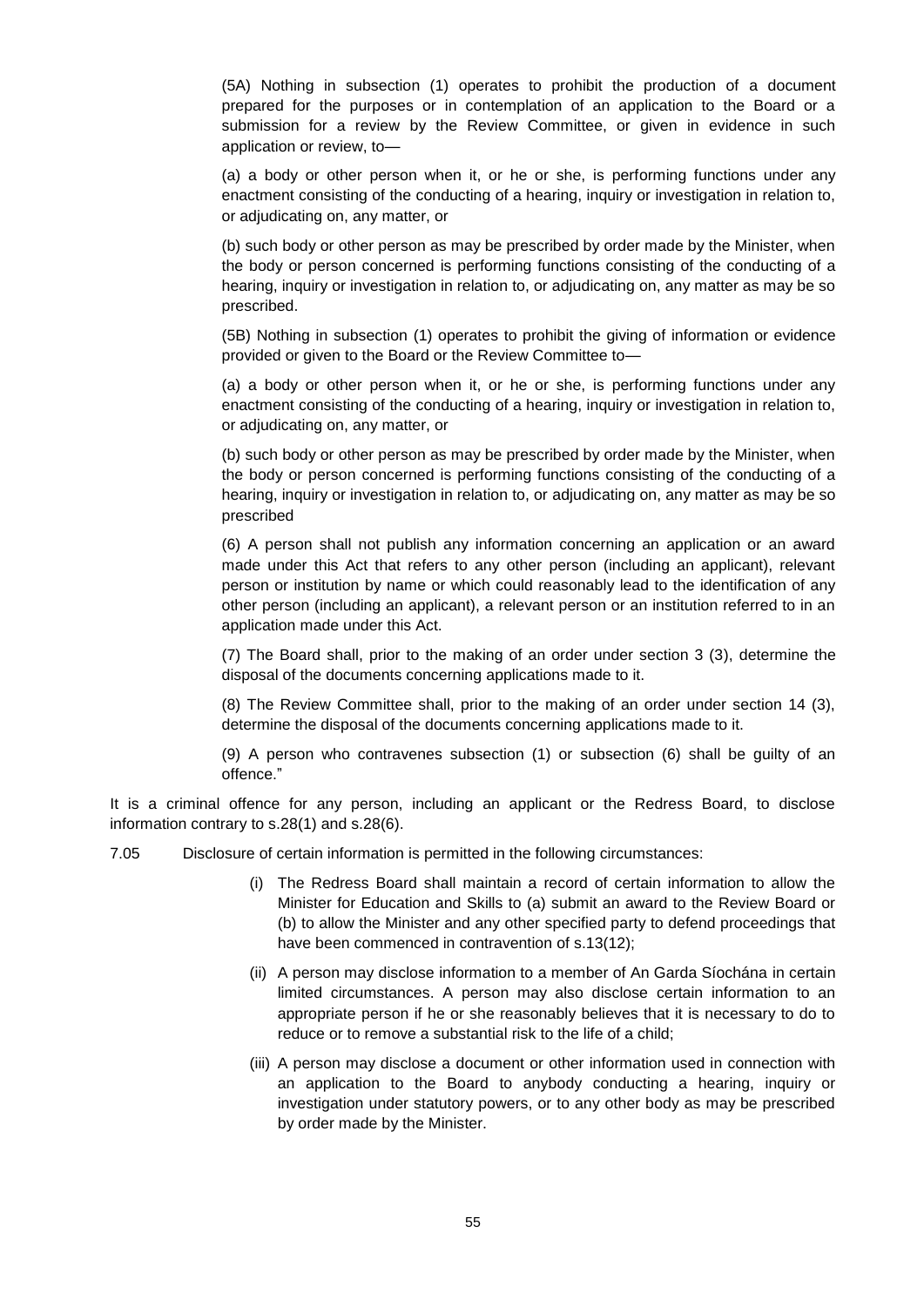(5A) Nothing in subsection (1) operates to prohibit the production of a document prepared for the purposes or in contemplation of an application to the Board or a submission for a review by the Review Committee, or given in evidence in such application or review, to—

(a) a body or other person when it, or he or she, is performing functions under any enactment consisting of the conducting of a hearing, inquiry or investigation in relation to, or adjudicating on, any matter, or

(b) such body or other person as may be prescribed by order made by the Minister, when the body or person concerned is performing functions consisting of the conducting of a hearing, inquiry or investigation in relation to, or adjudicating on, any matter as may be so prescribed.

(5B) Nothing in subsection (1) operates to prohibit the giving of information or evidence provided or given to the Board or the Review Committee to—

(a) a body or other person when it, or he or she, is performing functions under any enactment consisting of the conducting of a hearing, inquiry or investigation in relation to, or adjudicating on, any matter, or

(b) such body or other person as may be prescribed by order made by the Minister, when the body or person concerned is performing functions consisting of the conducting of a hearing, inquiry or investigation in relation to, or adjudicating on, any matter as may be so prescribed

(6) A person shall not publish any information concerning an application or an award made under this Act that refers to any other person (including an applicant), relevant person or institution by name or which could reasonably lead to the identification of any other person (including an applicant), a relevant person or an institution referred to in an application made under this Act.

(7) The Board shall, prior to the making of an order under section 3 (3), determine the disposal of the documents concerning applications made to it.

(8) The Review Committee shall, prior to the making of an order under section 14 (3), determine the disposal of the documents concerning applications made to it.

(9) A person who contravenes subsection (1) or subsection (6) shall be guilty of an offence."

It is a criminal offence for any person, including an applicant or the Redress Board, to disclose information contrary to s.28(1) and s.28(6).

7.05 Disclosure of certain information is permitted in the following circumstances:

(i) The Redress Board shall maintain a record of certain information to allow the Minister for Education and Skills to (a) submit an award to the Review Board or (b) to allow the Minister and any other specified party to defend proceedings that have been commenced in contravention of s.13(12);

(ii) A person may disclose information to a member of An Garda Síochána in certain limited circumstances. A person may also disclose certain information to an appropriate person if he or she reasonably believes that it is necessary to do to reduce or to remove a substantial risk to the life of a child;

(iii) A person may disclose a document or other information used in connection with an application to the Board to anybody conducting a hearing, inquiry or investigation under statutory powers, or to any other body as may be prescribed by order made by the Minister.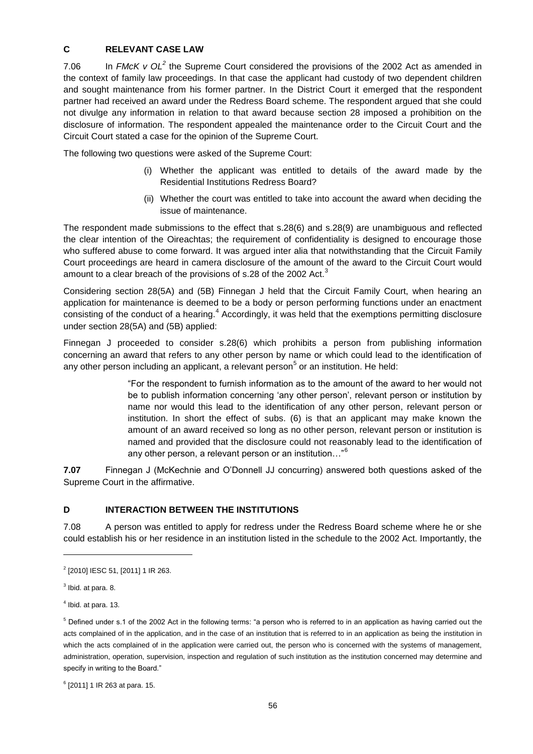## C RELEVANT CASE LAW

7.06 In *FMcK v OL*[2] the Supreme Court considered the provisions of the 2002 Act as amended in the context of family law proceedings. In that case the applicant had custody of two dependent children and sought maintenance from his former partner. In the District Court it emerged that the respondent partner had received an award under the Redress Board scheme. The respondent argued that she could not divulge any information in relation to that award because section 28 imposed a prohibition on the disclosure of information. The respondent appealed the maintenance order to the Circuit Court and the Circuit Court stated a case for the opinion of the Supreme Court.

The following two questions were asked of the Supreme Court:

> (i) Whether the applicant was entitled to details of the award made by the Residential Institutions Redress Board?
>
> (ii) Whether the court was entitled to take into account the award when deciding the issue of maintenance.

The respondent made submissions to the effect that s.28(6) and s.28(9) are unambiguous and reflected the clear intention of the Oireachtas; the requirement of confidentiality is designed to encourage those who suffered abuse to come forward. It was argued inter alia that notwithstanding that the Circuit Family Court proceedings are heard in camera disclosure of the amount of the award to the Circuit Court would amount to a clear breach of the provisions of s.28 of the 2002 Act.[3]

Considering section 28(5A) and (5B) Finnegan J held that the Circuit Family Court, when hearing an application for maintenance is deemed to be a body or person performing functions under an enactment consisting of the conduct of a hearing.[4] Accordingly, it was held that the exemptions permitting disclosure under section 28(5A) and (5B) applied:

Finnegan J proceeded to consider s.28(6) which prohibits a person from publishing information concerning an award that refers to any other person by name or which could lead to the identification of any other person including an applicant, a relevant person[5] or an institution. He held:

> "For the respondent to furnish information as to the amount of the award to her would not be to publish information concerning 'any other person', relevant person or institution by name nor would this lead to the identification of any other person, relevant person or institution. In short the effect of subs. (6) is that an applicant may make known the amount of an award received so long as no other person, relevant person or institution is named and provided that the disclosure could not reasonably lead to the identification of any other person, a relevant person or an institution…"[6]

**7.07** Finnegan J (McKechnie and O'Donnell JJ concurring) answered both questions asked of the Supreme Court in the affirmative.

## D INTERACTION BETWEEN THE INSTITUTIONS

7.08 A person was entitled to apply for redress under the Redress Board scheme where he or she could establish his or her residence in an institution listed in the schedule to the 2002 Act. Importantly, the

---

[2] [2010] IESC 51, [2011] 1 IR 263.

[3] Ibid. at para. 8.

[4] Ibid. at para. 13.

[5] Defined under s.1 of the 2002 Act in the following terms: "a person who is referred to in an application as having carried out the acts complained of in the application, and in the case of an institution that is referred to in an application as being the institution in which the acts complained of in the application were carried out, the person who is concerned with the systems of management, administration, operation, supervision, inspection and regulation of such institution as the institution concerned may determine and specify in writing to the Board."

[6] [2011] 1 IR 263 at para. 15.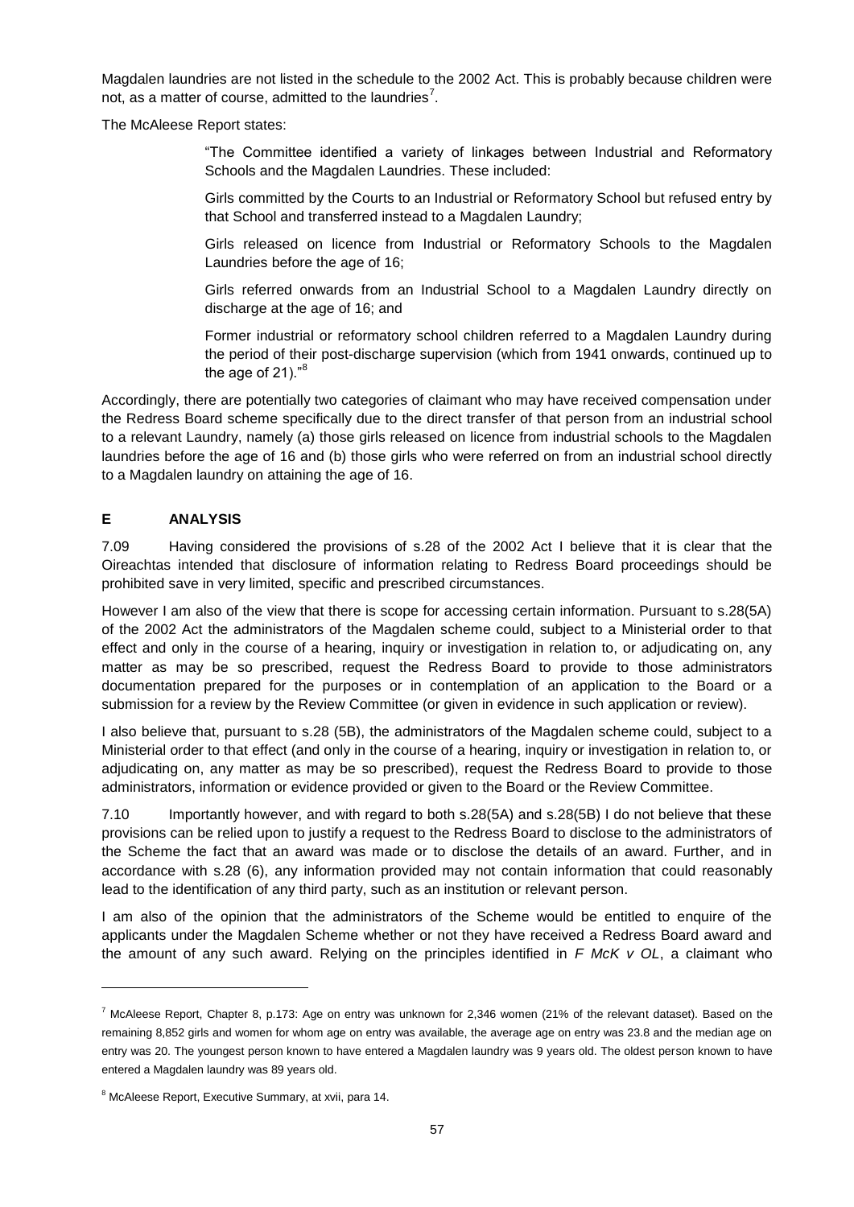Magdalen laundries are not listed in the schedule to the 2002 Act. This is probably because children were not, as a matter of course, admitted to the laundries[7].

The McAleese Report states:

> "The Committee identified a variety of linkages between Industrial and Reformatory Schools and the Magdalen Laundries. These included:
>
> Girls committed by the Courts to an Industrial or Reformatory School but refused entry by that School and transferred instead to a Magdalen Laundry;
>
> Girls released on licence from Industrial or Reformatory Schools to the Magdalen Laundries before the age of 16;
>
> Girls referred onwards from an Industrial School to a Magdalen Laundry directly on discharge at the age of 16; and
>
> Former industrial or reformatory school children referred to a Magdalen Laundry during the period of their post-discharge supervision (which from 1941 onwards, continued up to the age of 21)."[8]

Accordingly, there are potentially two categories of claimant who may have received compensation under the Redress Board scheme specifically due to the direct transfer of that person from an industrial school to a relevant Laundry, namely (a) those girls released on licence from industrial schools to the Magdalen laundries before the age of 16 and (b) those girls who were referred on from an industrial school directly to a Magdalen laundry on attaining the age of 16.

## E ANALYSIS

7.09 Having considered the provisions of s.28 of the 2002 Act I believe that it is clear that the Oireachtas intended that disclosure of information relating to Redress Board proceedings should be prohibited save in very limited, specific and prescribed circumstances.

However I am also of the view that there is scope for accessing certain information. Pursuant to s.28(5A) of the 2002 Act the administrators of the Magdalen scheme could, subject to a Ministerial order to that effect and only in the course of a hearing, inquiry or investigation in relation to, or adjudicating on, any matter as may be so prescribed, request the Redress Board to provide to those administrators documentation prepared for the purposes or in contemplation of an application to the Board or a submission for a review by the Review Committee (or given in evidence in such application or review).

I also believe that, pursuant to s.28 (5B), the administrators of the Magdalen scheme could, subject to a Ministerial order to that effect (and only in the course of a hearing, inquiry or investigation in relation to, or adjudicating on, any matter as may be so prescribed), request the Redress Board to provide to those administrators, information or evidence provided or given to the Board or the Review Committee.

7.10 Importantly however, and with regard to both s.28(5A) and s.28(5B) I do not believe that these provisions can be relied upon to justify a request to the Redress Board to disclose to the administrators of the Scheme the fact that an award was made or to disclose the details of an award. Further, and in accordance with s.28 (6), any information provided may not contain information that could reasonably lead to the identification of any third party, such as an institution or relevant person.

I am also of the opinion that the administrators of the Scheme would be entitled to enquire of the applicants under the Magdalen Scheme whether or not they have received a Redress Board award and the amount of any such award. Relying on the principles identified in *F McK v OL*, a claimant who

---

[7] McAleese Report, Chapter 8, p.173: Age on entry was unknown for 2,346 women (21% of the relevant dataset). Based on the remaining 8,852 girls and women for whom age on entry was available, the average age on entry was 23.8 and the median age on entry was 20. The youngest person known to have entered a Magdalen laundry was 9 years old. The oldest person known to have entered a Magdalen laundry was 89 years old.

[8] McAleese Report, Executive Summary, at xvii, para 14.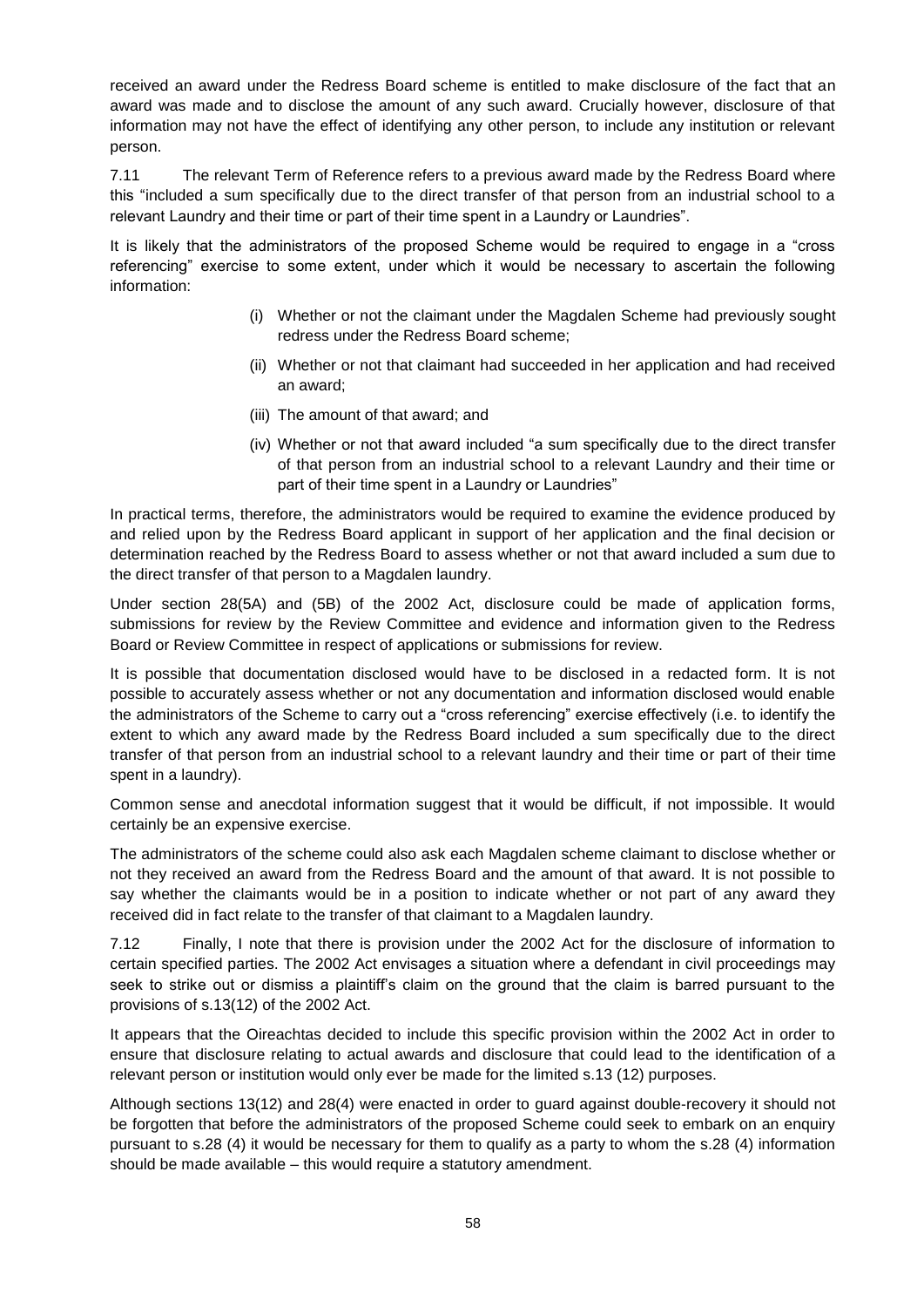received an award under the Redress Board scheme is entitled to make disclosure of the fact that an award was made and to disclose the amount of any such award. Crucially however, disclosure of that information may not have the effect of identifying any other person, to include any institution or relevant person.

7.11 The relevant Term of Reference refers to a previous award made by the Redress Board where this "included a sum specifically due to the direct transfer of that person from an industrial school to a relevant Laundry and their time or part of their time spent in a Laundry or Laundries".

It is likely that the administrators of the proposed Scheme would be required to engage in a "cross referencing" exercise to some extent, under which it would be necessary to ascertain the following information:

(i) Whether or not the claimant under the Magdalen Scheme had previously sought redress under the Redress Board scheme;

(ii) Whether or not that claimant had succeeded in her application and had received an award;

(iii) The amount of that award; and

(iv) Whether or not that award included "a sum specifically due to the direct transfer of that person from an industrial school to a relevant Laundry and their time or part of their time spent in a Laundry or Laundries"

In practical terms, therefore, the administrators would be required to examine the evidence produced by and relied upon by the Redress Board applicant in support of her application and the final decision or determination reached by the Redress Board to assess whether or not that award included a sum due to the direct transfer of that person to a Magdalen laundry.

Under section 28(5A) and (5B) of the 2002 Act, disclosure could be made of application forms, submissions for review by the Review Committee and evidence and information given to the Redress Board or Review Committee in respect of applications or submissions for review.

It is possible that documentation disclosed would have to be disclosed in a redacted form. It is not possible to accurately assess whether or not any documentation and information disclosed would enable the administrators of the Scheme to carry out a "cross referencing" exercise effectively (i.e. to identify the extent to which any award made by the Redress Board included a sum specifically due to the direct transfer of that person from an industrial school to a relevant laundry and their time or part of their time spent in a laundry).

Common sense and anecdotal information suggest that it would be difficult, if not impossible. It would certainly be an expensive exercise.

The administrators of the scheme could also ask each Magdalen scheme claimant to disclose whether or not they received an award from the Redress Board and the amount of that award. It is not possible to say whether the claimants would be in a position to indicate whether or not part of any award they received did in fact relate to the transfer of that claimant to a Magdalen laundry.

7.12 Finally, I note that there is provision under the 2002 Act for the disclosure of information to certain specified parties. The 2002 Act envisages a situation where a defendant in civil proceedings may seek to strike out or dismiss a plaintiff's claim on the ground that the claim is barred pursuant to the provisions of s.13(12) of the 2002 Act.

It appears that the Oireachtas decided to include this specific provision within the 2002 Act in order to ensure that disclosure relating to actual awards and disclosure that could lead to the identification of a relevant person or institution would only ever be made for the limited s.13 (12) purposes.

Although sections 13(12) and 28(4) were enacted in order to guard against double-recovery it should not be forgotten that before the administrators of the proposed Scheme could seek to embark on an enquiry pursuant to s.28 (4) it would be necessary for them to qualify as a party to whom the s.28 (4) information should be made available – this would require a statutory amendment.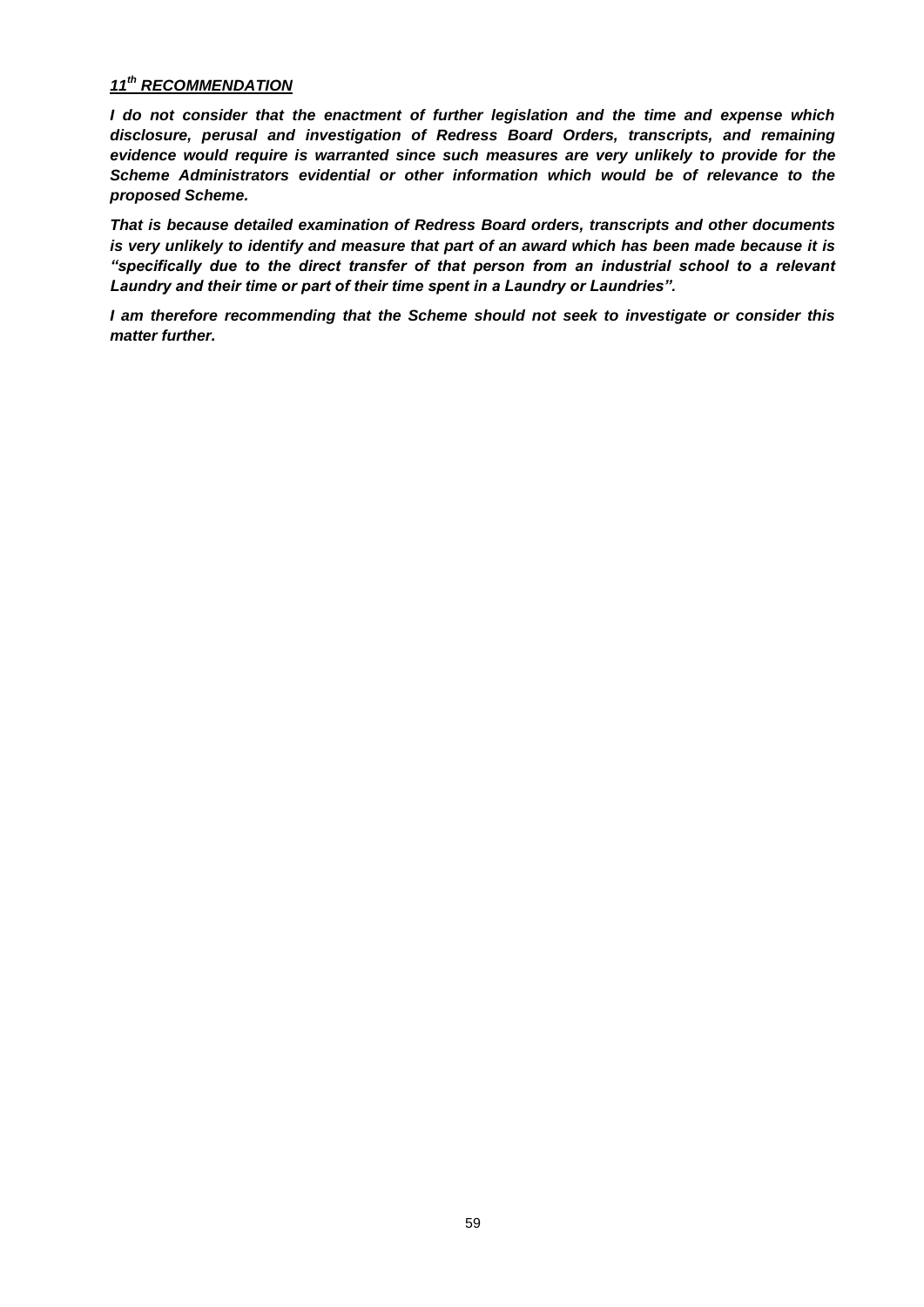***11th RECOMMENDATION***

***I do not consider that the enactment of further legislation and the time and expense which disclosure, perusal and investigation of Redress Board Orders, transcripts, and remaining evidence would require is warranted since such measures are very unlikely to provide for the Scheme Administrators evidential or other information which would be of relevance to the proposed Scheme.***

***That is because detailed examination of Redress Board orders, transcripts and other documents is very unlikely to identify and measure that part of an award which has been made because it is "specifically due to the direct transfer of that person from an industrial school to a relevant Laundry and their time or part of their time spent in a Laundry or Laundries".***

***I am therefore recommending that the Scheme should not seek to investigate or consider this matter further.***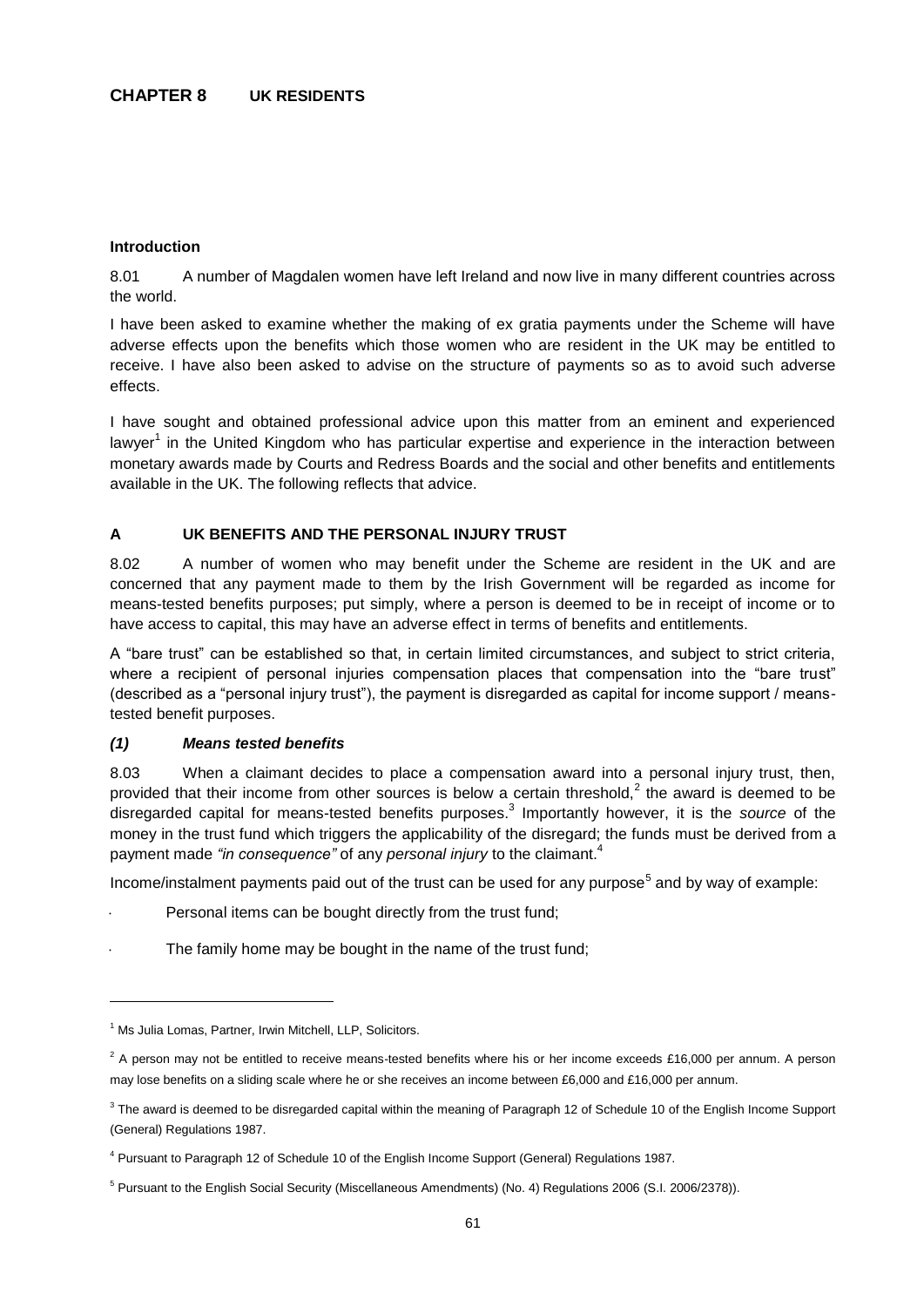# CHAPTER 8 UK RESIDENTS

### Introduction

8.01 A number of Magdalen women have left Ireland and now live in many different countries across the world.

I have been asked to examine whether the making of ex gratia payments under the Scheme will have adverse effects upon the benefits which those women who are resident in the UK may be entitled to receive. I have also been asked to advise on the structure of payments so as to avoid such adverse effects.

I have sought and obtained professional advice upon this matter from an eminent and experienced lawyer[1] in the United Kingdom who has particular expertise and experience in the interaction between monetary awards made by Courts and Redress Boards and the social and other benefits and entitlements available in the UK. The following reflects that advice.

## A UK BENEFITS AND THE PERSONAL INJURY TRUST

8.02 A number of women who may benefit under the Scheme are resident in the UK and are concerned that any payment made to them by the Irish Government will be regarded as income for means-tested benefits purposes; put simply, where a person is deemed to be in receipt of income or to have access to capital, this may have an adverse effect in terms of benefits and entitlements.

A "bare trust" can be established so that, in certain limited circumstances, and subject to strict criteria, where a recipient of personal injuries compensation places that compensation into the "bare trust" (described as a "personal injury trust"), the payment is disregarded as capital for income support / means-tested benefit purposes.

### *(1) Means tested benefits*

8.03 When a claimant decides to place a compensation award into a personal injury trust, then, provided that their income from other sources is below a certain threshold,[2] the award is deemed to be disregarded capital for means-tested benefits purposes.[3] Importantly however, it is the *source* of the money in the trust fund which triggers the applicability of the disregard; the funds must be derived from a payment made *"in consequence"* of any *personal injury* to the claimant.[4]

Income/instalment payments paid out of the trust can be used for any purpose[5] and by way of example:

- Personal items can be bought directly from the trust fund;
- The family home may be bought in the name of the trust fund;

---

[1] Ms Julia Lomas, Partner, Irwin Mitchell, LLP, Solicitors.

[2] A person may not be entitled to receive means-tested benefits where his or her income exceeds £16,000 per annum. A person may lose benefits on a sliding scale where he or she receives an income between £6,000 and £16,000 per annum.

[3] The award is deemed to be disregarded capital within the meaning of Paragraph 12 of Schedule 10 of the English Income Support (General) Regulations 1987.

[4] Pursuant to Paragraph 12 of Schedule 10 of the English Income Support (General) Regulations 1987.

[5] Pursuant to the English Social Security (Miscellaneous Amendments) (No. 4) Regulations 2006 (S.I. 2006/2378)).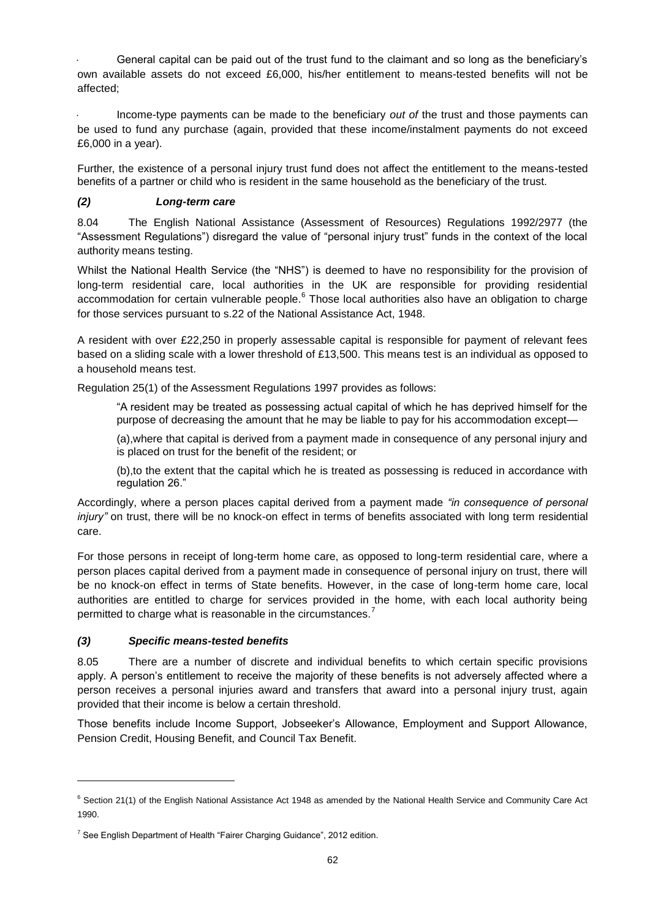- General capital can be paid out of the trust fund to the claimant and so long as the beneficiary's own available assets do not exceed £6,000, his/her entitlement to means-tested benefits will not be affected;

- Income-type payments can be made to the beneficiary *out of* the trust and those payments can be used to fund any purchase (again, provided that these income/instalment payments do not exceed £6,000 in a year).

Further, the existence of a personal injury trust fund does not affect the entitlement to the means-tested benefits of a partner or child who is resident in the same household as the beneficiary of the trust.

### *(2) Long-term care*

8.04 The English National Assistance (Assessment of Resources) Regulations 1992/2977 (the "Assessment Regulations") disregard the value of "personal injury trust" funds in the context of the local authority means testing.

Whilst the National Health Service (the "NHS") is deemed to have no responsibility for the provision of long-term residential care, local authorities in the UK are responsible for providing residential accommodation for certain vulnerable people.[6] Those local authorities also have an obligation to charge for those services pursuant to s.22 of the National Assistance Act, 1948.

A resident with over £22,250 in properly assessable capital is responsible for payment of relevant fees based on a sliding scale with a lower threshold of £13,500. This means test is an individual as opposed to a household means test.

Regulation 25(1) of the Assessment Regulations 1997 provides as follows:

> "A resident may be treated as possessing actual capital of which he has deprived himself for the purpose of decreasing the amount that he may be liable to pay for his accommodation except—
>
> (a),where that capital is derived from a payment made in consequence of any personal injury and is placed on trust for the benefit of the resident; or
>
> (b),to the extent that the capital which he is treated as possessing is reduced in accordance with regulation 26."

Accordingly, where a person places capital derived from a payment made *"in consequence of personal injury"* on trust, there will be no knock-on effect in terms of benefits associated with long term residential care.

For those persons in receipt of long-term home care, as opposed to long-term residential care, where a person places capital derived from a payment made in consequence of personal injury on trust, there will be no knock-on effect in terms of State benefits. However, in the case of long-term home care, local authorities are entitled to charge for services provided in the home, with each local authority being permitted to charge what is reasonable in the circumstances.[7]

### *(3) Specific means-tested benefits*

8.05 There are a number of discrete and individual benefits to which certain specific provisions apply. A person's entitlement to receive the majority of these benefits is not adversely affected where a person receives a personal injuries award and transfers that award into a personal injury trust, again provided that their income is below a certain threshold.

Those benefits include Income Support, Jobseeker's Allowance, Employment and Support Allowance, Pension Credit, Housing Benefit, and Council Tax Benefit.

---

[6] Section 21(1) of the English National Assistance Act 1948 as amended by the National Health Service and Community Care Act 1990.

[7] See English Department of Health "Fairer Charging Guidance", 2012 edition.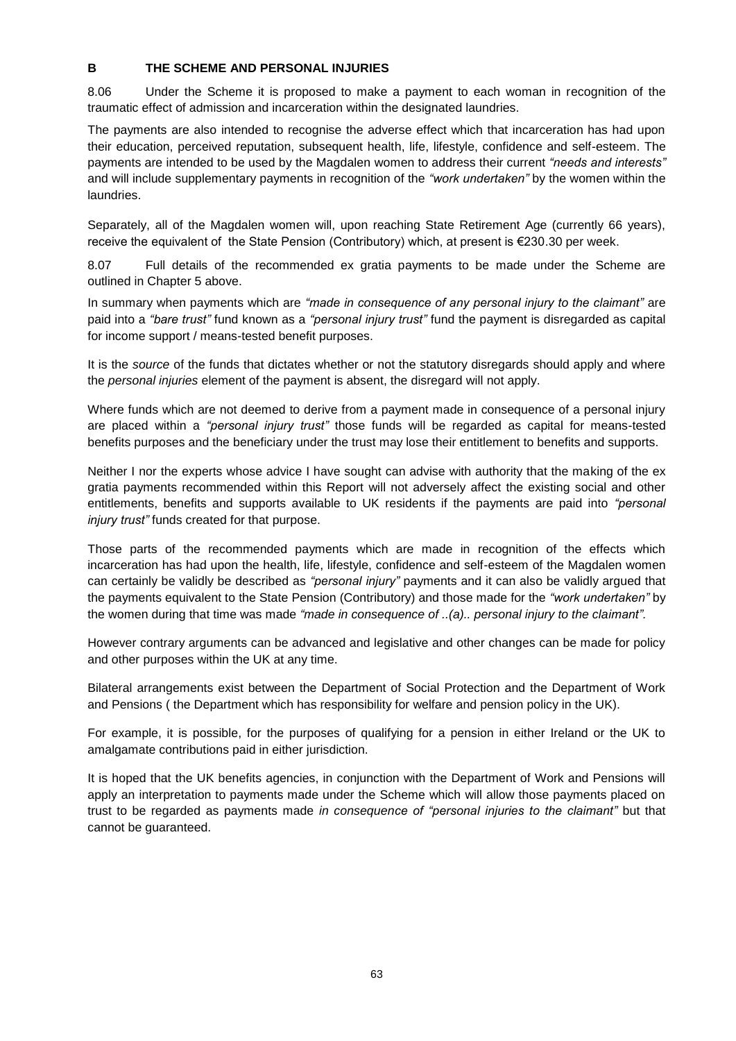## B THE SCHEME AND PERSONAL INJURIES

8.06 Under the Scheme it is proposed to make a payment to each woman in recognition of the traumatic effect of admission and incarceration within the designated laundries.

The payments are also intended to recognise the adverse effect which that incarceration has had upon their education, perceived reputation, subsequent health, life, lifestyle, confidence and self-esteem. The payments are intended to be used by the Magdalen women to address their current *"needs and interests"* and will include supplementary payments in recognition of the *"work undertaken"* by the women within the laundries.

Separately, all of the Magdalen women will, upon reaching State Retirement Age (currently 66 years), receive the equivalent of the State Pension (Contributory) which, at present is €230.30 per week.

8.07 Full details of the recommended ex gratia payments to be made under the Scheme are outlined in Chapter 5 above.

In summary when payments which are *"made in consequence of any personal injury to the claimant"* are paid into a *"bare trust"* fund known as a *"personal injury trust"* fund the payment is disregarded as capital for income support / means-tested benefit purposes.

It is the *source* of the funds that dictates whether or not the statutory disregards should apply and where the *personal injuries* element of the payment is absent, the disregard will not apply.

Where funds which are not deemed to derive from a payment made in consequence of a personal injury are placed within a *"personal injury trust"* those funds will be regarded as capital for means-tested benefits purposes and the beneficiary under the trust may lose their entitlement to benefits and supports.

Neither I nor the experts whose advice I have sought can advise with authority that the making of the ex gratia payments recommended within this Report will not adversely affect the existing social and other entitlements, benefits and supports available to UK residents if the payments are paid into *"personal injury trust"* funds created for that purpose.

Those parts of the recommended payments which are made in recognition of the effects which incarceration has had upon the health, life, lifestyle, confidence and self-esteem of the Magdalen women can certainly be validly be described as *"personal injury"* payments and it can also be validly argued that the payments equivalent to the State Pension (Contributory) and those made for the *"work undertaken"* by the women during that time was made *"made in consequence of ..(a).. personal injury to the claimant"*.

However contrary arguments can be advanced and legislative and other changes can be made for policy and other purposes within the UK at any time.

Bilateral arrangements exist between the Department of Social Protection and the Department of Work and Pensions ( the Department which has responsibility for welfare and pension policy in the UK).

For example, it is possible, for the purposes of qualifying for a pension in either Ireland or the UK to amalgamate contributions paid in either jurisdiction.

It is hoped that the UK benefits agencies, in conjunction with the Department of Work and Pensions will apply an interpretation to payments made under the Scheme which will allow those payments placed on trust to be regarded as payments made *in consequence of "personal injuries to the claimant"* but that cannot be guaranteed.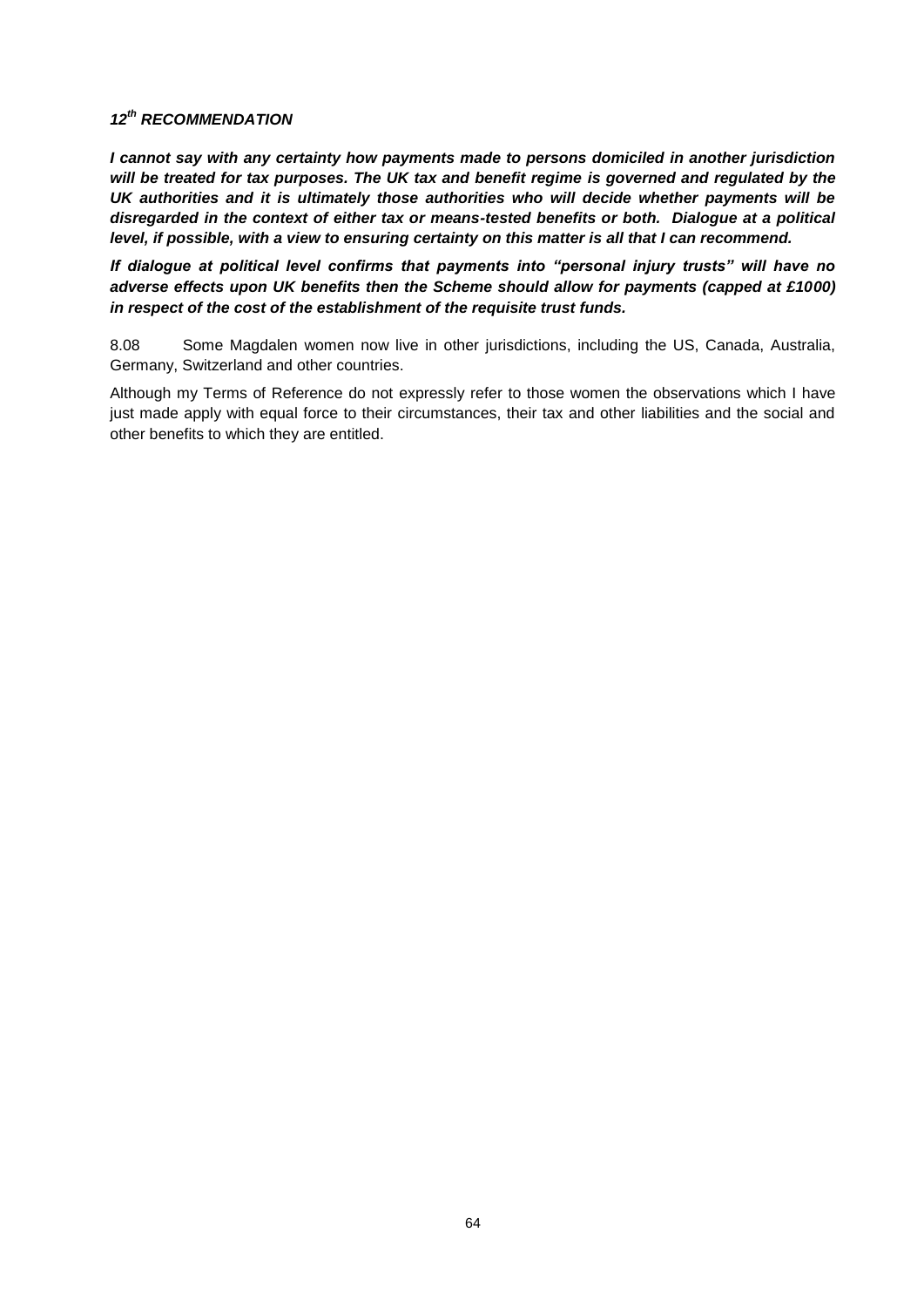### ***12th RECOMMENDATION***

***I cannot say with any certainty how payments made to persons domiciled in another jurisdiction will be treated for tax purposes. The UK tax and benefit regime is governed and regulated by the UK authorities and it is ultimately those authorities who will decide whether payments will be disregarded in the context of either tax or means-tested benefits or both. Dialogue at a political level, if possible, with a view to ensuring certainty on this matter is all that I can recommend.***

***If dialogue at political level confirms that payments into "personal injury trusts" will have no adverse effects upon UK benefits then the Scheme should allow for payments (capped at £1000) in respect of the cost of the establishment of the requisite trust funds.***

8.08 Some Magdalen women now live in other jurisdictions, including the US, Canada, Australia, Germany, Switzerland and other countries.

Although my Terms of Reference do not expressly refer to those women the observations which I have just made apply with equal force to their circumstances, their tax and other liabilities and the social and other benefits to which they are entitled.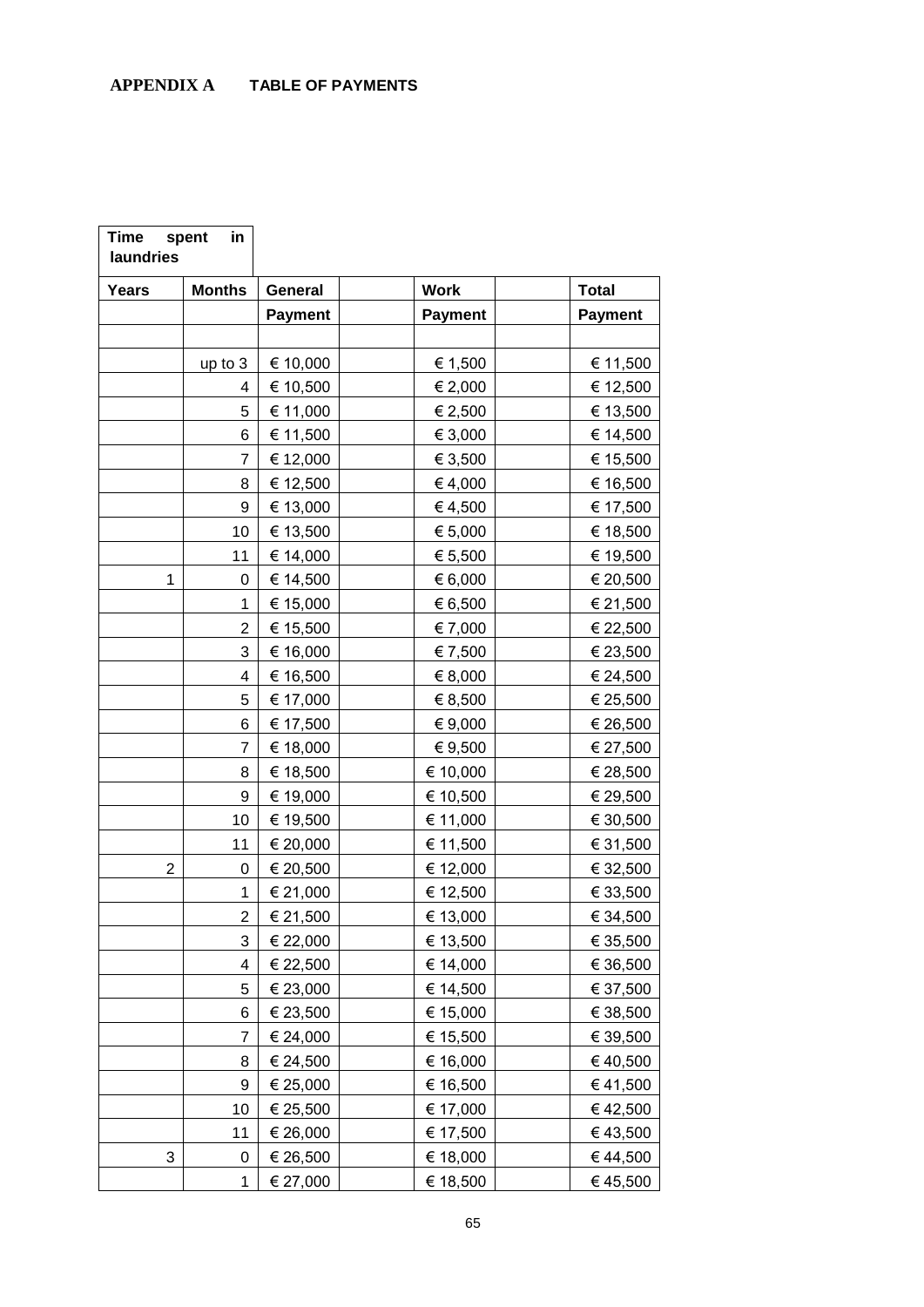## APPENDIX A TABLE OF PAYMENTS

| Time spent in laundries | | | | | | |
|---|---|---|---|---|---|---|
| **Years** | **Months** | **General Payment** | | **Work Payment** | | **Total Payment** |
| | | | | | | |
| | up to 3 | € 10,000 | | € 1,500 | | € 11,500 |
| | 4 | € 10,500 | | € 2,000 | | € 12,500 |
| | 5 | € 11,000 | | € 2,500 | | € 13,500 |
| | 6 | € 11,500 | | € 3,000 | | € 14,500 |
| | 7 | € 12,000 | | € 3,500 | | € 15,500 |
| | 8 | € 12,500 | | € 4,000 | | € 16,500 |
| | 9 | € 13,000 | | € 4,500 | | € 17,500 |
| | 10 | € 13,500 | | € 5,000 | | € 18,500 |
| | 11 | € 14,000 | | € 5,500 | | € 19,500 |
| 1 | 0 | € 14,500 | | € 6,000 | | € 20,500 |
| | 1 | € 15,000 | | € 6,500 | | € 21,500 |
| | 2 | € 15,500 | | € 7,000 | | € 22,500 |
| | 3 | € 16,000 | | € 7,500 | | € 23,500 |
| | 4 | € 16,500 | | € 8,000 | | € 24,500 |
| | 5 | € 17,000 | | € 8,500 | | € 25,500 |
| | 6 | € 17,500 | | € 9,000 | | € 26,500 |
| | 7 | € 18,000 | | € 9,500 | | € 27,500 |
| | 8 | € 18,500 | | € 10,000 | | € 28,500 |
| | 9 | € 19,000 | | € 10,500 | | € 29,500 |
| | 10 | € 19,500 | | € 11,000 | | € 30,500 |
| | 11 | € 20,000 | | € 11,500 | | € 31,500 |
| 2 | 0 | € 20,500 | | € 12,000 | | € 32,500 |
| | 1 | € 21,000 | | € 12,500 | | € 33,500 |
| | 2 | € 21,500 | | € 13,000 | | € 34,500 |
| | 3 | € 22,000 | | € 13,500 | | € 35,500 |
| | 4 | € 22,500 | | € 14,000 | | € 36,500 |
| | 5 | € 23,000 | | € 14,500 | | € 37,500 |
| | 6 | € 23,500 | | € 15,000 | | € 38,500 |
| | 7 | € 24,000 | | € 15,500 | | € 39,500 |
| | 8 | € 24,500 | | € 16,000 | | € 40,500 |
| | 9 | € 25,000 | | € 16,500 | | € 41,500 |
| | 10 | € 25,500 | | € 17,000 | | € 42,500 |
| | 11 | € 26,000 | | € 17,500 | | € 43,500 |
| 3 | 0 | € 26,500 | | € 18,000 | | € 44,500 |
| | 1 | € 27,000 | | € 18,500 | | € 45,500 |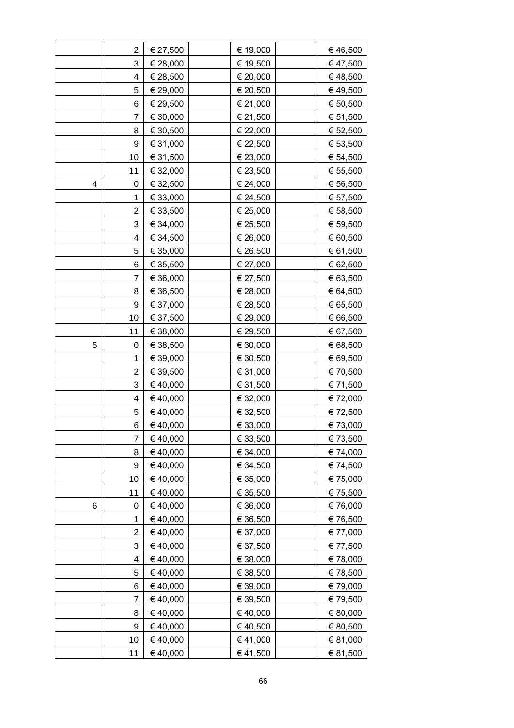| | | | | | | |
|---|---|---|---|---|---|---|
| | 2 | € 27,500 | | € 19,000 | | € 46,500 |
| | 3 | € 28,000 | | € 19,500 | | € 47,500 |
| | 4 | € 28,500 | | € 20,000 | | € 48,500 |
| | 5 | € 29,000 | | € 20,500 | | € 49,500 |
| | 6 | € 29,500 | | € 21,000 | | € 50,500 |
| | 7 | € 30,000 | | € 21,500 | | € 51,500 |
| | 8 | € 30,500 | | € 22,000 | | € 52,500 |
| | 9 | € 31,000 | | € 22,500 | | € 53,500 |
| | 10 | € 31,500 | | € 23,000 | | € 54,500 |
| | 11 | € 32,000 | | € 23,500 | | € 55,500 |
| 4 | 0 | € 32,500 | | € 24,000 | | € 56,500 |
| | 1 | € 33,000 | | € 24,500 | | € 57,500 |
| | 2 | € 33,500 | | € 25,000 | | € 58,500 |
| | 3 | € 34,000 | | € 25,500 | | € 59,500 |
| | 4 | € 34,500 | | € 26,000 | | € 60,500 |
| | 5 | € 35,000 | | € 26,500 | | € 61,500 |
| | 6 | € 35,500 | | € 27,000 | | € 62,500 |
| | 7 | € 36,000 | | € 27,500 | | € 63,500 |
| | 8 | € 36,500 | | € 28,000 | | € 64,500 |
| | 9 | € 37,000 | | € 28,500 | | € 65,500 |
| | 10 | € 37,500 | | € 29,000 | | € 66,500 |
| | 11 | € 38,000 | | € 29,500 | | € 67,500 |
| 5 | 0 | € 38,500 | | € 30,000 | | € 68,500 |
| | 1 | € 39,000 | | € 30,500 | | € 69,500 |
| | 2 | € 39,500 | | € 31,000 | | € 70,500 |
| | 3 | € 40,000 | | € 31,500 | | € 71,500 |
| | 4 | € 40,000 | | € 32,000 | | € 72,000 |
| | 5 | € 40,000 | | € 32,500 | | € 72,500 |
| | 6 | € 40,000 | | € 33,000 | | € 73,000 |
| | 7 | € 40,000 | | € 33,500 | | € 73,500 |
| | 8 | € 40,000 | | € 34,000 | | € 74,000 |
| | 9 | € 40,000 | | € 34,500 | | € 74,500 |
| | 10 | € 40,000 | | € 35,000 | | € 75,000 |
| | 11 | € 40,000 | | € 35,500 | | € 75,500 |
| 6 | 0 | € 40,000 | | € 36,000 | | € 76,000 |
| | 1 | € 40,000 | | € 36,500 | | € 76,500 |
| | 2 | € 40,000 | | € 37,000 | | € 77,000 |
| | 3 | € 40,000 | | € 37,500 | | € 77,500 |
| | 4 | € 40,000 | | € 38,000 | | € 78,000 |
| | 5 | € 40,000 | | € 38,500 | | € 78,500 |
| | 6 | € 40,000 | | € 39,000 | | € 79,000 |
| | 7 | € 40,000 | | € 39,500 | | € 79,500 |
| | 8 | € 40,000 | | € 40,000 | | € 80,000 |
| | 9 | € 40,000 | | € 40,500 | | € 80,500 |
| | 10 | € 40,000 | | € 41,000 | | € 81,000 |
| | 11 | € 40,000 | | € 41,500 | | € 81,500 |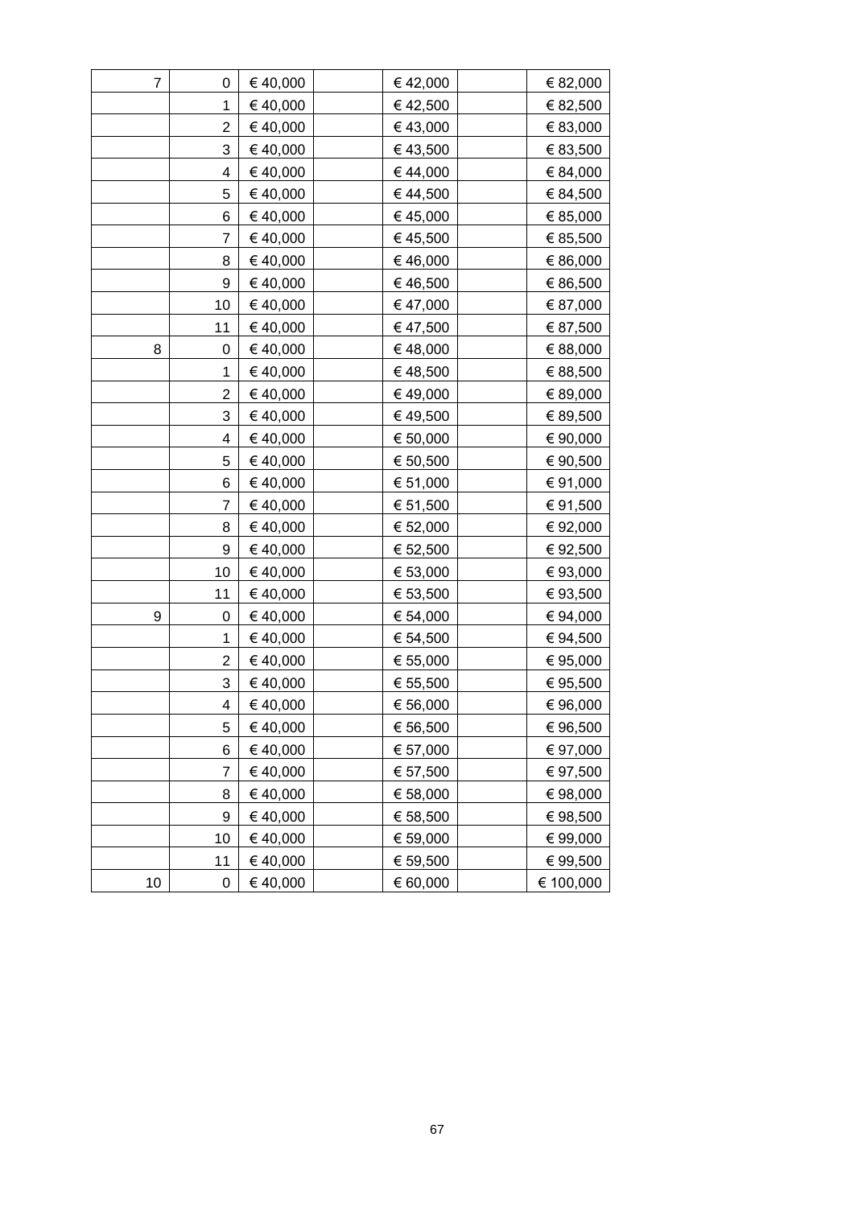| | | | | | | |
|---|---|---|---|---|---|---|
| 7 | 0 | € 40,000 | | € 42,000 | | € 82,000 |
| | 1 | € 40,000 | | € 42,500 | | € 82,500 |
| | 2 | € 40,000 | | € 43,000 | | € 83,000 |
| | 3 | € 40,000 | | € 43,500 | | € 83,500 |
| | 4 | € 40,000 | | € 44,000 | | € 84,000 |
| | 5 | € 40,000 | | € 44,500 | | € 84,500 |
| | 6 | € 40,000 | | € 45,000 | | € 85,000 |
| | 7 | € 40,000 | | € 45,500 | | € 85,500 |
| | 8 | € 40,000 | | € 46,000 | | € 86,000 |
| | 9 | € 40,000 | | € 46,500 | | € 86,500 |
| | 10 | € 40,000 | | € 47,000 | | € 87,000 |
| | 11 | € 40,000 | | € 47,500 | | € 87,500 |
| 8 | 0 | € 40,000 | | € 48,000 | | € 88,000 |
| | 1 | € 40,000 | | € 48,500 | | € 88,500 |
| | 2 | € 40,000 | | € 49,000 | | € 89,000 |
| | 3 | € 40,000 | | € 49,500 | | € 89,500 |
| | 4 | € 40,000 | | € 50,000 | | € 90,000 |
| | 5 | € 40,000 | | € 50,500 | | € 90,500 |
| | 6 | € 40,000 | | € 51,000 | | € 91,000 |
| | 7 | € 40,000 | | € 51,500 | | € 91,500 |
| | 8 | € 40,000 | | € 52,000 | | € 92,000 |
| | 9 | € 40,000 | | € 52,500 | | € 92,500 |
| | 10 | € 40,000 | | € 53,000 | | € 93,000 |
| | 11 | € 40,000 | | € 53,500 | | € 93,500 |
| 9 | 0 | € 40,000 | | € 54,000 | | € 94,000 |
| | 1 | € 40,000 | | € 54,500 | | € 94,500 |
| | 2 | € 40,000 | | € 55,000 | | € 95,000 |
| | 3 | € 40,000 | | € 55,500 | | € 95,500 |
| | 4 | € 40,000 | | € 56,000 | | € 96,000 |
| | 5 | € 40,000 | | € 56,500 | | € 96,500 |
| | 6 | € 40,000 | | € 57,000 | | € 97,000 |
| | 7 | € 40,000 | | € 57,500 | | € 97,500 |
| | 8 | € 40,000 | | € 58,000 | | € 98,000 |
| | 9 | € 40,000 | | € 58,500 | | € 98,500 |
| | 10 | € 40,000 | | € 59,000 | | € 99,000 |
| | 11 | € 40,000 | | € 59,500 | | € 99,500 |
| 10 | 0 | € 40,000 | | € 60,000 | | € 100,000 |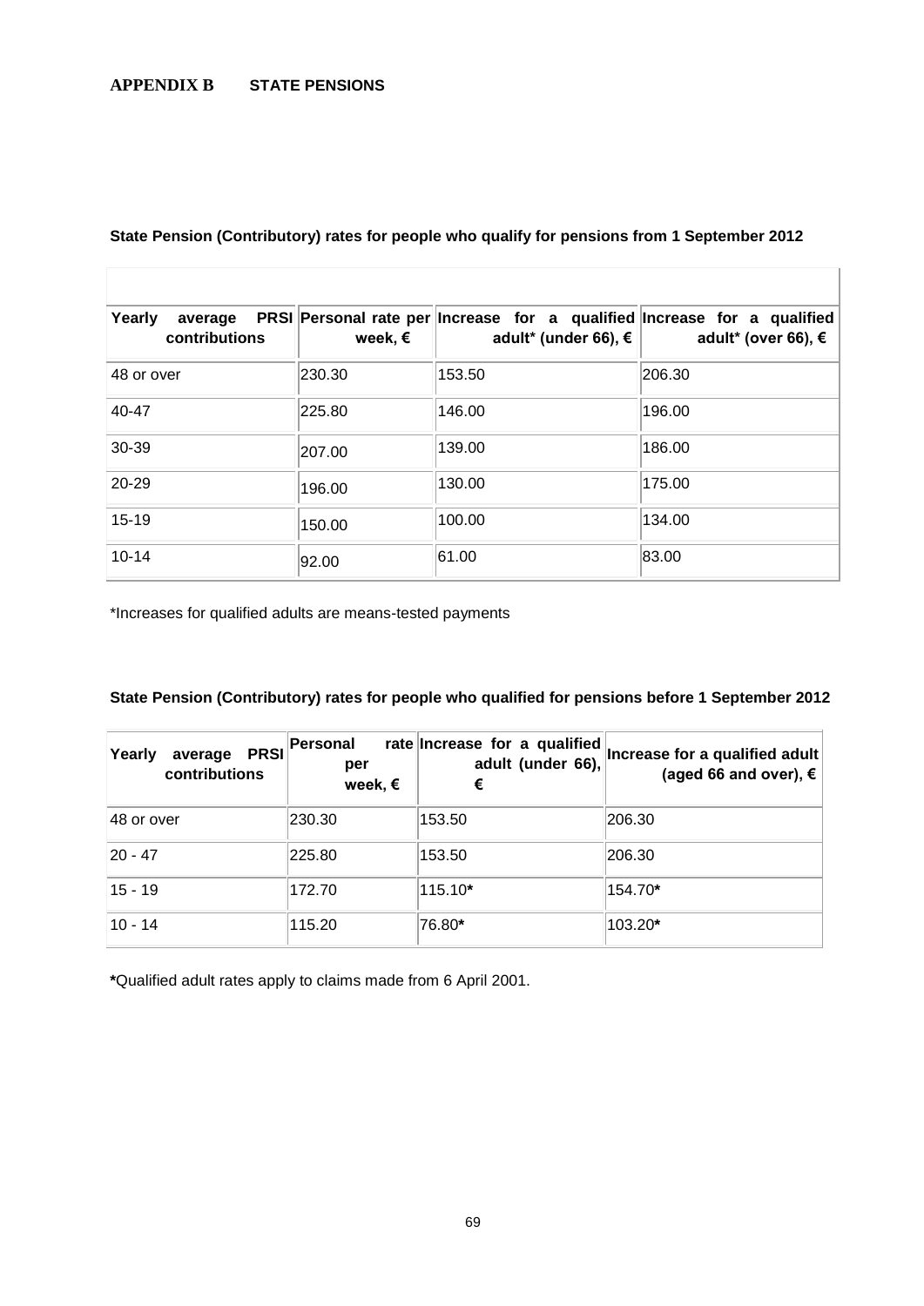## APPENDIX B STATE PENSIONS

**State Pension (Contributory) rates for people who qualify for pensions from 1 September 2012**

| Yearly average PRSI contributions | Personal rate per week, € | Increase for a qualified adult* (under 66), € | Increase for a qualified adult* (over 66), € |
|---|---|---|---|
| 48 or over | 230.30 | 153.50 | 206.30 |
| 40-47 | 225.80 | 146.00 | 196.00 |
| 30-39 | 207.00 | 139.00 | 186.00 |
| 20-29 | 196.00 | 130.00 | 175.00 |
| 15-19 | 150.00 | 100.00 | 134.00 |
| 10-14 | 92.00 | 61.00 | 83.00 |

*Increases for qualified adults are means-tested payments

**State Pension (Contributory) rates for people who qualified for pensions before 1 September 2012**

| Yearly average PRSI contributions | Personal rate per week, € | Increase for a qualified adult (under 66), € | Increase for a qualified adult (aged 66 and over), € |
|---|---|---|---|
| 48 or over | 230.30 | 153.50 | 206.30 |
| 20 - 47 | 225.80 | 153.50 | 206.30 |
| 15 - 19 | 172.70 | 115.10* | 154.70* |
| 10 - 14 | 115.20 | 76.80* | 103.20* |

*Qualified adult rates apply to claims made from 6 April 2001.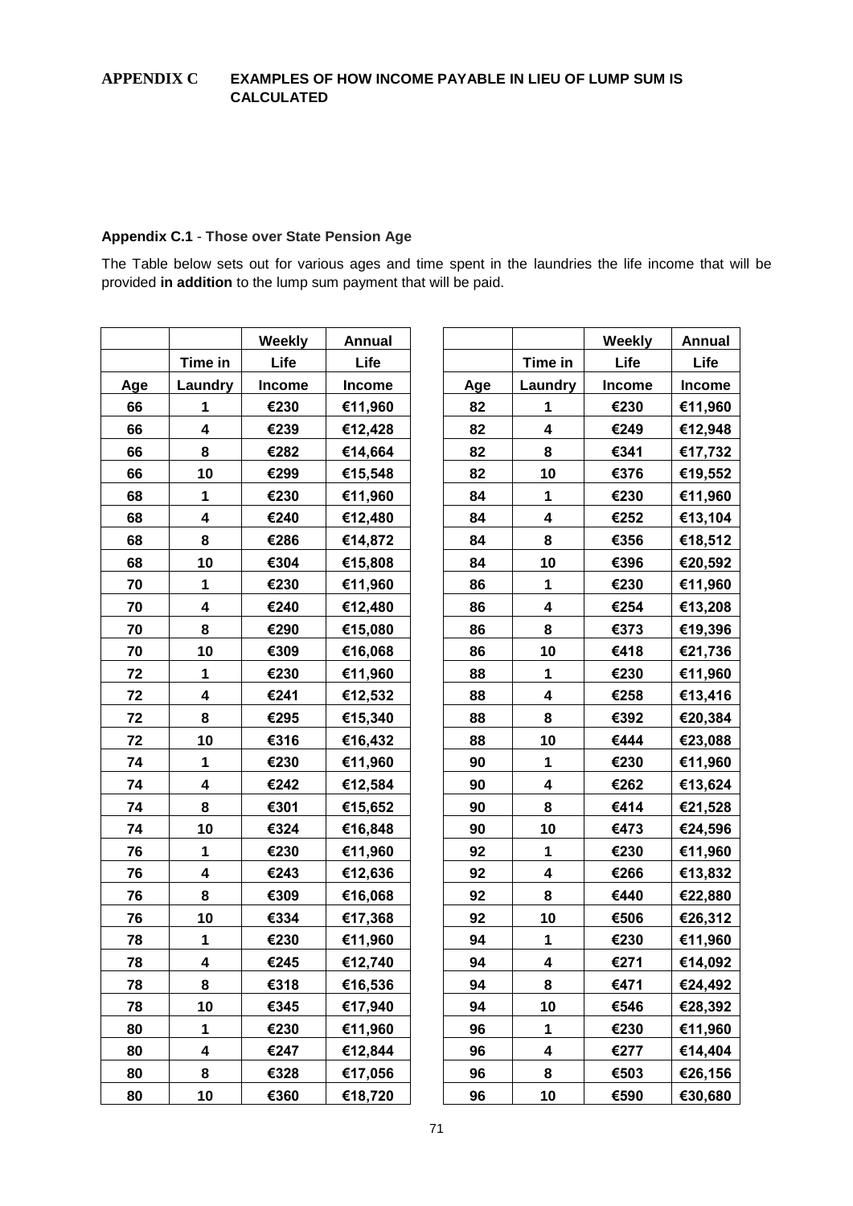## APPENDIX C EXAMPLES OF HOW INCOME PAYABLE IN LIEU OF LUMP SUM IS CALCULATED

### Appendix C.1 - Those over State Pension Age

The Table below sets out for various ages and time spent in the laundries the life income that will be provided **in addition** to the lump sum payment that will be paid.

| Age | Time in Laundry | Weekly Life Income | Annual Life Income |
|---|---|---|---|
| 66 | 1 | €230 | €11,960 |
| 66 | 4 | €239 | €12,428 |
| 66 | 8 | €282 | €14,664 |
| 66 | 10 | €299 | €15,548 |
| 68 | 1 | €230 | €11,960 |
| 68 | 4 | €240 | €12,480 |
| 68 | 8 | €286 | €14,872 |
| 68 | 10 | €304 | €15,808 |
| 70 | 1 | €230 | €11,960 |
| 70 | 4 | €240 | €12,480 |
| 70 | 8 | €290 | €15,080 |
| 70 | 10 | €309 | €16,068 |
| 72 | 1 | €230 | €11,960 |
| 72 | 4 | €241 | €12,532 |
| 72 | 8 | €295 | €15,340 |
| 72 | 10 | €316 | €16,432 |
| 74 | 1 | €230 | €11,960 |
| 74 | 4 | €242 | €12,584 |
| 74 | 8 | €301 | €15,652 |
| 74 | 10 | €324 | €16,848 |
| 76 | 1 | €230 | €11,960 |
| 76 | 4 | €243 | €12,636 |
| 76 | 8 | €309 | €16,068 |
| 76 | 10 | €334 | €17,368 |
| 78 | 1 | €230 | €11,960 |
| 78 | 4 | €245 | €12,740 |
| 78 | 8 | €318 | €16,536 |
| 78 | 10 | €345 | €17,940 |
| 80 | 1 | €230 | €11,960 |
| 80 | 4 | €247 | €12,844 |
| 80 | 8 | €328 | €17,056 |
| 80 | 10 | €360 | €18,720 |

| Age | Time in Laundry | Weekly Life Income | Annual Life Income |
|---|---|---|---|
| 82 | 1 | €230 | €11,960 |
| 82 | 4 | €249 | €12,948 |
| 82 | 8 | €341 | €17,732 |
| 82 | 10 | €376 | €19,552 |
| 84 | 1 | €230 | €11,960 |
| 84 | 4 | €252 | €13,104 |
| 84 | 8 | €356 | €18,512 |
| 84 | 10 | €396 | €20,592 |
| 86 | 1 | €230 | €11,960 |
| 86 | 4 | €254 | €13,208 |
| 86 | 8 | €373 | €19,396 |
| 86 | 10 | €418 | €21,736 |
| 88 | 1 | €230 | €11,960 |
| 88 | 4 | €258 | €13,416 |
| 88 | 8 | €392 | €20,384 |
| 88 | 10 | €444 | €23,088 |
| 90 | 1 | €230 | €11,960 |
| 90 | 4 | €262 | €13,624 |
| 90 | 8 | €414 | €21,528 |
| 90 | 10 | €473 | €24,596 |
| 92 | 1 | €230 | €11,960 |
| 92 | 4 | €266 | €13,832 |
| 92 | 8 | €440 | €22,880 |
| 92 | 10 | €506 | €26,312 |
| 94 | 1 | €230 | €11,960 |
| 94 | 4 | €271 | €14,092 |
| 94 | 8 | €471 | €24,492 |
| 94 | 10 | €546 | €28,392 |
| 96 | 1 | €230 | €11,960 |
| 96 | 4 | €277 | €14,404 |
| 96 | 8 | €503 | €26,156 |
| 96 | 10 | €590 | €30,680 |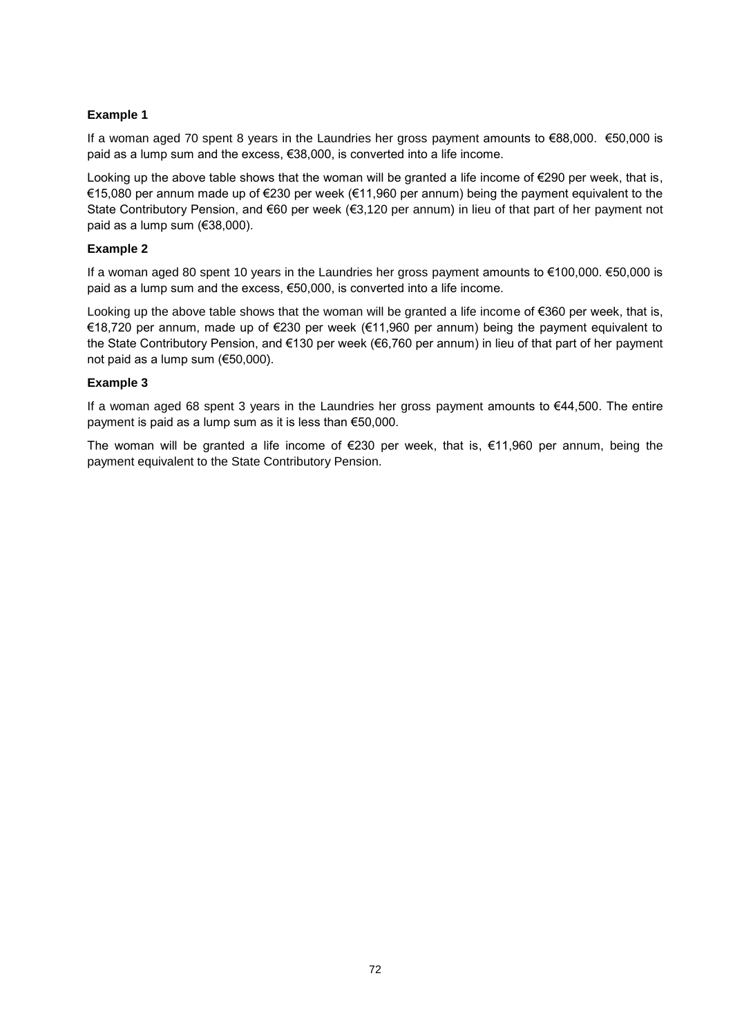**Example 1**

If a woman aged 70 spent 8 years in the Laundries her gross payment amounts to €88,000. €50,000 is paid as a lump sum and the excess, €38,000, is converted into a life income.

Looking up the above table shows that the woman will be granted a life income of €290 per week, that is, €15,080 per annum made up of €230 per week (€11,960 per annum) being the payment equivalent to the State Contributory Pension, and €60 per week (€3,120 per annum) in lieu of that part of her payment not paid as a lump sum (€38,000).

**Example 2**

If a woman aged 80 spent 10 years in the Laundries her gross payment amounts to €100,000. €50,000 is paid as a lump sum and the excess, €50,000, is converted into a life income.

Looking up the above table shows that the woman will be granted a life income of €360 per week, that is, €18,720 per annum, made up of €230 per week (€11,960 per annum) being the payment equivalent to the State Contributory Pension, and €130 per week (€6,760 per annum) in lieu of that part of her payment not paid as a lump sum (€50,000).

**Example 3**

If a woman aged 68 spent 3 years in the Laundries her gross payment amounts to €44,500. The entire payment is paid as a lump sum as it is less than €50,000.

The woman will be granted a life income of €230 per week, that is, €11,960 per annum, being the payment equivalent to the State Contributory Pension.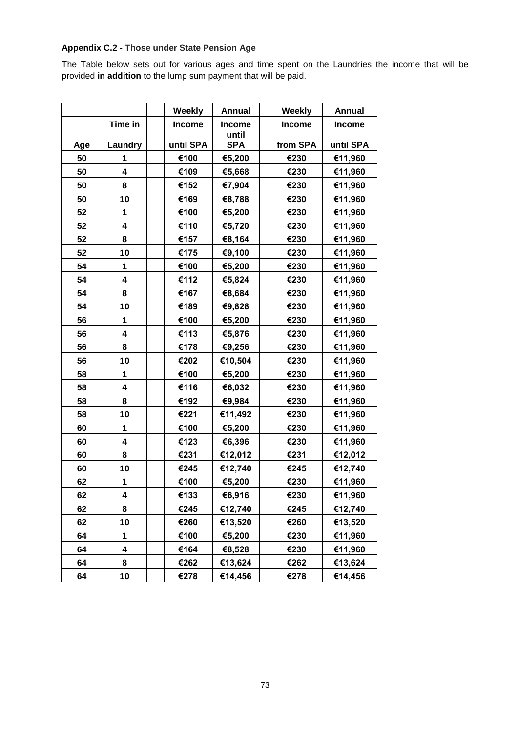**Appendix C.2 - Those under State Pension Age**

The Table below sets out for various ages and time spent on the Laundries the income that will be provided **in addition** to the lump sum payment that will be paid.

| Age | Time in Laundry | | Weekly Income until SPA | Annual Income until SPA | | Weekly Income from SPA | Annual Income until SPA |
|---|---|---|---|---|---|---|---|
| 50 | 1 | | €100 | €5,200 | | €230 | €11,960 |
| 50 | 4 | | €109 | €5,668 | | €230 | €11,960 |
| 50 | 8 | | €152 | €7,904 | | €230 | €11,960 |
| 50 | 10 | | €169 | €8,788 | | €230 | €11,960 |
| 52 | 1 | | €100 | €5,200 | | €230 | €11,960 |
| 52 | 4 | | €110 | €5,720 | | €230 | €11,960 |
| 52 | 8 | | €157 | €8,164 | | €230 | €11,960 |
| 52 | 10 | | €175 | €9,100 | | €230 | €11,960 |
| 54 | 1 | | €100 | €5,200 | | €230 | €11,960 |
| 54 | 4 | | €112 | €5,824 | | €230 | €11,960 |
| 54 | 8 | | €167 | €8,684 | | €230 | €11,960 |
| 54 | 10 | | €189 | €9,828 | | €230 | €11,960 |
| 56 | 1 | | €100 | €5,200 | | €230 | €11,960 |
| 56 | 4 | | €113 | €5,876 | | €230 | €11,960 |
| 56 | 8 | | €178 | €9,256 | | €230 | €11,960 |
| 56 | 10 | | €202 | €10,504 | | €230 | €11,960 |
| 58 | 1 | | €100 | €5,200 | | €230 | €11,960 |
| 58 | 4 | | €116 | €6,032 | | €230 | €11,960 |
| 58 | 8 | | €192 | €9,984 | | €230 | €11,960 |
| 58 | 10 | | €221 | €11,492 | | €230 | €11,960 |
| 60 | 1 | | €100 | €5,200 | | €230 | €11,960 |
| 60 | 4 | | €123 | €6,396 | | €230 | €11,960 |
| 60 | 8 | | €231 | €12,012 | | €231 | €12,012 |
| 60 | 10 | | €245 | €12,740 | | €245 | €12,740 |
| 62 | 1 | | €100 | €5,200 | | €230 | €11,960 |
| 62 | 4 | | €133 | €6,916 | | €230 | €11,960 |
| 62 | 8 | | €245 | €12,740 | | €245 | €12,740 |
| 62 | 10 | | €260 | €13,520 | | €260 | €13,520 |
| 64 | 1 | | €100 | €5,200 | | €230 | €11,960 |
| 64 | 4 | | €164 | €8,528 | | €230 | €11,960 |
| 64 | 8 | | €262 | €13,624 | | €262 | €13,624 |
| 64 | 10 | | €278 | €14,456 | | €278 | €14,456 |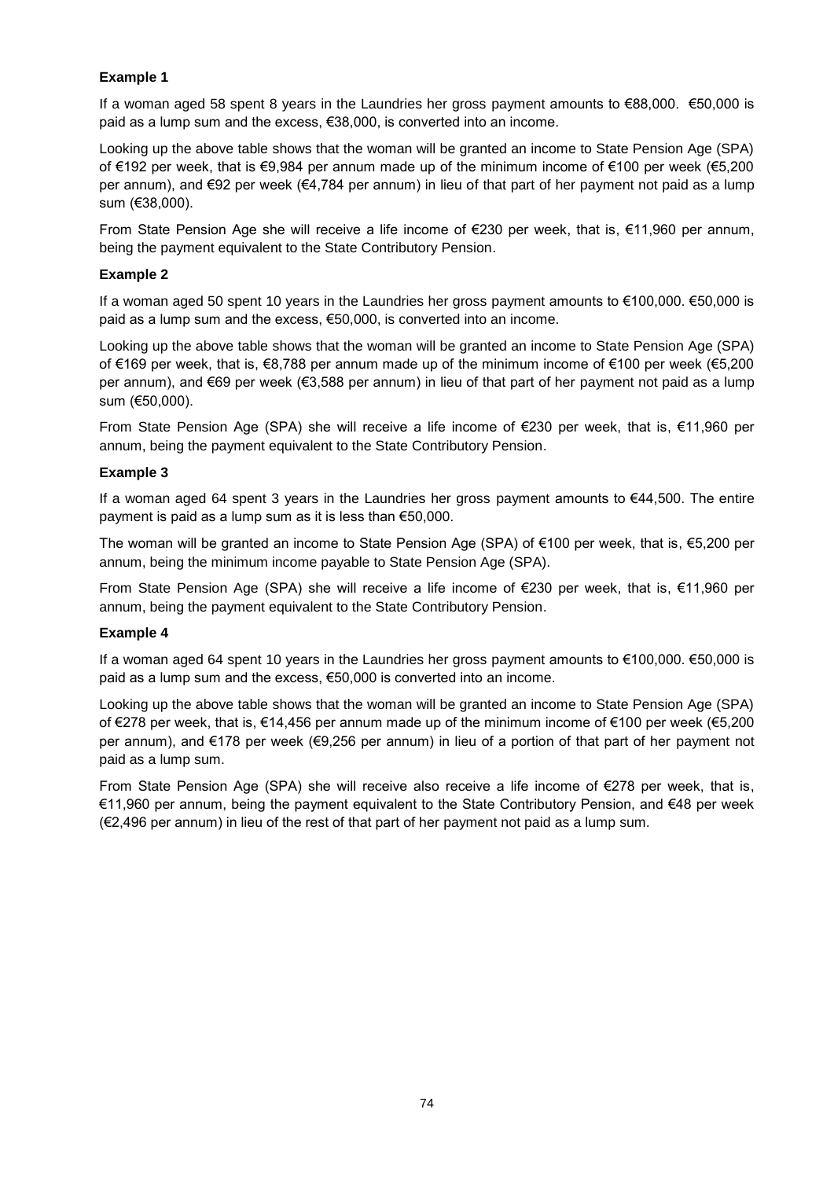**Example 1**

If a woman aged 58 spent 8 years in the Laundries her gross payment amounts to €88,000. €50,000 is paid as a lump sum and the excess, €38,000, is converted into an income.

Looking up the above table shows that the woman will be granted an income to State Pension Age (SPA) of €192 per week, that is €9,984 per annum made up of the minimum income of €100 per week (€5,200 per annum), and €92 per week (€4,784 per annum) in lieu of that part of her payment not paid as a lump sum (€38,000).

From State Pension Age she will receive a life income of €230 per week, that is, €11,960 per annum, being the payment equivalent to the State Contributory Pension.

**Example 2**

If a woman aged 50 spent 10 years in the Laundries her gross payment amounts to €100,000. €50,000 is paid as a lump sum and the excess, €50,000, is converted into an income.

Looking up the above table shows that the woman will be granted an income to State Pension Age (SPA) of €169 per week, that is, €8,788 per annum made up of the minimum income of €100 per week (€5,200 per annum), and €69 per week (€3,588 per annum) in lieu of that part of her payment not paid as a lump sum (€50,000).

From State Pension Age (SPA) she will receive a life income of €230 per week, that is, €11,960 per annum, being the payment equivalent to the State Contributory Pension.

**Example 3**

If a woman aged 64 spent 3 years in the Laundries her gross payment amounts to €44,500. The entire payment is paid as a lump sum as it is less than €50,000.

The woman will be granted an income to State Pension Age (SPA) of €100 per week, that is, €5,200 per annum, being the minimum income payable to State Pension Age (SPA).

From State Pension Age (SPA) she will receive a life income of €230 per week, that is, €11,960 per annum, being the payment equivalent to the State Contributory Pension.

**Example 4**

If a woman aged 64 spent 10 years in the Laundries her gross payment amounts to €100,000. €50,000 is paid as a lump sum and the excess, €50,000 is converted into an income.

Looking up the above table shows that the woman will be granted an income to State Pension Age (SPA) of €278 per week, that is, €14,456 per annum made up of the minimum income of €100 per week (€5,200 per annum), and €178 per week (€9,256 per annum) in lieu of a portion of that part of her payment not paid as a lump sum.

From State Pension Age (SPA) she will receive also receive a life income of €278 per week, that is, €11,960 per annum, being the payment equivalent to the State Contributory Pension, and €48 per week (€2,496 per annum) in lieu of the rest of that part of her payment not paid as a lump sum.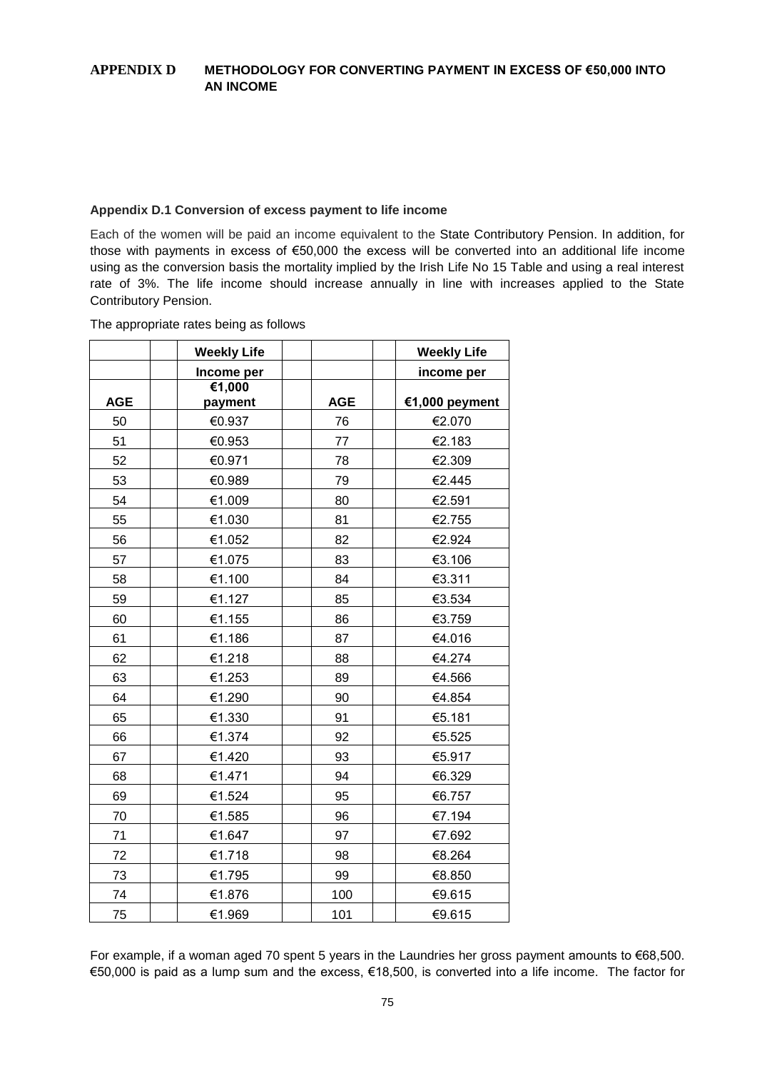## APPENDIX D METHODOLOGY FOR CONVERTING PAYMENT IN EXCESS OF €50,000 INTO AN INCOME

### Appendix D.1 Conversion of excess payment to life income

Each of the women will be paid an income equivalent to the State Contributory Pension. In addition, for those with payments in excess of €50,000 the excess will be converted into an additional life income using as the conversion basis the mortality implied by the Irish Life No 15 Table and using a real interest rate of 3%. The life income should increase annually in line with increases applied to the State Contributory Pension.

The appropriate rates being as follows

| AGE | Weekly Life Income per €1,000 payment | AGE | Weekly Life income per €1,000 peyment |
|---|---|---|---|
| 50 | €0.937 | 76 | €2.070 |
| 51 | €0.953 | 77 | €2.183 |
| 52 | €0.971 | 78 | €2.309 |
| 53 | €0.989 | 79 | €2.445 |
| 54 | €1.009 | 80 | €2.591 |
| 55 | €1.030 | 81 | €2.755 |
| 56 | €1.052 | 82 | €2.924 |
| 57 | €1.075 | 83 | €3.106 |
| 58 | €1.100 | 84 | €3.311 |
| 59 | €1.127 | 85 | €3.534 |
| 60 | €1.155 | 86 | €3.759 |
| 61 | €1.186 | 87 | €4.016 |
| 62 | €1.218 | 88 | €4.274 |
| 63 | €1.253 | 89 | €4.566 |
| 64 | €1.290 | 90 | €4.854 |
| 65 | €1.330 | 91 | €5.181 |
| 66 | €1.374 | 92 | €5.525 |
| 67 | €1.420 | 93 | €5.917 |
| 68 | €1.471 | 94 | €6.329 |
| 69 | €1.524 | 95 | €6.757 |
| 70 | €1.585 | 96 | €7.194 |
| 71 | €1.647 | 97 | €7.692 |
| 72 | €1.718 | 98 | €8.264 |
| 73 | €1.795 | 99 | €8.850 |
| 74 | €1.876 | 100 | €9.615 |
| 75 | €1.969 | 101 | €9.615 |

For example, if a woman aged 70 spent 5 years in the Laundries her gross payment amounts to €68,500. €50,000 is paid as a lump sum and the excess, €18,500, is converted into a life income. The factor for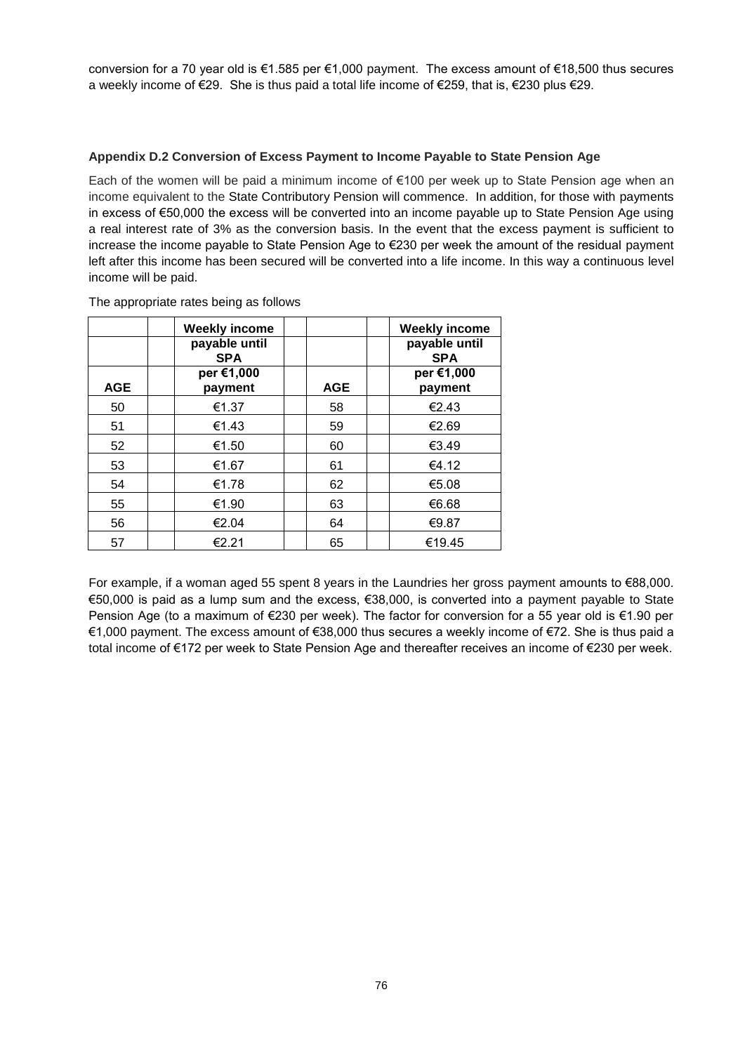conversion for a 70 year old is €1.585 per €1,000 payment. The excess amount of €18,500 thus secures a weekly income of €29. She is thus paid a total life income of €259, that is, €230 plus €29.

#### Appendix D.2 Conversion of Excess Payment to Income Payable to State Pension Age

Each of the women will be paid a minimum income of €100 per week up to State Pension age when an income equivalent to the State Contributory Pension will commence. In addition, for those with payments in excess of €50,000 the excess will be converted into an income payable up to State Pension Age using a real interest rate of 3% as the conversion basis. In the event that the excess payment is sufficient to increase the income payable to State Pension Age to €230 per week the amount of the residual payment left after this income has been secured will be converted into a life income. In this way a continuous level income will be paid.

The appropriate rates being as follows

| AGE | Weekly income payable until SPA per €1,000 payment | AGE | Weekly income payable until SPA per €1,000 payment |
|---|---|---|---|
| 50 | €1.37 | 58 | €2.43 |
| 51 | €1.43 | 59 | €2.69 |
| 52 | €1.50 | 60 | €3.49 |
| 53 | €1.67 | 61 | €4.12 |
| 54 | €1.78 | 62 | €5.08 |
| 55 | €1.90 | 63 | €6.68 |
| 56 | €2.04 | 64 | €9.87 |
| 57 | €2.21 | 65 | €19.45 |

For example, if a woman aged 55 spent 8 years in the Laundries her gross payment amounts to €88,000. €50,000 is paid as a lump sum and the excess, €38,000, is converted into a payment payable to State Pension Age (to a maximum of €230 per week). The factor for conversion for a 55 year old is €1.90 per €1,000 payment. The excess amount of €38,000 thus secures a weekly income of €72. She is thus paid a total income of €172 per week to State Pension Age and thereafter receives an income of €230 per week.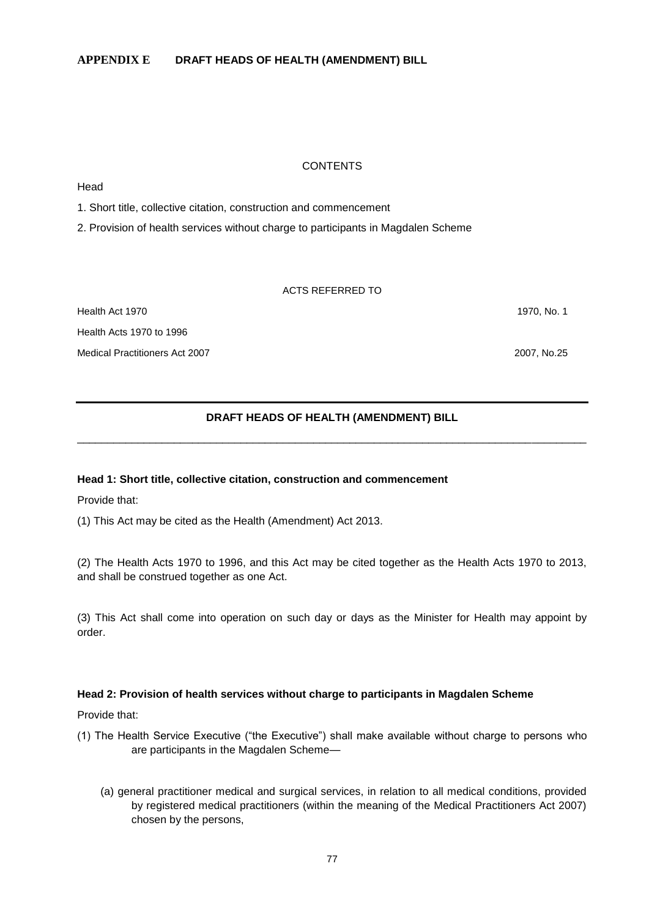## APPENDIX E DRAFT HEADS OF HEALTH (AMENDMENT) BILL

CONTENTS

Head

1. Short title, collective citation, construction and commencement

2. Provision of health services without charge to participants in Magdalen Scheme

ACTS REFERRED TO

| | |
|---|---|
| Health Act 1970 | 1970, No. 1 |
| Health Acts 1970 to 1996 | |
| Medical Practitioners Act 2007 | 2007, No.25 |

## DRAFT HEADS OF HEALTH (AMENDMENT) BILL

---

**Head 1: Short title, collective citation, construction and commencement**

Provide that:

(1) This Act may be cited as the Health (Amendment) Act 2013.

(2) The Health Acts 1970 to 1996, and this Act may be cited together as the Health Acts 1970 to 2013, and shall be construed together as one Act.

(3) This Act shall come into operation on such day or days as the Minister for Health may appoint by order.

**Head 2: Provision of health services without charge to participants in Magdalen Scheme**

Provide that:

(1) The Health Service Executive ("the Executive") shall make available without charge to persons who are participants in the Magdalen Scheme—

(a) general practitioner medical and surgical services, in relation to all medical conditions, provided by registered medical practitioners (within the meaning of the Medical Practitioners Act 2007) chosen by the persons,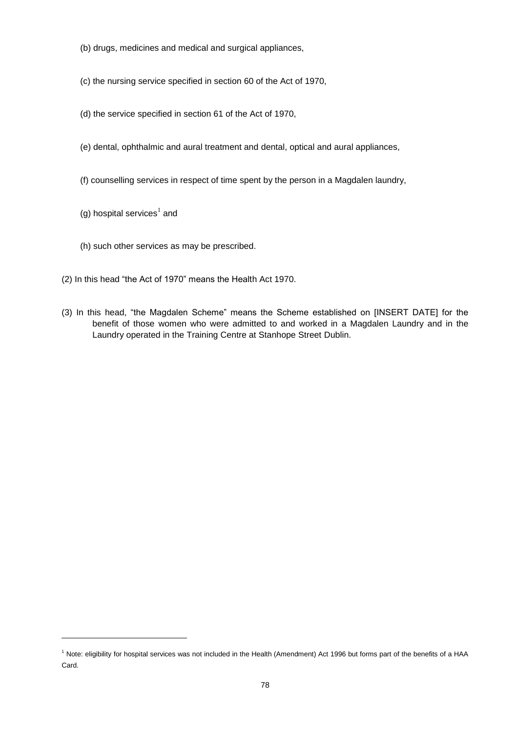(b) drugs, medicines and medical and surgical appliances,

(c) the nursing service specified in section 60 of the Act of 1970,

(d) the service specified in section 61 of the Act of 1970,

(e) dental, ophthalmic and aural treatment and dental, optical and aural appliances,

(f) counselling services in respect of time spent by the person in a Magdalen laundry,

(g) hospital services[1] and

(h) such other services as may be prescribed.

(2) In this head "the Act of 1970" means the Health Act 1970.

(3) In this head, "the Magdalen Scheme" means the Scheme established on [INSERT DATE] for the benefit of those women who were admitted to and worked in a Magdalen Laundry and in the Laundry operated in the Training Centre at Stanhope Street Dublin.

---

[1] Note: eligibility for hospital services was not included in the Health (Amendment) Act 1996 but forms part of the benefits of a HAA Card.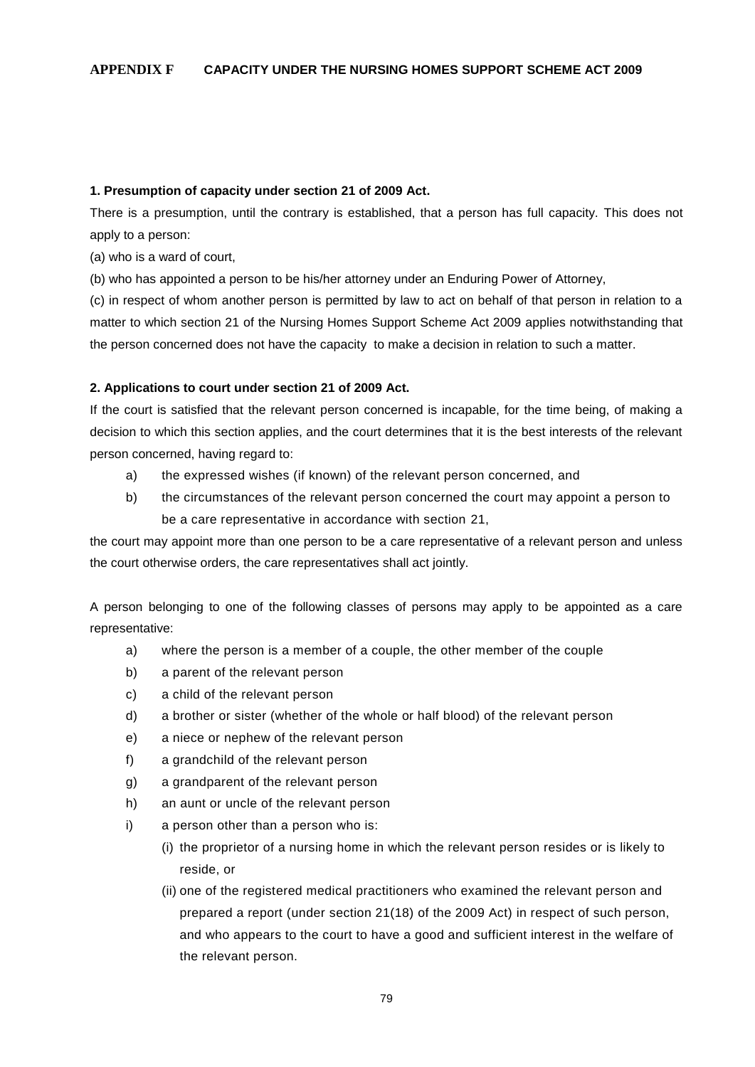# APPENDIX F CAPACITY UNDER THE NURSING HOMES SUPPORT SCHEME ACT 2009

**1. Presumption of capacity under section 21 of 2009 Act.**

There is a presumption, until the contrary is established, that a person has full capacity. This does not apply to a person:

(a) who is a ward of court,

(b) who has appointed a person to be his/her attorney under an Enduring Power of Attorney,

(c) in respect of whom another person is permitted by law to act on behalf of that person in relation to a matter to which section 21 of the Nursing Homes Support Scheme Act 2009 applies notwithstanding that the person concerned does not have the capacity to make a decision in relation to such a matter.

**2. Applications to court under section 21 of 2009 Act.**

If the court is satisfied that the relevant person concerned is incapable, for the time being, of making a decision to which this section applies, and the court determines that it is the best interests of the relevant person concerned, having regard to:

- a) the expressed wishes (if known) of the relevant person concerned, and
- b) the circumstances of the relevant person concerned the court may appoint a person to be a care representative in accordance with section 21,

the court may appoint more than one person to be a care representative of a relevant person and unless the court otherwise orders, the care representatives shall act jointly.

A person belonging to one of the following classes of persons may apply to be appointed as a care representative:

- a) where the person is a member of a couple, the other member of the couple
- b) a parent of the relevant person
- c) a child of the relevant person
- d) a brother or sister (whether of the whole or half blood) of the relevant person
- e) a niece or nephew of the relevant person
- f) a grandchild of the relevant person
- g) a grandparent of the relevant person
- h) an aunt or uncle of the relevant person
- i) a person other than a person who is:
  - (i) the proprietor of a nursing home in which the relevant person resides or is likely to reside, or
  - (ii) one of the registered medical practitioners who examined the relevant person and prepared a report (under section 21(18) of the 2009 Act) in respect of such person, and who appears to the court to have a good and sufficient interest in the welfare of the relevant person.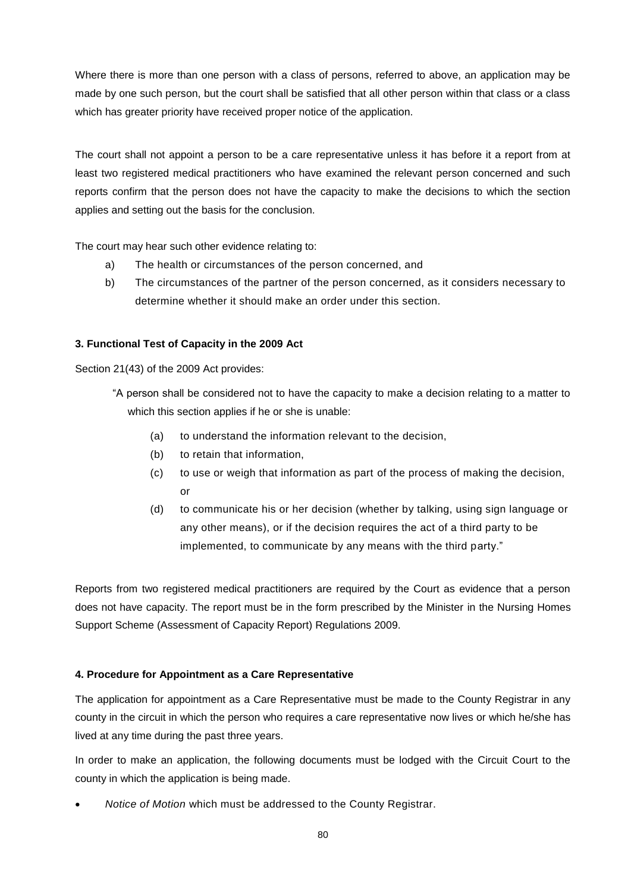Where there is more than one person with a class of persons, referred to above, an application may be made by one such person, but the court shall be satisfied that all other person within that class or a class which has greater priority have received proper notice of the application.

The court shall not appoint a person to be a care representative unless it has before it a report from at least two registered medical practitioners who have examined the relevant person concerned and such reports confirm that the person does not have the capacity to make the decisions to which the section applies and setting out the basis for the conclusion.

The court may hear such other evidence relating to:

a) The health or circumstances of the person concerned, and
b) The circumstances of the partner of the person concerned, as it considers necessary to determine whether it should make an order under this section.

#### 3. Functional Test of Capacity in the 2009 Act

Section 21(43) of the 2009 Act provides:

> "A person shall be considered not to have the capacity to make a decision relating to a matter to which this section applies if he or she is unable:
>
> (a) to understand the information relevant to the decision,
> (b) to retain that information,
> (c) to use or weigh that information as part of the process of making the decision, or
> (d) to communicate his or her decision (whether by talking, using sign language or any other means), or if the decision requires the act of a third party to be implemented, to communicate by any means with the third party."

Reports from two registered medical practitioners are required by the Court as evidence that a person does not have capacity. The report must be in the form prescribed by the Minister in the Nursing Homes Support Scheme (Assessment of Capacity Report) Regulations 2009.

#### 4. Procedure for Appointment as a Care Representative

The application for appointment as a Care Representative must be made to the County Registrar in any county in the circuit in which the person who requires a care representative now lives or which he/she has lived at any time during the past three years.

In order to make an application, the following documents must be lodged with the Circuit Court to the county in which the application is being made.

- *Notice of Motion* which must be addressed to the County Registrar.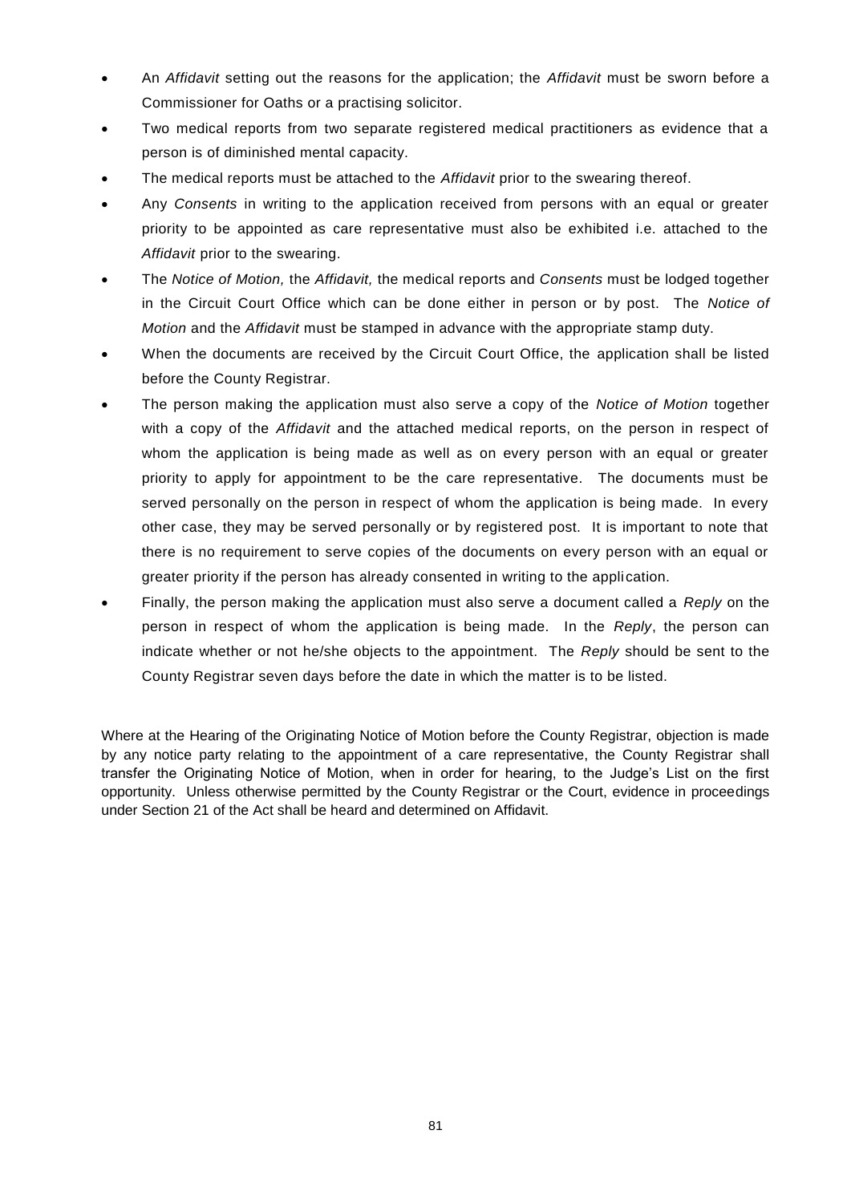- An *Affidavit* setting out the reasons for the application; the *Affidavit* must be sworn before a Commissioner for Oaths or a practising solicitor.
- Two medical reports from two separate registered medical practitioners as evidence that a person is of diminished mental capacity.
- The medical reports must be attached to the *Affidavit* prior to the swearing thereof.
- Any *Consents* in writing to the application received from persons with an equal or greater priority to be appointed as care representative must also be exhibited i.e. attached to the *Affidavit* prior to the swearing.
- The *Notice of Motion,* the *Affidavit,* the medical reports and *Consents* must be lodged together in the Circuit Court Office which can be done either in person or by post. The *Notice of Motion* and the *Affidavit* must be stamped in advance with the appropriate stamp duty.
- When the documents are received by the Circuit Court Office, the application shall be listed before the County Registrar.
- The person making the application must also serve a copy of the *Notice of Motion* together with a copy of the *Affidavit* and the attached medical reports, on the person in respect of whom the application is being made as well as on every person with an equal or greater priority to apply for appointment to be the care representative. The documents must be served personally on the person in respect of whom the application is being made. In every other case, they may be served personally or by registered post. It is important to note that there is no requirement to serve copies of the documents on every person with an equal or greater priority if the person has already consented in writing to the application.
- Finally, the person making the application must also serve a document called a *Reply* on the person in respect of whom the application is being made. In the *Reply*, the person can indicate whether or not he/she objects to the appointment. The *Reply* should be sent to the County Registrar seven days before the date in which the matter is to be listed.

Where at the Hearing of the Originating Notice of Motion before the County Registrar, objection is made by any notice party relating to the appointment of a care representative, the County Registrar shall transfer the Originating Notice of Motion, when in order for hearing, to the Judge's List on the first opportunity. Unless otherwise permitted by the County Registrar or the Court, evidence in proceedings under Section 21 of the Act shall be heard and determined on Affidavit.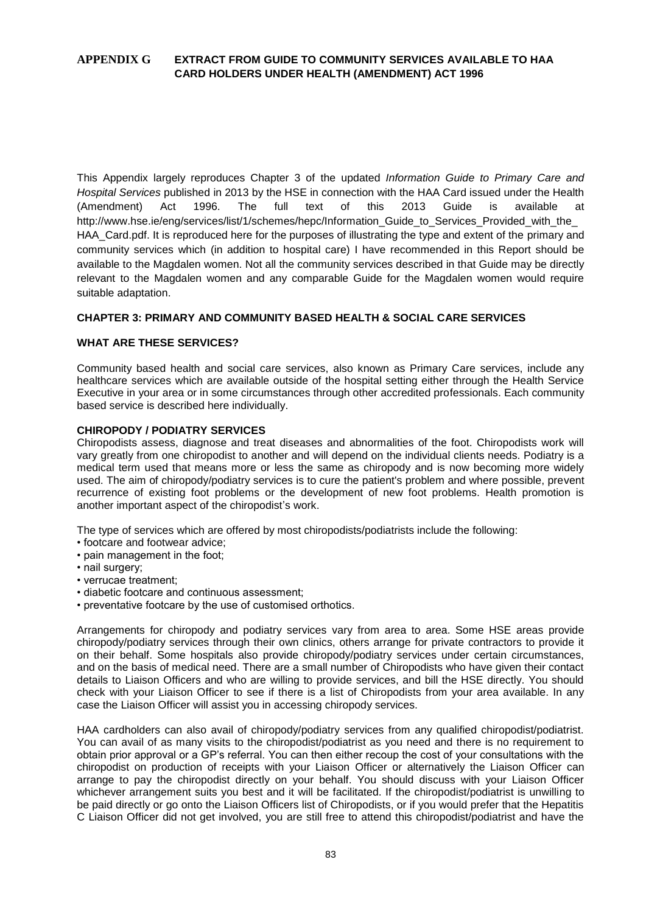## APPENDIX G EXTRACT FROM GUIDE TO COMMUNITY SERVICES AVAILABLE TO HAA CARD HOLDERS UNDER HEALTH (AMENDMENT) ACT 1996

This Appendix largely reproduces Chapter 3 of the updated *Information Guide to Primary Care and Hospital Services* published in 2013 by the HSE in connection with the HAA Card issued under the Health (Amendment) Act 1996. The full text of this 2013 Guide is available at http://www.hse.ie/eng/services/list/1/schemes/hepc/Information_Guide_to_Services_Provided_with_the_HAA_Card.pdf. It is reproduced here for the purposes of illustrating the type and extent of the primary and community services which (in addition to hospital care) I have recommended in this Report should be available to the Magdalen women. Not all the community services described in that Guide may be directly relevant to the Magdalen women and any comparable Guide for the Magdalen women would require suitable adaptation.

### CHAPTER 3: PRIMARY AND COMMUNITY BASED HEALTH & SOCIAL CARE SERVICES

### WHAT ARE THESE SERVICES?

Community based health and social care services, also known as Primary Care services, include any healthcare services which are available outside of the hospital setting either through the Health Service Executive in your area or in some circumstances through other accredited professionals. Each community based service is described here individually.

#### CHIROPODY / PODIATRY SERVICES

Chiropodists assess, diagnose and treat diseases and abnormalities of the foot. Chiropodists work will vary greatly from one chiropodist to another and will depend on the individual clients needs. Podiatry is a medical term used that means more or less the same as chiropody and is now becoming more widely used. The aim of chiropody/podiatry services is to cure the patient's problem and where possible, prevent recurrence of existing foot problems or the development of new foot problems. Health promotion is another important aspect of the chiropodist's work.

The type of services which are offered by most chiropodists/podiatrists include the following:

- footcare and footwear advice;
- pain management in the foot;
- nail surgery;
- verrucae treatment;
- diabetic footcare and continuous assessment;
- preventative footcare by the use of customised orthotics.

Arrangements for chiropody and podiatry services vary from area to area. Some HSE areas provide chiropody/podiatry services through their own clinics, others arrange for private contractors to provide it on their behalf. Some hospitals also provide chiropody/podiatry services under certain circumstances, and on the basis of medical need. There are a small number of Chiropodists who have given their contact details to Liaison Officers and who are willing to provide services, and bill the HSE directly. You should check with your Liaison Officer to see if there is a list of Chiropodists from your area available. In any case the Liaison Officer will assist you in accessing chiropody services.

HAA cardholders can also avail of chiropody/podiatry services from any qualified chiropodist/podiatrist. You can avail of as many visits to the chiropodist/podiatrist as you need and there is no requirement to obtain prior approval or a GP's referral. You can then either recoup the cost of your consultations with the chiropodist on production of receipts with your Liaison Officer or alternatively the Liaison Officer can arrange to pay the chiropodist directly on your behalf. You should discuss with your Liaison Officer whichever arrangement suits you best and it will be facilitated. If the chiropodist/podiatrist is unwilling to be paid directly or go onto the Liaison Officers list of Chiropodists, or if you would prefer that the Hepatitis C Liaison Officer did not get involved, you are still free to attend this chiropodist/podiatrist and have the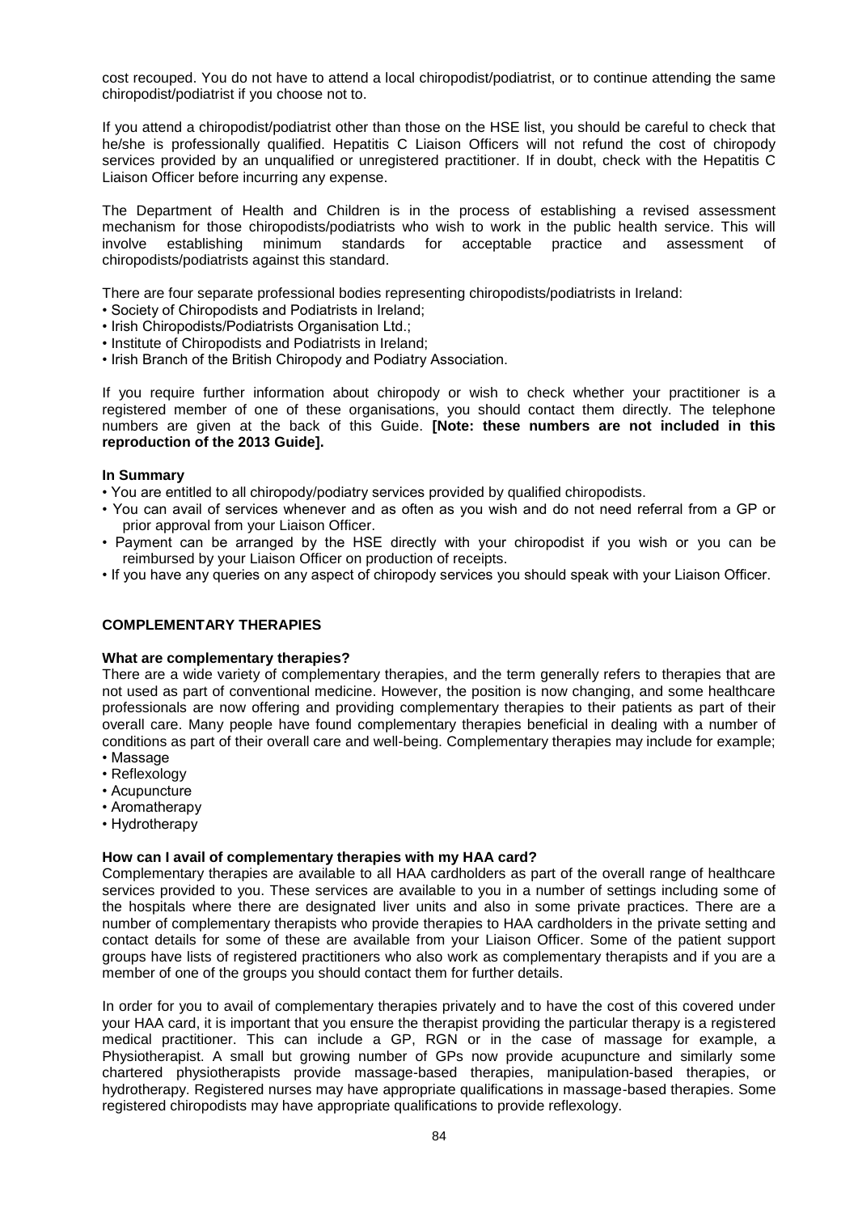cost recouped. You do not have to attend a local chiropodist/podiatrist, or to continue attending the same chiropodist/podiatrist if you choose not to.

If you attend a chiropodist/podiatrist other than those on the HSE list, you should be careful to check that he/she is professionally qualified. Hepatitis C Liaison Officers will not refund the cost of chiropody services provided by an unqualified or unregistered practitioner. If in doubt, check with the Hepatitis C Liaison Officer before incurring any expense.

The Department of Health and Children is in the process of establishing a revised assessment mechanism for those chiropodists/podiatrists who wish to work in the public health service. This will involve establishing minimum standards for acceptable practice and assessment of chiropodists/podiatrists against this standard.

There are four separate professional bodies representing chiropodists/podiatrists in Ireland:

- Society of Chiropodists and Podiatrists in Ireland;
- Irish Chiropodists/Podiatrists Organisation Ltd.;
- Institute of Chiropodists and Podiatrists in Ireland;
- Irish Branch of the British Chiropody and Podiatry Association.

If you require further information about chiropody or wish to check whether your practitioner is a registered member of one of these organisations, you should contact them directly. The telephone numbers are given at the back of this Guide. **[Note: these numbers are not included in this reproduction of the 2013 Guide].**

**In Summary**

- You are entitled to all chiropody/podiatry services provided by qualified chiropodists.
- You can avail of services whenever and as often as you wish and do not need referral from a GP or prior approval from your Liaison Officer.
- Payment can be arranged by the HSE directly with your chiropodist if you wish or you can be reimbursed by your Liaison Officer on production of receipts.
- If you have any queries on any aspect of chiropody services you should speak with your Liaison Officer.

## COMPLEMENTARY THERAPIES

**What are complementary therapies?**

There are a wide variety of complementary therapies, and the term generally refers to therapies that are not used as part of conventional medicine. However, the position is now changing, and some healthcare professionals are now offering and providing complementary therapies to their patients as part of their overall care. Many people have found complementary therapies beneficial in dealing with a number of conditions as part of their overall care and well-being. Complementary therapies may include for example;

- Massage
- Reflexology
- Acupuncture
- Aromatherapy
- Hydrotherapy

**How can I avail of complementary therapies with my HAA card?**

Complementary therapies are available to all HAA cardholders as part of the overall range of healthcare services provided to you. These services are available to you in a number of settings including some of the hospitals where there are designated liver units and also in some private practices. There are a number of complementary therapists who provide therapies to HAA cardholders in the private setting and contact details for some of these are available from your Liaison Officer. Some of the patient support groups have lists of registered practitioners who also work as complementary therapists and if you are a member of one of the groups you should contact them for further details.

In order for you to avail of complementary therapies privately and to have the cost of this covered under your HAA card, it is important that you ensure the therapist providing the particular therapy is a registered medical practitioner. This can include a GP, RGN or in the case of massage for example, a Physiotherapist. A small but growing number of GPs now provide acupuncture and similarly some chartered physiotherapists provide massage-based therapies, manipulation-based therapies, or hydrotherapy. Registered nurses may have appropriate qualifications in massage-based therapies. Some registered chiropodists may have appropriate qualifications to provide reflexology.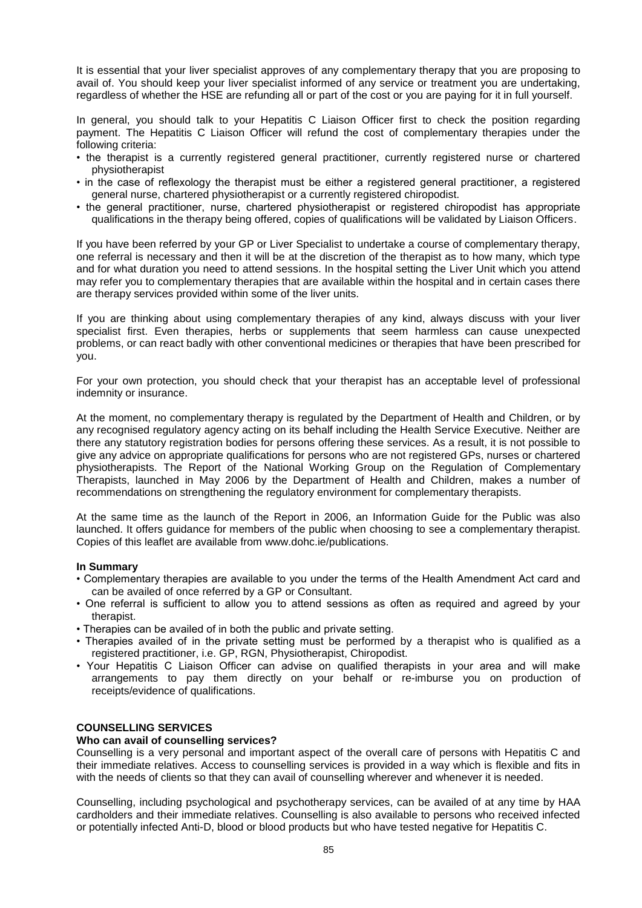It is essential that your liver specialist approves of any complementary therapy that you are proposing to avail of. You should keep your liver specialist informed of any service or treatment you are undertaking, regardless of whether the HSE are refunding all or part of the cost or you are paying for it in full yourself.

In general, you should talk to your Hepatitis C Liaison Officer first to check the position regarding payment. The Hepatitis C Liaison Officer will refund the cost of complementary therapies under the following criteria:

- the therapist is a currently registered general practitioner, currently registered nurse or chartered physiotherapist
- in the case of reflexology the therapist must be either a registered general practitioner, a registered general nurse, chartered physiotherapist or a currently registered chiropodist.
- the general practitioner, nurse, chartered physiotherapist or registered chiropodist has appropriate qualifications in the therapy being offered, copies of qualifications will be validated by Liaison Officers.

If you have been referred by your GP or Liver Specialist to undertake a course of complementary therapy, one referral is necessary and then it will be at the discretion of the therapist as to how many, which type and for what duration you need to attend sessions. In the hospital setting the Liver Unit which you attend may refer you to complementary therapies that are available within the hospital and in certain cases there are therapy services provided within some of the liver units.

If you are thinking about using complementary therapies of any kind, always discuss with your liver specialist first. Even therapies, herbs or supplements that seem harmless can cause unexpected problems, or can react badly with other conventional medicines or therapies that have been prescribed for you.

For your own protection, you should check that your therapist has an acceptable level of professional indemnity or insurance.

At the moment, no complementary therapy is regulated by the Department of Health and Children, or by any recognised regulatory agency acting on its behalf including the Health Service Executive. Neither are there any statutory registration bodies for persons offering these services. As a result, it is not possible to give any advice on appropriate qualifications for persons who are not registered GPs, nurses or chartered physiotherapists. The Report of the National Working Group on the Regulation of Complementary Therapists, launched in May 2006 by the Department of Health and Children, makes a number of recommendations on strengthening the regulatory environment for complementary therapists.

At the same time as the launch of the Report in 2006, an Information Guide for the Public was also launched. It offers guidance for members of the public when choosing to see a complementary therapist. Copies of this leaflet are available from www.dohc.ie/publications.

**In Summary**

- Complementary therapies are available to you under the terms of the Health Amendment Act card and can be availed of once referred by a GP or Consultant.
- One referral is sufficient to allow you to attend sessions as often as required and agreed by your therapist.
- Therapies can be availed of in both the public and private setting.
- Therapies availed of in the private setting must be performed by a therapist who is qualified as a registered practitioner, i.e. GP, RGN, Physiotherapist, Chiropodist.
- Your Hepatitis C Liaison Officer can advise on qualified therapists in your area and will make arrangements to pay them directly on your behalf or re-imburse you on production of receipts/evidence of qualifications.

## COUNSELLING SERVICES

### Who can avail of counselling services?

Counselling is a very personal and important aspect of the overall care of persons with Hepatitis C and their immediate relatives. Access to counselling services is provided in a way which is flexible and fits in with the needs of clients so that they can avail of counselling wherever and whenever it is needed.

Counselling, including psychological and psychotherapy services, can be availed of at any time by HAA cardholders and their immediate relatives. Counselling is also available to persons who received infected or potentially infected Anti-D, blood or blood products but who have tested negative for Hepatitis C.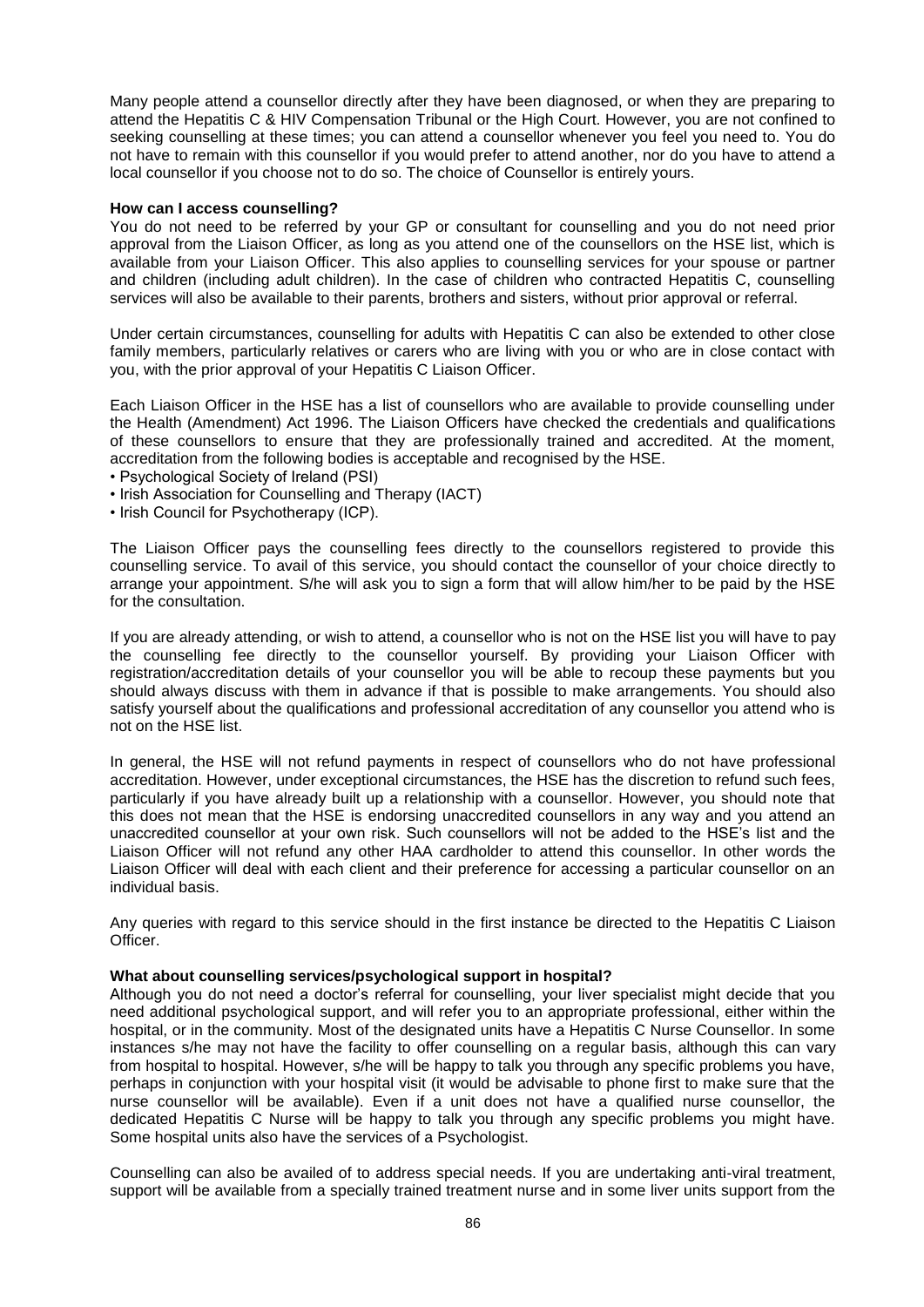Many people attend a counsellor directly after they have been diagnosed, or when they are preparing to attend the Hepatitis C & HIV Compensation Tribunal or the High Court. However, you are not confined to seeking counselling at these times; you can attend a counsellor whenever you feel you need to. You do not have to remain with this counsellor if you would prefer to attend another, nor do you have to attend a local counsellor if you choose not to do so. The choice of Counsellor is entirely yours.

**How can I access counselling?**

You do not need to be referred by your GP or consultant for counselling and you do not need prior approval from the Liaison Officer, as long as you attend one of the counsellors on the HSE list, which is available from your Liaison Officer. This also applies to counselling services for your spouse or partner and children (including adult children). In the case of children who contracted Hepatitis C, counselling services will also be available to their parents, brothers and sisters, without prior approval or referral.

Under certain circumstances, counselling for adults with Hepatitis C can also be extended to other close family members, particularly relatives or carers who are living with you or who are in close contact with you, with the prior approval of your Hepatitis C Liaison Officer.

Each Liaison Officer in the HSE has a list of counsellors who are available to provide counselling under the Health (Amendment) Act 1996. The Liaison Officers have checked the credentials and qualifications of these counsellors to ensure that they are professionally trained and accredited. At the moment, accreditation from the following bodies is acceptable and recognised by the HSE.

- Psychological Society of Ireland (PSI)
- Irish Association for Counselling and Therapy (IACT)
- Irish Council for Psychotherapy (ICP).

The Liaison Officer pays the counselling fees directly to the counsellors registered to provide this counselling service. To avail of this service, you should contact the counsellor of your choice directly to arrange your appointment. S/he will ask you to sign a form that will allow him/her to be paid by the HSE for the consultation.

If you are already attending, or wish to attend, a counsellor who is not on the HSE list you will have to pay the counselling fee directly to the counsellor yourself. By providing your Liaison Officer with registration/accreditation details of your counsellor you will be able to recoup these payments but you should always discuss with them in advance if that is possible to make arrangements. You should also satisfy yourself about the qualifications and professional accreditation of any counsellor you attend who is not on the HSE list.

In general, the HSE will not refund payments in respect of counsellors who do not have professional accreditation. However, under exceptional circumstances, the HSE has the discretion to refund such fees, particularly if you have already built up a relationship with a counsellor. However, you should note that this does not mean that the HSE is endorsing unaccredited counsellors in any way and you attend an unaccredited counsellor at your own risk. Such counsellors will not be added to the HSE's list and the Liaison Officer will not refund any other HAA cardholder to attend this counsellor. In other words the Liaison Officer will deal with each client and their preference for accessing a particular counsellor on an individual basis.

Any queries with regard to this service should in the first instance be directed to the Hepatitis C Liaison Officer.

**What about counselling services/psychological support in hospital?**

Although you do not need a doctor's referral for counselling, your liver specialist might decide that you need additional psychological support, and will refer you to an appropriate professional, either within the hospital, or in the community. Most of the designated units have a Hepatitis C Nurse Counsellor. In some instances s/he may not have the facility to offer counselling on a regular basis, although this can vary from hospital to hospital. However, s/he will be happy to talk you through any specific problems you have, perhaps in conjunction with your hospital visit (it would be advisable to phone first to make sure that the nurse counsellor will be available). Even if a unit does not have a qualified nurse counsellor, the dedicated Hepatitis C Nurse will be happy to talk you through any specific problems you might have. Some hospital units also have the services of a Psychologist.

Counselling can also be availed of to address special needs. If you are undertaking anti-viral treatment, support will be available from a specially trained treatment nurse and in some liver units support from the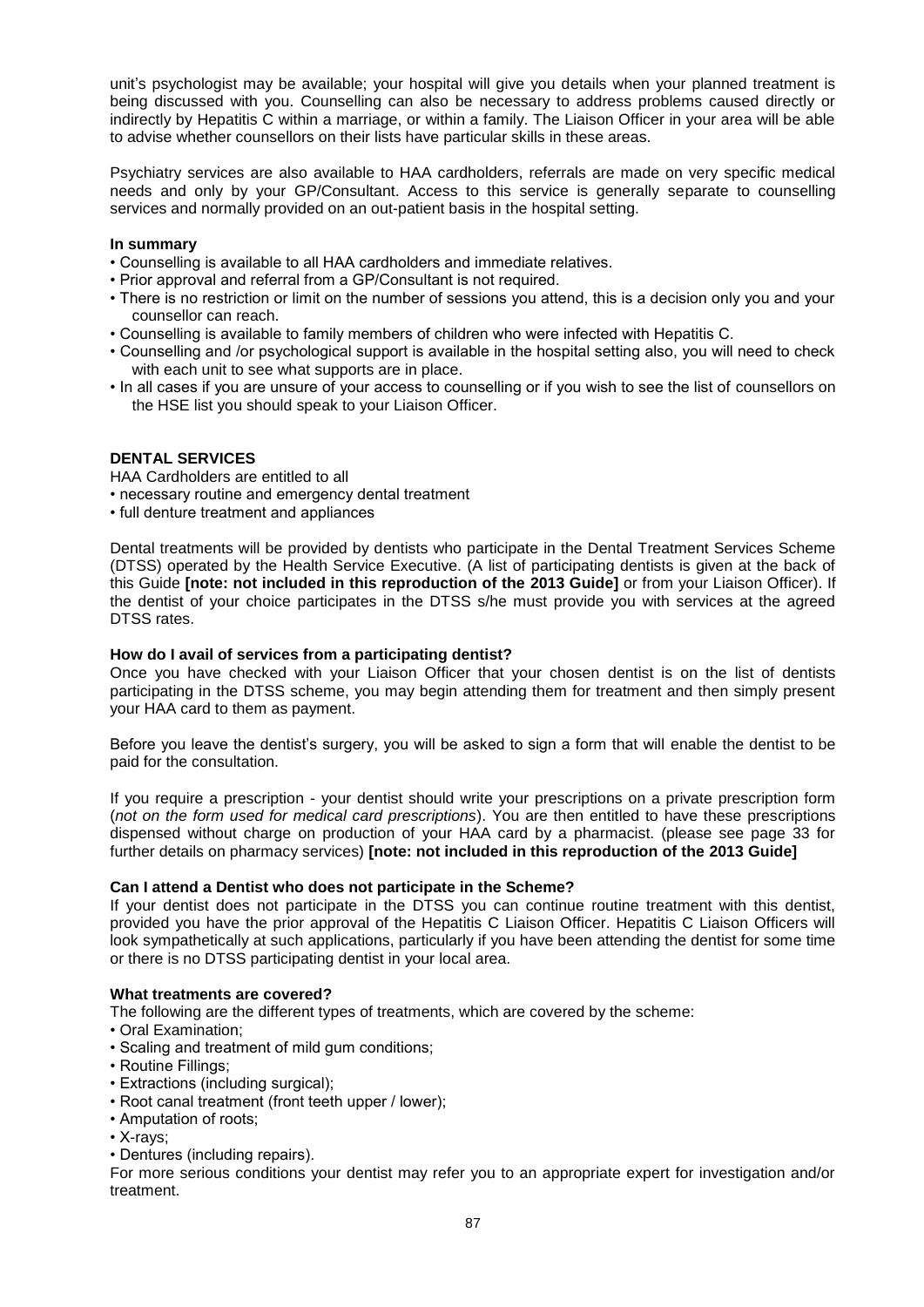unit's psychologist may be available; your hospital will give you details when your planned treatment is being discussed with you. Counselling can also be necessary to address problems caused directly or indirectly by Hepatitis C within a marriage, or within a family. The Liaison Officer in your area will be able to advise whether counsellors on their lists have particular skills in these areas.

Psychiatry services are also available to HAA cardholders, referrals are made on very specific medical needs and only by your GP/Consultant. Access to this service is generally separate to counselling services and normally provided on an out-patient basis in the hospital setting.

**In summary**

- Counselling is available to all HAA cardholders and immediate relatives.
- Prior approval and referral from a GP/Consultant is not required.
- There is no restriction or limit on the number of sessions you attend, this is a decision only you and your counsellor can reach.
- Counselling is available to family members of children who were infected with Hepatitis C.
- Counselling and /or psychological support is available in the hospital setting also, you will need to check with each unit to see what supports are in place.
- In all cases if you are unsure of your access to counselling or if you wish to see the list of counsellors on the HSE list you should speak to your Liaison Officer.

## DENTAL SERVICES

HAA Cardholders are entitled to all

- necessary routine and emergency dental treatment
- full denture treatment and appliances

Dental treatments will be provided by dentists who participate in the Dental Treatment Services Scheme (DTSS) operated by the Health Service Executive. (A list of participating dentists is given at the back of this Guide **[note: not included in this reproduction of the 2013 Guide]** or from your Liaison Officer). If the dentist of your choice participates in the DTSS s/he must provide you with services at the agreed DTSS rates.

**How do I avail of services from a participating dentist?**

Once you have checked with your Liaison Officer that your chosen dentist is on the list of dentists participating in the DTSS scheme, you may begin attending them for treatment and then simply present your HAA card to them as payment.

Before you leave the dentist's surgery, you will be asked to sign a form that will enable the dentist to be paid for the consultation.

If you require a prescription - your dentist should write your prescriptions on a private prescription form (*not on the form used for medical card prescriptions*). You are then entitled to have these prescriptions dispensed without charge on production of your HAA card by a pharmacist. (please see page 33 for further details on pharmacy services) **[note: not included in this reproduction of the 2013 Guide]**

**Can I attend a Dentist who does not participate in the Scheme?**

If your dentist does not participate in the DTSS you can continue routine treatment with this dentist, provided you have the prior approval of the Hepatitis C Liaison Officer. Hepatitis C Liaison Officers will look sympathetically at such applications, particularly if you have been attending the dentist for some time or there is no DTSS participating dentist in your local area.

**What treatments are covered?**

The following are the different types of treatments, which are covered by the scheme:

- Oral Examination;
- Scaling and treatment of mild gum conditions;
- Routine Fillings;
- Extractions (including surgical);
- Root canal treatment (front teeth upper / lower);
- Amputation of roots;
- X-rays;
- Dentures (including repairs).

For more serious conditions your dentist may refer you to an appropriate expert for investigation and/or treatment.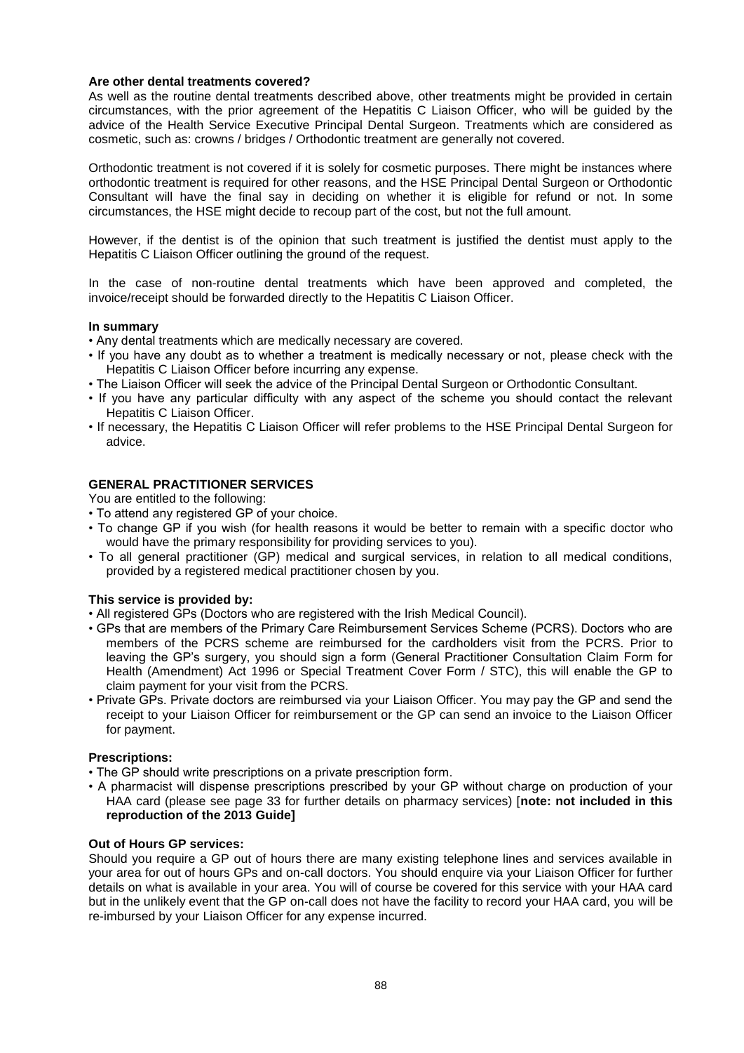### Are other dental treatments covered?

As well as the routine dental treatments described above, other treatments might be provided in certain circumstances, with the prior agreement of the Hepatitis C Liaison Officer, who will be guided by the advice of the Health Service Executive Principal Dental Surgeon. Treatments which are considered as cosmetic, such as: crowns / bridges / Orthodontic treatment are generally not covered.

Orthodontic treatment is not covered if it is solely for cosmetic purposes. There might be instances where orthodontic treatment is required for other reasons, and the HSE Principal Dental Surgeon or Orthodontic Consultant will have the final say in deciding on whether it is eligible for refund or not. In some circumstances, the HSE might decide to recoup part of the cost, but not the full amount.

However, if the dentist is of the opinion that such treatment is justified the dentist must apply to the Hepatitis C Liaison Officer outlining the ground of the request.

In the case of non-routine dental treatments which have been approved and completed, the invoice/receipt should be forwarded directly to the Hepatitis C Liaison Officer.

### In summary

- Any dental treatments which are medically necessary are covered.
- If you have any doubt as to whether a treatment is medically necessary or not, please check with the Hepatitis C Liaison Officer before incurring any expense.
- The Liaison Officer will seek the advice of the Principal Dental Surgeon or Orthodontic Consultant.
- If you have any particular difficulty with any aspect of the scheme you should contact the relevant Hepatitis C Liaison Officer.
- If necessary, the Hepatitis C Liaison Officer will refer problems to the HSE Principal Dental Surgeon for advice.

## GENERAL PRACTITIONER SERVICES

You are entitled to the following:

- To attend any registered GP of your choice.
- To change GP if you wish (for health reasons it would be better to remain with a specific doctor who would have the primary responsibility for providing services to you).
- To all general practitioner (GP) medical and surgical services, in relation to all medical conditions, provided by a registered medical practitioner chosen by you.

### This service is provided by:

- All registered GPs (Doctors who are registered with the Irish Medical Council).
- GPs that are members of the Primary Care Reimbursement Services Scheme (PCRS). Doctors who are members of the PCRS scheme are reimbursed for the cardholders visit from the PCRS. Prior to leaving the GP's surgery, you should sign a form (General Practitioner Consultation Claim Form for Health (Amendment) Act 1996 or Special Treatment Cover Form / STC), this will enable the GP to claim payment for your visit from the PCRS.
- Private GPs. Private doctors are reimbursed via your Liaison Officer. You may pay the GP and send the receipt to your Liaison Officer for reimbursement or the GP can send an invoice to the Liaison Officer for payment.

### Prescriptions:

- The GP should write prescriptions on a private prescription form.
- A pharmacist will dispense prescriptions prescribed by your GP without charge on production of your HAA card (please see page 33 for further details on pharmacy services) [**note: not included in this reproduction of the 2013 Guide]**

### Out of Hours GP services:

Should you require a GP out of hours there are many existing telephone lines and services available in your area for out of hours GPs and on-call doctors. You should enquire via your Liaison Officer for further details on what is available in your area. You will of course be covered for this service with your HAA card but in the unlikely event that the GP on-call does not have the facility to record your HAA card, you will be re-imbursed by your Liaison Officer for any expense incurred.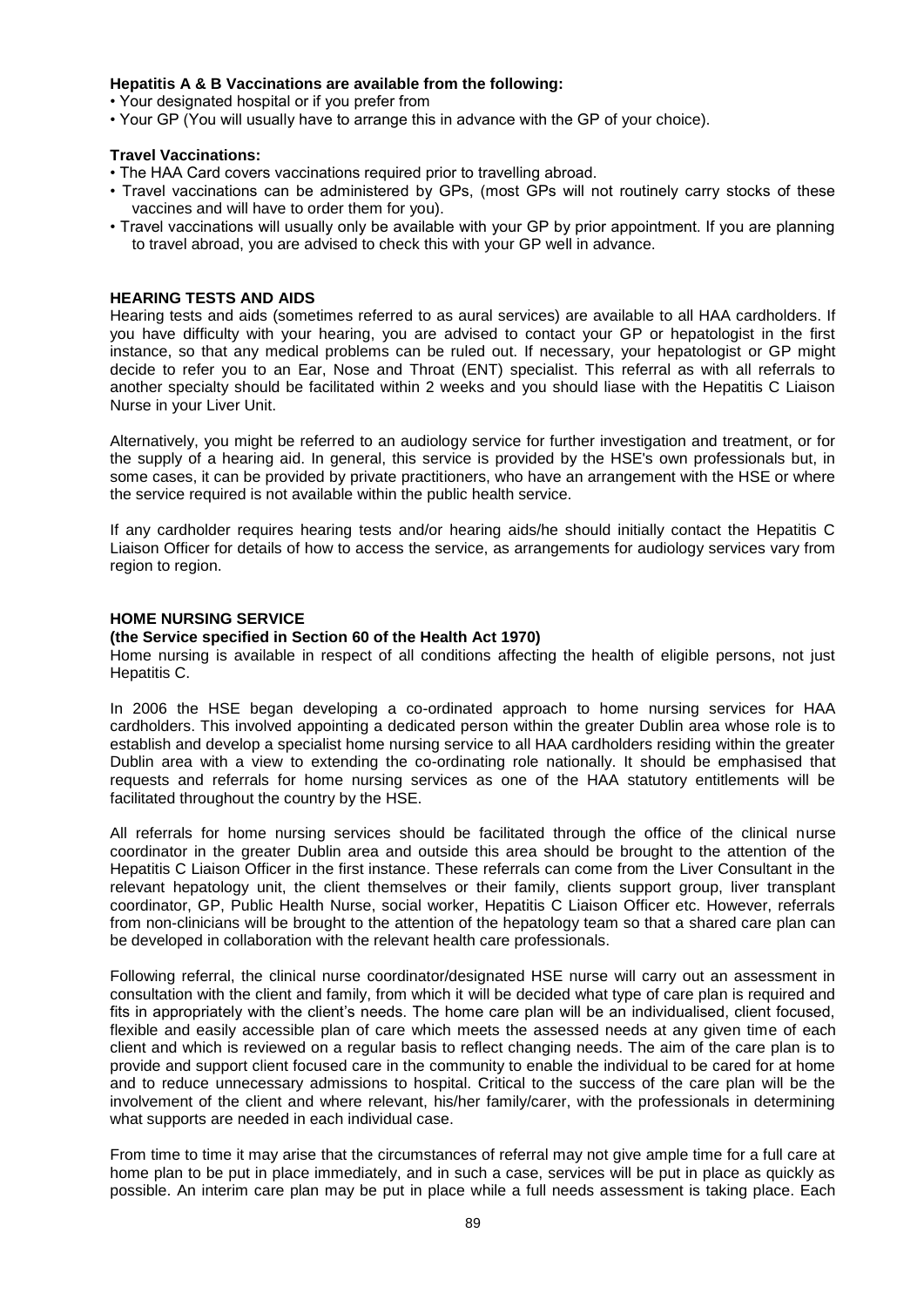**Hepatitis A & B Vaccinations are available from the following:**

- Your designated hospital or if you prefer from
- Your GP (You will usually have to arrange this in advance with the GP of your choice).

**Travel Vaccinations:**

- The HAA Card covers vaccinations required prior to travelling abroad.
- Travel vaccinations can be administered by GPs, (most GPs will not routinely carry stocks of these vaccines and will have to order them for you).
- Travel vaccinations will usually only be available with your GP by prior appointment. If you are planning to travel abroad, you are advised to check this with your GP well in advance.

## HEARING TESTS AND AIDS

Hearing tests and aids (sometimes referred to as aural services) are available to all HAA cardholders. If you have difficulty with your hearing, you are advised to contact your GP or hepatologist in the first instance, so that any medical problems can be ruled out. If necessary, your hepatologist or GP might decide to refer you to an Ear, Nose and Throat (ENT) specialist. This referral as with all referrals to another specialty should be facilitated within 2 weeks and you should liase with the Hepatitis C Liaison Nurse in your Liver Unit.

Alternatively, you might be referred to an audiology service for further investigation and treatment, or for the supply of a hearing aid. In general, this service is provided by the HSE's own professionals but, in some cases, it can be provided by private practitioners, who have an arrangement with the HSE or where the service required is not available within the public health service.

If any cardholder requires hearing tests and/or hearing aids/he should initially contact the Hepatitis C Liaison Officer for details of how to access the service, as arrangements for audiology services vary from region to region.

## HOME NURSING SERVICE

**(the Service specified in Section 60 of the Health Act 1970)**

Home nursing is available in respect of all conditions affecting the health of eligible persons, not just Hepatitis C.

In 2006 the HSE began developing a co-ordinated approach to home nursing services for HAA cardholders. This involved appointing a dedicated person within the greater Dublin area whose role is to establish and develop a specialist home nursing service to all HAA cardholders residing within the greater Dublin area with a view to extending the co-ordinating role nationally. It should be emphasised that requests and referrals for home nursing services as one of the HAA statutory entitlements will be facilitated throughout the country by the HSE.

All referrals for home nursing services should be facilitated through the office of the clinical nurse coordinator in the greater Dublin area and outside this area should be brought to the attention of the Hepatitis C Liaison Officer in the first instance. These referrals can come from the Liver Consultant in the relevant hepatology unit, the client themselves or their family, clients support group, liver transplant coordinator, GP, Public Health Nurse, social worker, Hepatitis C Liaison Officer etc. However, referrals from non-clinicians will be brought to the attention of the hepatology team so that a shared care plan can be developed in collaboration with the relevant health care professionals.

Following referral, the clinical nurse coordinator/designated HSE nurse will carry out an assessment in consultation with the client and family, from which it will be decided what type of care plan is required and fits in appropriately with the client's needs. The home care plan will be an individualised, client focused, flexible and easily accessible plan of care which meets the assessed needs at any given time of each client and which is reviewed on a regular basis to reflect changing needs. The aim of the care plan is to provide and support client focused care in the community to enable the individual to be cared for at home and to reduce unnecessary admissions to hospital. Critical to the success of the care plan will be the involvement of the client and where relevant, his/her family/carer, with the professionals in determining what supports are needed in each individual case.

From time to time it may arise that the circumstances of referral may not give ample time for a full care at home plan to be put in place immediately, and in such a case, services will be put in place as quickly as possible. An interim care plan may be put in place while a full needs assessment is taking place. Each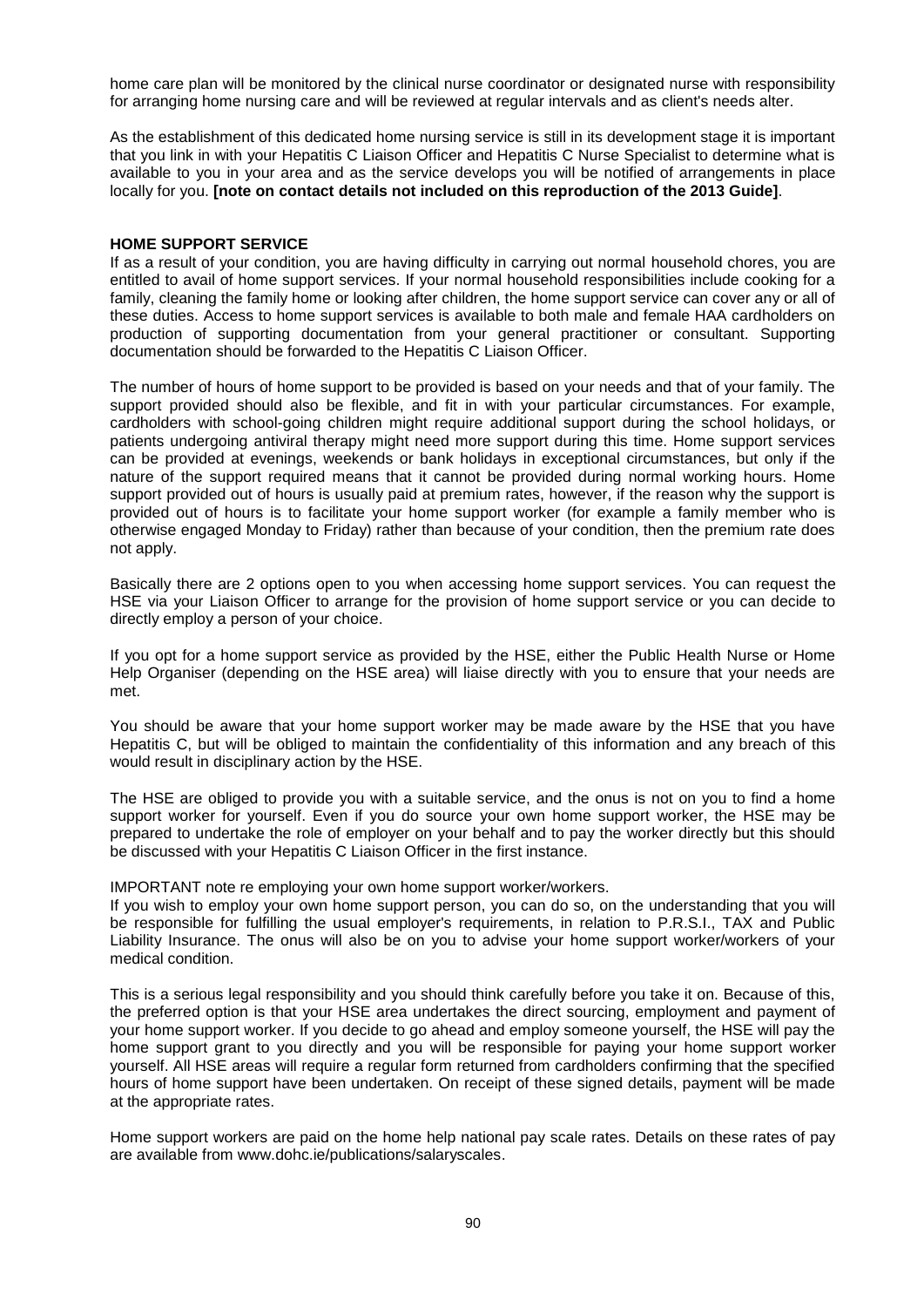home care plan will be monitored by the clinical nurse coordinator or designated nurse with responsibility for arranging home nursing care and will be reviewed at regular intervals and as client's needs alter.

As the establishment of this dedicated home nursing service is still in its development stage it is important that you link in with your Hepatitis C Liaison Officer and Hepatitis C Nurse Specialist to determine what is available to you in your area and as the service develops you will be notified of arrangements in place locally for you. **[note on contact details not included on this reproduction of the 2013 Guide]**.

**HOME SUPPORT SERVICE**

If as a result of your condition, you are having difficulty in carrying out normal household chores, you are entitled to avail of home support services. If your normal household responsibilities include cooking for a family, cleaning the family home or looking after children, the home support service can cover any or all of these duties. Access to home support services is available to both male and female HAA cardholders on production of supporting documentation from your general practitioner or consultant. Supporting documentation should be forwarded to the Hepatitis C Liaison Officer.

The number of hours of home support to be provided is based on your needs and that of your family. The support provided should also be flexible, and fit in with your particular circumstances. For example, cardholders with school-going children might require additional support during the school holidays, or patients undergoing antiviral therapy might need more support during this time. Home support services can be provided at evenings, weekends or bank holidays in exceptional circumstances, but only if the nature of the support required means that it cannot be provided during normal working hours. Home support provided out of hours is usually paid at premium rates, however, if the reason why the support is provided out of hours is to facilitate your home support worker (for example a family member who is otherwise engaged Monday to Friday) rather than because of your condition, then the premium rate does not apply.

Basically there are 2 options open to you when accessing home support services. You can request the HSE via your Liaison Officer to arrange for the provision of home support service or you can decide to directly employ a person of your choice.

If you opt for a home support service as provided by the HSE, either the Public Health Nurse or Home Help Organiser (depending on the HSE area) will liaise directly with you to ensure that your needs are met.

You should be aware that your home support worker may be made aware by the HSE that you have Hepatitis C, but will be obliged to maintain the confidentiality of this information and any breach of this would result in disciplinary action by the HSE.

The HSE are obliged to provide you with a suitable service, and the onus is not on you to find a home support worker for yourself. Even if you do source your own home support worker, the HSE may be prepared to undertake the role of employer on your behalf and to pay the worker directly but this should be discussed with your Hepatitis C Liaison Officer in the first instance.

IMPORTANT note re employing your own home support worker/workers.

If you wish to employ your own home support person, you can do so, on the understanding that you will be responsible for fulfilling the usual employer's requirements, in relation to P.R.S.I., TAX and Public Liability Insurance. The onus will also be on you to advise your home support worker/workers of your medical condition.

This is a serious legal responsibility and you should think carefully before you take it on. Because of this, the preferred option is that your HSE area undertakes the direct sourcing, employment and payment of your home support worker. If you decide to go ahead and employ someone yourself, the HSE will pay the home support grant to you directly and you will be responsible for paying your home support worker yourself. All HSE areas will require a regular form returned from cardholders confirming that the specified hours of home support have been undertaken. On receipt of these signed details, payment will be made at the appropriate rates.

Home support workers are paid on the home help national pay scale rates. Details on these rates of pay are available from www.dohc.ie/publications/salaryscales.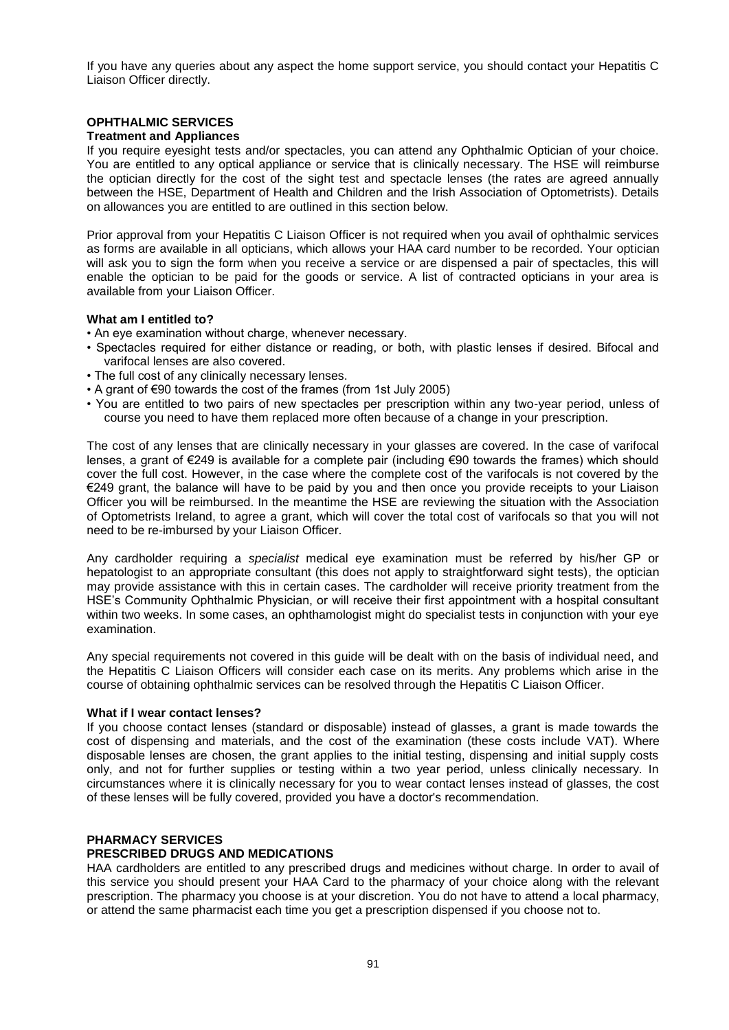If you have any queries about any aspect the home support service, you should contact your Hepatitis C Liaison Officer directly.

## OPHTHALMIC SERVICES

### Treatment and Appliances

If you require eyesight tests and/or spectacles, you can attend any Ophthalmic Optician of your choice. You are entitled to any optical appliance or service that is clinically necessary. The HSE will reimburse the optician directly for the cost of the sight test and spectacle lenses (the rates are agreed annually between the HSE, Department of Health and Children and the Irish Association of Optometrists). Details on allowances you are entitled to are outlined in this section below.

Prior approval from your Hepatitis C Liaison Officer is not required when you avail of ophthalmic services as forms are available in all opticians, which allows your HAA card number to be recorded. Your optician will ask you to sign the form when you receive a service or are dispensed a pair of spectacles, this will enable the optician to be paid for the goods or service. A list of contracted opticians in your area is available from your Liaison Officer.

### What am I entitled to?

- An eye examination without charge, whenever necessary.
- Spectacles required for either distance or reading, or both, with plastic lenses if desired. Bifocal and varifocal lenses are also covered.
- The full cost of any clinically necessary lenses.
- A grant of €90 towards the cost of the frames (from 1st July 2005)
- You are entitled to two pairs of new spectacles per prescription within any two-year period, unless of course you need to have them replaced more often because of a change in your prescription.

The cost of any lenses that are clinically necessary in your glasses are covered. In the case of varifocal lenses, a grant of €249 is available for a complete pair (including €90 towards the frames) which should cover the full cost. However, in the case where the complete cost of the varifocals is not covered by the €249 grant, the balance will have to be paid by you and then once you provide receipts to your Liaison Officer you will be reimbursed. In the meantime the HSE are reviewing the situation with the Association of Optometrists Ireland, to agree a grant, which will cover the total cost of varifocals so that you will not need to be re-imbursed by your Liaison Officer.

Any cardholder requiring a *specialist* medical eye examination must be referred by his/her GP or hepatologist to an appropriate consultant (this does not apply to straightforward sight tests), the optician may provide assistance with this in certain cases. The cardholder will receive priority treatment from the HSE's Community Ophthalmic Physician, or will receive their first appointment with a hospital consultant within two weeks. In some cases, an ophthamologist might do specialist tests in conjunction with your eye examination.

Any special requirements not covered in this guide will be dealt with on the basis of individual need, and the Hepatitis C Liaison Officers will consider each case on its merits. Any problems which arise in the course of obtaining ophthalmic services can be resolved through the Hepatitis C Liaison Officer.

### What if I wear contact lenses?

If you choose contact lenses (standard or disposable) instead of glasses, a grant is made towards the cost of dispensing and materials, and the cost of the examination (these costs include VAT). Where disposable lenses are chosen, the grant applies to the initial testing, dispensing and initial supply costs only, and not for further supplies or testing within a two year period, unless clinically necessary. In circumstances where it is clinically necessary for you to wear contact lenses instead of glasses, the cost of these lenses will be fully covered, provided you have a doctor's recommendation.

## PHARMACY SERVICES

### PRESCRIBED DRUGS AND MEDICATIONS

HAA cardholders are entitled to any prescribed drugs and medicines without charge. In order to avail of this service you should present your HAA Card to the pharmacy of your choice along with the relevant prescription. The pharmacy you choose is at your discretion. You do not have to attend a local pharmacy, or attend the same pharmacist each time you get a prescription dispensed if you choose not to.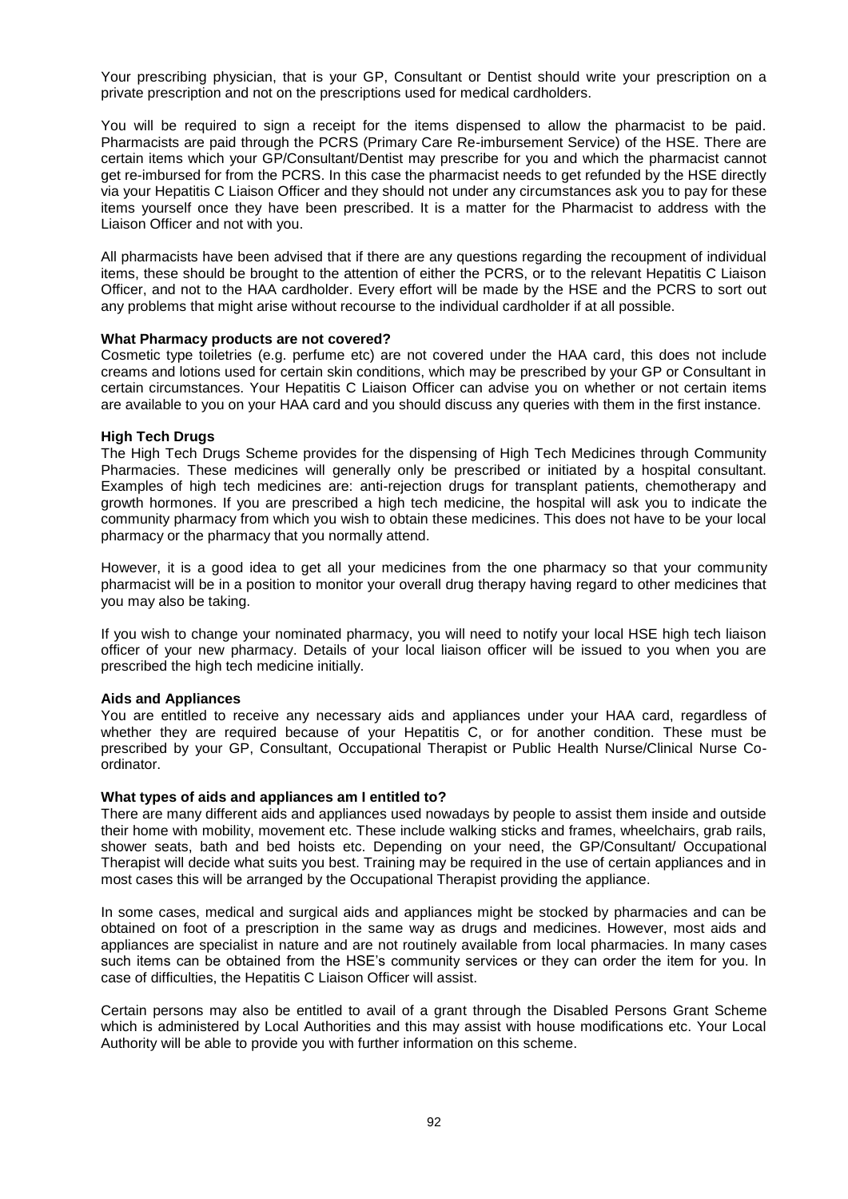Your prescribing physician, that is your GP, Consultant or Dentist should write your prescription on a private prescription and not on the prescriptions used for medical cardholders.

You will be required to sign a receipt for the items dispensed to allow the pharmacist to be paid. Pharmacists are paid through the PCRS (Primary Care Re-imbursement Service) of the HSE. There are certain items which your GP/Consultant/Dentist may prescribe for you and which the pharmacist cannot get re-imbursed for from the PCRS. In this case the pharmacist needs to get refunded by the HSE directly via your Hepatitis C Liaison Officer and they should not under any circumstances ask you to pay for these items yourself once they have been prescribed. It is a matter for the Pharmacist to address with the Liaison Officer and not with you.

All pharmacists have been advised that if there are any questions regarding the recoupment of individual items, these should be brought to the attention of either the PCRS, or to the relevant Hepatitis C Liaison Officer, and not to the HAA cardholder. Every effort will be made by the HSE and the PCRS to sort out any problems that might arise without recourse to the individual cardholder if at all possible.

**What Pharmacy products are not covered?**

Cosmetic type toiletries (e.g. perfume etc) are not covered under the HAA card, this does not include creams and lotions used for certain skin conditions, which may be prescribed by your GP or Consultant in certain circumstances. Your Hepatitis C Liaison Officer can advise you on whether or not certain items are available to you on your HAA card and you should discuss any queries with them in the first instance.

**High Tech Drugs**

The High Tech Drugs Scheme provides for the dispensing of High Tech Medicines through Community Pharmacies. These medicines will generally only be prescribed or initiated by a hospital consultant. Examples of high tech medicines are: anti-rejection drugs for transplant patients, chemotherapy and growth hormones. If you are prescribed a high tech medicine, the hospital will ask you to indicate the community pharmacy from which you wish to obtain these medicines. This does not have to be your local pharmacy or the pharmacy that you normally attend.

However, it is a good idea to get all your medicines from the one pharmacy so that your community pharmacist will be in a position to monitor your overall drug therapy having regard to other medicines that you may also be taking.

If you wish to change your nominated pharmacy, you will need to notify your local HSE high tech liaison officer of your new pharmacy. Details of your local liaison officer will be issued to you when you are prescribed the high tech medicine initially.

**Aids and Appliances**

You are entitled to receive any necessary aids and appliances under your HAA card, regardless of whether they are required because of your Hepatitis C, or for another condition. These must be prescribed by your GP, Consultant, Occupational Therapist or Public Health Nurse/Clinical Nurse Co-ordinator.

**What types of aids and appliances am I entitled to?**

There are many different aids and appliances used nowadays by people to assist them inside and outside their home with mobility, movement etc. These include walking sticks and frames, wheelchairs, grab rails, shower seats, bath and bed hoists etc. Depending on your need, the GP/Consultant/ Occupational Therapist will decide what suits you best. Training may be required in the use of certain appliances and in most cases this will be arranged by the Occupational Therapist providing the appliance.

In some cases, medical and surgical aids and appliances might be stocked by pharmacies and can be obtained on foot of a prescription in the same way as drugs and medicines. However, most aids and appliances are specialist in nature and are not routinely available from local pharmacies. In many cases such items can be obtained from the HSE's community services or they can order the item for you. In case of difficulties, the Hepatitis C Liaison Officer will assist.

Certain persons may also be entitled to avail of a grant through the Disabled Persons Grant Scheme which is administered by Local Authorities and this may assist with house modifications etc. Your Local Authority will be able to provide you with further information on this scheme.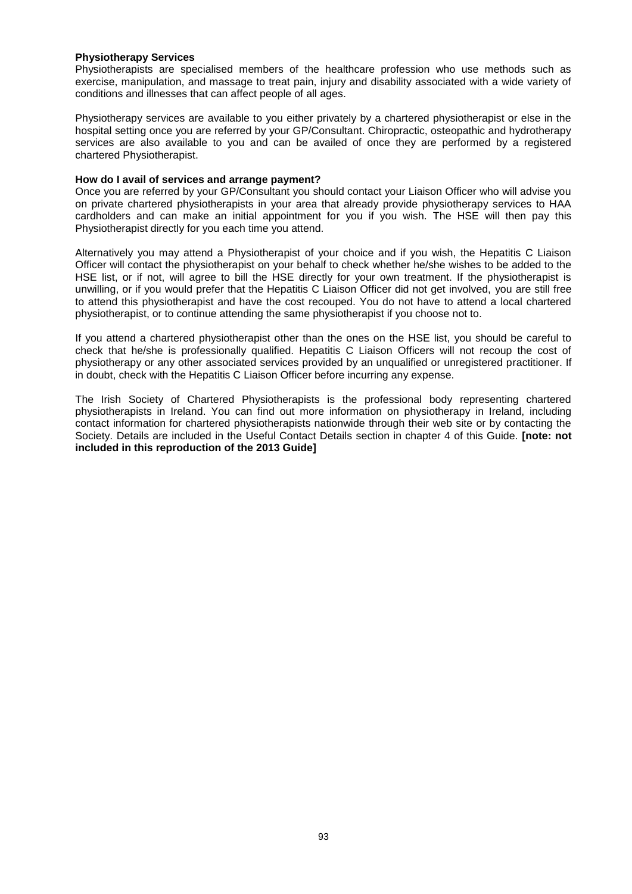**Physiotherapy Services**

Physiotherapists are specialised members of the healthcare profession who use methods such as exercise, manipulation, and massage to treat pain, injury and disability associated with a wide variety of conditions and illnesses that can affect people of all ages.

Physiotherapy services are available to you either privately by a chartered physiotherapist or else in the hospital setting once you are referred by your GP/Consultant. Chiropractic, osteopathic and hydrotherapy services are also available to you and can be availed of once they are performed by a registered chartered Physiotherapist.

**How do I avail of services and arrange payment?**

Once you are referred by your GP/Consultant you should contact your Liaison Officer who will advise you on private chartered physiotherapists in your area that already provide physiotherapy services to HAA cardholders and can make an initial appointment for you if you wish. The HSE will then pay this Physiotherapist directly for you each time you attend.

Alternatively you may attend a Physiotherapist of your choice and if you wish, the Hepatitis C Liaison Officer will contact the physiotherapist on your behalf to check whether he/she wishes to be added to the HSE list, or if not, will agree to bill the HSE directly for your own treatment. If the physiotherapist is unwilling, or if you would prefer that the Hepatitis C Liaison Officer did not get involved, you are still free to attend this physiotherapist and have the cost recouped. You do not have to attend a local chartered physiotherapist, or to continue attending the same physiotherapist if you choose not to.

If you attend a chartered physiotherapist other than the ones on the HSE list, you should be careful to check that he/she is professionally qualified. Hepatitis C Liaison Officers will not recoup the cost of physiotherapy or any other associated services provided by an unqualified or unregistered practitioner. If in doubt, check with the Hepatitis C Liaison Officer before incurring any expense.

The Irish Society of Chartered Physiotherapists is the professional body representing chartered physiotherapists in Ireland. You can find out more information on physiotherapy in Ireland, including contact information for chartered physiotherapists nationwide through their web site or by contacting the Society. Details are included in the Useful Contact Details section in chapter 4 of this Guide. **[note: not included in this reproduction of the 2013 Guide]**